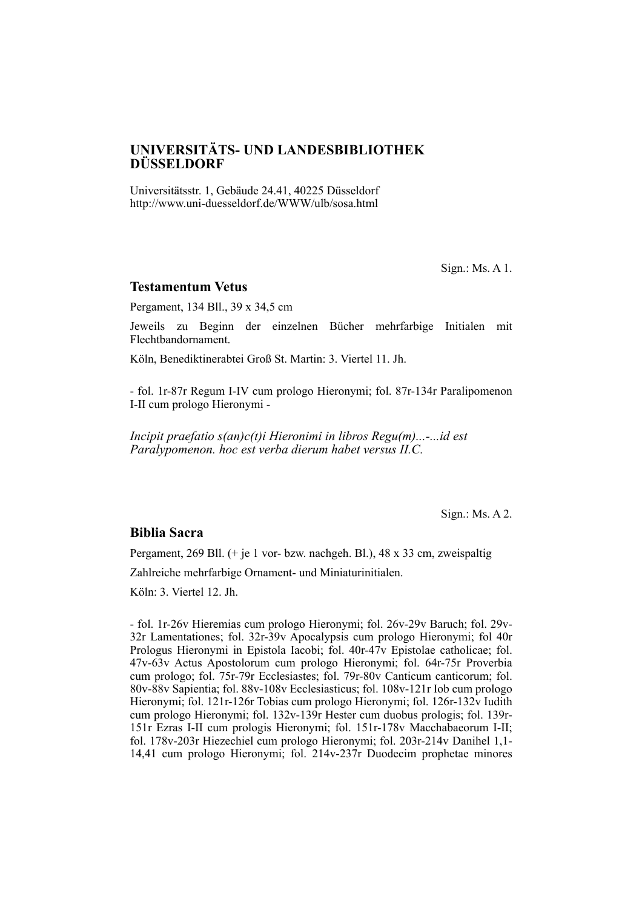# UNIVERSITÄTS- UND LANDESBIBLIOTHEK DÜSSELDORF

Universitätsstr. 1, Gebäude 24.41, 40225 Düsseldorf
http://www.uni-duesseldorf.de/WWW/ulb/sosa.html

Sign.: Ms. A 1.

## Testamentum Vetus

Pergament, 134 Bll., 39 x 34,5 cm

Jeweils zu Beginn der einzelnen Bücher mehrfarbige Initialen mit Flechtbandornament.

Köln, Benediktinerabtei Groß St. Martin: 3. Viertel 11. Jh.

- fol. 1r-87r Regum I-IV cum prologo Hieronymi; fol. 87r-134r Paralipomenon I-II cum prologo Hieronymi -

*Incipit praefatio s(an)c(t)i Hieronimi in libros Regu(m)...-...id est Paralypomenon. hoc est verba dierum habet versus II.C.*

Sign.: Ms. A 2.

## Biblia Sacra

Pergament, 269 Bll. (+ je 1 vor- bzw. nachgeh. Bl.), 48 x 33 cm, zweispaltig

Zahlreiche mehrfarbige Ornament- und Miniaturinitialen.

Köln: 3. Viertel 12. Jh.

- fol. 1r-26v Hieremias cum prologo Hieronymi; fol. 26v-29v Baruch; fol. 29v-32r Lamentationes; fol. 32r-39v Apocalypsis cum prologo Hieronymi; fol 40r Prologus Hieronymi in Epistola Iacobi; fol. 40r-47v Epistolae catholicae; fol. 47v-63v Actus Apostolorum cum prologo Hieronymi; fol. 64r-75r Proverbia cum prologo; fol. 75r-79r Ecclesiastes; fol. 79r-80v Canticum canticorum; fol. 80v-88v Sapientia; fol. 88v-108v Ecclesiasticus; fol. 108v-121r Iob cum prologo Hieronymi; fol. 121r-126r Tobias cum prologo Hieronymi; fol. 126r-132v Iudith cum prologo Hieronymi; fol. 132v-139r Hester cum duobus prologis; fol. 139r-151r Ezras I-II cum prologis Hieronymi; fol. 151r-178v Macchabaeorum I-II; fol. 178v-203r Hiezechiel cum prologo Hieronymi; fol. 203r-214v Danihel 1,1-14,41 cum prologo Hieronymi; fol. 214v-237r Duodecim prophetae minores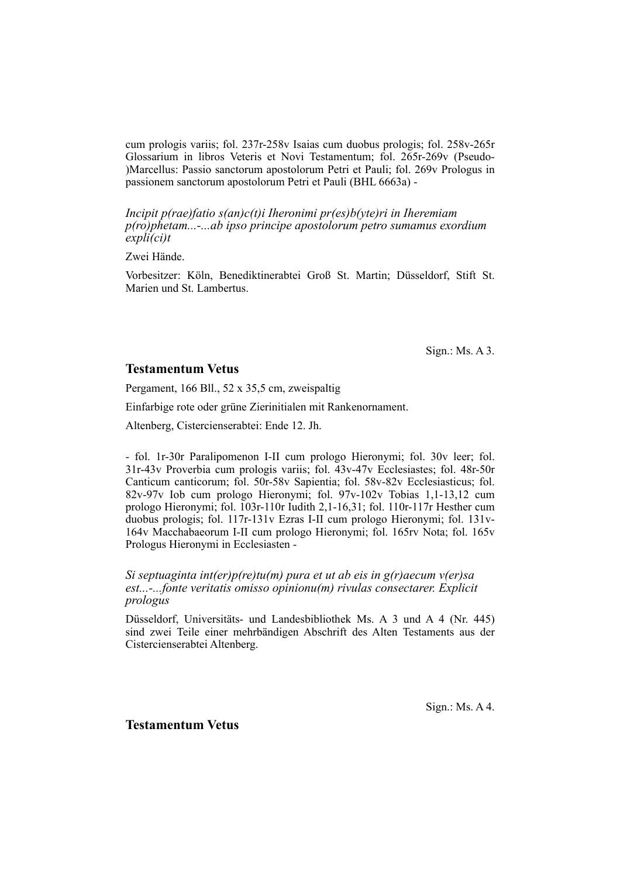cum prologis variis; fol. 237r-258v Isaias cum duobus prologis; fol. 258v-265r Glossarium in libros Veteris et Novi Testamentum; fol. 265r-269v (Pseudo-)Marcellus: Passio sanctorum apostolorum Petri et Pauli; fol. 269v Prologus in passionem sanctorum apostolorum Petri et Pauli (BHL 6663a) -

*Incipit p(rae)fatio s(an)c(t)i Iheronimi pr(es)b(yte)ri in Iheremiam p(ro)phetam...-...ab ipso principe apostolorum petro sumamus exordium expli(ci)t*

Zwei Hände.

Vorbesitzer: Köln, Benediktinerabtei Groß St. Martin; Düsseldorf, Stift St. Marien und St. Lambertus.

Sign.: Ms. A 3.

## Testamentum Vetus

Pergament, 166 Bll., 52 x 35,5 cm, zweispaltig

Einfarbige rote oder grüne Zierinitialen mit Rankenornament.

Altenberg, Cistercienserabtei: Ende 12. Jh.

- fol. 1r-30r Paralipomenon I-II cum prologo Hieronymi; fol. 30v leer; fol. 31r-43v Proverbia cum prologis variis; fol. 43v-47v Ecclesiastes; fol. 48r-50r Canticum canticorum; fol. 50r-58v Sapientia; fol. 58v-82v Ecclesiasticus; fol. 82v-97v Iob cum prologo Hieronymi; fol. 97v-102v Tobias 1,1-13,12 cum prologo Hieronymi; fol. 103r-110r Iudith 2,1-16,31; fol. 110r-117r Hesther cum duobus prologis; fol. 117r-131v Ezras I-II cum prologo Hieronymi; fol. 131v-164v Macchabaeorum I-II cum prologo Hieronymi; fol. 165rv Nota; fol. 165v Prologus Hieronymi in Ecclesiasten -

*Si septuaginta int(er)p(re)tu(m) pura et ut ab eis in g(r)aecum v(er)sa est...-...fonte veritatis omisso opinionu(m) rivulas consectarer. Explicit prologus*

Düsseldorf, Universitäts- und Landesbibliothek Ms. A 3 und A 4 (Nr. 445) sind zwei Teile einer mehrbändigen Abschrift des Alten Testaments aus der Cistercienserabtei Altenberg.

Sign.: Ms. A 4.

## Testamentum Vetus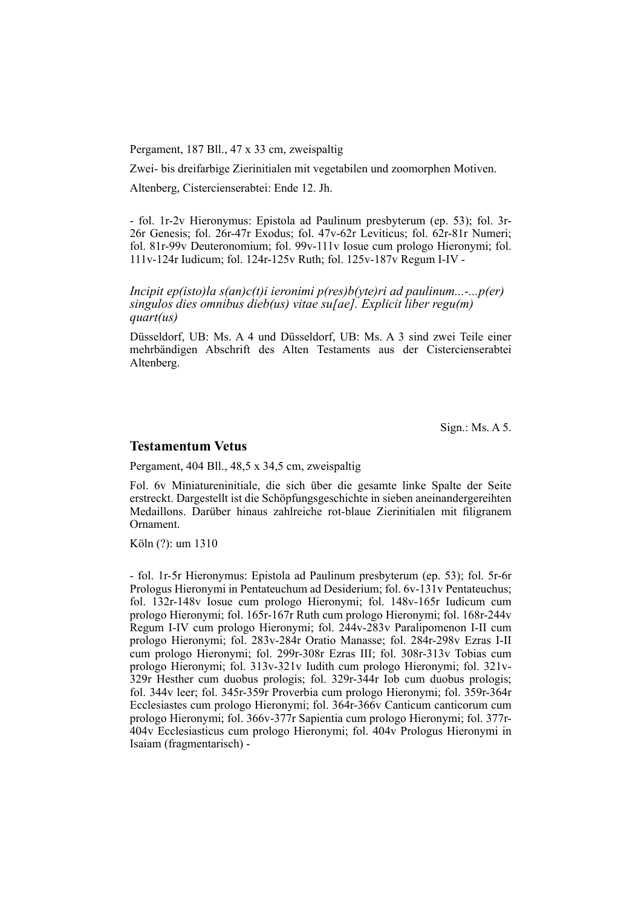Pergament, 187 Bll., 47 x 33 cm, zweispaltig

Zwei- bis dreifarbige Zierinitialen mit vegetabilen und zoomorphen Motiven.

Altenberg, Cistercienserabtei: Ende 12. Jh.

- fol. 1r-2v Hieronymus: Epistola ad Paulinum presbyterum (ep. 53); fol. 3r-26r Genesis; fol. 26r-47r Exodus; fol. 47v-62r Leviticus; fol. 62r-81r Numeri; fol. 81r-99v Deuteronomium; fol. 99v-111v Iosue cum prologo Hieronymi; fol. 111v-124r Iudicum; fol. 124r-125v Ruth; fol. 125v-187v Regum I-IV -

*Incipit ep(isto)la s(an)c(t)i ieronimi p(res)b(yte)ri ad paulinum...-...p(er) singulos dies omnibus dieb(us) vitae su[ae]. Explicit liber regu(m) quart(us)*

Düsseldorf, UB: Ms. A 4 und Düsseldorf, UB: Ms. A 3 sind zwei Teile einer mehrbändigen Abschrift des Alten Testaments aus der Cistercienserabtei Altenberg.

Sign.: Ms. A 5.

## Testamentum Vetus

Pergament, 404 Bll., 48,5 x 34,5 cm, zweispaltig

Fol. 6v Miniatureninitiale, die sich über die gesamte linke Spalte der Seite erstreckt. Dargestellt ist die Schöpfungsgeschichte in sieben aneinandergereihten Medaillons. Darüber hinaus zahlreiche rot-blaue Zierinitialen mit filigranem Ornament.

Köln (?): um 1310

- fol. 1r-5r Hieronymus: Epistola ad Paulinum presbyterum (ep. 53); fol. 5r-6r Prologus Hieronymi in Pentateuchum ad Desiderium; fol. 6v-131v Pentateuchus; fol. 132r-148v Iosue cum prologo Hieronymi; fol. 148v-165r Iudicum cum prologo Hieronymi; fol. 165r-167r Ruth cum prologo Hieronymi; fol. 168r-244v Regum I-IV cum prologo Hieronymi; fol. 244v-283v Paralipomenon I-II cum prologo Hieronymi; fol. 283v-284r Oratio Manasse; fol. 284r-298v Ezras I-II cum prologo Hieronymi; fol. 299r-308r Ezras III; fol. 308r-313v Tobias cum prologo Hieronymi; fol. 313v-321v Iudith cum prologo Hieronymi; fol. 321v-329r Hesther cum duobus prologis; fol. 329r-344r Iob cum duobus prologis; fol. 344v leer; fol. 345r-359r Proverbia cum prologo Hieronymi; fol. 359r-364r Ecclesiastes cum prologo Hieronymi; fol. 364r-366v Canticum canticorum cum prologo Hieronymi; fol. 366v-377r Sapientia cum prologo Hieronymi; fol. 377r-404v Ecclesiasticus cum prologo Hieronymi; fol. 404v Prologus Hieronymi in Isaiam (fragmentarisch) -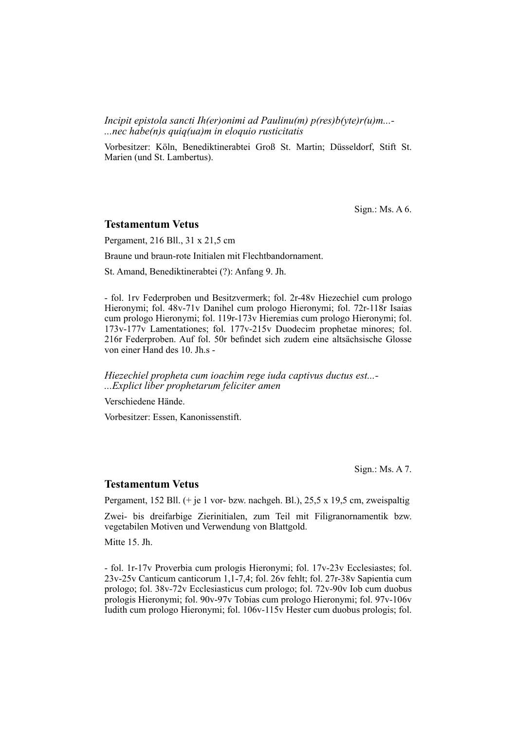*Incipit epistola sancti Ih(er)onimi ad Paulinu(m) p(res)b(yte)r(u)m...-*
*...nec habe(n)s quiq(ua)m in eloquio rusticitatis*

Vorbesitzer: Köln, Benediktinerabtei Groß St. Martin; Düsseldorf, Stift St. Marien (und St. Lambertus).

Sign.: Ms. A 6.

## Testamentum Vetus

Pergament, 216 Bll., 31 x 21,5 cm

Braune und braun-rote Initialen mit Flechtbandornament.

St. Amand, Benediktinerabtei (?): Anfang 9. Jh.

- fol. 1rv Federproben und Besitzvermerk; fol. 2r-48v Hiezechiel cum prologo Hieronymi; fol. 48v-71v Danihel cum prologo Hieronymi; fol. 72r-118r Isaias cum prologo Hieronymi; fol. 119r-173v Hieremias cum prologo Hieronymi; fol. 173v-177v Lamentationes; fol. 177v-215v Duodecim prophetae minores; fol. 216r Federproben. Auf fol. 50r befindet sich zudem eine altsächsische Glosse von einer Hand des 10. Jh.s -

*Hiezechiel propheta cum ioachim rege iuda captivus ductus est...-*
*...Explict liber prophetarum feliciter amen*

Verschiedene Hände.

Vorbesitzer: Essen, Kanonissenstift.

Sign.: Ms. A 7.

## Testamentum Vetus

Pergament, 152 Bll. (+ je 1 vor- bzw. nachgeh. Bl.), 25,5 x 19,5 cm, zweispaltig

Zwei- bis dreifarbige Zierinitialen, zum Teil mit Filigranornamentik bzw. vegetabilen Motiven und Verwendung von Blattgold.

Mitte 15. Jh.

- fol. 1r-17v Proverbia cum prologis Hieronymi; fol. 17v-23v Ecclesiastes; fol. 23v-25v Canticum canticorum 1,1-7,4; fol. 26v fehlt; fol. 27r-38v Sapientia cum prologo; fol. 38v-72v Ecclesiasticus cum prologo; fol. 72v-90v Iob cum duobus prologis Hieronymi; fol. 90v-97v Tobias cum prologo Hieronymi; fol. 97v-106v Iudith cum prologo Hieronymi; fol. 106v-115v Hester cum duobus prologis; fol.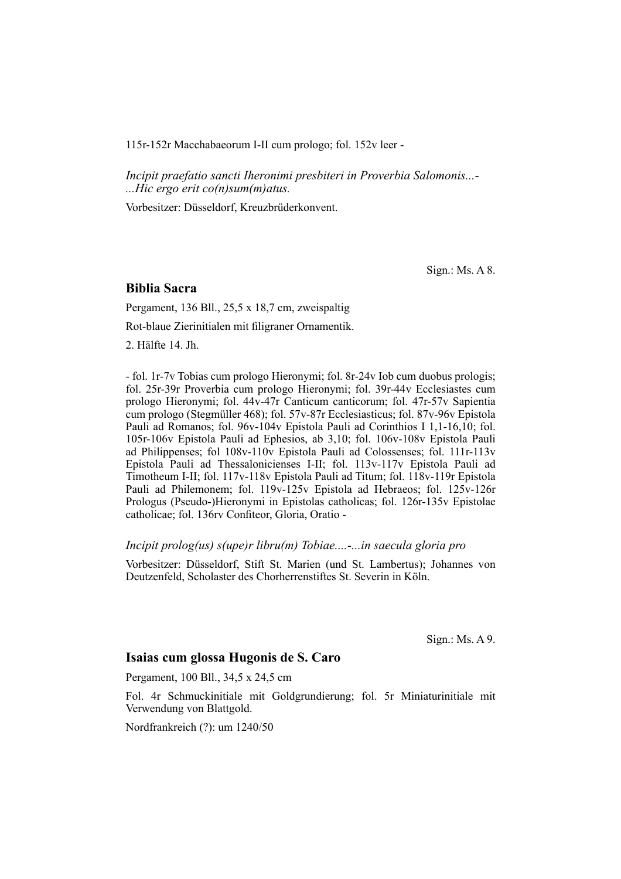115r-152r Macchabaeorum I-II cum prologo; fol. 152v leer -

*Incipit praefatio sancti Iheronimi presbiteri in Proverbia Salomonis...-*
*...Hic ergo erit co(n)sum(m)atus.*

Vorbesitzer: Düsseldorf, Kreuzbrüderkonvent.

Sign.: Ms. A 8.

## Biblia Sacra

Pergament, 136 Bll., 25,5 x 18,7 cm, zweispaltig

Rot-blaue Zierinitialen mit filigraner Ornamentik.

2. Hälfte 14. Jh.

- fol. 1r-7v Tobias cum prologo Hieronymi; fol. 8r-24v Iob cum duobus prologis; fol. 25r-39r Proverbia cum prologo Hieronymi; fol. 39r-44v Ecclesiastes cum prologo Hieronymi; fol. 44v-47r Canticum canticorum; fol. 47r-57v Sapientia cum prologo (Stegmüller 468); fol. 57v-87r Ecclesiasticus; fol. 87v-96v Epistola Pauli ad Romanos; fol. 96v-104v Epistola Pauli ad Corinthios I 1,1-16,10; fol. 105r-106v Epistola Pauli ad Ephesios, ab 3,10; fol. 106v-108v Epistola Pauli ad Philippenses; fol 108v-110v Epistola Pauli ad Colossenses; fol. 111r-113v Epistola Pauli ad Thessalonicienses I-II; fol. 113v-117v Epistola Pauli ad Timotheum I-II; fol. 117v-118v Epistola Pauli ad Titum; fol. 118v-119r Epistola Pauli ad Philemonem; fol. 119v-125v Epistola ad Hebraeos; fol. 125v-126r Prologus (Pseudo-)Hieronymi in Epistolas catholicas; fol. 126r-135v Epistolae catholicae; fol. 136rv Confiteor, Gloria, Oratio -

*Incipit prolog(us) s(upe)r libru(m) Tobiae....-...in saecula gloria pro*

Vorbesitzer: Düsseldorf, Stift St. Marien (und St. Lambertus); Johannes von Deutzenfeld, Scholaster des Chorherrenstiftes St. Severin in Köln.

Sign.: Ms. A 9.

## Isaias cum glossa Hugonis de S. Caro

Pergament, 100 Bll., 34,5 x 24,5 cm

Fol. 4r Schmuckinitiale mit Goldgrundierung; fol. 5r Miniaturinitiale mit Verwendung von Blattgold.

Nordfrankreich (?): um 1240/50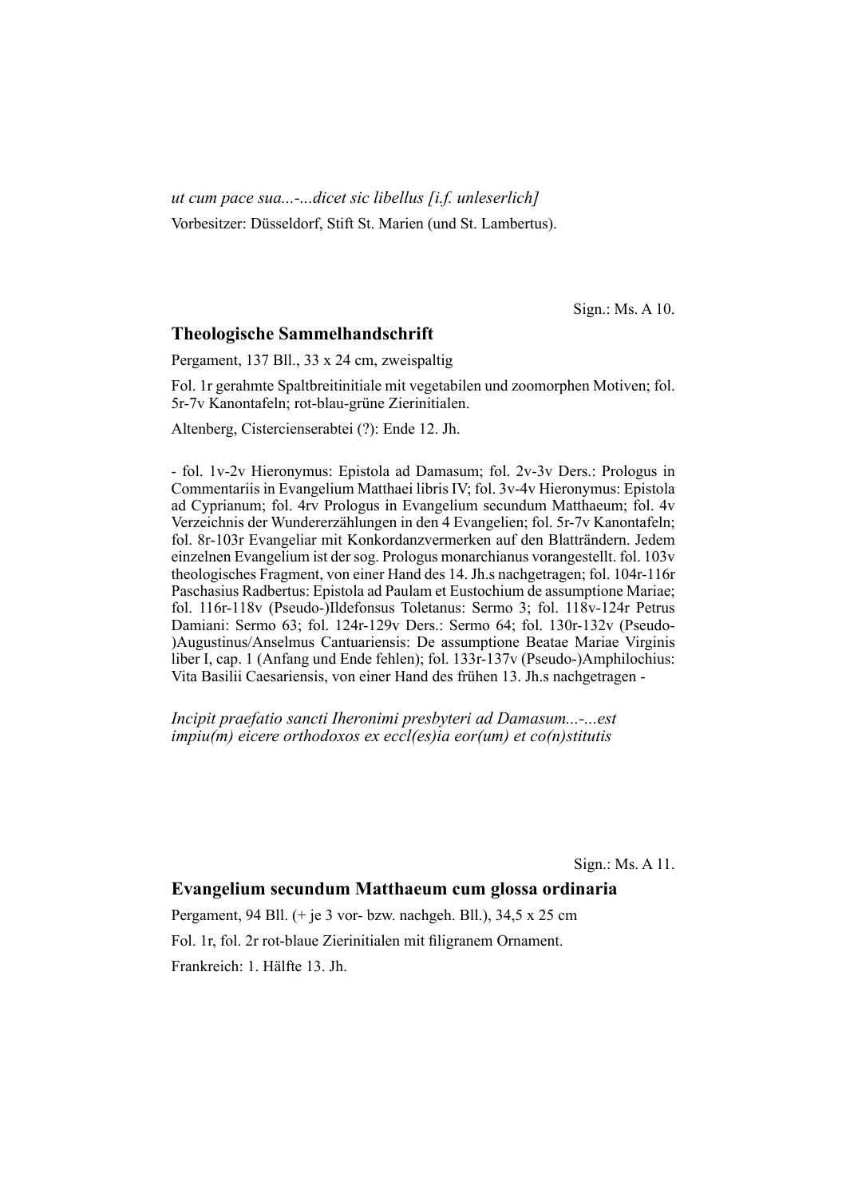*ut cum pace sua...-...dicet sic libellus [i.f. unleserlich]*

Vorbesitzer: Düsseldorf, Stift St. Marien (und St. Lambertus).

Sign.: Ms. A 10.

## Theologische Sammelhandschrift

Pergament, 137 Bll., 33 x 24 cm, zweispaltig

Fol. 1r gerahmte Spaltbreitinitiale mit vegetabilen und zoomorphen Motiven; fol. 5r-7v Kanontafeln; rot-blau-grüne Zierinitialen.

Altenberg, Cistercienserabtei (?): Ende 12. Jh.

- fol. 1v-2v Hieronymus: Epistola ad Damasum; fol. 2v-3v Ders.: Prologus in Commentariis in Evangelium Matthaei libris IV; fol. 3v-4v Hieronymus: Epistola ad Cyprianum; fol. 4rv Prologus in Evangelium secundum Matthaeum; fol. 4v Verzeichnis der Wundererzählungen in den 4 Evangelien; fol. 5r-7v Kanontafeln; fol. 8r-103r Evangeliar mit Konkordanzvermerken auf den Blatträndern. Jedem einzelnen Evangelium ist der sog. Prologus monarchianus vorangestellt. fol. 103v theologisches Fragment, von einer Hand des 14. Jh.s nachgetragen; fol. 104r-116r Paschasius Radbertus: Epistola ad Paulam et Eustochium de assumptione Mariae; fol. 116r-118v (Pseudo-)Ildefonsus Toletanus: Sermo 3; fol. 118v-124r Petrus Damiani: Sermo 63; fol. 124r-129v Ders.: Sermo 64; fol. 130r-132v (Pseudo-)Augustinus/Anselmus Cantuariensis: De assumptione Beatae Mariae Virginis liber I, cap. 1 (Anfang und Ende fehlen); fol. 133r-137v (Pseudo-)Amphilochius: Vita Basilii Caesariensis, von einer Hand des frühen 13. Jh.s nachgetragen -

*Incipit praefatio sancti Iheronimi presbyteri ad Damasum...-...est impiu(m) eicere orthodoxos ex eccl(es)ia eor(um) et co(n)stitutis*

Sign.: Ms. A 11.

## Evangelium secundum Matthaeum cum glossa ordinaria

Pergament, 94 Bll. (+ je 3 vor- bzw. nachgeh. Bll.), 34,5 x 25 cm

Fol. 1r, fol. 2r rot-blaue Zierinitialen mit filigranem Ornament.

Frankreich: 1. Hälfte 13. Jh.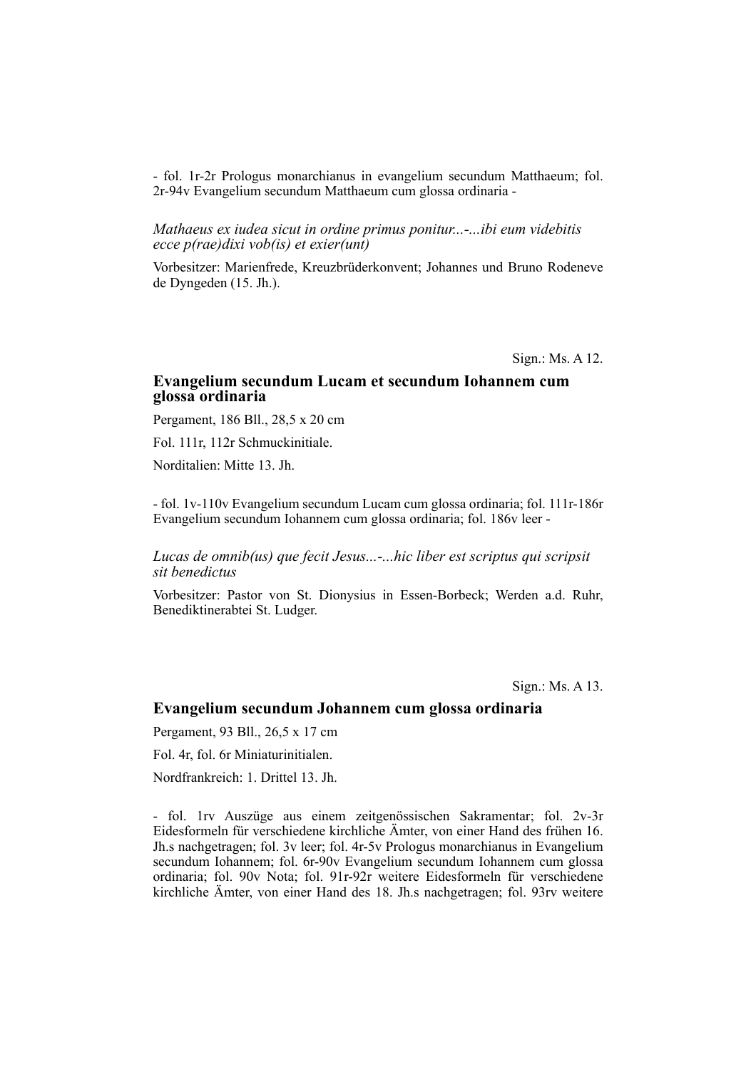- fol. 1r-2r Prologus monarchianus in evangelium secundum Matthaeum; fol. 2r-94v Evangelium secundum Matthaeum cum glossa ordinaria -

*Mathaeus ex iudea sicut in ordine primus ponitur...-...ibi eum videbitis ecce p(rae)dixi vob(is) et exier(unt)*

Vorbesitzer: Marienfrede, Kreuzbrüderkonvent; Johannes und Bruno Rodeneve de Dyngeden (15. Jh.).

Sign.: Ms. A 12.

## Evangelium secundum Lucam et secundum Iohannem cum glossa ordinaria

Pergament, 186 Bll., 28,5 x 20 cm

Fol. 111r, 112r Schmuckinitiale.

Norditalien: Mitte 13. Jh.

- fol. 1v-110v Evangelium secundum Lucam cum glossa ordinaria; fol. 111r-186r Evangelium secundum Iohannem cum glossa ordinaria; fol. 186v leer -

*Lucas de omnib(us) que fecit Jesus...-...hic liber est scriptus qui scripsit sit benedictus*

Vorbesitzer: Pastor von St. Dionysius in Essen-Borbeck; Werden a.d. Ruhr, Benediktinerabtei St. Ludger.

Sign.: Ms. A 13.

## Evangelium secundum Johannem cum glossa ordinaria

Pergament, 93 Bll., 26,5 x 17 cm

Fol. 4r, fol. 6r Miniaturinitialen.

Nordfrankreich: 1. Drittel 13. Jh.

- fol. 1rv Auszüge aus einem zeitgenössischen Sakramentar; fol. 2v-3r Eidesformeln für verschiedene kirchliche Ämter, von einer Hand des frühen 16. Jh.s nachgetragen; fol. 3v leer; fol. 4r-5v Prologus monarchianus in Evangelium secundum Iohannem; fol. 6r-90v Evangelium secundum Iohannem cum glossa ordinaria; fol. 90v Nota; fol. 91r-92r weitere Eidesformeln für verschiedene kirchliche Ämter, von einer Hand des 18. Jh.s nachgetragen; fol. 93rv weitere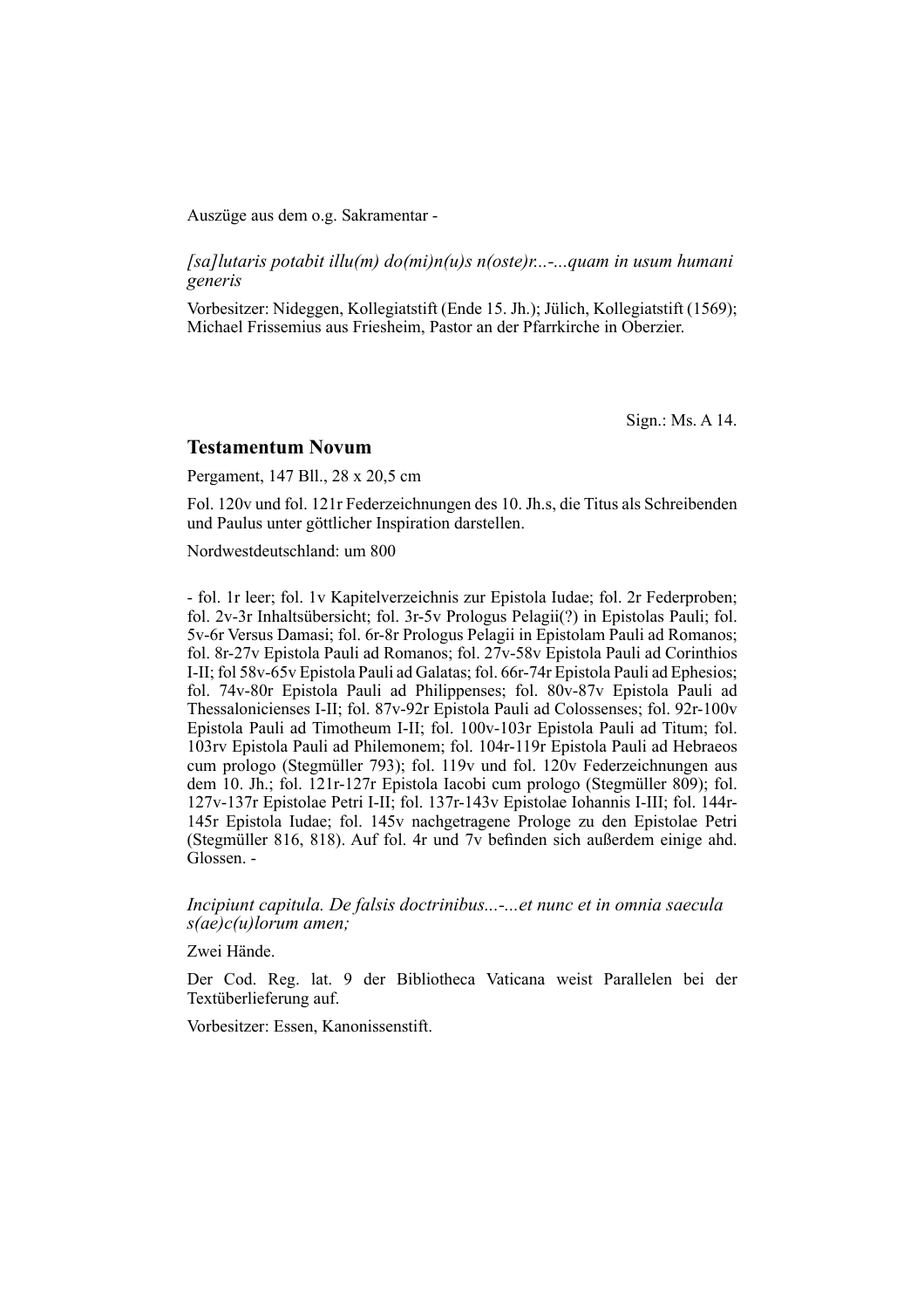Auszüge aus dem o.g. Sakramentar -

*[sa]lutaris potabit illu(m) do(mi)n(u)s n(oste)r...-...quam in usum humani generis*

Vorbesitzer: Nideggen, Kollegiatstift (Ende 15. Jh.); Jülich, Kollegiatstift (1569); Michael Frissemius aus Friesheim, Pastor an der Pfarrkirche in Oberzier.

Sign.: Ms. A 14.

## Testamentum Novum

Pergament, 147 Bll., 28 x 20,5 cm

Fol. 120v und fol. 121r Federzeichnungen des 10. Jh.s, die Titus als Schreibenden und Paulus unter göttlicher Inspiration darstellen.

Nordwestdeutschland: um 800

- fol. 1r leer; fol. 1v Kapitelverzeichnis zur Epistola Iudae; fol. 2r Federproben; fol. 2v-3r Inhaltsübersicht; fol. 3r-5v Prologus Pelagii(?) in Epistolas Pauli; fol. 5v-6r Versus Damasi; fol. 6r-8r Prologus Pelagii in Epistolam Pauli ad Romanos; fol. 8r-27v Epistola Pauli ad Romanos; fol. 27v-58v Epistola Pauli ad Corinthios I-II; fol 58v-65v Epistola Pauli ad Galatas; fol. 66r-74r Epistola Pauli ad Ephesios; fol. 74v-80r Epistola Pauli ad Philippenses; fol. 80v-87v Epistola Pauli ad Thessalonicienses I-II; fol. 87v-92r Epistola Pauli ad Colossenses; fol. 92r-100v Epistola Pauli ad Timotheum I-II; fol. 100v-103r Epistola Pauli ad Titum; fol. 103rv Epistola Pauli ad Philemonem; fol. 104r-119r Epistola Pauli ad Hebraeos cum prologo (Stegmüller 793); fol. 119v und fol. 120v Federzeichnungen aus dem 10. Jh.; fol. 121r-127r Epistola Iacobi cum prologo (Stegmüller 809); fol. 127v-137r Epistolae Petri I-II; fol. 137r-143v Epistolae Iohannis I-III; fol. 144r-145r Epistola Iudae; fol. 145v nachgetragene Prologe zu den Epistolae Petri (Stegmüller 816, 818). Auf fol. 4r und 7v befinden sich außerdem einige ahd. Glossen. -

*Incipiunt capitula. De falsis doctrinibus...-...et nunc et in omnia saecula s(ae)c(u)lorum amen;*

Zwei Hände.

Der Cod. Reg. lat. 9 der Bibliotheca Vaticana weist Parallelen bei der Textüberlieferung auf.

Vorbesitzer: Essen, Kanonissenstift.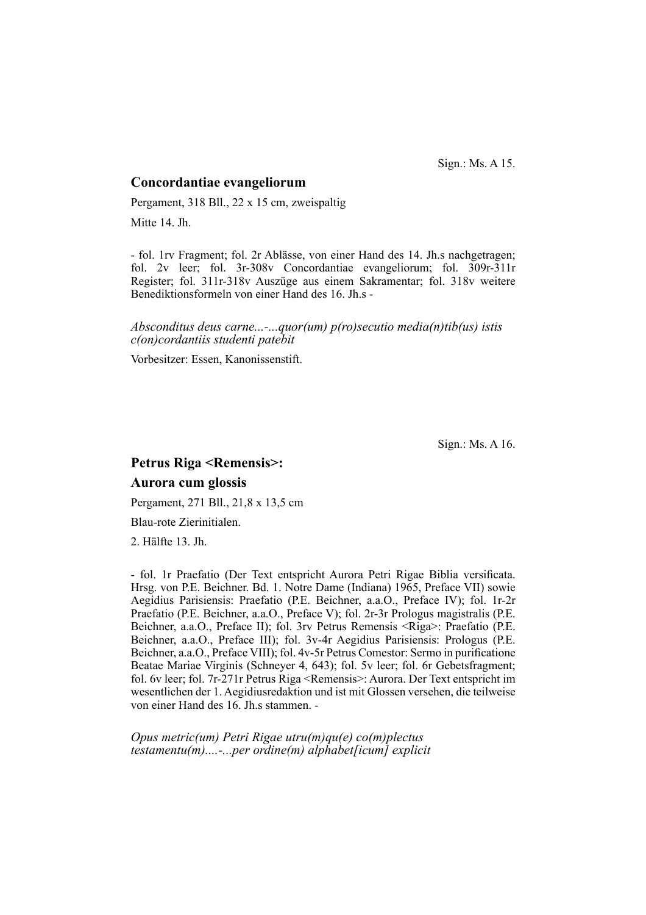Sign.: Ms. A 15.

## Concordantiae evangeliorum

Pergament, 318 Bll., 22 x 15 cm, zweispaltig

Mitte 14. Jh.

- fol. 1rv Fragment; fol. 2r Ablässe, von einer Hand des 14. Jh.s nachgetragen; fol. 2v leer; fol. 3r-308v Concordantiae evangeliorum; fol. 309r-311r Register; fol. 311r-318v Auszüge aus einem Sakramentar; fol. 318v weitere Benediktionsformeln von einer Hand des 16. Jh.s -

*Absconditus deus carne...-...quor(um) p(ro)secutio media(n)tib(us) istis c(on)cordantiis studenti patebit*

Vorbesitzer: Essen, Kanonissenstift.

Sign.: Ms. A 16.

## Petrus Riga <Remensis>:

## Aurora cum glossis

Pergament, 271 Bll., 21,8 x 13,5 cm

Blau-rote Zierinitialen.

2. Hälfte 13. Jh.

- fol. 1r Praefatio (Der Text entspricht Aurora Petri Rigae Biblia versificata. Hrsg. von P.E. Beichner. Bd. 1. Notre Dame (Indiana) 1965, Preface VII) sowie Aegidius Parisiensis: Praefatio (P.E. Beichner, a.a.O., Preface IV); fol. 1r-2r Praefatio (P.E. Beichner, a.a.O., Preface V); fol. 2r-3r Prologus magistralis (P.E. Beichner, a.a.O., Preface II); fol. 3rv Petrus Remensis <Riga>: Praefatio (P.E. Beichner, a.a.O., Preface III); fol. 3v-4r Aegidius Parisiensis: Prologus (P.E. Beichner, a.a.O., Preface VIII); fol. 4v-5r Petrus Comestor: Sermo in purificatione Beatae Mariae Virginis (Schneyer 4, 643); fol. 5v leer; fol. 6r Gebetsfragment; fol. 6v leer; fol. 7r-271r Petrus Riga <Remensis>: Aurora. Der Text entspricht im wesentlichen der 1. Aegidiusredaktion und ist mit Glossen versehen, die teilweise von einer Hand des 16. Jh.s stammen. -

*Opus metric(um) Petri Rigae utru(m)qu(e) co(m)plectus testamentu(m)....-...per ordine(m) alphabet[icum] explicit*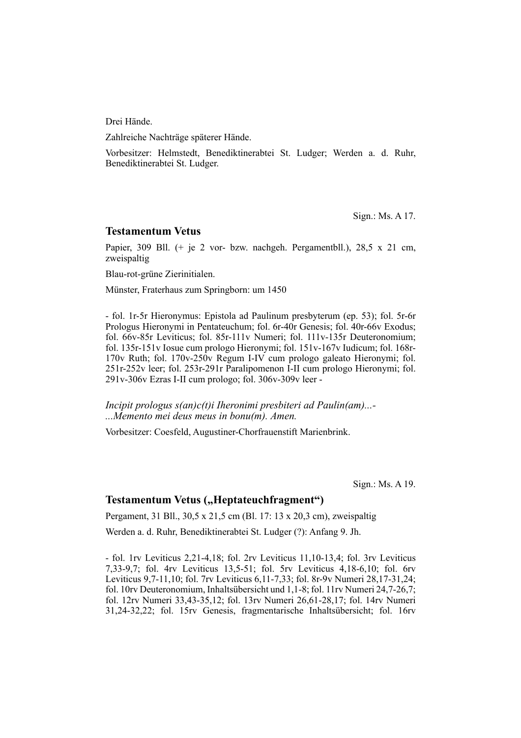Drei Hände.

Zahlreiche Nachträge späterer Hände.

Vorbesitzer: Helmstedt, Benediktinerabtei St. Ludger; Werden a. d. Ruhr, Benediktinerabtei St. Ludger.

Sign.: Ms. A 17.

## Testamentum Vetus

Papier, 309 Bll. (+ je 2 vor- bzw. nachgeh. Pergamentbll.), 28,5 x 21 cm, zweispaltig

Blau-rot-grüne Zierinitialen.

Münster, Fraterhaus zum Springborn: um 1450

- fol. 1r-5r Hieronymus: Epistola ad Paulinum presbyterum (ep. 53); fol. 5r-6r Prologus Hieronymi in Pentateuchum; fol. 6r-40r Genesis; fol. 40r-66v Exodus; fol. 66v-85r Leviticus; fol. 85r-111v Numeri; fol. 111v-135r Deuteronomium; fol. 135r-151v Iosue cum prologo Hieronymi; fol. 151v-167v Iudicum; fol. 168r-170v Ruth; fol. 170v-250v Regum I-IV cum prologo galeato Hieronymi; fol. 251r-252v leer; fol. 253r-291r Paralipomenon I-II cum prologo Hieronymi; fol. 291v-306v Ezras I-II cum prologo; fol. 306v-309v leer -

*Incipit prologus s(an)c(t)i Iheronimi presbiteri ad Paulin(am)...-*
*...Memento mei deus meus in bonu(m). Amen.*

Vorbesitzer: Coesfeld, Augustiner-Chorfrauenstift Marienbrink.

Sign.: Ms. A 19.

## Testamentum Vetus („Heptateuchfragment")

Pergament, 31 Bll., 30,5 x 21,5 cm (Bl. 17: 13 x 20,3 cm), zweispaltig

Werden a. d. Ruhr, Benediktinerabtei St. Ludger (?): Anfang 9. Jh.

- fol. 1rv Leviticus 2,21-4,18; fol. 2rv Leviticus 11,10-13,4; fol. 3rv Leviticus 7,33-9,7; fol. 4rv Leviticus 13,5-51; fol. 5rv Leviticus 4,18-6,10; fol. 6rv Leviticus 9,7-11,10; fol. 7rv Leviticus 6,11-7,33; fol. 8r-9v Numeri 28,17-31,24; fol. 10rv Deuteronomium, Inhaltsübersicht und 1,1-8; fol. 11rv Numeri 24,7-26,7; fol. 12rv Numeri 33,43-35,12; fol. 13rv Numeri 26,61-28,17; fol. 14rv Numeri 31,24-32,22; fol. 15rv Genesis, fragmentarische Inhaltsübersicht; fol. 16rv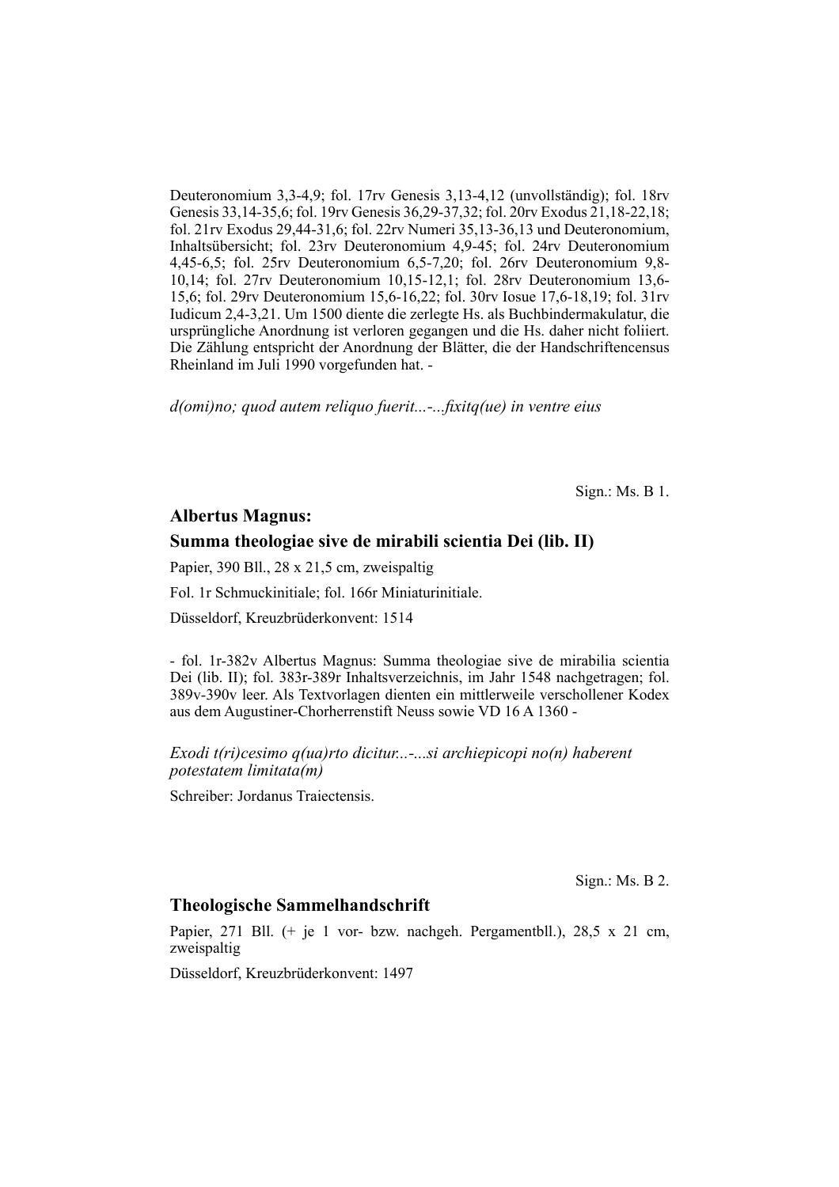Deuteronomium 3,3-4,9; fol. 17rv Genesis 3,13-4,12 (unvollständig); fol. 18rv Genesis 33,14-35,6; fol. 19rv Genesis 36,29-37,32; fol. 20rv Exodus 21,18-22,18; fol. 21rv Exodus 29,44-31,6; fol. 22rv Numeri 35,13-36,13 und Deuteronomium, Inhaltsübersicht; fol. 23rv Deuteronomium 4,9-45; fol. 24rv Deuteronomium 4,45-6,5; fol. 25rv Deuteronomium 6,5-7,20; fol. 26rv Deuteronomium 9,8-10,14; fol. 27rv Deuteronomium 10,15-12,1; fol. 28rv Deuteronomium 13,6-15,6; fol. 29rv Deuteronomium 15,6-16,22; fol. 30rv Iosue 17,6-18,19; fol. 31rv Iudicum 2,4-3,21. Um 1500 diente die zerlegte Hs. als Buchbindermakulatur, die ursprüngliche Anordnung ist verloren gegangen und die Hs. daher nicht foliiert. Die Zählung entspricht der Anordnung der Blätter, die der Handschriftencensus Rheinland im Juli 1990 vorgefunden hat. -

*d(omi)no; quod autem reliquo fuerit...-...fixitq(ue) in ventre eius*

Sign.: Ms. B 1.

## Albertus Magnus:
## Summa theologiae sive de mirabili scientia Dei (lib. II)

Papier, 390 Bll., 28 x 21,5 cm, zweispaltig

Fol. 1r Schmuckinitiale; fol. 166r Miniaturinitiale.

Düsseldorf, Kreuzbrüderkonvent: 1514

- fol. 1r-382v Albertus Magnus: Summa theologiae sive de mirabilia scientia Dei (lib. II); fol. 383r-389r Inhaltsverzeichnis, im Jahr 1548 nachgetragen; fol. 389v-390v leer. Als Textvorlagen dienten ein mittlerweile verschollener Kodex aus dem Augustiner-Chorherrenstift Neuss sowie VD 16 A 1360 -

*Exodi t(ri)cesimo q(ua)rto dicitur...-...si archiepicopi no(n) haberent potestatem limitata(m)*

Schreiber: Jordanus Traiectensis.

Sign.: Ms. B 2.

## Theologische Sammelhandschrift

Papier, 271 Bll. (+ je 1 vor- bzw. nachgeh. Pergamentbll.), 28,5 x 21 cm, zweispaltig

Düsseldorf, Kreuzbrüderkonvent: 1497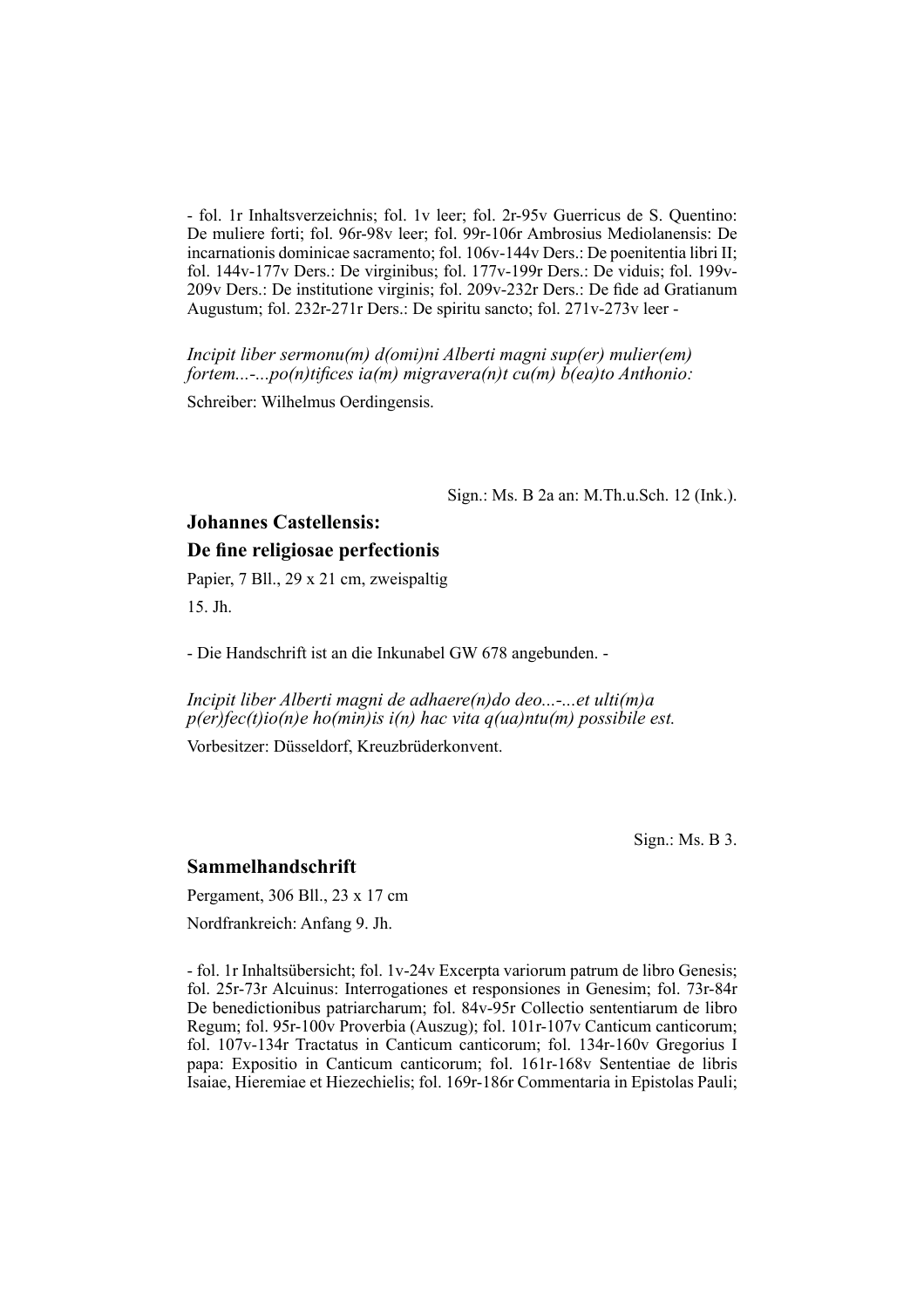- fol. 1r Inhaltsverzeichnis; fol. 1v leer; fol. 2r-95v Guerricus de S. Quentino: De muliere forti; fol. 96r-98v leer; fol. 99r-106r Ambrosius Mediolanensis: De incarnationis dominicae sacramento; fol. 106v-144v Ders.: De poenitentia libri II; fol. 144v-177v Ders.: De virginibus; fol. 177v-199r Ders.: De viduis; fol. 199v-209v Ders.: De institutione virginis; fol. 209v-232r Ders.: De fide ad Gratianum Augustum; fol. 232r-271r Ders.: De spiritu sancto; fol. 271v-273v leer -

*Incipit liber sermonu(m) d(omi)ni Alberti magni sup(er) mulier(em) fortem...-...po(n)tifices ia(m) migravera(n)t cu(m) b(ea)to Anthonio:*

Schreiber: Wilhelmus Oerdingensis.

Sign.: Ms. B 2a an: M.Th.u.Sch. 12 (Ink.).

## Johannes Castellensis: De fine religiosae perfectionis

Papier, 7 Bll., 29 x 21 cm, zweispaltig

15. Jh.

- Die Handschrift ist an die Inkunabel GW 678 angebunden. -

*Incipit liber Alberti magni de adhaere(n)do deo...-...et ulti(m)a p(er)fec(t)io(n)e ho(min)is i(n) hac vita q(ua)ntu(m) possibile est.*

Vorbesitzer: Düsseldorf, Kreuzbrüderkonvent.

Sign.: Ms. B 3.

## Sammelhandschrift

Pergament, 306 Bll., 23 x 17 cm

Nordfrankreich: Anfang 9. Jh.

- fol. 1r Inhaltsübersicht; fol. 1v-24v Excerpta variorum patrum de libro Genesis; fol. 25r-73r Alcuinus: Interrogationes et responsiones in Genesim; fol. 73r-84r De benedictionibus patriarcharum; fol. 84v-95r Collectio sententiarum de libro Regum; fol. 95r-100v Proverbia (Auszug); fol. 101r-107v Canticum canticorum; fol. 107v-134r Tractatus in Canticum canticorum; fol. 134r-160v Gregorius I papa: Expositio in Canticum canticorum; fol. 161r-168v Sententiae de libris Isaiae, Hieremiae et Hiezechielis; fol. 169r-186r Commentaria in Epistolas Pauli;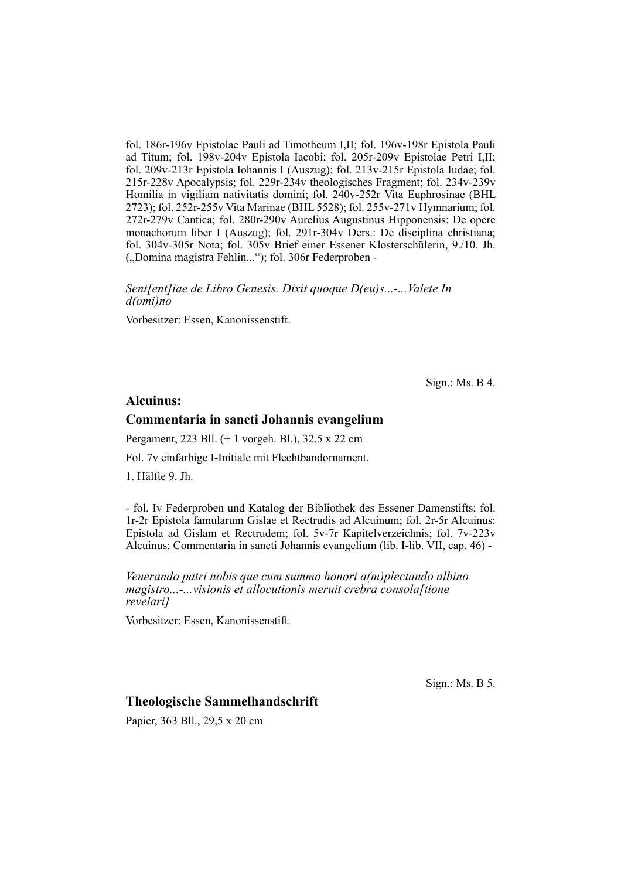fol. 186r-196v Epistolae Pauli ad Timotheum I,II; fol. 196v-198r Epistola Pauli ad Titum; fol. 198v-204v Epistola Iacobi; fol. 205r-209v Epistolae Petri I,II; fol. 209v-213r Epistola Iohannis I (Auszug); fol. 213v-215r Epistola Iudae; fol. 215r-228v Apocalypsis; fol. 229r-234v theologisches Fragment; fol. 234v-239v Homilia in vigiliam nativitatis domini; fol. 240v-252r Vita Euphrosinae (BHL 2723); fol. 252r-255v Vita Marinae (BHL 5528); fol. 255v-271v Hymnarium; fol. 272r-279v Cantica; fol. 280r-290v Aurelius Augustinus Hipponensis: De opere monachorum liber I (Auszug); fol. 291r-304v Ders.: De disciplina christiana; fol. 304v-305r Nota; fol. 305v Brief einer Essener Klosterschülerin, 9./10. Jh. („Domina magistra Fehlin...“); fol. 306r Federproben -

*Sent[ent]iae de Libro Genesis. Dixit quoque D(eu)s...-...Valete In d(omi)no*

Vorbesitzer: Essen, Kanonissenstift.

Sign.: Ms. B 4.

### Alcuinus:
### Commentaria in sancti Johannis evangelium

Pergament, 223 Bll. (+ 1 vorgeh. Bl.), 32,5 x 22 cm

Fol. 7v einfarbige I-Initiale mit Flechtbandornament.

1. Hälfte 9. Jh.

- fol. Iv Federproben und Katalog der Bibliothek des Essener Damenstifts; fol. 1r-2r Epistola famularum Gislae et Rectrudis ad Alcuinum; fol. 2r-5r Alcuinus: Epistola ad Gislam et Rectrudem; fol. 5v-7r Kapitelverzeichnis; fol. 7v-223v Alcuinus: Commentaria in sancti Johannis evangelium (lib. I-lib. VII, cap. 46) -

*Venerando patri nobis que cum summo honori a(m)plectando albino magistro...-...visionis et allocutionis meruit crebra consola[tione revelari]*

Vorbesitzer: Essen, Kanonissenstift.

Sign.: Ms. B 5.

### Theologische Sammelhandschrift

Papier, 363 Bll., 29,5 x 20 cm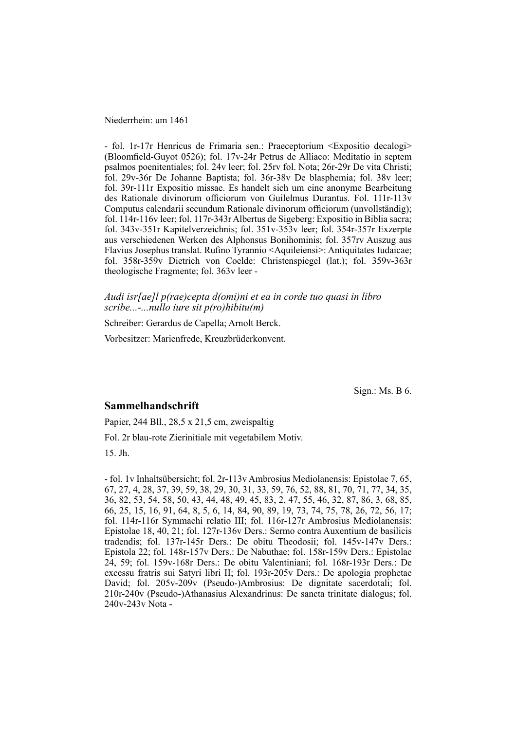Niederrhein: um 1461

- fol. 1r-17r Henricus de Frimaria sen.: Praeceptorium <Expositio decalogi> (Bloomfield-Guyot 0526); fol. 17v-24r Petrus de Alliaco: Meditatio in septem psalmos poenitentiales; fol. 24v leer; fol. 25rv fol. Nota; 26r-29r De vita Christi; fol. 29v-36r De Johanne Baptista; fol. 36r-38v De blasphemia; fol. 38v leer; fol. 39r-111r Expositio missae. Es handelt sich um eine anonyme Bearbeitung des Rationale divinorum officiorum von Guilelmus Durantus. Fol. 111r-113v Computus calendarii secundum Rationale divinorum officiorum (unvollständig); fol. 114r-116v leer; fol. 117r-343r Albertus de Sigeberg: Expositio in Biblia sacra; fol. 343v-351r Kapitelverzeichnis; fol. 351v-353v leer; fol. 354r-357r Exzerpte aus verschiedenen Werken des Alphonsus Bonihominis; fol. 357rv Auszug aus Flavius Josephus translat. Rufino Tyrannio <Aquileiensi>: Antiquitates Iudaicae; fol. 358r-359v Dietrich von Coelde: Christenspiegel (lat.); fol. 359v-363r theologische Fragmente; fol. 363v leer -

*Audi isr[ae]l p(rae)cepta d(omi)ni et ea in corde tuo quasi in libro scribe...-...nullo iure sit p(ro)hibitu(m)*

Schreiber: Gerardus de Capella; Arnolt Berck.

Vorbesitzer: Marienfrede, Kreuzbrüderkonvent.

Sign.: Ms. B 6.

## Sammelhandschrift

Papier, 244 Bll., 28,5 x 21,5 cm, zweispaltig

Fol. 2r blau-rote Zierinitiale mit vegetabilem Motiv.

15. Jh.

- fol. 1v Inhaltsübersicht; fol. 2r-113v Ambrosius Mediolanensis: Epistolae 7, 65, 67, 27, 4, 28, 37, 39, 59, 38, 29, 30, 31, 33, 59, 76, 52, 88, 81, 70, 71, 77, 34, 35, 36, 82, 53, 54, 58, 50, 43, 44, 48, 49, 45, 83, 2, 47, 55, 46, 32, 87, 86, 3, 68, 85, 66, 25, 15, 16, 91, 64, 8, 5, 6, 14, 84, 90, 89, 19, 73, 74, 75, 78, 26, 72, 56, 17; fol. 114r-116r Symmachi relatio III; fol. 116r-127r Ambrosius Mediolanensis: Epistolae 18, 40, 21; fol. 127r-136v Ders.: Sermo contra Auxentium de basilicis tradendis; fol. 137r-145r Ders.: De obitu Theodosii; fol. 145v-147v Ders.: Epistola 22; fol. 148r-157v Ders.: De Nabuthae; fol. 158r-159v Ders.: Epistolae 24, 59; fol. 159v-168r Ders.: De obitu Valentiniani; fol. 168r-193r Ders.: De excessu fratris sui Satyri libri II; fol. 193r-205v Ders.: De apologia prophetae David; fol. 205v-209v (Pseudo-)Ambrosius: De dignitate sacerdotali; fol. 210r-240v (Pseudo-)Athanasius Alexandrinus: De sancta trinitate dialogus; fol. 240v-243v Nota -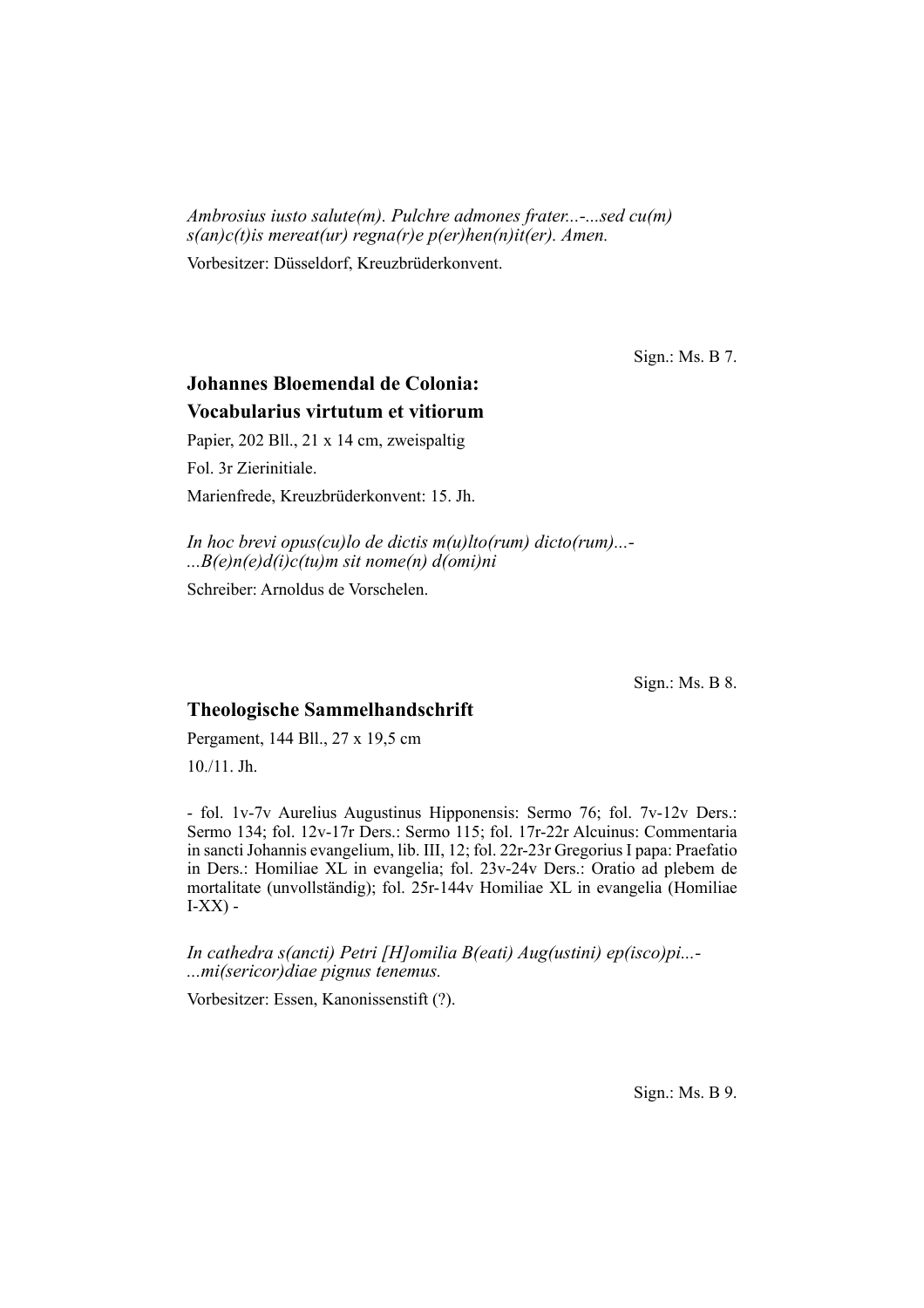*Ambrosius iusto salute(m). Pulchre admones frater...-...sed cu(m) s(an)c(t)is mereat(ur) regna(r)e p(er)hen(n)it(er). Amen.*

Vorbesitzer: Düsseldorf, Kreuzbrüderkonvent.

Sign.: Ms. B 7.

## Johannes Bloemendal de Colonia: Vocabularius virtutum et vitiorum

Papier, 202 Bll., 21 x 14 cm, zweispaltig

Fol. 3r Zierinitiale.

Marienfrede, Kreuzbrüderkonvent: 15. Jh.

*In hoc brevi opus(cu)lo de dictis m(u)lto(rum) dicto(rum)...-...B(e)n(e)d(i)c(tu)m sit nome(n) d(omi)ni*

Schreiber: Arnoldus de Vorschelen.

Sign.: Ms. B 8.

## Theologische Sammelhandschrift

Pergament, 144 Bll., 27 x 19,5 cm

10./11. Jh.

- fol. 1v-7v Aurelius Augustinus Hipponensis: Sermo 76; fol. 7v-12v Ders.: Sermo 134; fol. 12v-17r Ders.: Sermo 115; fol. 17r-22r Alcuinus: Commentaria in sancti Johannis evangelium, lib. III, 12; fol. 22r-23r Gregorius I papa: Praefatio in Ders.: Homiliae XL in evangelia; fol. 23v-24v Ders.: Oratio ad plebem de mortalitate (unvollständig); fol. 25r-144v Homiliae XL in evangelia (Homiliae I-XX) -

*In cathedra s(ancti) Petri [H]omilia B(eati) Aug(ustini) ep(isco)pi...-...mi(sericor)diae pignus tenemus.*

Vorbesitzer: Essen, Kanonissenstift (?).

Sign.: Ms. B 9.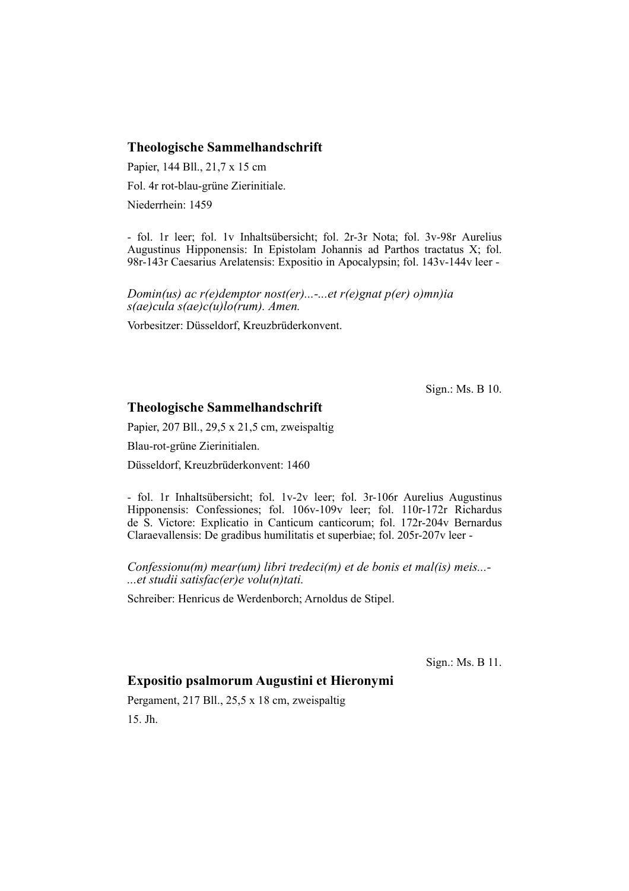### Theologische Sammelhandschrift

Papier, 144 Bll., 21,7 x 15 cm

Fol. 4r rot-blau-grüne Zierinitiale.

Niederrhein: 1459

- fol. 1r leer; fol. 1v Inhaltsübersicht; fol. 2r-3r Nota; fol. 3v-98r Aurelius Augustinus Hipponensis: In Epistolam Johannis ad Parthos tractatus X; fol. 98r-143r Caesarius Arelatensis: Expositio in Apocalypsin; fol. 143v-144v leer -

*Domin(us) ac r(e)demptor nost(er)...-...et r(e)gnat p(er) o)mn)ia s(ae)cula s(ae)c(u)lo(rum). Amen.*

Vorbesitzer: Düsseldorf, Kreuzbrüderkonvent.

Sign.: Ms. B 10.

### Theologische Sammelhandschrift

Papier, 207 Bll., 29,5 x 21,5 cm, zweispaltig

Blau-rot-grüne Zierinitialen.

Düsseldorf, Kreuzbrüderkonvent: 1460

- fol. 1r Inhaltsübersicht; fol. 1v-2v leer; fol. 3r-106r Aurelius Augustinus Hipponensis: Confessiones; fol. 106v-109v leer; fol. 110r-172r Richardus de S. Victore: Explicatio in Canticum canticorum; fol. 172r-204v Bernardus Claraevallensis: De gradibus humilitatis et superbiae; fol. 205r-207v leer -

*Confessionu(m) mear(um) libri tredeci(m) et de bonis et mal(is) meis...- ...et studii satisfac(er)e volu(n)tati.*

Schreiber: Henricus de Werdenborch; Arnoldus de Stipel.

Sign.: Ms. B 11.

### Expositio psalmorum Augustini et Hieronymi

Pergament, 217 Bll., 25,5 x 18 cm, zweispaltig

15. Jh.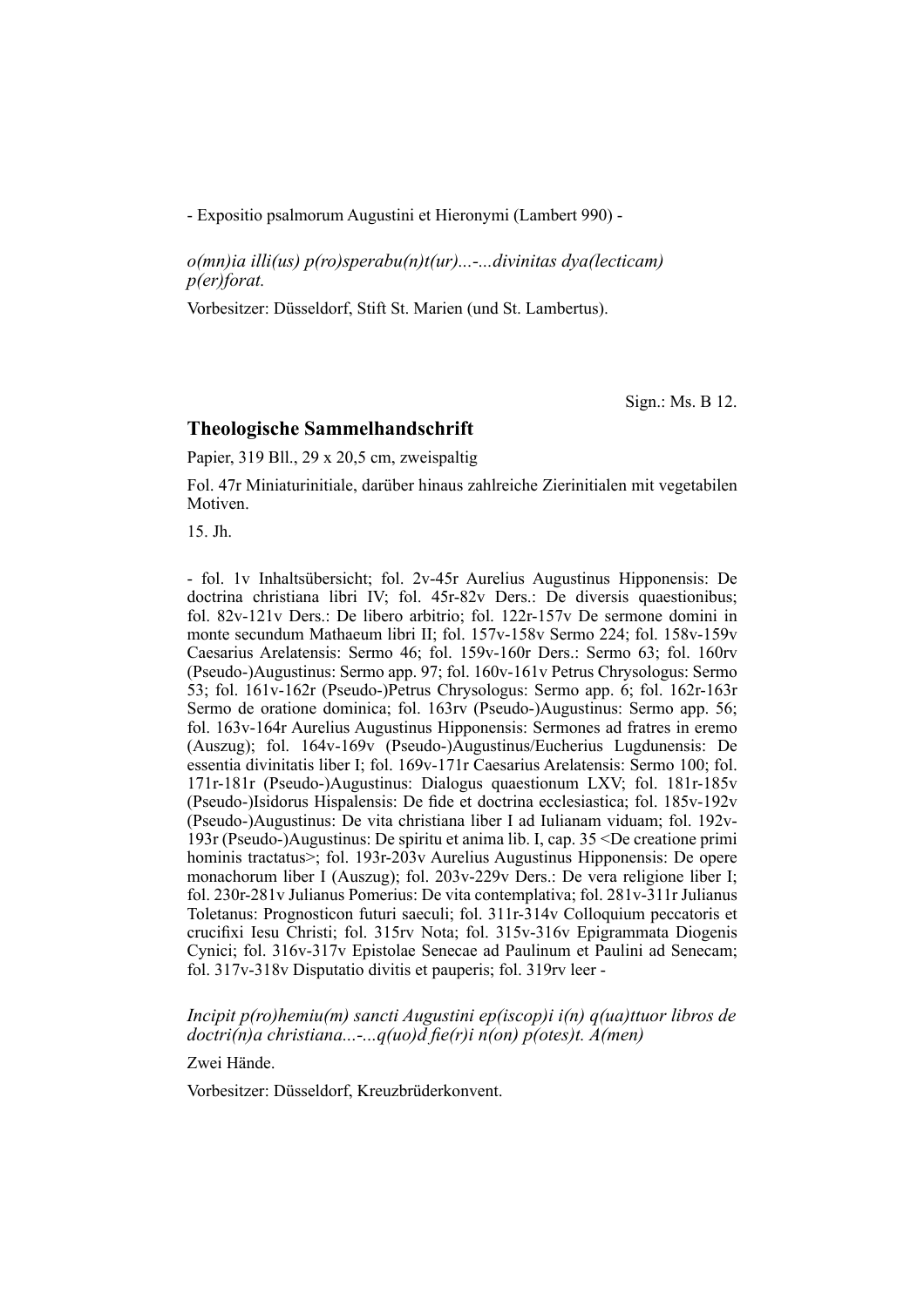- Expositio psalmorum Augustini et Hieronymi (Lambert 990) -

*o(mn)ia illi(us) p(ro)sperabu(n)t(ur)...-...divinitas dya(lecticam) p(er)forat.*

Vorbesitzer: Düsseldorf, Stift St. Marien (und St. Lambertus).

Sign.: Ms. B 12.

## Theologische Sammelhandschrift

Papier, 319 Bll., 29 x 20,5 cm, zweispaltig

Fol. 47r Miniaturinitiale, darüber hinaus zahlreiche Zierinitialen mit vegetabilen Motiven.

15. Jh.

- fol. 1v Inhaltsübersicht; fol. 2v-45r Aurelius Augustinus Hipponensis: De doctrina christiana libri IV; fol. 45r-82v Ders.: De diversis quaestionibus; fol. 82v-121v Ders.: De libero arbitrio; fol. 122r-157v De sermone domini in monte secundum Mathaeum libri II; fol. 157v-158v Sermo 224; fol. 158v-159v Caesarius Arelatensis: Sermo 46; fol. 159v-160r Ders.: Sermo 63; fol. 160rv (Pseudo-)Augustinus: Sermo app. 97; fol. 160v-161v Petrus Chrysologus: Sermo 53; fol. 161v-162r (Pseudo-)Petrus Chrysologus: Sermo app. 6; fol. 162r-163r Sermo de oratione dominica; fol. 163rv (Pseudo-)Augustinus: Sermo app. 56; fol. 163v-164r Aurelius Augustinus Hipponensis: Sermones ad fratres in eremo (Auszug); fol. 164v-169v (Pseudo-)Augustinus/Eucherius Lugdunensis: De essentia divinitatis liber I; fol. 169v-171r Caesarius Arelatensis: Sermo 100; fol. 171r-181r (Pseudo-)Augustinus: Dialogus quaestionum LXV; fol. 181r-185v (Pseudo-)Isidorus Hispalensis: De fide et doctrina ecclesiastica; fol. 185v-192v (Pseudo-)Augustinus: De vita christiana liber I ad Iulianam viduam; fol. 192v-193r (Pseudo-)Augustinus: De spiritu et anima lib. I, cap. 35 <De creatione primi hominis tractatus>; fol. 193r-203v Aurelius Augustinus Hipponensis: De opere monachorum liber I (Auszug); fol. 203v-229v Ders.: De vera religione liber I; fol. 230r-281v Julianus Pomerius: De vita contemplativa; fol. 281v-311r Julianus Toletanus: Prognosticon futuri saeculi; fol. 311r-314v Colloquium peccatoris et crucifixi Iesu Christi; fol. 315rv Nota; fol. 315v-316v Epigrammata Diogenis Cynici; fol. 316v-317v Epistolae Senecae ad Paulinum et Paulini ad Senecam; fol. 317v-318v Disputatio divitis et pauperis; fol. 319rv leer -

*Incipit p(ro)hemiu(m) sancti Augustini ep(iscop)i i(n) q(ua)ttuor libros de doctri(n)a christiana...-...q(uo)d fie(r)i n(on) p(otes)t. A(men)*

Zwei Hände.

Vorbesitzer: Düsseldorf, Kreuzbrüderkonvent.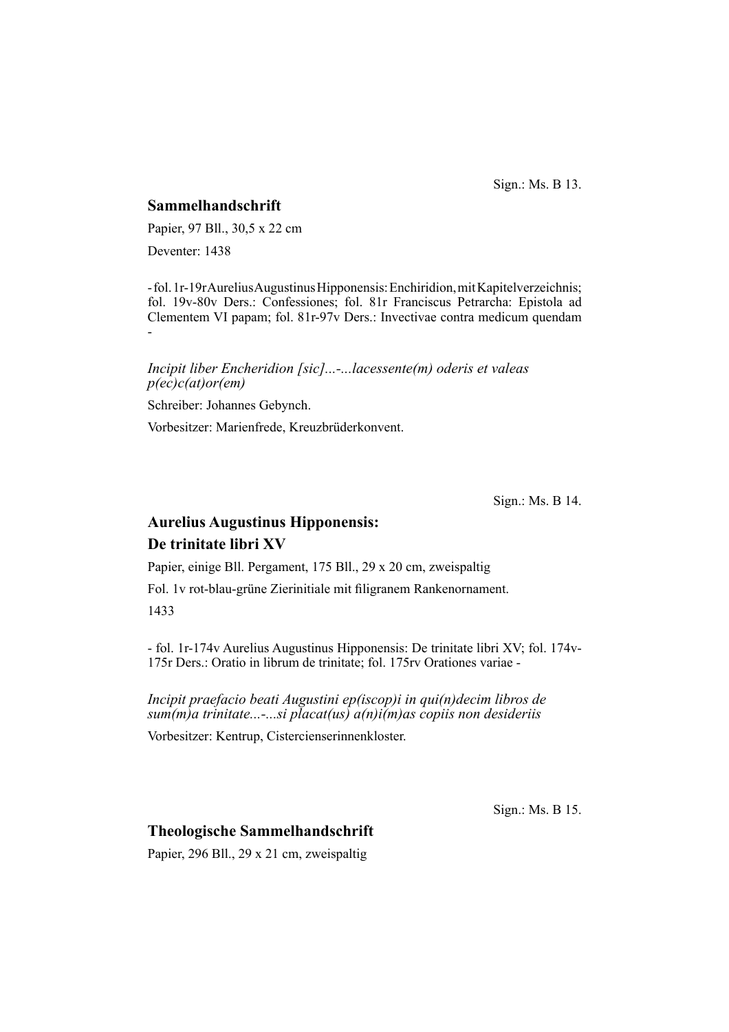Sign.: Ms. B 13.

## Sammelhandschrift

Papier, 97 Bll., 30,5 x 22 cm

Deventer: 1438

- fol. 1r-19r Aurelius Augustinus Hipponensis: Enchiridion, mit Kapitelverzeichnis; fol. 19v-80v Ders.: Confessiones; fol. 81r Franciscus Petrarcha: Epistola ad Clementem VI papam; fol. 81r-97v Ders.: Invectivae contra medicum quendam -

*Incipit liber Encheridion [sic]...-...lacessente(m) oderis et valeas p(ec)c(at)or(em)*

Schreiber: Johannes Gebynch.

Vorbesitzer: Marienfrede, Kreuzbrüderkonvent.

Sign.: Ms. B 14.

## Aurelius Augustinus Hipponensis: De trinitate libri XV

Papier, einige Bll. Pergament, 175 Bll., 29 x 20 cm, zweispaltig

Fol. 1v rot-blau-grüne Zierinitiale mit filigranem Rankenornament.

1433

- fol. 1r-174v Aurelius Augustinus Hipponensis: De trinitate libri XV; fol. 174v-175r Ders.: Oratio in librum de trinitate; fol. 175rv Orationes variae -

*Incipit praefacio beati Augustini ep(iscop)i in qui(n)decim libros de sum(m)a trinitate...-...si placat(us) a(n)i(m)as copiis non desideriis*

Vorbesitzer: Kentrup, Cistercienserinnenkloster.

Sign.: Ms. B 15.

## Theologische Sammelhandschrift

Papier, 296 Bll., 29 x 21 cm, zweispaltig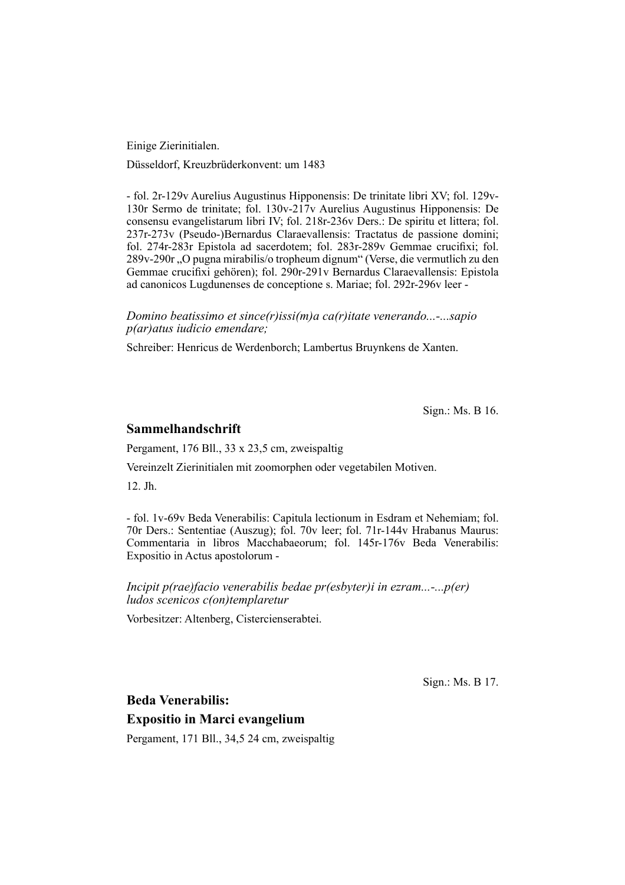Einige Zierinitialen.

Düsseldorf, Kreuzbrüderkonvent: um 1483

- fol. 2r-129v Aurelius Augustinus Hipponensis: De trinitate libri XV; fol. 129v-130r Sermo de trinitate; fol. 130v-217v Aurelius Augustinus Hipponensis: De consensu evangelistarum libri IV; fol. 218r-236v Ders.: De spiritu et littera; fol. 237r-273v (Pseudo-)Bernardus Claraevallensis: Tractatus de passione domini; fol. 274r-283r Epistola ad sacerdotem; fol. 283r-289v Gemmae crucifixi; fol. 289v-290r „O pugna mirabilis/o tropheum dignum" (Verse, die vermutlich zu den Gemmae crucifixi gehören); fol. 290r-291v Bernardus Claraevallensis: Epistola ad canonicos Lugdunenses de conceptione s. Mariae; fol. 292r-296v leer -

*Domino beatissimo et since(r)issi(m)a ca(r)itate venerando...-...sapio p(ar)atus iudicio emendare;*

Schreiber: Henricus de Werdenborch; Lambertus Bruynkens de Xanten.

Sign.: Ms. B 16.

## Sammelhandschrift

Pergament, 176 Bll., 33 x 23,5 cm, zweispaltig

Vereinzelt Zierinitialen mit zoomorphen oder vegetabilen Motiven.

12. Jh.

- fol. 1v-69v Beda Venerabilis: Capitula lectionum in Esdram et Nehemiam; fol. 70r Ders.: Sententiae (Auszug); fol. 70v leer; fol. 71r-144v Hrabanus Maurus: Commentaria in libros Macchabaeorum; fol. 145r-176v Beda Venerabilis: Expositio in Actus apostolorum -

*Incipit p(rae)facio venerabilis bedae pr(esbyter)i in ezram...-...p(er) ludos scenicos c(on)templaretur*

Vorbesitzer: Altenberg, Cistercienserabtei.

Sign.: Ms. B 17.

## Beda Venerabilis: Expositio in Marci evangelium

Pergament, 171 Bll., 34,5 24 cm, zweispaltig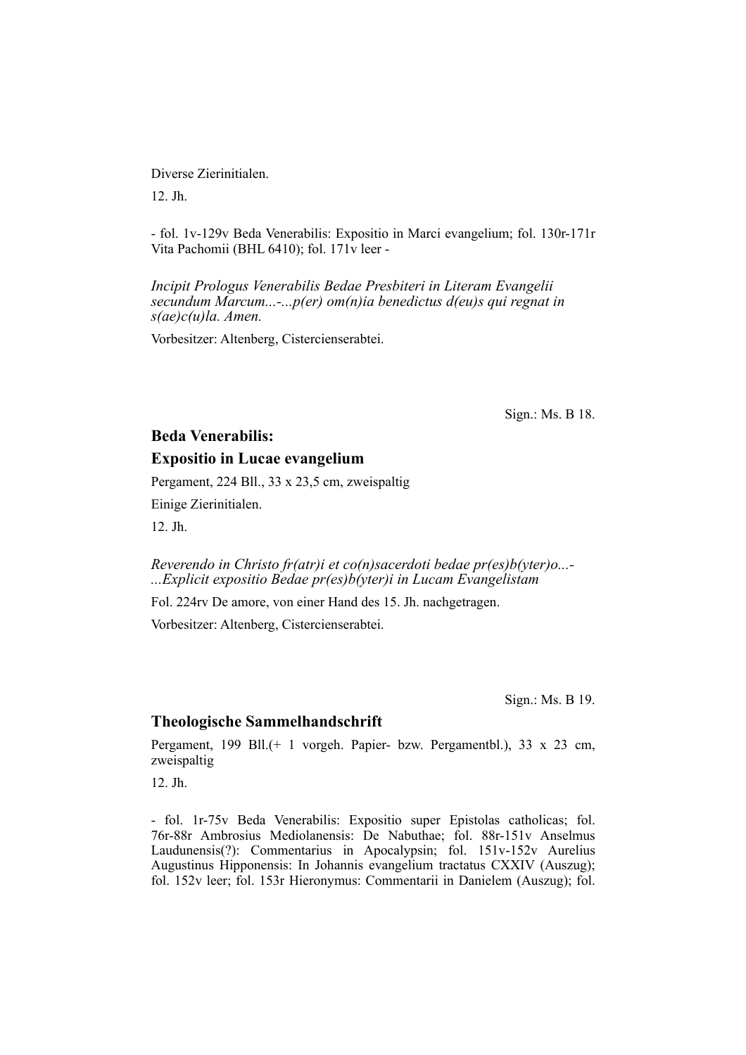Diverse Zierinitialen.

12. Jh.

- fol. 1v-129v Beda Venerabilis: Expositio in Marci evangelium; fol. 130r-171r Vita Pachomii (BHL 6410); fol. 171v leer -

*Incipit Prologus Venerabilis Bedae Presbiteri in Literam Evangelii secundum Marcum...-...p(er) om(n)ia benedictus d(eu)s qui regnat in s(ae)c(u)la. Amen.*

Vorbesitzer: Altenberg, Cistercienserabtei.

Sign.: Ms. B 18.

## Beda Venerabilis:
## Expositio in Lucae evangelium

Pergament, 224 Bll., 33 x 23,5 cm, zweispaltig

Einige Zierinitialen.

12. Jh.

*Reverendo in Christo fr(atr)i et co(n)sacerdoti bedae pr(es)b(yter)o...-...Explicit expositio Bedae pr(es)b(yter)i in Lucam Evangelistam*

Fol. 224rv De amore, von einer Hand des 15. Jh. nachgetragen.

Vorbesitzer: Altenberg, Cistercienserabtei.

Sign.: Ms. B 19.

## Theologische Sammelhandschrift

Pergament, 199 Bll.(+ 1 vorgeh. Papier- bzw. Pergamentbl.), 33 x 23 cm, zweispaltig

12. Jh.

- fol. 1r-75v Beda Venerabilis: Expositio super Epistolas catholicas; fol. 76r-88r Ambrosius Mediolanensis: De Nabuthae; fol. 88r-151v Anselmus Laudunensis(?): Commentarius in Apocalypsin; fol. 151v-152v Aurelius Augustinus Hipponensis: In Johannis evangelium tractatus CXXIV (Auszug); fol. 152v leer; fol. 153r Hieronymus: Commentarii in Danielem (Auszug); fol.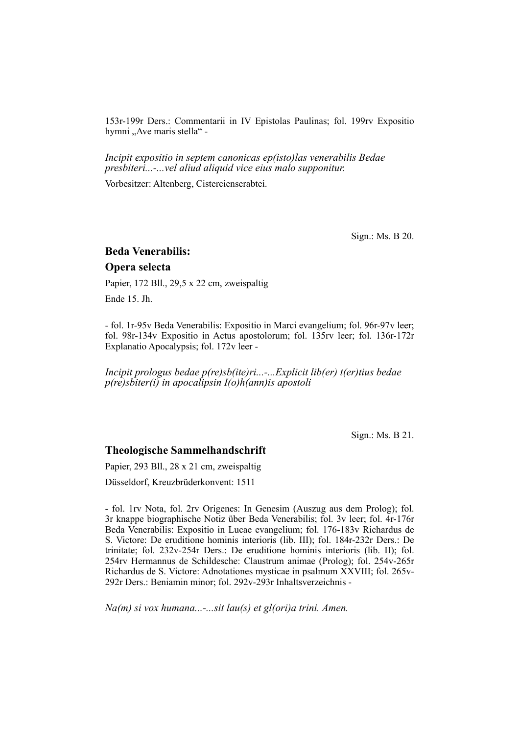153r-199r Ders.: Commentarii in IV Epistolas Paulinas; fol. 199rv Expositio hymni „Ave maris stella" -

*Incipit expositio in septem canonicas ep(isto)las venerabilis Bedae presbiteri...-...vel aliud aliquid vice eius malo supponitur.*

Vorbesitzer: Altenberg, Cistercienserabtei.

Sign.: Ms. B 20.

### Beda Venerabilis:

### Opera selecta

Papier, 172 Bll., 29,5 x 22 cm, zweispaltig

Ende 15. Jh.

- fol. 1r-95v Beda Venerabilis: Expositio in Marci evangelium; fol. 96r-97v leer; fol. 98r-134v Expositio in Actus apostolorum; fol. 135rv leer; fol. 136r-172r Explanatio Apocalypsis; fol. 172v leer -

*Incipit prologus bedae p(re)sb(ite)ri...-...Explicit lib(er) t(er)tius bedae p(re)sbiter(i) in apocalipsin I(o)h(ann)is apostoli*

Sign.: Ms. B 21.

### Theologische Sammelhandschrift

Papier, 293 Bll., 28 x 21 cm, zweispaltig

Düsseldorf, Kreuzbrüderkonvent: 1511

- fol. 1rv Nota, fol. 2rv Origenes: In Genesim (Auszug aus dem Prolog); fol. 3r knappe biographische Notiz über Beda Venerabilis; fol. 3v leer; fol. 4r-176r Beda Venerabilis: Expositio in Lucae evangelium; fol. 176-183v Richardus de S. Victore: De eruditione hominis interioris (lib. III); fol. 184r-232r Ders.: De trinitate; fol. 232v-254r Ders.: De eruditione hominis interioris (lib. II); fol. 254rv Hermannus de Schildesche: Claustrum animae (Prolog); fol. 254v-265r Richardus de S. Victore: Adnotationes mysticae in psalmum XXVIII; fol. 265v-292r Ders.: Beniamin minor; fol. 292v-293r Inhaltsverzeichnis -

*Na(m) si vox humana...-...sit lau(s) et gl(ori)a trini. Amen.*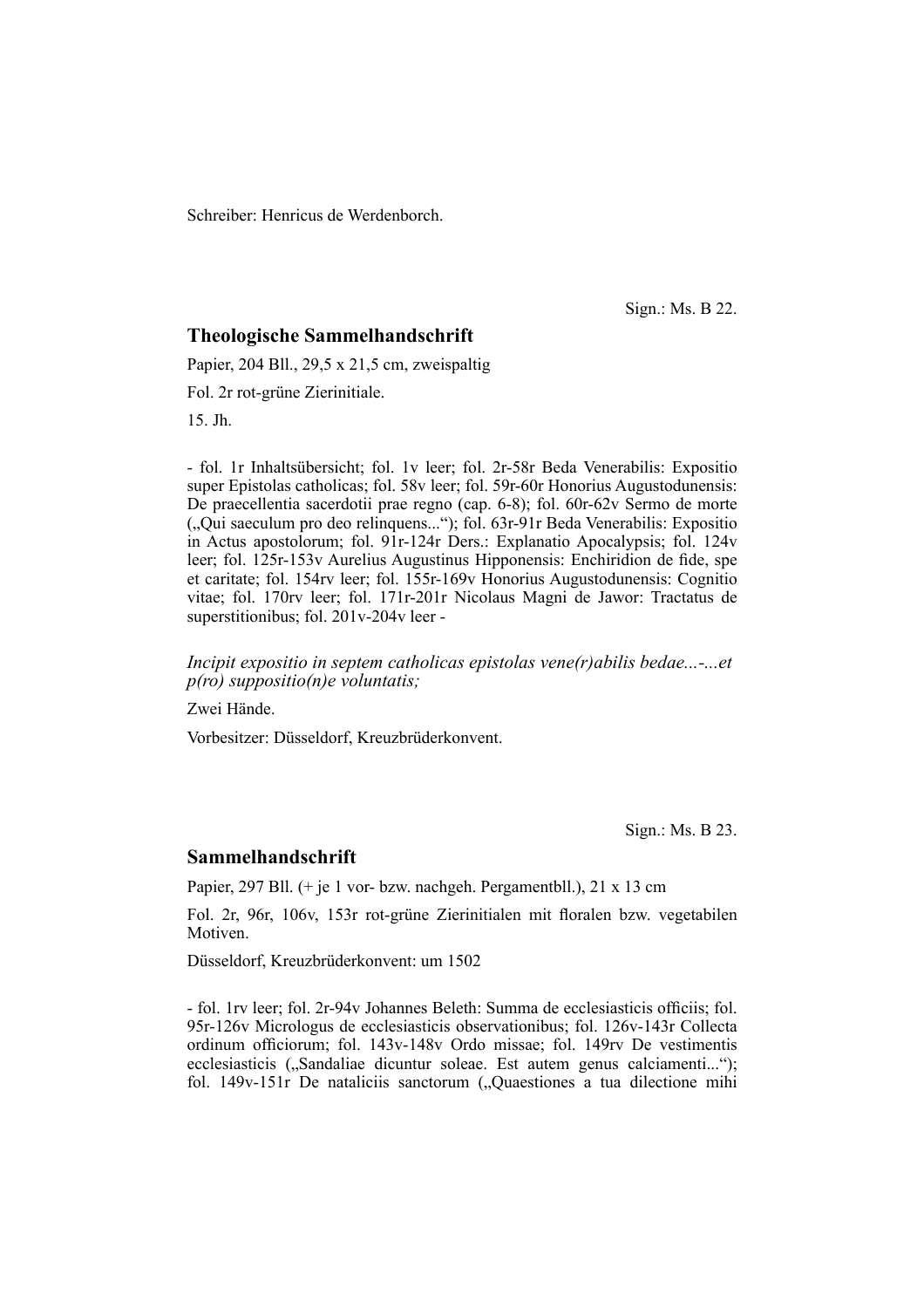Schreiber: Henricus de Werdenborch.

Sign.: Ms. B 22.

## Theologische Sammelhandschrift

Papier, 204 Bll., 29,5 x 21,5 cm, zweispaltig

Fol. 2r rot-grüne Zierinitiale.

15. Jh.

- fol. 1r Inhaltsübersicht; fol. 1v leer; fol. 2r-58r Beda Venerabilis: Expositio super Epistolas catholicas; fol. 58v leer; fol. 59r-60r Honorius Augustodunensis: De praecellentia sacerdotii prae regno (cap. 6-8); fol. 60r-62v Sermo de morte („Qui saeculum pro deo relinquens...“); fol. 63r-91r Beda Venerabilis: Expositio in Actus apostolorum; fol. 91r-124r Ders.: Explanatio Apocalypsis; fol. 124v leer; fol. 125r-153v Aurelius Augustinus Hipponensis: Enchiridion de fide, spe et caritate; fol. 154rv leer; fol. 155r-169v Honorius Augustodunensis: Cognitio vitae; fol. 170rv leer; fol. 171r-201r Nicolaus Magni de Jawor: Tractatus de superstitionibus; fol. 201v-204v leer -

*Incipit expositio in septem catholicas epistolas vene(r)abilis bedae...-...et p(ro) suppositio(n)e voluntatis;*

Zwei Hände.

Vorbesitzer: Düsseldorf, Kreuzbrüderkonvent.

Sign.: Ms. B 23.

## Sammelhandschrift

Papier, 297 Bll. (+ je 1 vor- bzw. nachgeh. Pergamentbll.), 21 x 13 cm

Fol. 2r, 96r, 106v, 153r rot-grüne Zierinitialen mit floralen bzw. vegetabilen Motiven.

Düsseldorf, Kreuzbrüderkonvent: um 1502

- fol. 1rv leer; fol. 2r-94v Johannes Beleth: Summa de ecclesiasticis officiis; fol. 95r-126v Micrologus de ecclesiasticis observationibus; fol. 126v-143r Collecta ordinum officiorum; fol. 143v-148v Ordo missae; fol. 149rv De vestimentis ecclesiasticis („Sandaliae dicuntur soleae. Est autem genus calciamenti...“); fol. 149v-151r De nataliciis sanctorum („Quaestiones a tua dilectione mihi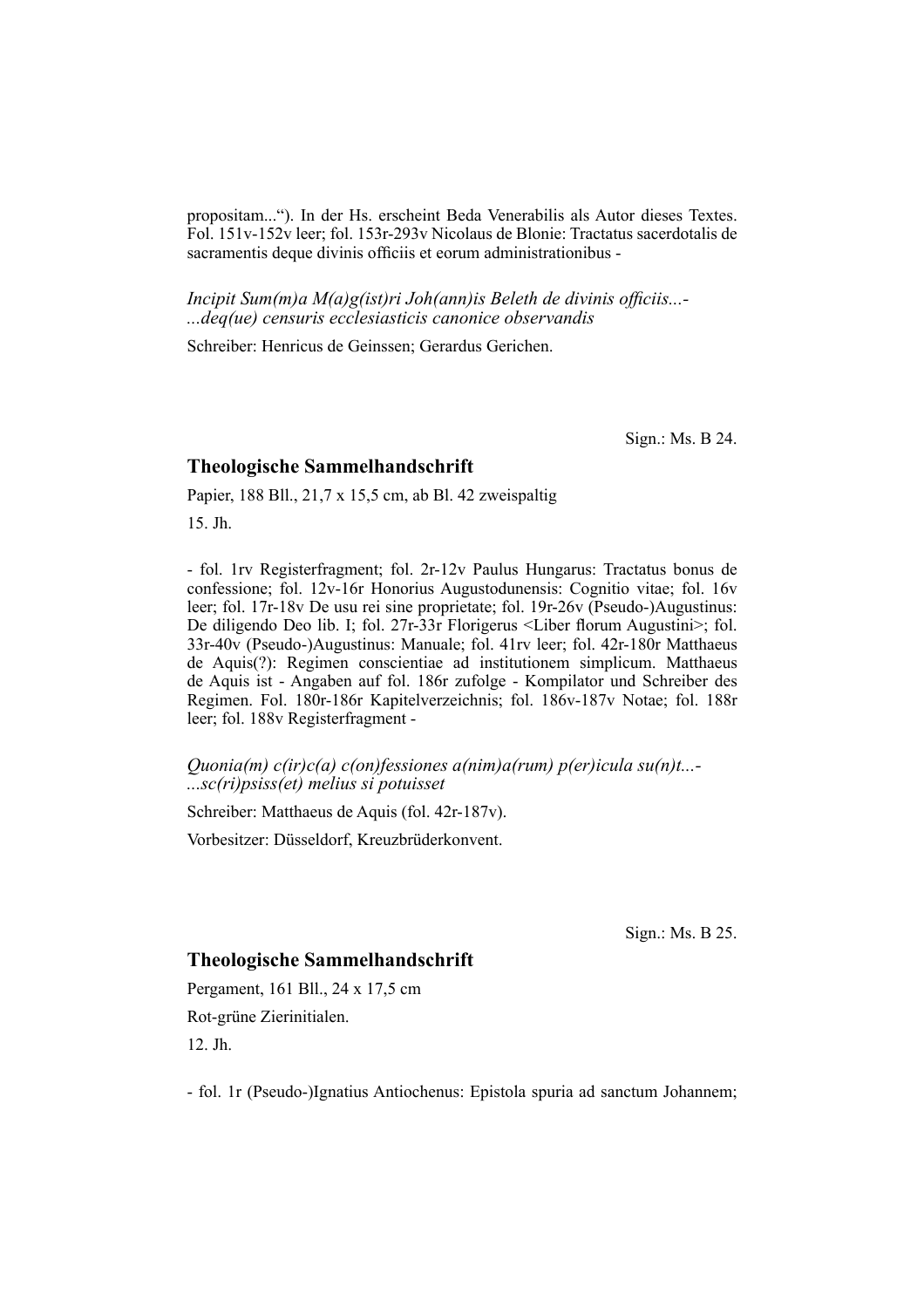propositam...“). In der Hs. erscheint Beda Venerabilis als Autor dieses Textes. Fol. 151v-152v leer; fol. 153r-293v Nicolaus de Blonie: Tractatus sacerdotalis de sacramentis deque divinis officiis et eorum administrationibus -

*Incipit Sum(m)a M(a)g(ist)ri Joh(ann)is Beleth de divinis officiis...-*
*...deq(ue) censuris ecclesiasticis canonice observandis*

Schreiber: Henricus de Geinssen; Gerardus Gerichen.

Sign.: Ms. B 24.

## Theologische Sammelhandschrift

Papier, 188 Bll., 21,7 x 15,5 cm, ab Bl. 42 zweispaltig

15. Jh.

- fol. 1rv Registerfragment; fol. 2r-12v Paulus Hungarus: Tractatus bonus de confessione; fol. 12v-16r Honorius Augustodunensis: Cognitio vitae; fol. 16v leer; fol. 17r-18v De usu rei sine proprietate; fol. 19r-26v (Pseudo-)Augustinus: De diligendo Deo lib. I; fol. 27r-33r Florigerus <Liber florum Augustini>; fol. 33r-40v (Pseudo-)Augustinus: Manuale; fol. 41rv leer; fol. 42r-180r Matthaeus de Aquis(?): Regimen conscientiae ad institutionem simplicum. Matthaeus de Aquis ist - Angaben auf fol. 186r zufolge - Kompilator und Schreiber des Regimen. Fol. 180r-186r Kapitelverzeichnis; fol. 186v-187v Notae; fol. 188r leer; fol. 188v Registerfragment -

*Quonia(m) c(ir)c(a) c(on)fessiones a(nim)a(rum) p(er)icula su(n)t...-*
*...sc(ri)psiss(et) melius si potuisset*

Schreiber: Matthaeus de Aquis (fol. 42r-187v).

Vorbesitzer: Düsseldorf, Kreuzbrüderkonvent.

Sign.: Ms. B 25.

## Theologische Sammelhandschrift

Pergament, 161 Bll., 24 x 17,5 cm

Rot-grüne Zierinitialen.

12. Jh.

- fol. 1r (Pseudo-)Ignatius Antiochenus: Epistola spuria ad sanctum Johannem;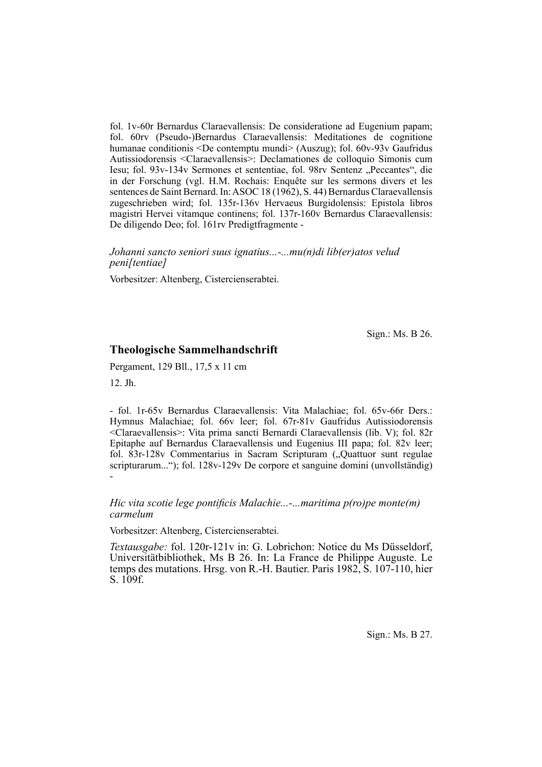fol. 1v-60r Bernardus Claraevallensis: De consideratione ad Eugenium papam; fol. 60rv (Pseudo-)Bernardus Claraevallensis: Meditationes de cognitione humanae conditionis <De contemptu mundi> (Auszug); fol. 60v-93v Gaufridus Autissiodorensis <Claraevallensis>: Declamationes de colloquio Simonis cum Iesu; fol. 93v-134v Sermones et sententiae, fol. 98rv Sentenz „Peccantes", die in der Forschung (vgl. H.M. Rochais: Enquête sur les sermons divers et les sentences de Saint Bernard. In: ASOC 18 (1962), S. 44) Bernardus Claraevallensis zugeschrieben wird; fol. 135r-136v Hervaeus Burgidolensis: Epistola libros magistri Hervei vitamque continens; fol. 137r-160v Bernardus Claraevallensis: De diligendo Deo; fol. 161rv Predigtfragmente -

*Johanni sancto seniori suus ignatius...-...mu(n)di lib(er)atos velud peni[tentiae]*

Vorbesitzer: Altenberg, Cistercienserabtei.

Sign.: Ms. B 26.

## Theologische Sammelhandschrift

Pergament, 129 Bll., 17,5 x 11 cm

12. Jh.

- fol. 1r-65v Bernardus Claraevallensis: Vita Malachiae; fol. 65v-66r Ders.: Hymnus Malachiae; fol. 66v leer; fol. 67r-81v Gaufridus Autissiodorensis <Claraevallensis>: Vita prima sancti Bernardi Claraevallensis (lib. V); fol. 82r Epitaphe auf Bernardus Claraevallensis und Eugenius III papa; fol. 82v leer; fol. 83r-128v Commentarius in Sacram Scripturam („Quattuor sunt regulae scripturarum..."); fol. 128v-129v De corpore et sanguine domini (unvollständig) -

*Hic vita scotie lege pontificis Malachie...-...maritima p(ro)pe monte(m) carmelum*

Vorbesitzer: Altenberg, Cistercienserabtei.

*Textausgabe:* fol. 120r-121v in: G. Lobrichon: Notice du Ms Düsseldorf, Universitätbibliothek, Ms B 26. In: La France de Philippe Auguste. Le temps des mutations. Hrsg. von R.-H. Bautier. Paris 1982, S. 107-110, hier S. 109f.

Sign.: Ms. B 27.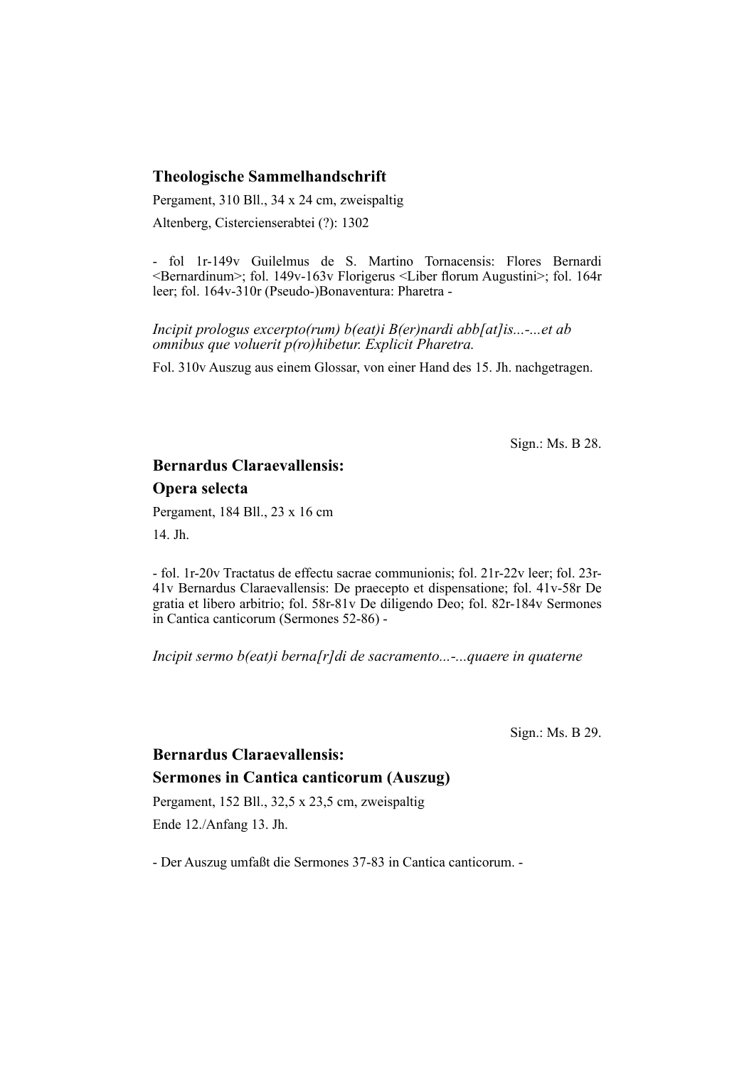### Theologische Sammelhandschrift

Pergament, 310 Bll., 34 x 24 cm, zweispaltig

Altenberg, Cistercienserabtei (?): 1302

- fol 1r-149v Guilelmus de S. Martino Tornacensis: Flores Bernardi <Bernardinum>; fol. 149v-163v Florigerus <Liber florum Augustini>; fol. 164r leer; fol. 164v-310r (Pseudo-)Bonaventura: Pharetra -

*Incipit prologus excerpto(rum) b(eat)i B(er)nardi abb[at]is...-...et ab omnibus que voluerit p(ro)hibetur. Explicit Pharetra.*

Fol. 310v Auszug aus einem Glossar, von einer Hand des 15. Jh. nachgetragen.

Sign.: Ms. B 28.

### Bernardus Claraevallensis:
### Opera selecta

Pergament, 184 Bll., 23 x 16 cm

14. Jh.

- fol. 1r-20v Tractatus de effectu sacrae communionis; fol. 21r-22v leer; fol. 23r-41v Bernardus Claraevallensis: De praecepto et dispensatione; fol. 41v-58r De gratia et libero arbitrio; fol. 58r-81v De diligendo Deo; fol. 82r-184v Sermones in Cantica canticorum (Sermones 52-86) -

*Incipit sermo b(eat)i berna[r]di de sacramento...-...quaere in quaterne*

Sign.: Ms. B 29.

### Bernardus Claraevallensis:
### Sermones in Cantica canticorum (Auszug)

Pergament, 152 Bll., 32,5 x 23,5 cm, zweispaltig

Ende 12./Anfang 13. Jh.

- Der Auszug umfaßt die Sermones 37-83 in Cantica canticorum. -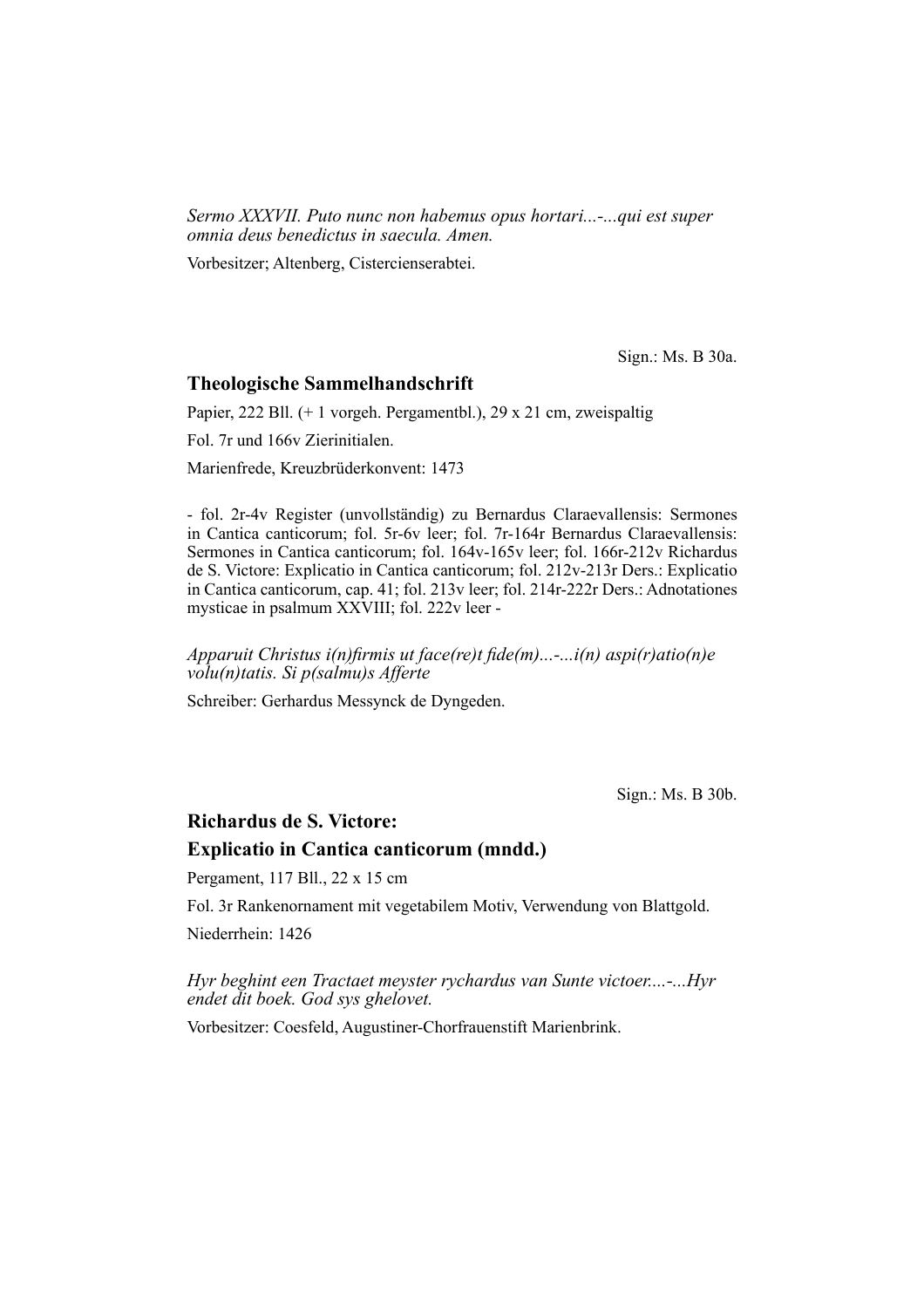*Sermo XXXVII. Puto nunc non habemus opus hortari...-...qui est super omnia deus benedictus in saecula. Amen.*

Vorbesitzer; Altenberg, Cistercienserabtei.

Sign.: Ms. B 30a.

### Theologische Sammelhandschrift

Papier, 222 Bll. (+ 1 vorgeh. Pergamentbl.), 29 x 21 cm, zweispaltig

Fol. 7r und 166v Zierinitialen.

Marienfrede, Kreuzbrüderkonvent: 1473

- fol. 2r-4v Register (unvollständig) zu Bernardus Claraevallensis: Sermones in Cantica canticorum; fol. 5r-6v leer; fol. 7r-164r Bernardus Claraevallensis: Sermones in Cantica canticorum; fol. 164v-165v leer; fol. 166r-212v Richardus de S. Victore: Explicatio in Cantica canticorum; fol. 212v-213r Ders.: Explicatio in Cantica canticorum, cap. 41; fol. 213v leer; fol. 214r-222r Ders.: Adnotationes mysticae in psalmum XXVIII; fol. 222v leer -

*Apparuit Christus i(n)firmis ut face(re)t fide(m)...-...i(n) aspi(r)atio(n)e volu(n)tatis. Si p(salmu)s Afferte*

Schreiber: Gerhardus Messynck de Dyngeden.

Sign.: Ms. B 30b.

### Richardus de S. Victore:
### Explicatio in Cantica canticorum (mndd.)

Pergament, 117 Bll., 22 x 15 cm

Fol. 3r Rankenornament mit vegetabilem Motiv, Verwendung von Blattgold.

Niederrhein: 1426

*Hyr beghint een Tractaet meyster rychardus van Sunte victoer...-...Hyr endet dit boek. God sys ghelovet.*

Vorbesitzer: Coesfeld, Augustiner-Chorfrauenstift Marienbrink.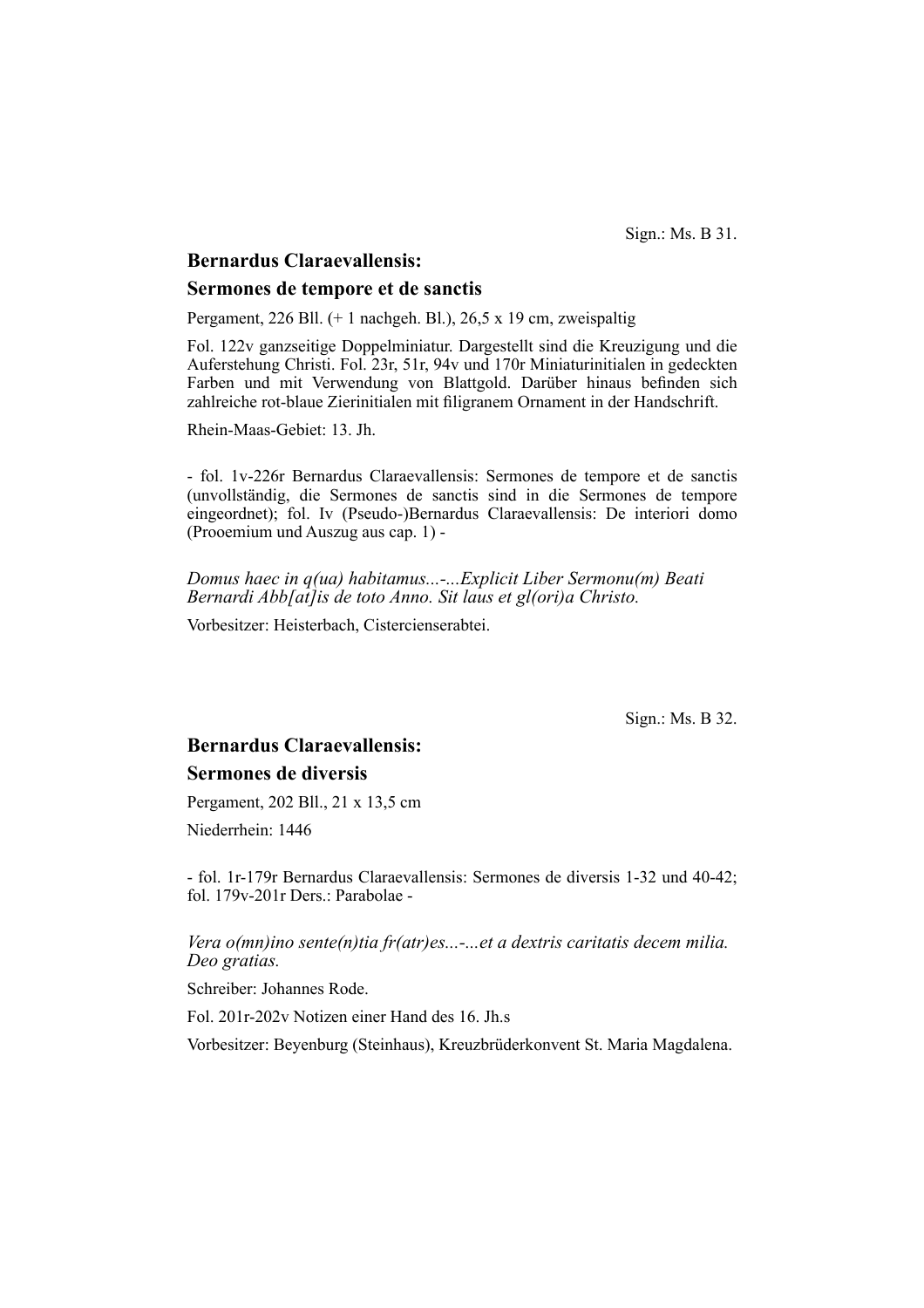Sign.: Ms. B 31.

## Bernardus Claraevallensis:

## Sermones de tempore et de sanctis

Pergament, 226 Bll. (+ 1 nachgeh. Bl.), 26,5 x 19 cm, zweispaltig

Fol. 122v ganzseitige Doppelminiatur. Dargestellt sind die Kreuzigung und die Auferstehung Christi. Fol. 23r, 51r, 94v und 170r Miniaturinitialen in gedeckten Farben und mit Verwendung von Blattgold. Darüber hinaus befinden sich zahlreiche rot-blaue Zierinitialen mit filigranem Ornament in der Handschrift.

Rhein-Maas-Gebiet: 13. Jh.

- fol. 1v-226r Bernardus Claraevallensis: Sermones de tempore et de sanctis (unvollständig, die Sermones de sanctis sind in die Sermones de tempore eingeordnet); fol. Iv (Pseudo-)Bernardus Claraevallensis: De interiori domo (Prooemium und Auszug aus cap. 1) -

*Domus haec in q(ua) habitamus...-...Explicit Liber Sermonu(m) Beati Bernardi Abb[at]is de toto Anno. Sit laus et gl(ori)a Christo.*

Vorbesitzer: Heisterbach, Cistercienserabtei.

Sign.: Ms. B 32.

## Bernardus Claraevallensis:

## Sermones de diversis

Pergament, 202 Bll., 21 x 13,5 cm

Niederrhein: 1446

- fol. 1r-179r Bernardus Claraevallensis: Sermones de diversis 1-32 und 40-42; fol. 179v-201r Ders.: Parabolae -

*Vera o(mn)ino sente(n)tia fr(atr)es...-...et a dextris caritatis decem milia. Deo gratias.*

Schreiber: Johannes Rode.

Fol. 201r-202v Notizen einer Hand des 16. Jh.s

Vorbesitzer: Beyenburg (Steinhaus), Kreuzbrüderkonvent St. Maria Magdalena.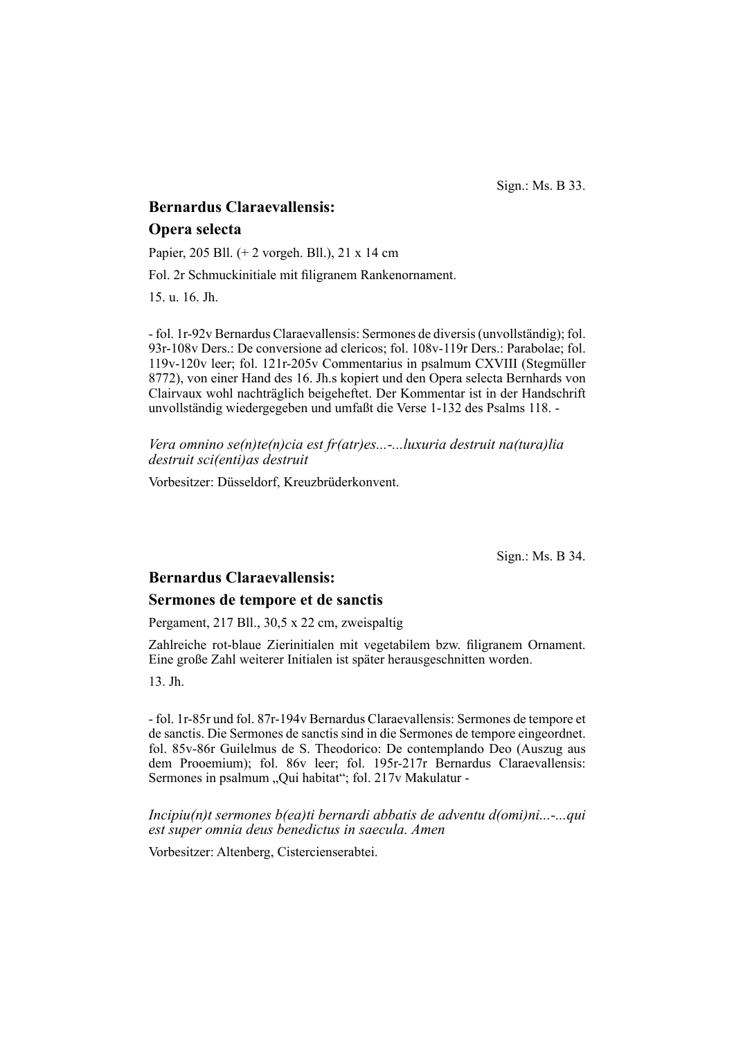Sign.: Ms. B 33.

## Bernardus Claraevallensis:

## Opera selecta

Papier, 205 Bll. (+ 2 vorgeh. Bll.), 21 x 14 cm

Fol. 2r Schmuckinitiale mit filigranem Rankenornament.

15. u. 16. Jh.

- fol. 1r-92v Bernardus Claraevallensis: Sermones de diversis (unvollständig); fol. 93r-108v Ders.: De conversione ad clericos; fol. 108v-119r Ders.: Parabolae; fol. 119v-120v leer; fol. 121r-205v Commentarius in psalmum CXVIII (Stegmüller 8772), von einer Hand des 16. Jh.s kopiert und den Opera selecta Bernhards von Clairvaux wohl nachträglich beigeheftet. Der Kommentar ist in der Handschrift unvollständig wiedergegeben und umfaßt die Verse 1-132 des Psalms 118. -

*Vera omnino se(n)te(n)cia est fr(atr)es...-...luxuria destruit na(tura)lia destruit sci(enti)as destruit*

Vorbesitzer: Düsseldorf, Kreuzbrüderkonvent.

Sign.: Ms. B 34.

## Bernardus Claraevallensis:

## Sermones de tempore et de sanctis

Pergament, 217 Bll., 30,5 x 22 cm, zweispaltig

Zahlreiche rot-blaue Zierinitialen mit vegetabilem bzw. filigranem Ornament. Eine große Zahl weiterer Initialen ist später herausgeschnitten worden.

13. Jh.

- fol. 1r-85r und fol. 87r-194v Bernardus Claraevallensis: Sermones de tempore et de sanctis. Die Sermones de sanctis sind in die Sermones de tempore eingeordnet. fol. 85v-86r Guilelmus de S. Theodorico: De contemplando Deo (Auszug aus dem Prooemium); fol. 86v leer; fol. 195r-217r Bernardus Claraevallensis: Sermones in psalmum „Qui habitat"; fol. 217v Makulatur -

*Incipiu(n)t sermones b(ea)ti bernardi abbatis de adventu d(omi)ni...-...qui est super omnia deus benedictus in saecula. Amen*

Vorbesitzer: Altenberg, Cistercienserabtei.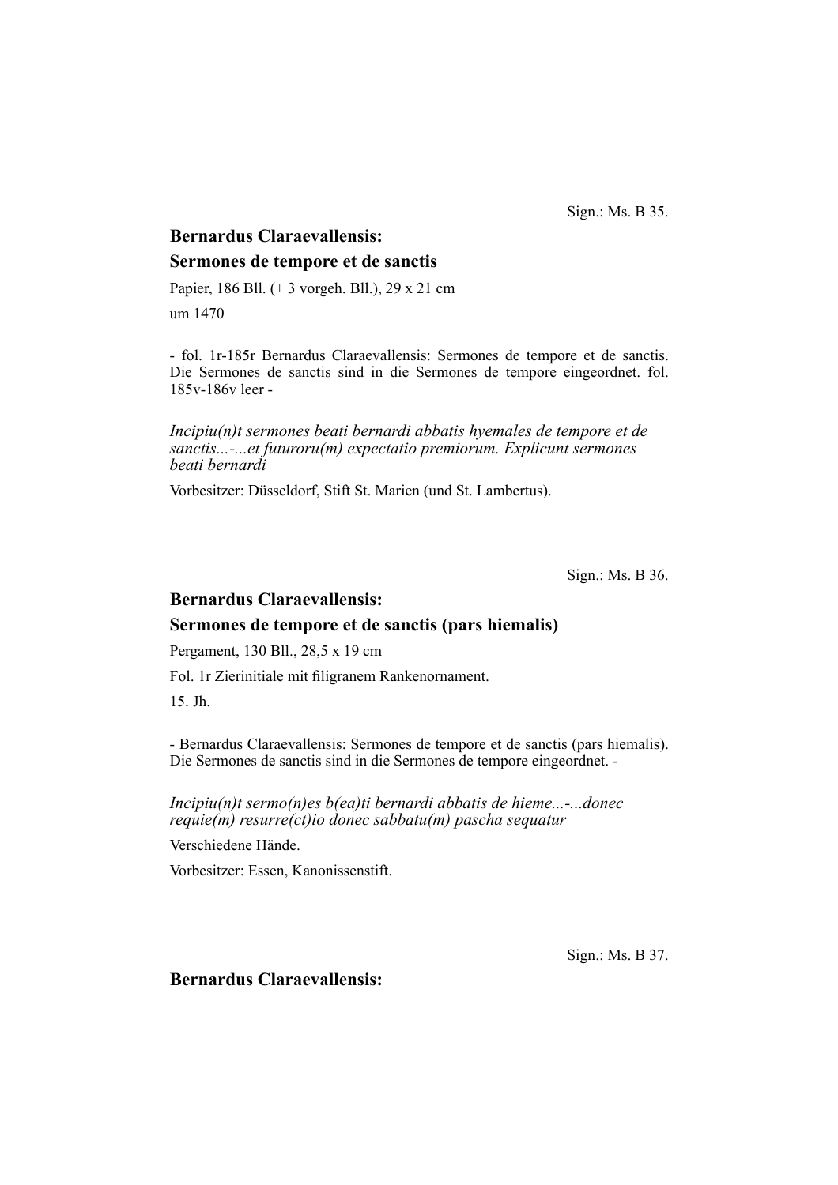Sign.: Ms. B 35.

## Bernardus Claraevallensis:

## Sermones de tempore et de sanctis

Papier, 186 Bll. (+ 3 vorgeh. Bll.), 29 x 21 cm

um 1470

- fol. 1r-185r Bernardus Claraevallensis: Sermones de tempore et de sanctis. Die Sermones de sanctis sind in die Sermones de tempore eingeordnet. fol. 185v-186v leer -

*Incipiu(n)t sermones beati bernardi abbatis hyemales de tempore et de sanctis...-...et futuroru(m) expectatio premiorum. Explicunt sermones beati bernardi*

Vorbesitzer: Düsseldorf, Stift St. Marien (und St. Lambertus).

Sign.: Ms. B 36.

## Bernardus Claraevallensis:

## Sermones de tempore et de sanctis (pars hiemalis)

Pergament, 130 Bll., 28,5 x 19 cm

Fol. 1r Zierinitiale mit filigranem Rankenornament.

15. Jh.

- Bernardus Claraevallensis: Sermones de tempore et de sanctis (pars hiemalis). Die Sermones de sanctis sind in die Sermones de tempore eingeordnet. -

*Incipiu(n)t sermo(n)es b(ea)ti bernardi abbatis de hieme...-...donec requie(m) resurre(ct)io donec sabbatu(m) pascha sequatur*

Verschiedene Hände.

Vorbesitzer: Essen, Kanonissenstift.

Sign.: Ms. B 37.

## Bernardus Claraevallensis: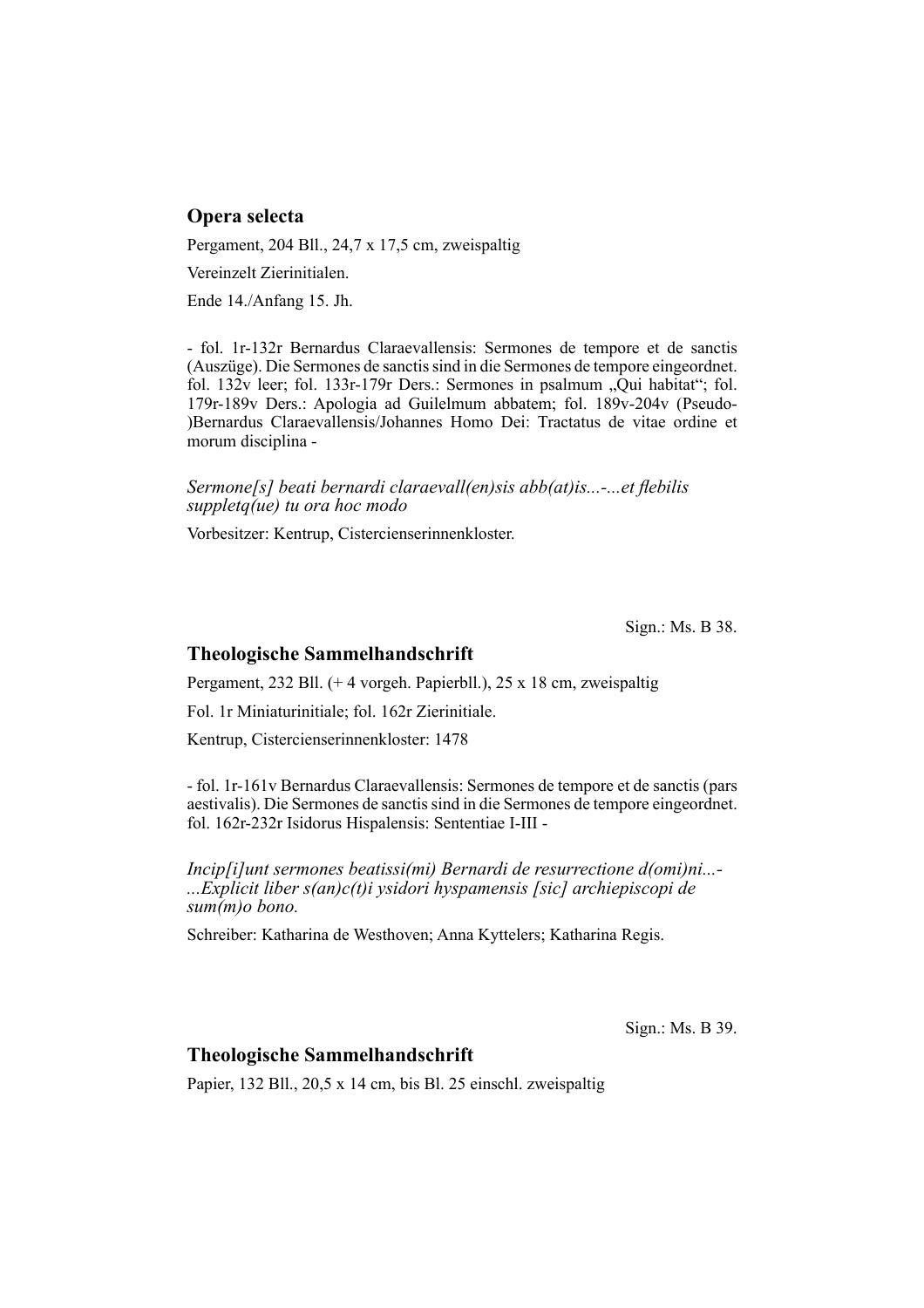## Opera selecta

Pergament, 204 Bll., 24,7 x 17,5 cm, zweispaltig

Vereinzelt Zierinitialen.

Ende 14./Anfang 15. Jh.

- fol. 1r-132r Bernardus Claraevallensis: Sermones de tempore et de sanctis (Auszüge). Die Sermones de sanctis sind in die Sermones de tempore eingeordnet. fol. 132v leer; fol. 133r-179r Ders.: Sermones in psalmum „Qui habitat"; fol. 179r-189v Ders.: Apologia ad Guilelmum abbatem; fol. 189v-204v (Pseudo-)Bernardus Claraevallensis/Johannes Homo Dei: Tractatus de vitae ordine et morum disciplina -

*Sermone[s] beati bernardi claraevall(en)sis abb(at)is...-...et flebilis suppletq(ue) tu ora hoc modo*

Vorbesitzer: Kentrup, Cisterciensernnenkloster.

Sign.: Ms. B 38.

## Theologische Sammelhandschrift

Pergament, 232 Bll. (+ 4 vorgeh. Papierbll.), 25 x 18 cm, zweispaltig

Fol. 1r Miniaturinitiale; fol. 162r Zierinitiale.

Kentrup, Cisterciensernnenkloster: 1478

- fol. 1r-161v Bernardus Claraevallensis: Sermones de tempore et de sanctis (pars aestivalis). Die Sermones de sanctis sind in die Sermones de tempore eingeordnet. fol. 162r-232r Isidorus Hispalensis: Sententiae I-III -

*Incip[i]unt sermones beatissi(mi) Bernardi de resurrectione d(omi)ni...-...Explicit liber s(an)c(t)i ysidori hyspamensis [sic] archiepiscopi de sum(m)o bono.*

Schreiber: Katharina de Westhoven; Anna Kyttelers; Katharina Regis.

Sign.: Ms. B 39.

## Theologische Sammelhandschrift

Papier, 132 Bll., 20,5 x 14 cm, bis Bl. 25 einschl. zweispaltig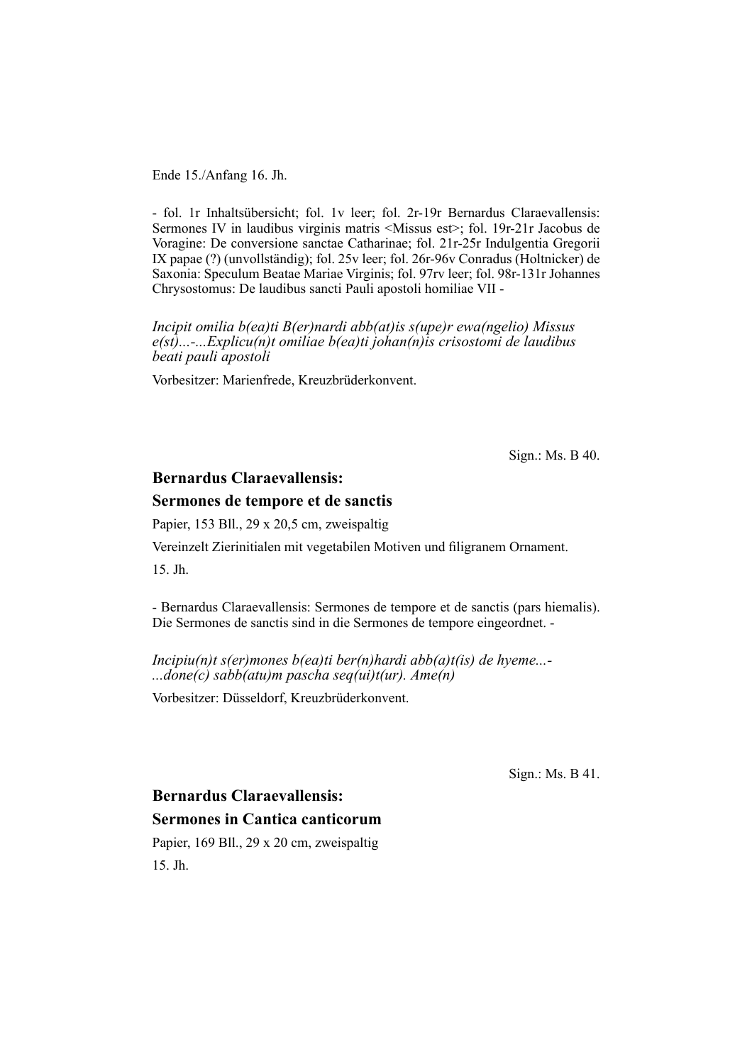Ende 15./Anfang 16. Jh.

- fol. 1r Inhaltsübersicht; fol. 1v leer; fol. 2r-19r Bernardus Claraevallensis: Sermones IV in laudibus virginis matris <Missus est>; fol. 19r-21r Jacobus de Voragine: De conversione sanctae Catharinae; fol. 21r-25r Indulgentia Gregorii IX papae (?) (unvollständig); fol. 25v leer; fol. 26r-96v Conradus (Holtnicker) de Saxonia: Speculum Beatae Mariae Virginis; fol. 97rv leer; fol. 98r-131r Johannes Chrysostomus: De laudibus sancti Pauli apostoli homiliae VII -

*Incipit omilia b(ea)ti B(er)nardi abb(at)is s(upe)r ewa(ngelio) Missus e(st)...-...Explicu(n)t omiliae b(ea)ti johan(n)is crisostomi de laudibus beati pauli apostoli*

Vorbesitzer: Marienfrede, Kreuzbrüderkonvent.

Sign.: Ms. B 40.

## Bernardus Claraevallensis: Sermones de tempore et de sanctis

Papier, 153 Bll., 29 x 20,5 cm, zweispaltig

Vereinzelt Zierinitialen mit vegetabilen Motiven und filigranem Ornament.

15. Jh.

- Bernardus Claraevallensis: Sermones de tempore et de sanctis (pars hiemalis). Die Sermones de sanctis sind in die Sermones de tempore eingeordnet. -

*Incipiu(n)t s(er)mones b(ea)ti ber(n)hardi abb(a)t(is) de hyeme...-...done(c) sabb(atu)m pascha seq(ui)t(ur). Ame(n)*

Vorbesitzer: Düsseldorf, Kreuzbrüderkonvent.

Sign.: Ms. B 41.

## Bernardus Claraevallensis: Sermones in Cantica canticorum

Papier, 169 Bll., 29 x 20 cm, zweispaltig

15. Jh.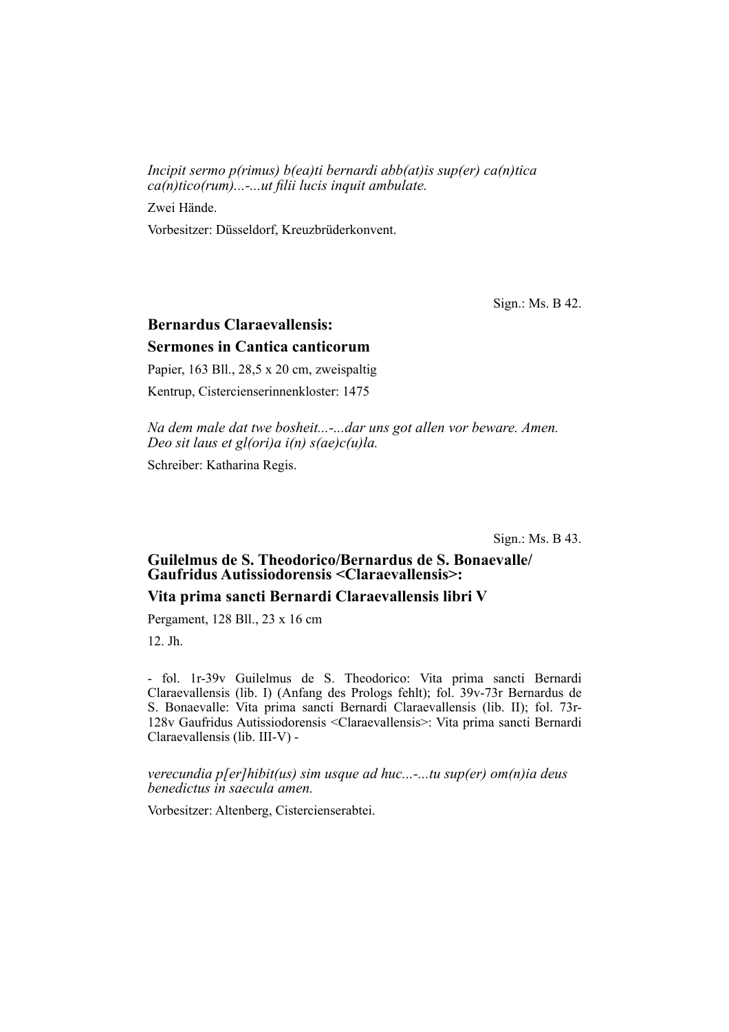*Incipit sermo p(rimus) b(ea)ti bernardi abb(at)is sup(er) ca(n)tica ca(n)tico(rum)...-...ut filii lucis inquit ambulate.*

Zwei Hände.

Vorbesitzer: Düsseldorf, Kreuzbrüderkonvent.

Sign.: Ms. B 42.

## Bernardus Claraevallensis:

## Sermones in Cantica canticorum

Papier, 163 Bll., 28,5 x 20 cm, zweispaltig

Kentrup, Cisterciensernnenkloster: 1475

*Na dem male dat twe bosheit...-...dar uns got allen vor beware. Amen. Deo sit laus et gl(ori)a i(n) s(ae)c(u)la.*

Schreiber: Katharina Regis.

Sign.: Ms. B 43.

## Guilelmus de S. Theodorico/Bernardus de S. Bonaevalle/ Gaufridus Autissiodorensis <Claraevallensis>:

## Vita prima sancti Bernardi Claraevallensis libri V

Pergament, 128 Bll., 23 x 16 cm

12. Jh.

- fol. 1r-39v Guilelmus de S. Theodorico: Vita prima sancti Bernardi Claraevallensis (lib. I) (Anfang des Prologs fehlt); fol. 39v-73r Bernardus de S. Bonaevalle: Vita prima sancti Bernardi Claraevallensis (lib. II); fol. 73r-128v Gaufridus Autissiodorensis <Claraevallensis>: Vita prima sancti Bernardi Claraevallensis (lib. III-V) -

*verecundia p[er]hibit(us) sim usque ad huc...-...tu sup(er) om(n)ia deus benedictus in saecula amen.*

Vorbesitzer: Altenberg, Cistercienserabtei.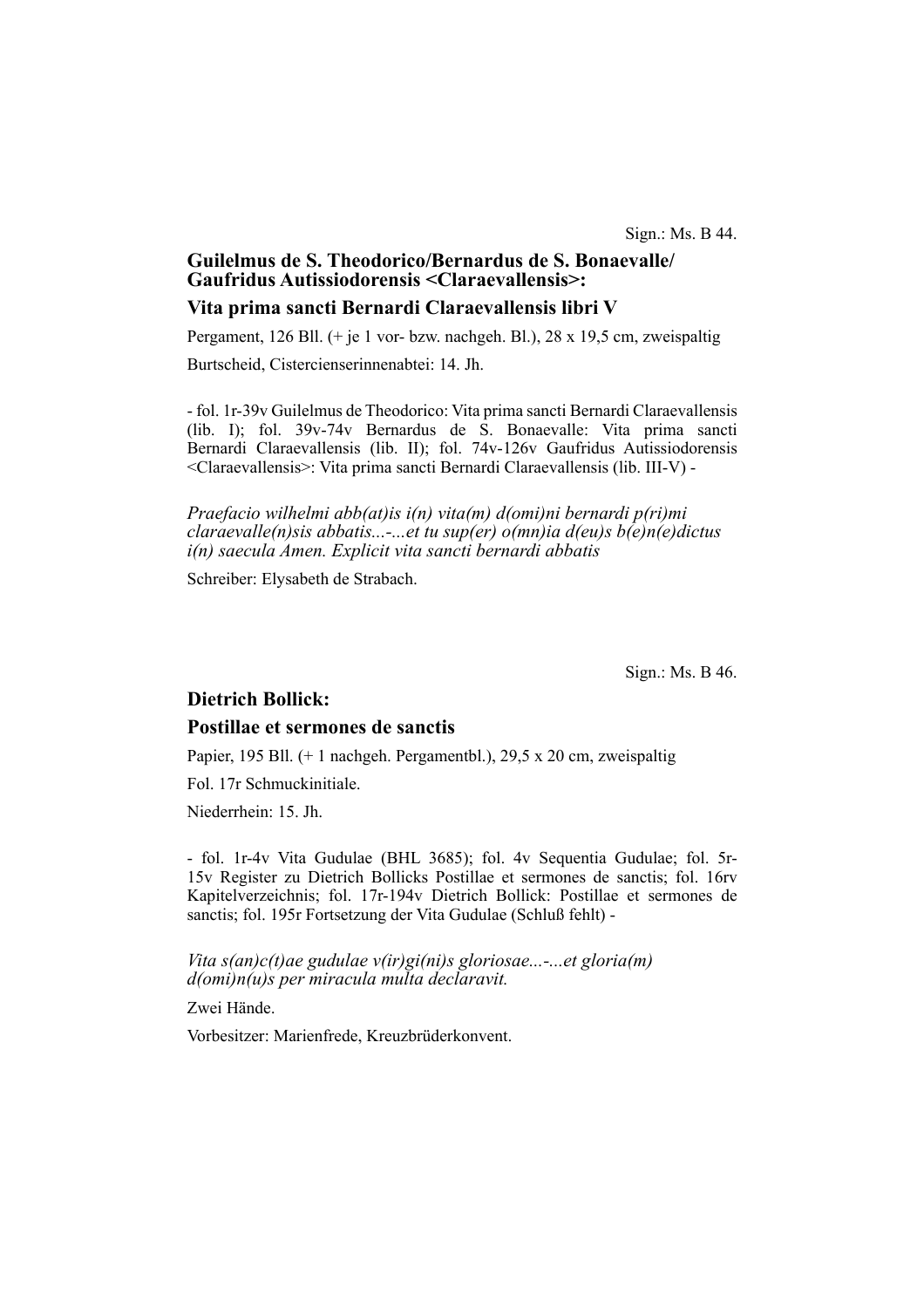Sign.: Ms. B 44.

## Guilelmus de S. Theodorico/Bernardus de S. Bonaevalle/ Gaufridus Autissiodorensis <Claraevallensis>:

## Vita prima sancti Bernardi Claraevallensis libri V

Pergament, 126 Bll. (+ je 1 vor- bzw. nachgeh. Bl.), 28 x 19,5 cm, zweispaltig

Burtscheid, Cisterciensernnenabtei: 14. Jh.

- fol. 1r-39v Guilelmus de Theodorico: Vita prima sancti Bernardi Claraevallensis (lib. I); fol. 39v-74v Bernardus de S. Bonaevalle: Vita prima sancti Bernardi Claraevallensis (lib. II); fol. 74v-126v Gaufridus Autissiodorensis <Claraevallensis>: Vita prima sancti Bernardi Claraevallensis (lib. III-V) -

*Praefacio wilhelmi abb(at)is i(n) vita(m) d(omi)ni bernardi p(ri)mi claraevalle(n)sis abbatis...-...et tu sup(er) o(mn)ia d(eu)s b(e)n(e)dictus i(n) saecula Amen. Explicit vita sancti bernardi abbatis*

Schreiber: Elysabeth de Strabach.

Sign.: Ms. B 46.

## Dietrich Bollick:

## Postillae et sermones de sanctis

Papier, 195 Bll. (+ 1 nachgeh. Pergamentbl.), 29,5 x 20 cm, zweispaltig

Fol. 17r Schmuckinitiale.

Niederrhein: 15. Jh.

- fol. 1r-4v Vita Gudulae (BHL 3685); fol. 4v Sequentia Gudulae; fol. 5r-15v Register zu Dietrich Bollicks Postillae et sermones de sanctis; fol. 16rv Kapitelverzeichnis; fol. 17r-194v Dietrich Bollick: Postillae et sermones de sanctis; fol. 195r Fortsetzung der Vita Gudulae (Schluß fehlt) -

*Vita s(an)c(t)ae gudulae v(ir)gi(ni)s gloriosae...-...et gloria(m) d(omi)n(u)s per miracula multa declaravit.*

Zwei Hände.

Vorbesitzer: Marienfrede, Kreuzbrüderkonvent.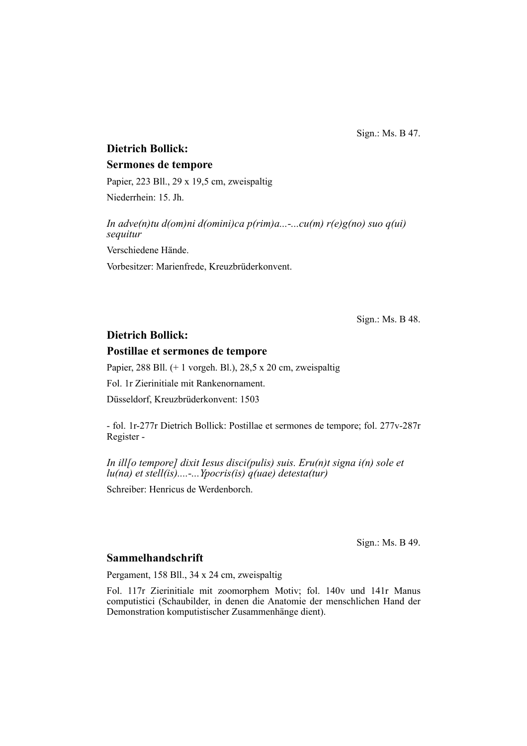Sign.: Ms. B 47.

## Dietrich Bollick:
## Sermones de tempore

Papier, 223 Bll., 29 x 19,5 cm, zweispaltig

Niederrhein: 15. Jh.

*In adve(n)tu d(om)ni d(omini)ca p(rim)a...-...cu(m) r(e)g(no) suo q(ui) sequitur*

Verschiedene Hände.

Vorbesitzer: Marienfrede, Kreuzbrüderkonvent.

Sign.: Ms. B 48.

## Dietrich Bollick:
## Postillae et sermones de tempore

Papier, 288 Bll. (+ 1 vorgeh. Bl.), 28,5 x 20 cm, zweispaltig

Fol. 1r Zierinitiale mit Rankenornament.

Düsseldorf, Kreuzbrüderkonvent: 1503

- fol. 1r-277r Dietrich Bollick: Postillae et sermones de tempore; fol. 277v-287r Register -

*In ill[o tempore] dixit Iesus disci(pulis) suis. Eru(n)t signa i(n) sole et lu(na) et stell(is)....-...Ypocris(is) q(uae) detesta(tur)*

Schreiber: Henricus de Werdenborch.

Sign.: Ms. B 49.

## Sammelhandschrift

Pergament, 158 Bll., 34 x 24 cm, zweispaltig

Fol. 117r Zierinitiale mit zoomorphem Motiv; fol. 140v und 141r Manus computistici (Schaubilder, in denen die Anatomie der menschlichen Hand der Demonstration komputistischer Zusammenhänge dient).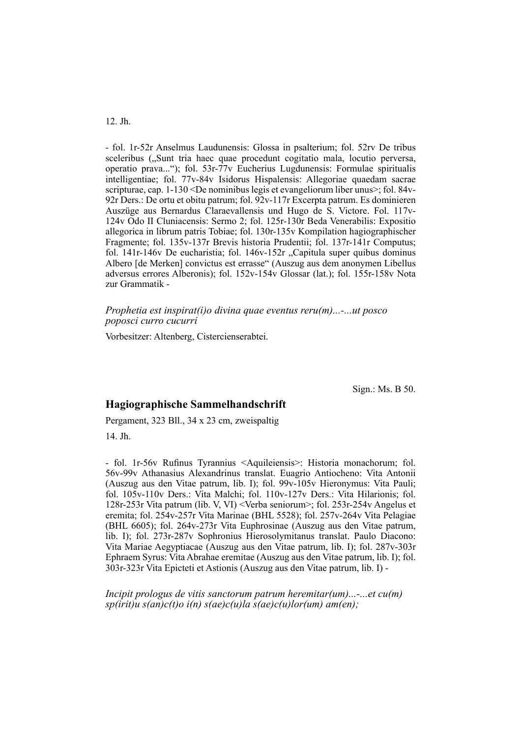12. Jh.

- fol. 1r-52r Anselmus Laudunensis: Glossa in psalterium; fol. 52rv De tribus sceleribus („Sunt tria haec quae procedunt cogitatio mala, locutio perversa, operatio prava...“); fol. 53r-77v Eucherius Lugdunensis: Formulae spiritualis intelligentiae; fol. 77v-84v Isidorus Hispalensis: Allegoriae quaedam sacrae scripturae, cap. 1-130 <De nominibus legis et evangeliorum liber unus>; fol. 84v-92r Ders.: De ortu et obitu patrum; fol. 92v-117r Excerpta patrum. Es dominieren Auszüge aus Bernardus Claraevallensis und Hugo de S. Victore. Fol. 117v-124v Odo II Cluniacensis: Sermo 2; fol. 125r-130r Beda Venerabilis: Expositio allegorica in librum patris Tobiae; fol. 130r-135v Kompilation hagiographischer Fragmente; fol. 135v-137r Brevis historia Prudentii; fol. 137r-141r Computus; fol. 141r-146v De eucharistia; fol. 146v-152r „Capitula super quibus dominus Albero [de Merken] convictus est errasse“ (Auszug aus dem anonymen Libellus adversus errores Alberonis); fol. 152v-154v Glossar (lat.); fol. 155r-158v Nota zur Grammatik -

*Prophetia est inspirat(i)o divina quae eventus reru(m)...-...ut posco poposci curro cucurri*

Vorbesitzer: Altenberg, Cisterzienserabtei.

Sign.: Ms. B 50.

## Hagiographische Sammelhandschrift

Pergament, 323 Bll., 34 x 23 cm, zweispaltig

14. Jh.

- fol. 1r-56v Rufinus Tyrannius <Aquileiensis>: Historia monachorum; fol. 56v-99v Athanasius Alexandrinus translat. Euagrio Antiocheno: Vita Antonii (Auszug aus den Vitae patrum, lib. I); fol. 99v-105v Hieronymus: Vita Pauli; fol. 105v-110v Ders.: Vita Malchi; fol. 110v-127v Ders.: Vita Hilarionis; fol. 128r-253r Vita patrum (lib. V, VI) <Verba seniorum>; fol. 253r-254v Angelus et eremita; fol. 254v-257r Vita Marinae (BHL 5528); fol. 257v-264v Vita Pelagiae (BHL 6605); fol. 264v-273r Vita Euphrosinae (Auszug aus den Vitae patrum, lib. I); fol. 273r-287v Sophronius Hierosolymitanus translat. Paulo Diacono: Vita Mariae Aegyptiacae (Auszug aus den Vitae patrum, lib. I); fol. 287v-303r Ephraem Syrus: Vita Abrahae eremitae (Auszug aus den Vitae patrum, lib. I); fol. 303r-323r Vita Epicteti et Astionis (Auszug aus den Vitae patrum, lib. I) -

*Incipit prologus de vitis sanctorum patrum heremitar(um)...-...et cu(m) sp(irit)u s(an)c(t)o i(n) s(ae)c(u)la s(ae)c(u)lor(um) am(en);*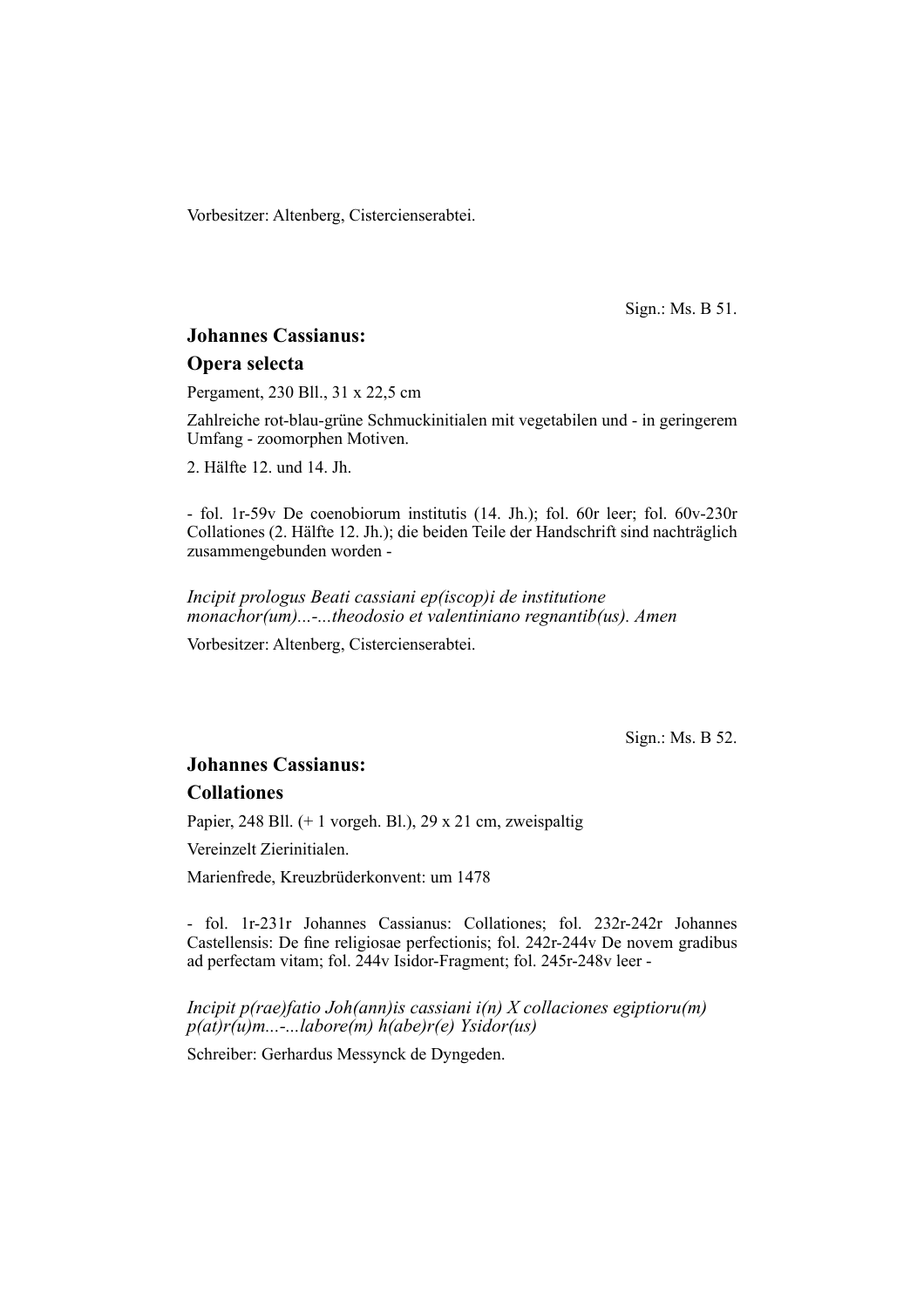Vorbesitzer: Altenberg, Cistercienserabtei.

Sign.: Ms. B 51.

## Johannes Cassianus:

## Opera selecta

Pergament, 230 Bll., 31 x 22,5 cm

Zahlreiche rot-blau-grüne Schmuckinitialen mit vegetabilen und - in geringerem Umfang - zoomorphen Motiven.

2. Hälfte 12. und 14. Jh.

- fol. 1r-59v De coenobiorum institutis (14. Jh.); fol. 60r leer; fol. 60v-230r Collationes (2. Hälfte 12. Jh.); die beiden Teile der Handschrift sind nachträglich zusammengebunden worden -

*Incipit prologus Beati cassiani ep(iscop)i de institutione monachor(um)...-...theodosio et valentiniano regnantib(us). Amen*

Vorbesitzer: Altenberg, Cistercienserabtei.

Sign.: Ms. B 52.

## Johannes Cassianus:

## Collationes

Papier, 248 Bll. (+ 1 vorgeh. Bl.), 29 x 21 cm, zweispaltig

Vereinzelt Zierinitialen.

Marienfrede, Kreuzbrüderkonvent: um 1478

- fol. 1r-231r Johannes Cassianus: Collationes; fol. 232r-242r Johannes Castellensis: De fine religiosae perfectionis; fol. 242r-244v De novem gradibus ad perfectam vitam; fol. 244v Isidor-Fragment; fol. 245r-248v leer -

*Incipit p(rae)fatio Joh(ann)is cassiani i(n) X collaciones egiptioru(m) p(at)r(u)m...-...labore(m) h(abe)r(e) Ysidor(us)*

Schreiber: Gerhardus Messynck de Dyngeden.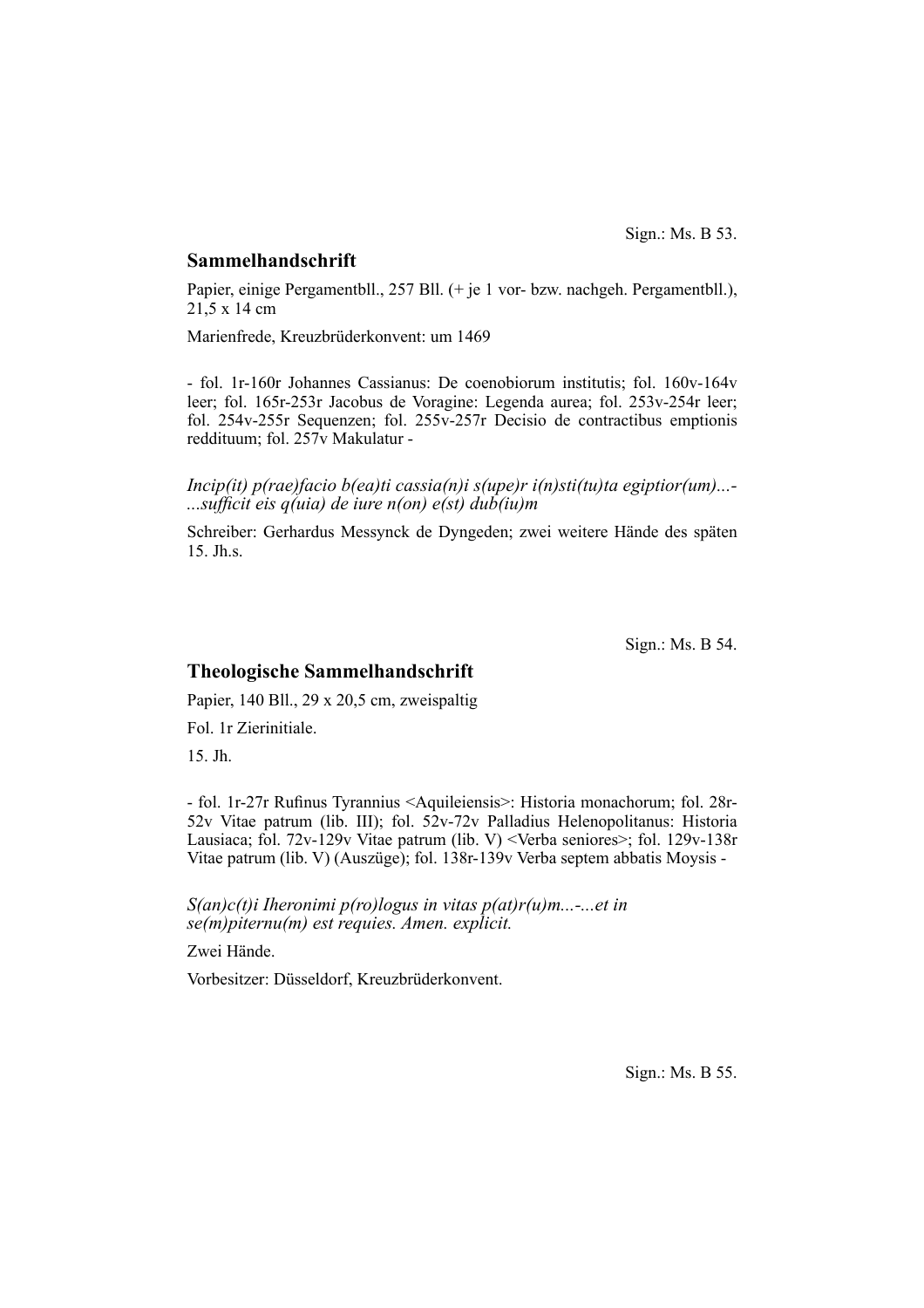Sign.: Ms. B 53.

## Sammelhandschrift

Papier, einige Pergamentbll., 257 Bll. (+ je 1 vor- bzw. nachgeh. Pergamentbll.), 21,5 x 14 cm

Marienfrede, Kreuzbrüderkonvent: um 1469

- fol. 1r-160r Johannes Cassianus: De coenobiorum institutis; fol. 160v-164v leer; fol. 165r-253r Jacobus de Voragine: Legenda aurea; fol. 253v-254r leer; fol. 254v-255r Sequenzen; fol. 255v-257r Decisio de contractibus emptionis reddituum; fol. 257v Makulatur -

*Incip(it) p(rae)facio b(ea)ti cassia(n)i s(upe)r i(n)sti(tu)ta egiptior(um)...-...sufficit eis q(uia) de iure n(on) e(st) dub(iu)m*

Schreiber: Gerhardus Messynck de Dyngeden; zwei weitere Hände des späten 15. Jh.s.

Sign.: Ms. B 54.

## Theologische Sammelhandschrift

Papier, 140 Bll., 29 x 20,5 cm, zweispaltig

Fol. 1r Zierinitiale.

15. Jh.

- fol. 1r-27r Rufinus Tyrannius <Aquileiensis>: Historia monachorum; fol. 28r-52v Vitae patrum (lib. III); fol. 52v-72v Palladius Helenopolitanus: Historia Lausiaca; fol. 72v-129v Vitae patrum (lib. V) <Verba seniores>; fol. 129v-138r Vitae patrum (lib. V) (Auszüge); fol. 138r-139v Verba septem abbatis Moysis -

*S(an)c(t)i Iheronimi p(ro)logus in vitas p(at)r(u)m...-...et in se(m)piternu(m) est requies. Amen. explicit.*

Zwei Hände.

Vorbesitzer: Düsseldorf, Kreuzbrüderkonvent.

Sign.: Ms. B 55.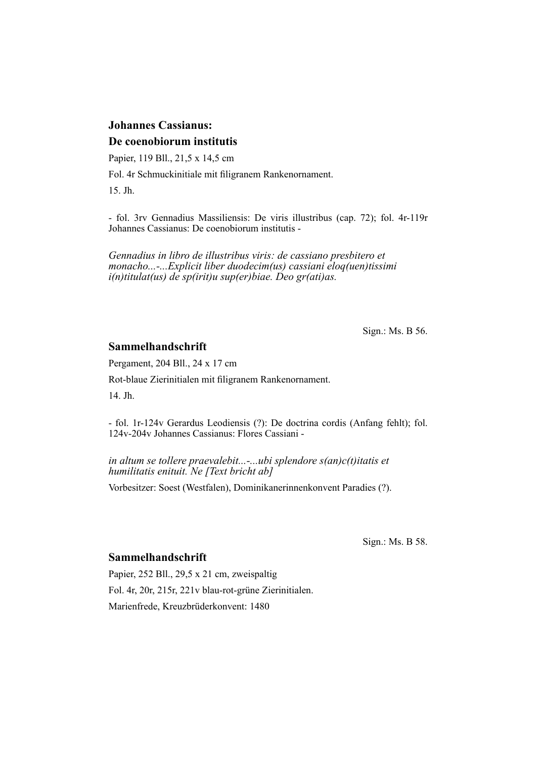**Johannes Cassianus:**

**De coenobiorum institutis**

Papier, 119 Bll., 21,5 x 14,5 cm

Fol. 4r Schmuckinitiale mit filigranem Rankenornament.

15. Jh.

- fol. 3rv Gennadius Massiliensis: De viris illustribus (cap. 72); fol. 4r-119r Johannes Cassianus: De coenobiorum institutis -

*Gennadius in libro de illustribus viris: de cassiano presbitero et monacho...-...Explicit liber duodecim(us) cassiani eloq(uen)tissimi i(n)titulat(us) de sp(irit)u sup(er)biae. Deo gr(ati)as.*

Sign.: Ms. B 56.

**Sammelhandschrift**

Pergament, 204 Bll., 24 x 17 cm

Rot-blaue Zierinitialen mit filigranem Rankenornament.

14. Jh.

- fol. 1r-124v Gerardus Leodiensis (?): De doctrina cordis (Anfang fehlt); fol. 124v-204v Johannes Cassianus: Flores Cassiani -

*in altum se tollere praevalebit...-...ubi splendore s(an)c(t)itatis et humilitatis enituit. Ne [Text bricht ab]*

Vorbesitzer: Soest (Westfalen), Dominikanerinnenkonvent Paradies (?).

Sign.: Ms. B 58.

**Sammelhandschrift**

Papier, 252 Bll., 29,5 x 21 cm, zweispaltig

Fol. 4r, 20r, 215r, 221v blau-rot-grüne Zierinitialen.

Marienfrede, Kreuzbrüderkonvent: 1480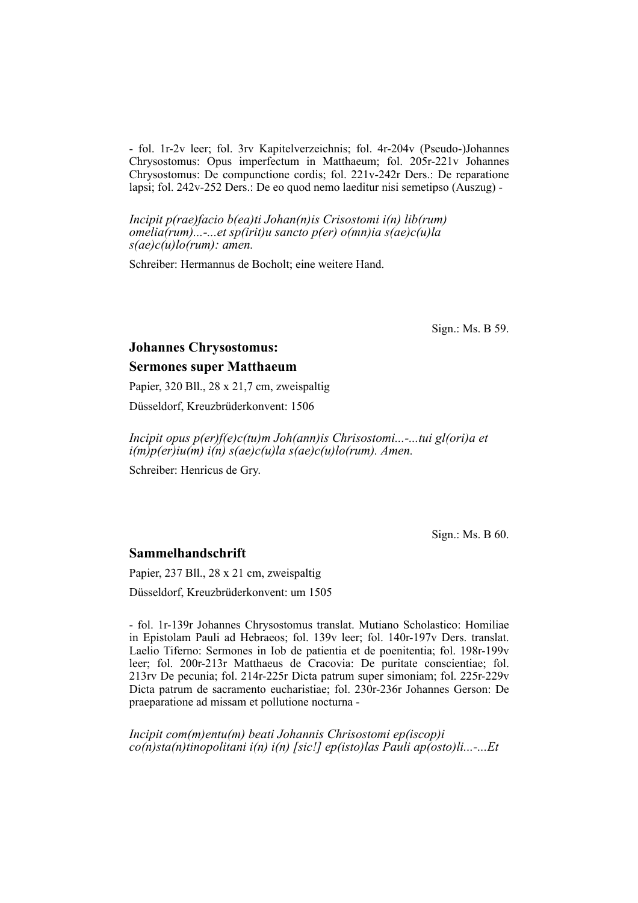- fol. 1r-2v leer; fol. 3rv Kapitelverzeichnis; fol. 4r-204v (Pseudo-)Johannes Chrysostomus: Opus imperfectum in Matthaeum; fol. 205r-221v Johannes Chrysostomus: De compunctione cordis; fol. 221v-242r Ders.: De reparatione lapsi; fol. 242v-252 Ders.: De eo quod nemo laeditur nisi semetipso (Auszug) -

*Incipit p(rae)facio b(ea)ti Johan(n)is Crisostomi i(n) lib(rum) omelia(rum)...-...et sp(irit)u sancto p(er) o(mn)ia s(ae)c(u)la s(ae)c(u)lo(rum): amen.*

Schreiber: Hermannus de Bocholt; eine weitere Hand.

Sign.: Ms. B 59.

## Johannes Chrysostomus: Sermones super Matthaeum

Papier, 320 Bll., 28 x 21,7 cm, zweispaltig

Düsseldorf, Kreuzbrüderkonvent: 1506

*Incipit opus p(er)f(e)c(tu)m Joh(ann)is Chrisostomi...-...tui gl(ori)a et i(m)p(er)iu(m) i(n) s(ae)c(u)la s(ae)c(u)lo(rum). Amen.*

Schreiber: Henricus de Gry.

Sign.: Ms. B 60.

## Sammelhandschrift

Papier, 237 Bll., 28 x 21 cm, zweispaltig

Düsseldorf, Kreuzbrüderkonvent: um 1505

- fol. 1r-139r Johannes Chrysostomus translat. Mutiano Scholastico: Homiliae in Epistolam Pauli ad Hebraeos; fol. 139v leer; fol. 140r-197v Ders. translat. Laelio Tiferno: Sermones in Iob de patientia et de poenitentia; fol. 198r-199v leer; fol. 200r-213r Matthaeus de Cracovia: De puritate conscientiae; fol. 213rv De pecunia; fol. 214r-225r Dicta patrum super simoniam; fol. 225r-229v Dicta patrum de sacramento eucharistiae; fol. 230r-236r Johannes Gerson: De praeparatione ad missam et pollutione nocturna -

*Incipit com(m)entu(m) beati Johannis Chrisostomi ep(iscop)i co(n)sta(n)tinopolitani i(n) i(n) [sic!] ep(isto)las Pauli ap(osto)li...-...Et*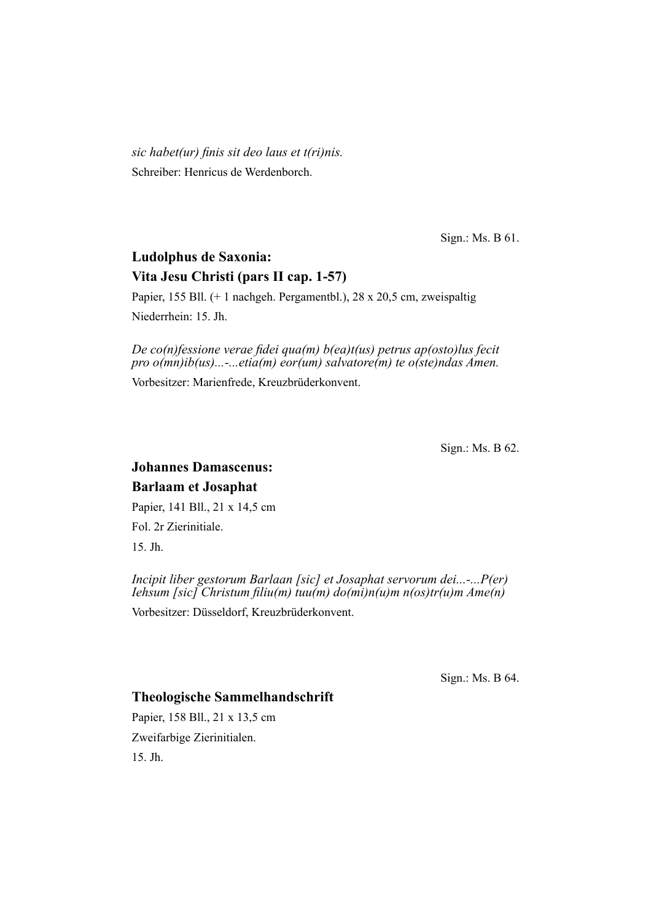*sic habet(ur) finis sit deo laus et t(ri)nis.*

Schreiber: Henricus de Werdenborch.

Sign.: Ms. B 61.

**Ludolphus de Saxonia:**
**Vita Jesu Christi (pars II cap. 1-57)**

Papier, 155 Bll. (+ 1 nachgeh. Pergamentbl.), 28 x 20,5 cm, zweispaltig

Niederrhein: 15. Jh.

*De co(n)fessione verae fidei qua(m) b(ea)t(us) petrus ap(osto)lus fecit pro o(mn)ib(us)...-...etia(m) eor(um) salvatore(m) te o(ste)ndas Amen.*

Vorbesitzer: Marienfrede, Kreuzbrüderkonvent.

Sign.: Ms. B 62.

**Johannes Damascenus:**
**Barlaam et Josaphat**

Papier, 141 Bll., 21 x 14,5 cm

Fol. 2r Zierinitiale.

15. Jh.

*Incipit liber gestorum Barlaan [sic] et Josaphat servorum dei...-...P(er) Iehsum [sic] Christum filiu(m) tuu(m) do(mi)n(u)m n(os)tr(u)m Ame(n)*

Vorbesitzer: Düsseldorf, Kreuzbrüderkonvent.

Sign.: Ms. B 64.

**Theologische Sammelhandschrift**

Papier, 158 Bll., 21 x 13,5 cm

Zweifarbige Zierinitialen.

15. Jh.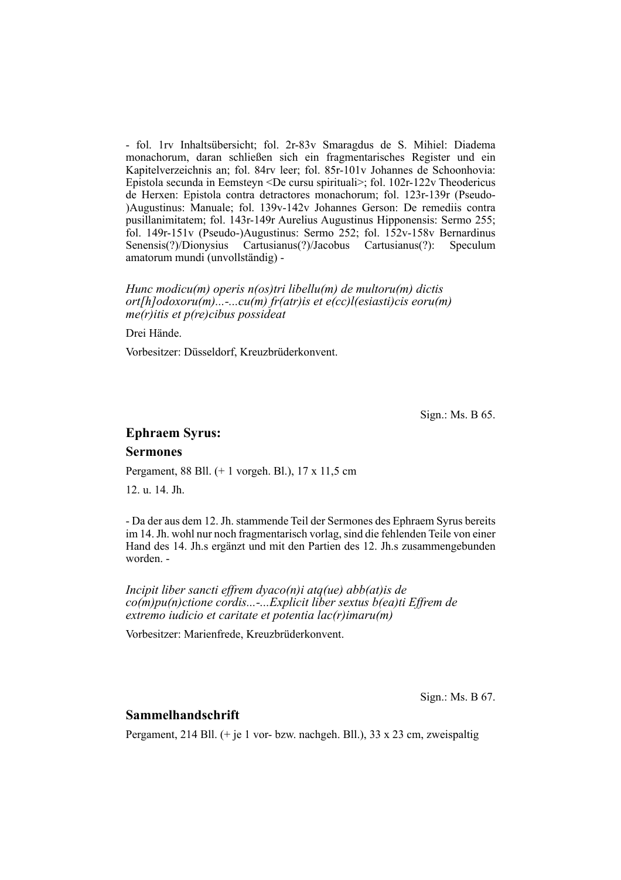- fol. 1rv Inhaltsübersicht; fol. 2r-83v Smaragdus de S. Mihiel: Diadema monachorum, daran schließen sich ein fragmentarisches Register und ein Kapitelverzeichnis an; fol. 84rv leer; fol. 85r-101v Johannes de Schoonhovia: Epistola secunda in Eemsteyn <De cursu spirituali>; fol. 102r-122v Theodericus de Herxen: Epistola contra detractores monachorum; fol. 123r-139r (Pseudo-)Augustinus: Manuale; fol. 139v-142v Johannes Gerson: De remediis contra pusillanimitatem; fol. 143r-149r Aurelius Augustinus Hipponensis: Sermo 255; fol. 149r-151v (Pseudo-)Augustinus: Sermo 252; fol. 152v-158v Bernardinus Senensis(?)/Dionysius Cartusianus(?)/Jacobus Cartusianus(?): Speculum amatorum mundi (unvollständig) -

*Hunc modicu(m) operis n(os)tri libellu(m) de multoru(m) dictis ort[h]odoxoru(m)...-...cu(m) fr(atr)is et e(cc)l(esiasti)cis eoru(m) me(r)itis et p(re)cibus possideat*

Drei Hände.

Vorbesitzer: Düsseldorf, Kreuzbrüderkonvent.

Sign.: Ms. B 65.

## Ephraem Syrus:

## Sermones

Pergament, 88 Bll. (+ 1 vorgeh. Bl.), 17 x 11,5 cm

12. u. 14. Jh.

- Da der aus dem 12. Jh. stammende Teil der Sermones des Ephraem Syrus bereits im 14. Jh. wohl nur noch fragmentarisch vorlag, sind die fehlenden Teile von einer Hand des 14. Jh.s ergänzt und mit den Partien des 12. Jh.s zusammengebunden worden. -

*Incipit liber sancti effrem dyaco(n)i atq(ue) abb(at)is de co(m)pu(n)ctione cordis...-...Explicit liber sextus b(ea)ti Effrem de extremo iudicio et caritate et potentia lac(r)imaru(m)*

Vorbesitzer: Marienfrede, Kreuzbrüderkonvent.

Sign.: Ms. B 67.

## Sammelhandschrift

Pergament, 214 Bll. (+ je 1 vor- bzw. nachgeh. Bll.), 33 x 23 cm, zweispaltig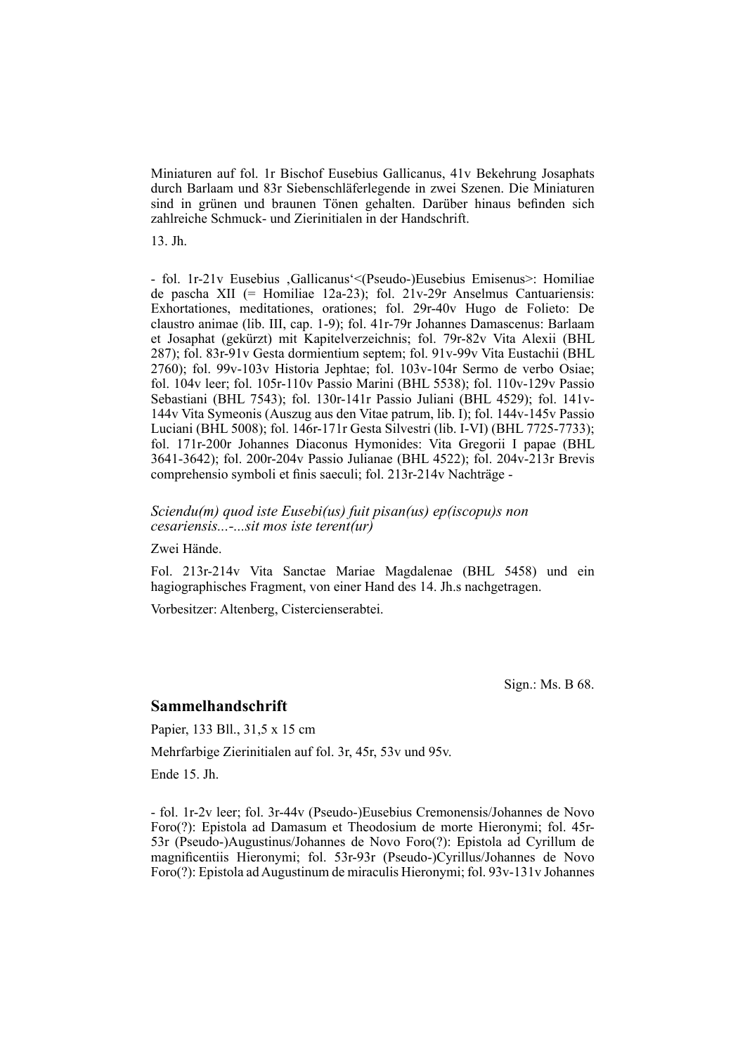Miniaturen auf fol. 1r Bischof Eusebius Gallicanus, 41v Bekehrung Josaphats durch Barlaam und 83r Siebenschläferlegende in zwei Szenen. Die Miniaturen sind in grünen und braunen Tönen gehalten. Darüber hinaus befinden sich zahlreiche Schmuck- und Zierinitialen in der Handschrift.

13. Jh.

- fol. 1r-21v Eusebius ‚Gallicanus'<(Pseudo-)Eusebius Emisenus>: Homiliae de pascha XII (= Homiliae 12a-23); fol. 21v-29r Anselmus Cantuariensis: Exhortationes, meditationes, orationes; fol. 29r-40v Hugo de Folieto: De claustro animae (lib. III, cap. 1-9); fol. 41r-79r Johannes Damascenus: Barlaam et Josaphat (gekürzt) mit Kapitelverzeichnis; fol. 79r-82v Vita Alexii (BHL 287); fol. 83r-91v Gesta dormientium septem; fol. 91v-99v Vita Eustachii (BHL 2760); fol. 99v-103v Historia Jephtae; fol. 103v-104r Sermo de verbo Osiae; fol. 104v leer; fol. 105r-110v Passio Marini (BHL 5538); fol. 110v-129v Passio Sebastiani (BHL 7543); fol. 130r-141r Passio Juliani (BHL 4529); fol. 141v-144v Vita Symeonis (Auszug aus den Vitae patrum, lib. I); fol. 144v-145v Passio Luciani (BHL 5008); fol. 146r-171r Gesta Silvestri (lib. I-VI) (BHL 7725-7733); fol. 171r-200r Johannes Diaconus Hymonides: Vita Gregorii I papae (BHL 3641-3642); fol. 200r-204v Passio Julianae (BHL 4522); fol. 204v-213r Brevis comprehensio symboli et finis saeculi; fol. 213r-214v Nachträge -

*Sciendu(m) quod iste Eusebi(us) fuit pisan(us) ep(iscopu)s non cesariensis...-...sit mos iste terent(ur)*

Zwei Hände.

Fol. 213r-214v Vita Sanctae Mariae Magdalenae (BHL 5458) und ein hagiographisches Fragment, von einer Hand des 14. Jh.s nachgetragen.

Vorbesitzer: Altenberg, Cistercienserabtei.

Sign.: Ms. B 68.

## Sammelhandschrift

Papier, 133 Bll., 31,5 x 15 cm

Mehrfarbige Zierinitialen auf fol. 3r, 45r, 53v und 95v.

Ende 15. Jh.

- fol. 1r-2v leer; fol. 3r-44v (Pseudo-)Eusebius Cremonensis/Johannes de Novo Foro(?): Epistola ad Damasum et Theodosium de morte Hieronymi; fol. 45r-53r (Pseudo-)Augustinus/Johannes de Novo Foro(?): Epistola ad Cyrillum de magnificentiis Hieronymi; fol. 53r-93r (Pseudo-)Cyrillus/Johannes de Novo Foro(?): Epistola ad Augustinum de miraculis Hieronymi; fol. 93v-131v Johannes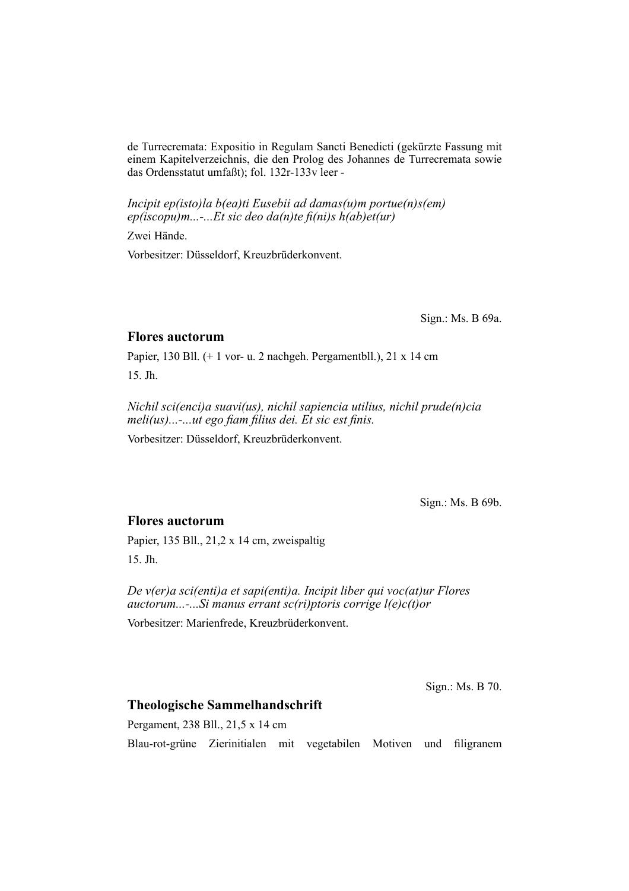de Turrecremata: Expositio in Regulam Sancti Benedicti (gekürzte Fassung mit einem Kapitelverzeichnis, die den Prolog des Johannes de Turrecremata sowie das Ordensstatut umfaßt); fol. 132r-133v leer -

*Incipit ep(isto)la b(ea)ti Eusebii ad damas(u)m portue(n)s(em) ep(iscopu)m...-...Et sic deo da(n)te fi(ni)s h(ab)et(ur)*

Zwei Hände.

Vorbesitzer: Düsseldorf, Kreuzbrüderkonvent.

Sign.: Ms. B 69a.

## Flores auctorum

Papier, 130 Bll. (+ 1 vor- u. 2 nachgeh. Pergamentbll.), 21 x 14 cm

15. Jh.

*Nichil sci(enci)a suavi(us), nichil sapiencia utilius, nichil prude(n)cia meli(us)...-...ut ego fiam filius dei. Et sic est finis.*

Vorbesitzer: Düsseldorf, Kreuzbrüderkonvent.

Sign.: Ms. B 69b.

## Flores auctorum

Papier, 135 Bll., 21,2 x 14 cm, zweispaltig

15. Jh.

*De v(er)a sci(enti)a et sapi(enti)a. Incipit liber qui voc(at)ur Flores auctorum...-...Si manus errant sc(ri)ptoris corrige l(e)c(t)or*

Vorbesitzer: Marienfrede, Kreuzbrüderkonvent.

Sign.: Ms. B 70.

## Theologische Sammelhandschrift

Pergament, 238 Bll., 21,5 x 14 cm

Blau-rot-grüne Zierinitialen mit vegetabilen Motiven und filigranem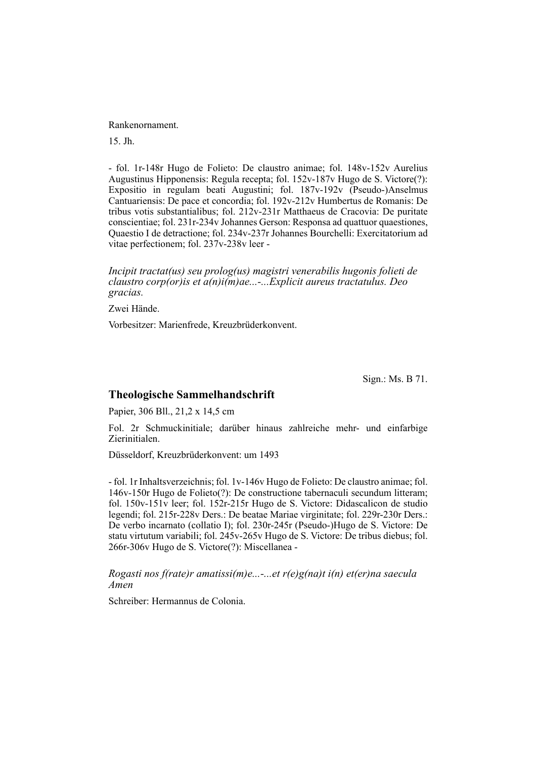Rankenornament.

15. Jh.

- fol. 1r-148r Hugo de Folieto: De claustro animae; fol. 148v-152v Aurelius Augustinus Hipponensis: Regula recepta; fol. 152v-187v Hugo de S. Victore(?): Expositio in regulam beati Augustini; fol. 187v-192v (Pseudo-)Anselmus Cantuariensis: De pace et concordia; fol. 192v-212v Humbertus de Romanis: De tribus votis substantialibus; fol. 212v-231r Matthaeus de Cracovia: De puritate conscientiae; fol. 231r-234v Johannes Gerson: Responsa ad quattuor quaestiones, Quaestio I de detractione; fol. 234v-237r Johannes Bourchelli: Exercitatorium ad vitae perfectionem; fol. 237v-238v leer -

*Incipit tractat(us) seu prolog(us) magistri venerabilis hugonis folieti de claustro corp(or)is et a(n)i(m)ae...-...Explicit aureus tractatulus. Deo gracias.*

Zwei Hände.

Vorbesitzer: Marienfrede, Kreuzbrüderkonvent.

Sign.: Ms. B 71.

## Theologische Sammelhandschrift

Papier, 306 Bll., 21,2 x 14,5 cm

Fol. 2r Schmuckinitiale; darüber hinaus zahlreiche mehr- und einfarbige Zierinitialen.

Düsseldorf, Kreuzbrüderkonvent: um 1493

- fol. 1r Inhaltsverzeichnis; fol. 1v-146v Hugo de Folieto: De claustro animae; fol. 146v-150r Hugo de Folieto(?): De constructione tabernaculi secundum litteram; fol. 150v-151v leer; fol. 152r-215r Hugo de S. Victore: Didascalicon de studio legendi; fol. 215r-228v Ders.: De beatae Mariae virginitate; fol. 229r-230r Ders.: De verbo incarnato (collatio I); fol. 230r-245r (Pseudo-)Hugo de S. Victore: De statu virtutum variabili; fol. 245v-265v Hugo de S. Victore: De tribus diebus; fol. 266r-306v Hugo de S. Victore(?): Miscellanea -

*Rogasti nos f(rate)r amatissi(m)e...-...et r(e)g(na)t i(n) et(er)na saecula Amen*

Schreiber: Hermannus de Colonia.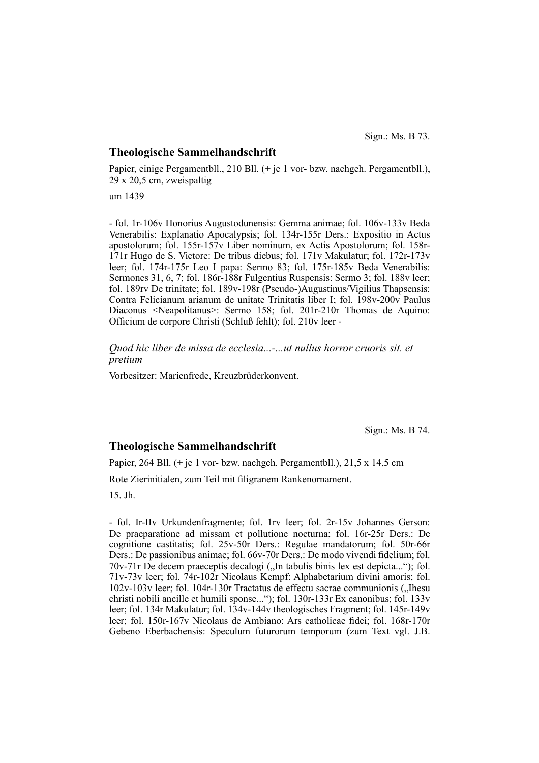Sign.: Ms. B 73.

## Theologische Sammelhandschrift

Papier, einige Pergamentbll., 210 Bll. (+ je 1 vor- bzw. nachgeh. Pergamentbll.), 29 x 20,5 cm, zweispaltig

um 1439

- fol. 1r-106v Honorius Augustodunensis: Gemma animae; fol. 106v-133v Beda Venerabilis: Explanatio Apocalypsis; fol. 134r-155r Ders.: Expositio in Actus apostolorum; fol. 155r-157v Liber nominum, ex Actis Apostolorum; fol. 158r-171r Hugo de S. Victore: De tribus diebus; fol. 171v Makulatur; fol. 172r-173v leer; fol. 174r-175r Leo I papa: Sermo 83; fol. 175r-185v Beda Venerabilis: Sermones 31, 6, 7; fol. 186r-188r Fulgentius Ruspensis: Sermo 3; fol. 188v leer; fol. 189rv De trinitate; fol. 189v-198r (Pseudo-)Augustinus/Vigilius Thapsensis: Contra Felicianum arianum de unitate Trinitatis liber I; fol. 198v-200v Paulus Diaconus <Neapolitanus>: Sermo 158; fol. 201r-210r Thomas de Aquino: Officium de corpore Christi (Schluß fehlt); fol. 210v leer -

*Quod hic liber de missa de ecclesia...-...ut nullus horror cruoris sit. et pretium*

Vorbesitzer: Marienfrede, Kreuzbrüderkonvent.

Sign.: Ms. B 74.

## Theologische Sammelhandschrift

Papier, 264 Bll. (+ je 1 vor- bzw. nachgeh. Pergamentbll.), 21,5 x 14,5 cm

Rote Zierinitialen, zum Teil mit filigranem Rankenornament.

15. Jh.

- fol. Ir-IIv Urkundenfragmente; fol. 1rv leer; fol. 2r-15v Johannes Gerson: De praeparatione ad missam et pollutione nocturna; fol. 16r-25r Ders.: De cognitione castitatis; fol. 25v-50r Ders.: Regulae mandatorum; fol. 50r-66r Ders.: De passionibus animae; fol. 66v-70r Ders.: De modo vivendi fidelium; fol. 70v-71r De decem praeceptis decalogi („In tabulis binis lex est depicta...“); fol. 71v-73v leer; fol. 74r-102r Nicolaus Kempf: Alphabetarium divini amoris; fol. 102v-103v leer; fol. 104r-130r Tractatus de effectu sacrae communionis („Ihesu christi nobili ancille et humili sponse...“); fol. 130r-133r Ex canonibus; fol. 133v leer; fol. 134r Makulatur; fol. 134v-144v theologisches Fragment; fol. 145r-149v leer; fol. 150r-167v Nicolaus de Ambiano: Ars catholicae fidei; fol. 168r-170r Gebeno Eberbachensis: Speculum futurorum temporum (zum Text vgl. J.B.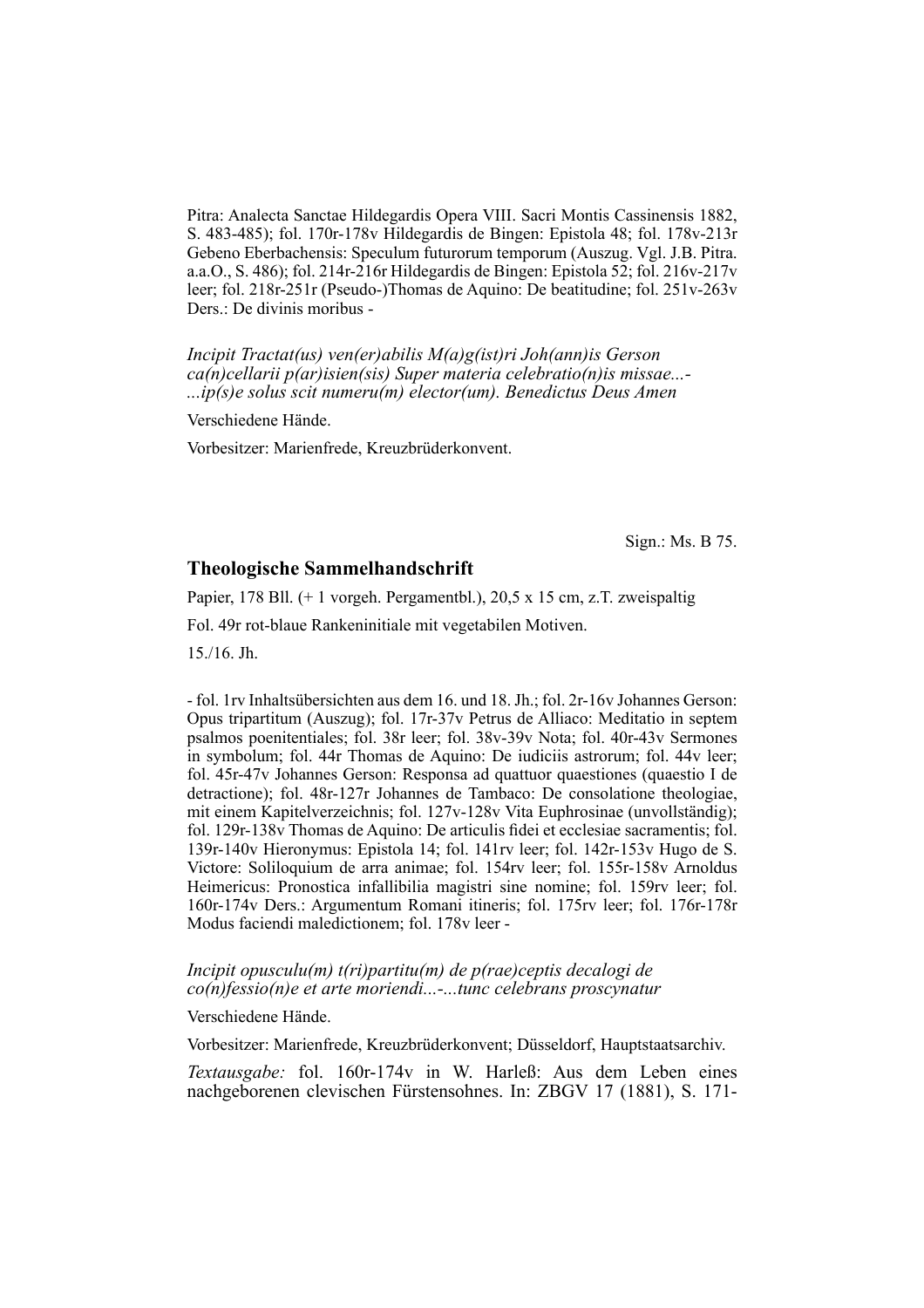Pitra: Analecta Sanctae Hildegardis Opera VIII. Sacri Montis Cassinensis 1882, S. 483-485); fol. 170r-178v Hildegardis de Bingen: Epistola 48; fol. 178v-213r Gebeno Eberbachensis: Speculum futurorum temporum (Auszug. Vgl. J.B. Pitra. a.a.O., S. 486); fol. 214r-216r Hildegardis de Bingen: Epistola 52; fol. 216v-217v leer; fol. 218r-251r (Pseudo-)Thomas de Aquino: De beatitudine; fol. 251v-263v Ders.: De divinis moribus -

*Incipit Tractat(us) ven(er)abilis M(a)g(ist)ri Joh(ann)is Gerson ca(n)cellarii p(ar)isien(sis) Super materia celebratio(n)is missae...-...ip(s)e solus scit numeru(m) elector(um). Benedictus Deus Amen*

Verschiedene Hände.

Vorbesitzer: Marienfrede, Kreuzbrüderkonvent.

Sign.: Ms. B 75.

## Theologische Sammelhandschrift

Papier, 178 Bll. (+ 1 vorgeh. Pergamentbl.), 20,5 x 15 cm, z.T. zweispaltig

Fol. 49r rot-blaue Rankeninitiale mit vegetabilen Motiven.

15./16. Jh.

- fol. 1rv Inhaltsübersichten aus dem 16. und 18. Jh.; fol. 2r-16v Johannes Gerson: Opus tripartitum (Auszug); fol. 17r-37v Petrus de Alliaco: Meditatio in septem psalmos poenitentiales; fol. 38r leer; fol. 38v-39v Nota; fol. 40r-43v Sermones in symbolum; fol. 44r Thomas de Aquino: De iudiciis astrorum; fol. 44v leer; fol. 45r-47v Johannes Gerson: Responsa ad quattuor quaestiones (quaestio I de detractione); fol. 48r-127r Johannes de Tambaco: De consolatione theologiae, mit einem Kapitelverzeichnis; fol. 127v-128v Vita Euphrosinae (unvollständig); fol. 129r-138v Thomas de Aquino: De articulis fidei et ecclesiae sacramentis; fol. 139r-140v Hieronymus: Epistola 14; fol. 141rv leer; fol. 142r-153v Hugo de S. Victore: Soliloquium de arra animae; fol. 154rv leer; fol. 155r-158v Arnoldus Heimericus: Pronostica infallibilia magistri sine nomine; fol. 159rv leer; fol. 160r-174v Ders.: Argumentum Romani itineris; fol. 175rv leer; fol. 176r-178r Modus faciendi maledictionem; fol. 178v leer -

*Incipit opusculu(m) t(ri)partitu(m) de p(rae)ceptis decalogi de co(n)fessio(n)e et arte moriendi...-...tunc celebrans proscynatur*

Verschiedene Hände.

Vorbesitzer: Marienfrede, Kreuzbrüderkonvent; Düsseldorf, Hauptstaatsarchiv.

*Textausgabe:* fol. 160r-174v in W. Harleß: Aus dem Leben eines nachgeborenen clevischen Fürstensohnes. In: ZBGV 17 (1881), S. 171-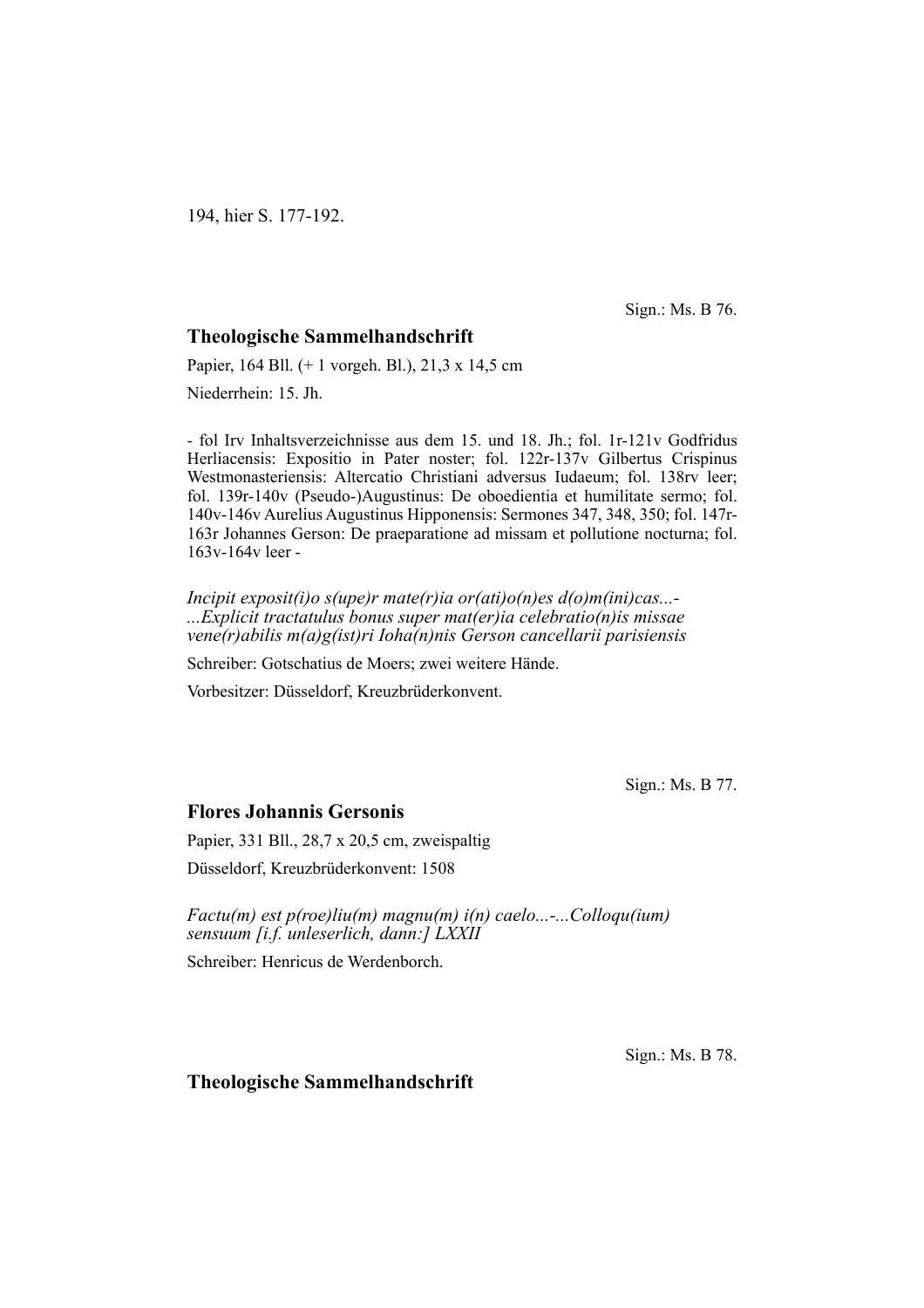194, hier S. 177-192.

Sign.: Ms. B 76.

### Theologische Sammelhandschrift

Papier, 164 Bll. (+ 1 vorgeh. Bl.), 21,3 x 14,5 cm

Niederrhein: 15. Jh.

- fol Irv Inhaltsverzeichnisse aus dem 15. und 18. Jh.; fol. 1r-121v Godfridus Herliacensis: Expositio in Pater noster; fol. 122r-137v Gilbertus Crispinus Westmonasteriensis: Altercatio Christiani adversus Iudaeum; fol. 138rv leer; fol. 139r-140v (Pseudo-)Augustinus: De oboedientia et humilitate sermo; fol. 140v-146v Aurelius Augustinus Hipponensis: Sermones 347, 348, 350; fol. 147r-163r Johannes Gerson: De praeparatione ad missam et pollutione nocturna; fol. 163v-164v leer -

*Incipit exposit(i)o s(upe)r mate(r)ia or(ati)o(n)es d(o)m(ini)cas...-*
*...Explicit tractatulus bonus super mat(er)ia celebratio(n)is missae vene(r)abilis m(a)g(ist)ri Ioha(n)nis Gerson cancellarii parisiensis*

Schreiber: Gotschatius de Moers; zwei weitere Hände.

Vorbesitzer: Düsseldorf, Kreuzbrüderkonvent.

Sign.: Ms. B 77.

### Flores Johannis Gersonis

Papier, 331 Bll., 28,7 x 20,5 cm, zweispaltig

Düsseldorf, Kreuzbrüderkonvent: 1508

*Factu(m) est p(roe)liu(m) magnu(m) i(n) caelo...-...Colloqu(ium) sensuum [i.f. unleserlich, dann:] LXXII*

Schreiber: Henricus de Werdenborch.

Sign.: Ms. B 78.

### Theologische Sammelhandschrift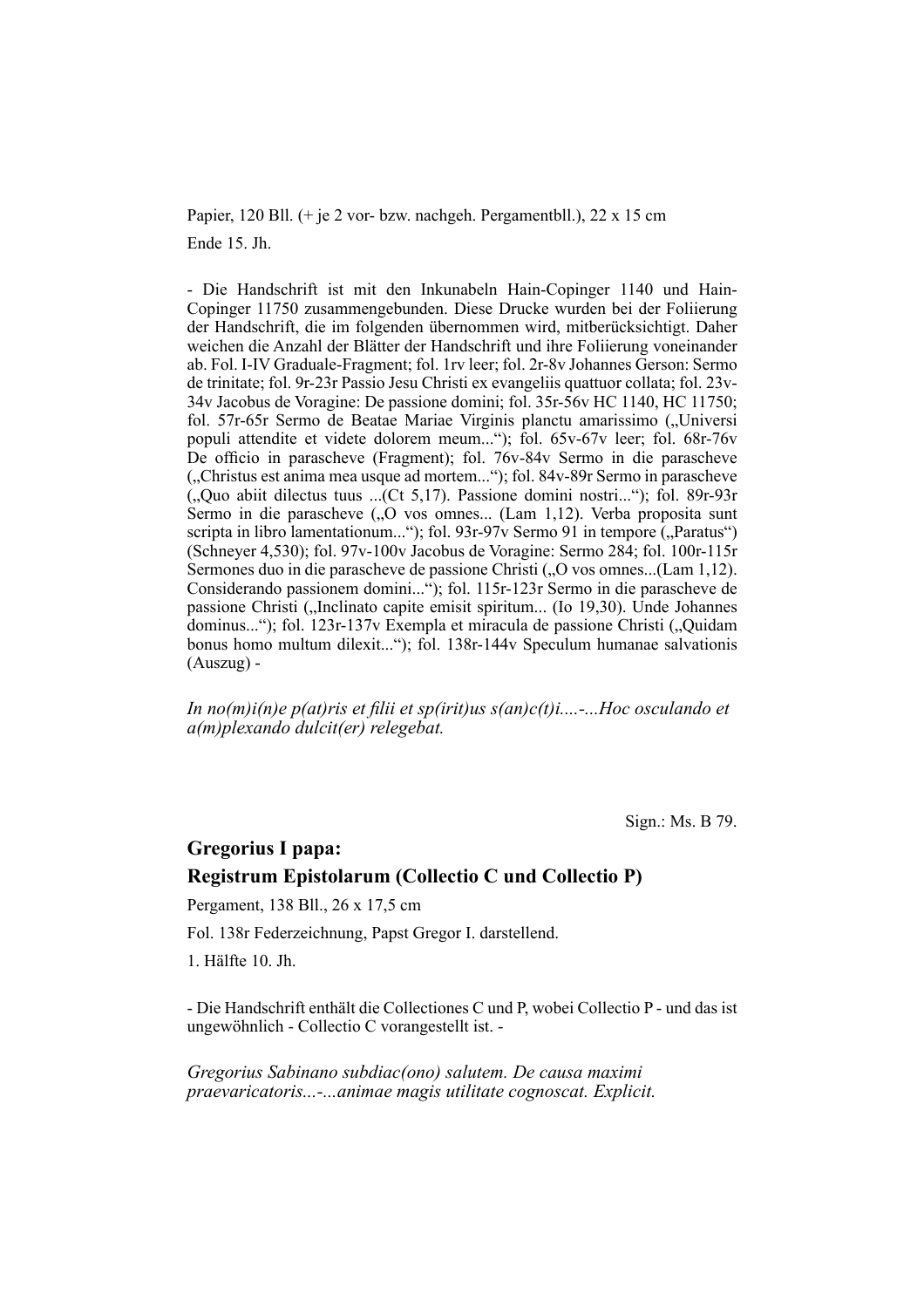Papier, 120 Bll. (+ je 2 vor- bzw. nachgeh. Pergamentbll.), 22 x 15 cm

Ende 15. Jh.

- Die Handschrift ist mit den Inkunabeln Hain-Copinger 1140 und Hain-Copinger 11750 zusammengebunden. Diese Drucke wurden bei der Foliierung der Handschrift, die im folgenden übernommen wird, mitberücksichtigt. Daher weichen die Anzahl der Blätter der Handschrift und ihre Foliierung voneinander ab. Fol. I-IV Graduale-Fragment; fol. 1rv leer; fol. 2r-8v Johannes Gerson: Sermo de trinitate; fol. 9r-23r Passio Jesu Christi ex evangeliis quattuor collata; fol. 23v-34v Jacobus de Voragine: De passione domini; fol. 35r-56v HC 1140, HC 11750; fol. 57r-65r Sermo de Beatae Mariae Virginis planctu amarissimo („Universi populi attendite et videte dolorem meum...“); fol. 65v-67v leer; fol. 68r-76v De officio in parascheve (Fragment); fol. 76v-84v Sermo in die parascheve („Christus est anima mea usque ad mortem...“); fol. 84v-89r Sermo in parascheve („Quo abiit dilectus tuus ...(Ct 5,17). Passione domini nostri...“); fol. 89r-93r Sermo in die parascheve („O vos omnes... (Lam 1,12). Verba proposita sunt scripta in libro lamentationum...“); fol. 93r-97v Sermo 91 in tempore („Paratus“) (Schneyer 4,530); fol. 97v-100v Jacobus de Voragine: Sermo 284; fol. 100r-115r Sermones duo in die parascheve de passione Christi („O vos omnes...(Lam 1,12). Considerando passionem domini...“); fol. 115r-123r Sermo in die parascheve de passione Christi („Inclinato capite emisit spiritum... (Io 19,30). Unde Johannes dominus...“); fol. 123r-137v Exempla et miracula de passione Christi („Quidam bonus homo multum dilexit...“); fol. 138r-144v Speculum humanae salvationis (Auszug) -

*In no(m)i(n)e p(at)ris et filii et sp(irit)us s(an)c(t)i....-...Hoc osculando et a(m)plexando dulcit(er) relegebat.*

Sign.: Ms. B 79.

## Gregorius I papa:
## Registrum Epistolarum (Collectio C und Collectio P)

Pergament, 138 Bll., 26 x 17,5 cm

Fol. 138r Federzeichnung, Papst Gregor I. darstellend.

1. Hälfte 10. Jh.

- Die Handschrift enthält die Collectiones C und P, wobei Collectio P - und das ist ungewöhnlich - Collectio C vorangestellt ist. -

*Gregorius Sabinano subdiac(ono) salutem. De causa maximi praevaricatoris...-...animae magis utilitate cognoscat. Explicit.*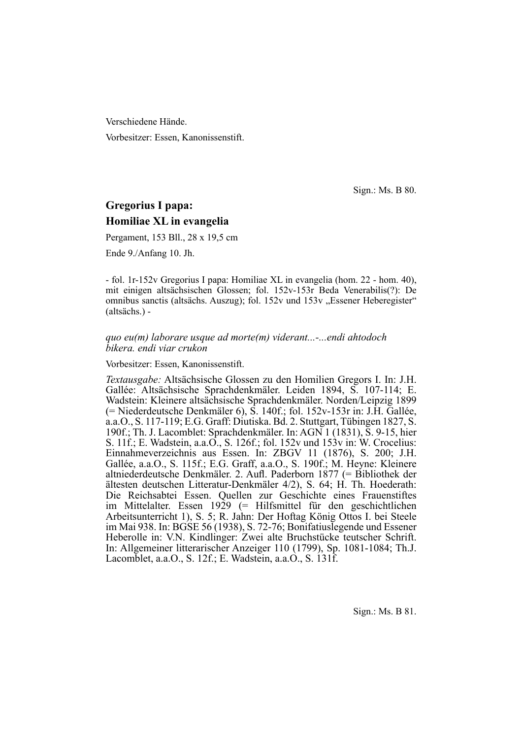Verschiedene Hände.

Vorbesitzer: Essen, Kanonissenstift.

Sign.: Ms. B 80.

## Gregorius I papa:
## Homiliae XL in evangelia

Pergament, 153 Bll., 28 x 19,5 cm

Ende 9./Anfang 10. Jh.

- fol. 1r-152v Gregorius I papa: Homiliae XL in evangelia (hom. 22 - hom. 40), mit einigen altsächsischen Glossen; fol. 152v-153r Beda Venerabilis(?): De omnibus sanctis (altsächs. Auszug); fol. 152v und 153v „Essener Heberegister" (altsächs.) -

*quo eu(m) laborare usque ad morte(m) viderant...-...endi ahtodoch bikera. endi viar crukon*

Vorbesitzer: Essen, Kanonissenstift.

*Textausgabe:* Altsächsische Glossen zu den Homilien Gregors I. In: J.H. Gallée: Altsächsische Sprachdenkmäler. Leiden 1894, S. 107-114; E. Wadstein: Kleinere altsächsische Sprachdenkmäler. Norden/Leipzig 1899 (= Niederdeutsche Denkmäler 6), S. 140f.; fol. 152v-153r in: J.H. Gallée, a.a.O., S. 117-119; E.G. Graff: Diutiska. Bd. 2. Stuttgart, Tübingen 1827, S. 190f.; Th. J. Lacomblet: Sprachdenkmäler. In: AGN 1 (1831), S. 9-15, hier S. 11f.; E. Wadstein, a.a.O., S. 126f.; fol. 152v und 153v in: W. Crocelius: Einnahmeverzeichnis aus Essen. In: ZBGV 11 (1876), S. 200; J.H. Gallée, a.a.O., S. 115f.; E.G. Graff, a.a.O., S. 190f.; M. Heyne: Kleinere altniederdeutsche Denkmäler. 2. Aufl. Paderborn 1877 (= Bibliothek der ältesten deutschen Litteratur-Denkmäler 4/2), S. 64; H. Th. Hoederath: Die Reichsabtei Essen. Quellen zur Geschichte eines Frauenstiftes im Mittelalter. Essen 1929 (= Hilfsmittel für den geschichtlichen Arbeitsunterricht 1), S. 5; R. Jahn: Der Hoftag König Ottos I. bei Steele im Mai 938. In: BGSE 56 (1938), S. 72-76; Bonifatiuslegende und Essener Heberolle in: V.N. Kindlinger: Zwei alte Bruchstücke teutscher Schrift. In: Allgemeiner litterarischer Anzeiger 110 (1799), Sp. 1081-1084; Th.J. Lacomblet, a.a.O., S. 12f.; E. Wadstein, a.a.O., S. 131f.

Sign.: Ms. B 81.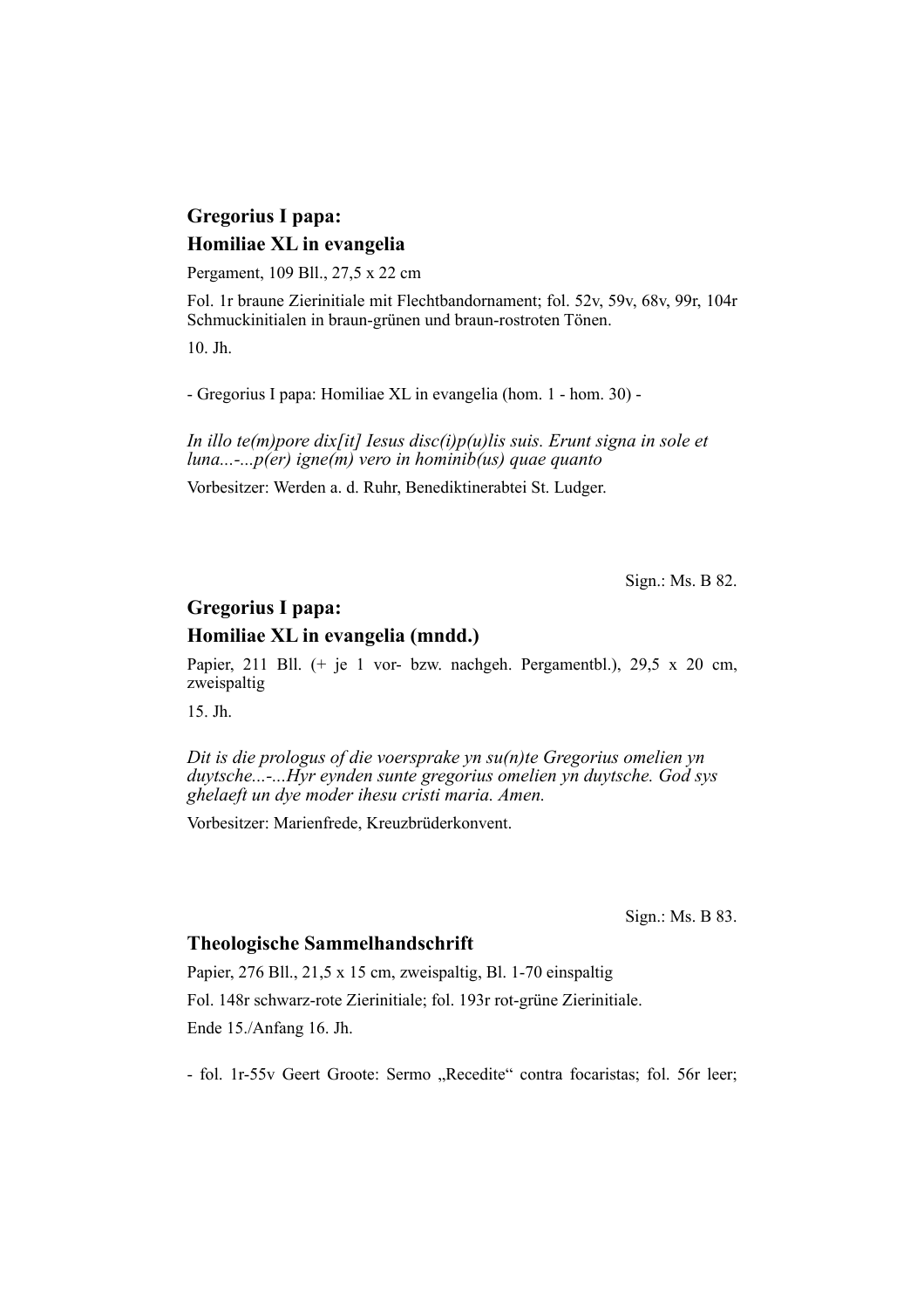## Gregorius I papa:
## Homiliae XL in evangelia

Pergament, 109 Bll., 27,5 x 22 cm

Fol. 1r braune Zierinitiale mit Flechtbandornament; fol. 52v, 59v, 68v, 99r, 104r Schmuckinitialen in braun-grünen und braun-rostroten Tönen.

10. Jh.

- Gregorius I papa: Homiliae XL in evangelia (hom. 1 - hom. 30) -

*In illo te(m)pore dix[it] Iesus disc(i)p(u)lis suis. Erunt signa in sole et luna...-...p(er) igne(m) vero in hominib(us) quae quanto*

Vorbesitzer: Werden a. d. Ruhr, Benediktinerabtei St. Ludger.

Sign.: Ms. B 82.

## Gregorius I papa:
## Homiliae XL in evangelia (mndd.)

Papier, 211 Bll. (+ je 1 vor- bzw. nachgeh. Pergamentbl.), 29,5 x 20 cm, zweispaltig

15. Jh.

*Dit is die prologus of die voersprake yn su(n)te Gregorius omelien yn duytsche...-...Hyr eynden sunte gregorius omelien yn duytsche. God sys ghelaeft un dye moder ihesu cristi maria. Amen.*

Vorbesitzer: Marienfrede, Kreuzbrüderkonvent.

Sign.: Ms. B 83.

## Theologische Sammelhandschrift

Papier, 276 Bll., 21,5 x 15 cm, zweispaltig, Bl. 1-70 einspaltig

Fol. 148r schwarz-rote Zierinitiale; fol. 193r rot-grüne Zierinitiale.

Ende 15./Anfang 16. Jh.

- fol. 1r-55v Geert Groote: Sermo „Recedite“ contra focaristas; fol. 56r leer;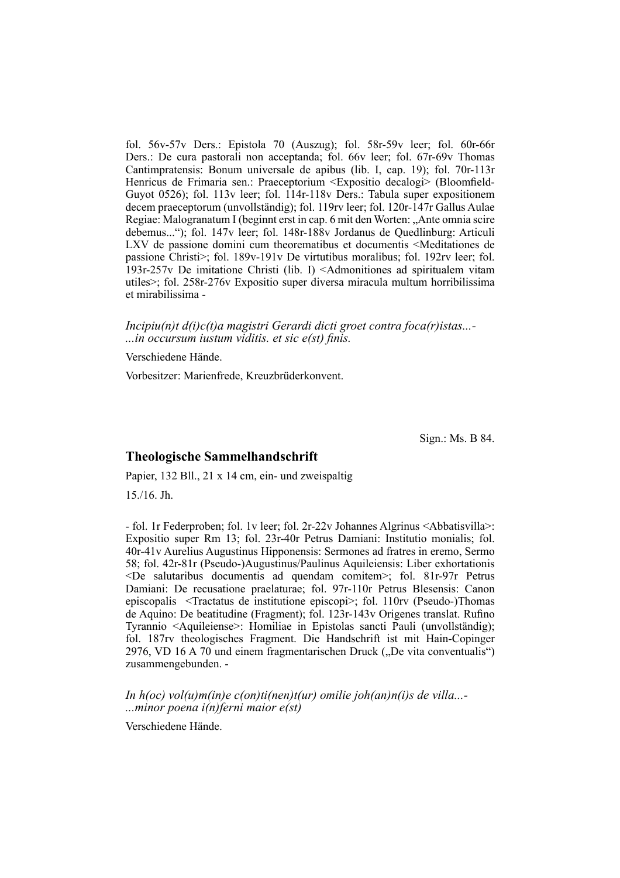fol. 56v-57v Ders.: Epistola 70 (Auszug); fol. 58r-59v leer; fol. 60r-66r Ders.: De cura pastorali non acceptanda; fol. 66v leer; fol. 67r-69v Thomas Cantimpratensis: Bonum universale de apibus (lib. I, cap. 19); fol. 70r-113r Henricus de Frimaria sen.: Praeceptorium <Expositio decalogi> (Bloomfield-Guyot 0526); fol. 113v leer; fol. 114r-118v Ders.: Tabula super expositionem decem praeceptorum (unvollständig); fol. 119rv leer; fol. 120r-147r Gallus Aulae Regiae: Malogranatum I (beginnt erst in cap. 6 mit den Worten: „Ante omnia scire debemus...“); fol. 147v leer; fol. 148r-188v Jordanus de Quedlinburg: Articuli LXV de passione domini cum theorematibus et documentis <Meditationes de passione Christi>; fol. 189v-191v De virtutibus moralibus; fol. 192rv leer; fol. 193r-257v De imitatione Christi (lib. I) <Admonitiones ad spiritualem vitam utiles>; fol. 258r-276v Expositio super diversa miracula multum horribilissima et mirabilissima -

*Incipiu(n)t d(i)c(t)a magistri Gerardi dicti groet contra foca(r)istas...-*
*...in occursum iustum viditis. et sic e(st) finis.*

Verschiedene Hände.

Vorbesitzer: Marienfrede, Kreuzbrüderkonvent.

Sign.: Ms. B 84.

## Theologische Sammelhandschrift

Papier, 132 Bll., 21 x 14 cm, ein- und zweispaltig

15./16. Jh.

- fol. 1r Federproben; fol. 1v leer; fol. 2r-22v Johannes Algrinus <Abbatisvilla>: Expositio super Rm 13; fol. 23r-40r Petrus Damiani: Institutio monialis; fol. 40r-41v Aurelius Augustinus Hipponensis: Sermones ad fratres in eremo, Sermo 58; fol. 42r-81r (Pseudo-)Augustinus/Paulinus Aquileiensis: Liber exhortationis <De salutaribus documentis ad quendam comitem>; fol. 81r-97r Petrus Damiani: De recusatione praelaturae; fol. 97r-110r Petrus Blesensis: Canon episcopalis <Tractatus de institutione episcopi>; fol. 110rv (Pseudo-)Thomas de Aquino: De beatitudine (Fragment); fol. 123r-143v Origenes translat. Rufino Tyrannio <Aquileiense>: Homiliae in Epistolas sancti Pauli (unvollständig); fol. 187rv theologisches Fragment. Die Handschrift ist mit Hain-Copinger 2976, VD 16 A 70 und einem fragmentarischen Druck („De vita conventualis“) zusammengebunden. -

*In h(oc) vol(u)m(in)e c(on)ti(nen)t(ur) omilie joh(an)n(i)s de villa...-*
*...minor poena i(n)ferni maior e(st)*

Verschiedene Hände.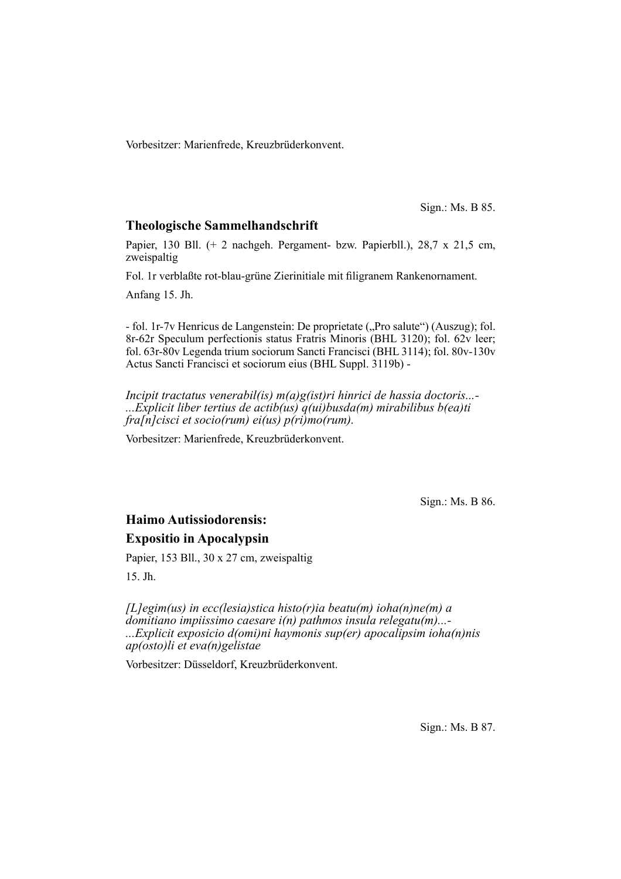Vorbesitzer: Marienfrede, Kreuzbrüderkonvent.

Sign.: Ms. B 85.

### Theologische Sammelhandschrift

Papier, 130 Bll. (+ 2 nachgeh. Pergament- bzw. Papierbll.), 28,7 x 21,5 cm, zweispaltig

Fol. 1r verblaßte rot-blau-grüne Zierinitiale mit filigranem Rankenornament.

Anfang 15. Jh.

- fol. 1r-7v Henricus de Langenstein: De proprietate („Pro salute") (Auszug); fol. 8r-62r Speculum perfectionis status Fratris Minoris (BHL 3120); fol. 62v leer; fol. 63r-80v Legenda trium sociorum Sancti Francisci (BHL 3114); fol. 80v-130v Actus Sancti Francisci et sociorum eius (BHL Suppl. 3119b) -

*Incipit tractatus venerabil(is) m(a)g(ist)ri hinrici de hassia doctoris...- ...Explicit liber tertius de actib(us) q(ui)busda(m) mirabilibus b(ea)ti fra[n]cisci et socio(rum) ei(us) p(ri)mo(rum).*

Vorbesitzer: Marienfrede, Kreuzbrüderkonvent.

Sign.: Ms. B 86.

### Haimo Autissiodorensis: Expositio in Apocalypsin

Papier, 153 Bll., 30 x 27 cm, zweispaltig

15. Jh.

*[L]egim(us) in ecc(lesia)stica histo(r)ia beatu(m) ioha(n)ne(m) a domitiano impiissimo caesare i(n) pathmos insula relegatu(m)...- ...Explicit exposicio d(omi)ni haymonis sup(er) apocalipsim ioha(n)nis ap(osto)li et eva(n)gelistae*

Vorbesitzer: Düsseldorf, Kreuzbrüderkonvent.

Sign.: Ms. B 87.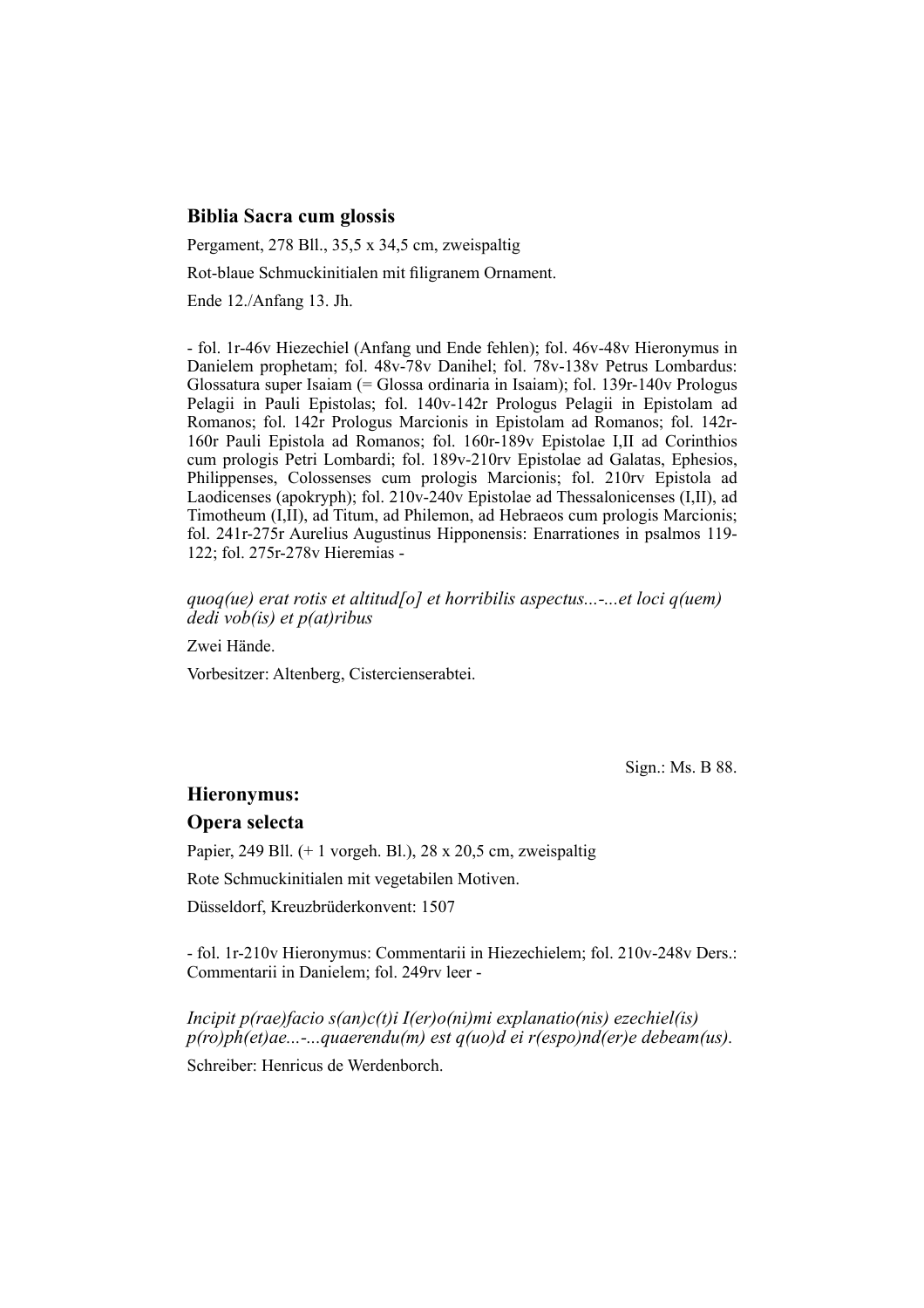### Biblia Sacra cum glossis

Pergament, 278 Bll., 35,5 x 34,5 cm, zweispaltig

Rot-blaue Schmuckinitialen mit filigranem Ornament.

Ende 12./Anfang 13. Jh.

- fol. 1r-46v Hiezechiel (Anfang und Ende fehlen); fol. 46v-48v Hieronymus in Danielem prophetam; fol. 48v-78v Danihel; fol. 78v-138v Petrus Lombardus: Glossatura super Isaiam (= Glossa ordinaria in Isaiam); fol. 139r-140v Prologus Pelagii in Pauli Epistolas; fol. 140v-142r Prologus Pelagii in Epistolam ad Romanos; fol. 142r Prologus Marcionis in Epistolam ad Romanos; fol. 142r-160r Pauli Epistola ad Romanos; fol. 160r-189v Epistolae I,II ad Corinthios cum prologis Petri Lombardi; fol. 189v-210rv Epistolae ad Galatas, Ephesios, Philippenses, Colossenses cum prologis Marcionis; fol. 210rv Epistola ad Laodicenses (apokryph); fol. 210v-240v Epistolae ad Thessalonicenses (I,II), ad Timotheum (I,II), ad Titum, ad Philemon, ad Hebraeos cum prologis Marcionis; fol. 241r-275r Aurelius Augustinus Hipponensis: Enarrationes in psalmos 119-122; fol. 275r-278v Hieremias -

*quoq(ue) erat rotis et altitud[o] et horribilis aspectus...-...et loci q(uem) dedi vob(is) et p(at)ribus*

Zwei Hände.

Vorbesitzer: Altenberg, Cistercienserabtei.

Sign.: Ms. B 88.

### Hieronymus:
### Opera selecta

Papier, 249 Bll. (+ 1 vorgeh. Bl.), 28 x 20,5 cm, zweispaltig

Rote Schmuckinitialen mit vegetabilen Motiven.

Düsseldorf, Kreuzbrüderkonvent: 1507

- fol. 1r-210v Hieronymus: Commentarii in Hiezechielem; fol. 210v-248v Ders.: Commentarii in Danielem; fol. 249rv leer -

*Incipit p(rae)facio s(an)c(t)i I(er)o(ni)mi explanatio(nis) ezechiel(is) p(ro)ph(et)ae...-...quaerendu(m) est q(uo)d ei r(espo)nd(er)e debeam(us).*

Schreiber: Henricus de Werdenborch.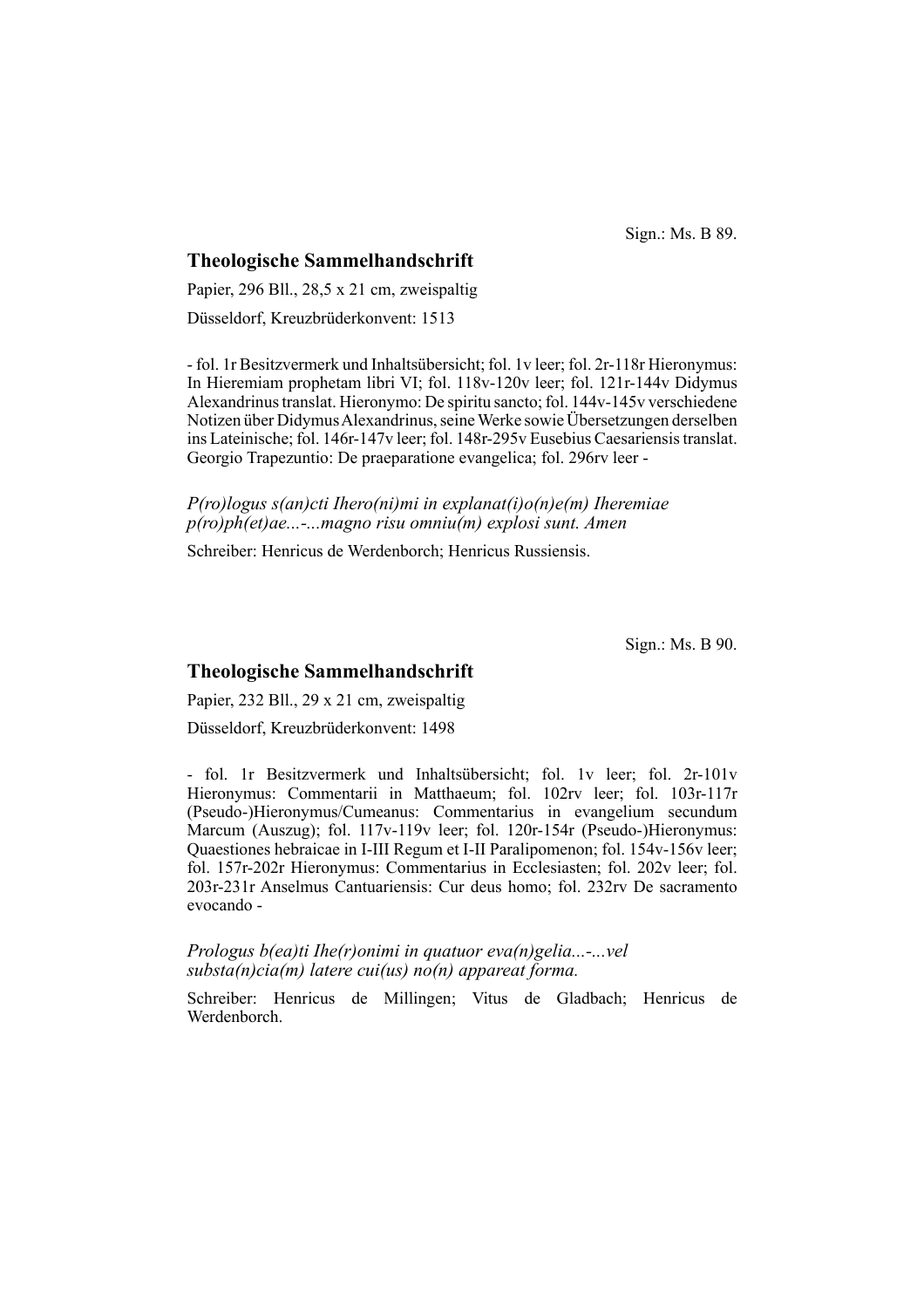Sign.: Ms. B 89.

## Theologische Sammelhandschrift

Papier, 296 Bll., 28,5 x 21 cm, zweispaltig

Düsseldorf, Kreuzbrüderkonvent: 1513

- fol. 1r Besitzvermerk und Inhaltsübersicht; fol. 1v leer; fol. 2r-118r Hieronymus: In Hieremiam prophetam libri VI; fol. 118v-120v leer; fol. 121r-144v Didymus Alexandrinus translat. Hieronymo: De spiritu sancto; fol. 144v-145v verschiedene Notizen über Didymus Alexandrinus, seine Werke sowie Übersetzungen derselben ins Lateinische; fol. 146r-147v leer; fol. 148r-295v Eusebius Caesariensis translat. Georgio Trapezuntio: De praeparatione evangelica; fol. 296rv leer -

*P(ro)logus s(an)cti Ihero(ni)mi in explanat(i)o(n)e(m) Iheremiae p(ro)ph(et)ae...-...magno risu omniu(m) explosi sunt. Amen*

Schreiber: Henricus de Werdenborch; Henricus Russiensis.

Sign.: Ms. B 90.

## Theologische Sammelhandschrift

Papier, 232 Bll., 29 x 21 cm, zweispaltig

Düsseldorf, Kreuzbrüderkonvent: 1498

- fol. 1r Besitzvermerk und Inhaltsübersicht; fol. 1v leer; fol. 2r-101v Hieronymus: Commentarii in Matthaeum; fol. 102rv leer; fol. 103r-117r (Pseudo-)Hieronymus/Cumeanus: Commentarius in evangelium secundum Marcum (Auszug); fol. 117v-119v leer; fol. 120r-154r (Pseudo-)Hieronymus: Quaestiones hebraicae in I-III Regum et I-II Paralipomenon; fol. 154v-156v leer; fol. 157r-202r Hieronymus: Commentarius in Ecclesiasten; fol. 202v leer; fol. 203r-231r Anselmus Cantuariensis: Cur deus homo; fol. 232rv De sacramento evocando -

*Prologus b(ea)ti Ihe(r)onimi in quatuor eva(n)gelia...-...vel substa(n)cia(m) latere cui(us) no(n) appareat forma.*

Schreiber: Henricus de Millingen; Vitus de Gladbach; Henricus de Werdenborch.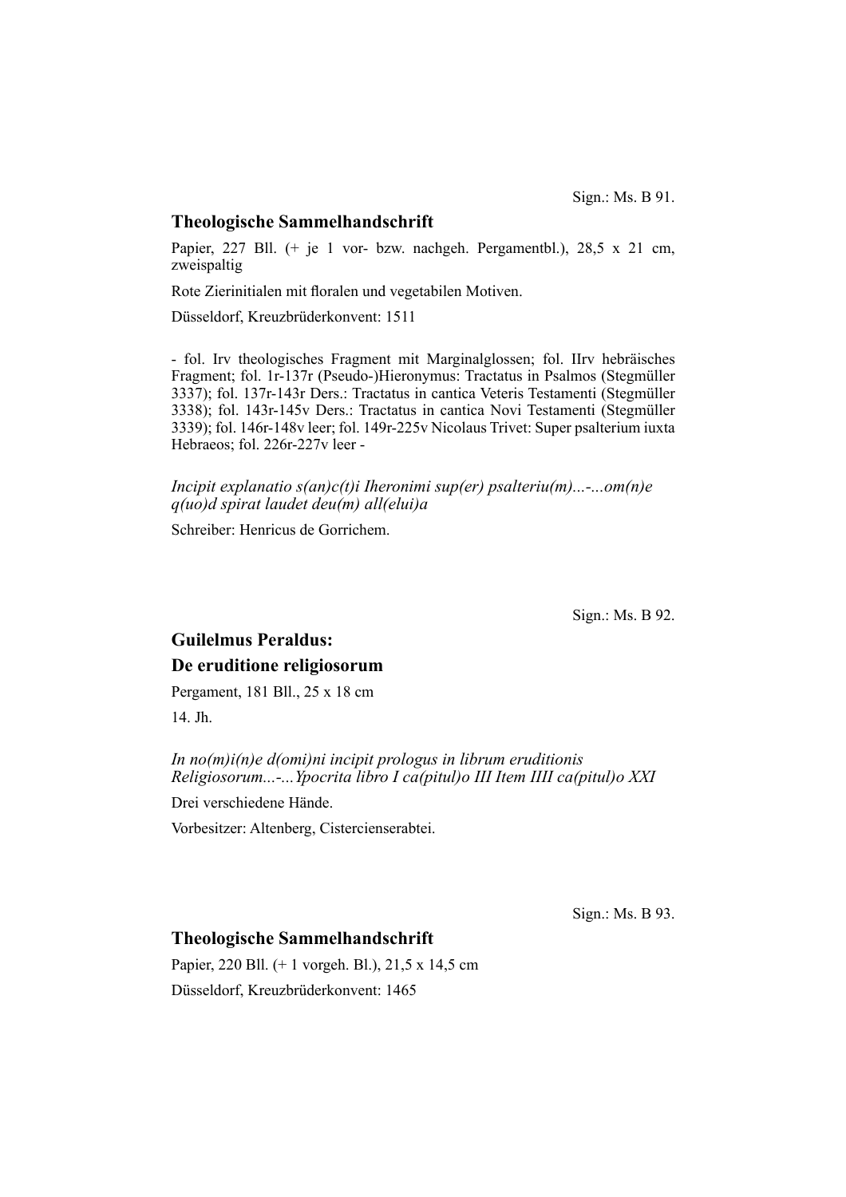Sign.: Ms. B 91.

### Theologische Sammelhandschrift

Papier, 227 Bll. (+ je 1 vor- bzw. nachgeh. Pergamentbl.), 28,5 x 21 cm, zweispaltig

Rote Zierinitialen mit floralen und vegetabilen Motiven.

Düsseldorf, Kreuzbrüderkonvent: 1511

- fol. Irv theologisches Fragment mit Marginalglossen; fol. IIrv hebräisches Fragment; fol. 1r-137r (Pseudo-)Hieronymus: Tractatus in Psalmos (Stegmüller 3337); fol. 137r-143r Ders.: Tractatus in cantica Veteris Testamenti (Stegmüller 3338); fol. 143r-145v Ders.: Tractatus in cantica Novi Testamenti (Stegmüller 3339); fol. 146r-148v leer; fol. 149r-225v Nicolaus Trivet: Super psalterium iuxta Hebraeos; fol. 226r-227v leer -

*Incipit explanatio s(an)c(t)i Iheronimi sup(er) psalteriu(m)...-...om(n)e q(uo)d spirat laudet deu(m) all(elui)a*

Schreiber: Henricus de Gorrichem.

Sign.: Ms. B 92.

### Guilelmus Peraldus:
### De eruditione religiosorum

Pergament, 181 Bll., 25 x 18 cm

14. Jh.

*In no(m)i(n)e d(omi)ni incipit prologus in librum eruditionis Religiosorum...-...Ypocrita libro I ca(pitul)o III Item IIII ca(pitul)o XXI*

Drei verschiedene Hände.

Vorbesitzer: Altenberg, Cistercienserabtei.

Sign.: Ms. B 93.

### Theologische Sammelhandschrift

Papier, 220 Bll. (+ 1 vorgeh. Bl.), 21,5 x 14,5 cm

Düsseldorf, Kreuzbrüderkonvent: 1465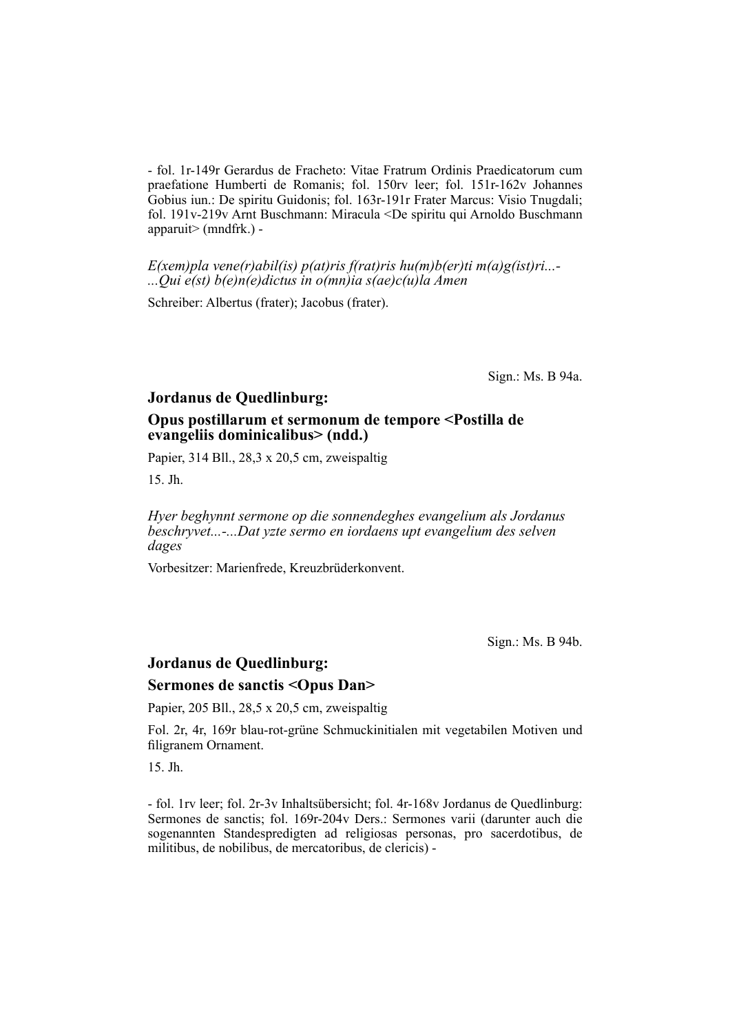- fol. 1r-149r Gerardus de Fracheto: Vitae Fratrum Ordinis Praedicatorum cum praefatione Humberti de Romanis; fol. 150rv leer; fol. 151r-162v Johannes Gobius iun.: De spiritu Guidonis; fol. 163r-191r Frater Marcus: Visio Tnugdali; fol. 191v-219v Arnt Buschmann: Miracula <De spiritu qui Arnoldo Buschmann apparuit> (mndfrk.) -

*E(xem)pla vene(r)abil(is) p(at)ris f(rat)ris hu(m)b(er)ti m(a)g(ist)ri...-*
*...Qui e(st) b(e)n(e)dictus in o(mn)ia s(ae)c(u)la Amen*

Schreiber: Albertus (frater); Jacobus (frater).

Sign.: Ms. B 94a.

### Jordanus de Quedlinburg:

### Opus postillarum et sermonum de tempore <Postilla de evangeliis dominicalibus> (ndd.)

Papier, 314 Bll., 28,3 x 20,5 cm, zweispaltig

15. Jh.

*Hyer beghynnt sermone op die sonnendeghes evangelium als Jordanus beschryvet...-...Dat yzte sermo en iordaens upt evangelium des selven dages*

Vorbesitzer: Marienfrede, Kreuzbrüderkonvent.

Sign.: Ms. B 94b.

### Jordanus de Quedlinburg:

### Sermones de sanctis <Opus Dan>

Papier, 205 Bll., 28,5 x 20,5 cm, zweispaltig

Fol. 2r, 4r, 169r blau-rot-grüne Schmuckinitialen mit vegetabilen Motiven und filigranem Ornament.

15. Jh.

- fol. 1rv leer; fol. 2r-3v Inhaltsübersicht; fol. 4r-168v Jordanus de Quedlinburg: Sermones de sanctis; fol. 169r-204v Ders.: Sermones varii (darunter auch die sogenannten Standespredigten ad religiosas personas, pro sacerdotibus, de militibus, de nobilibus, de mercatoribus, de clericis) -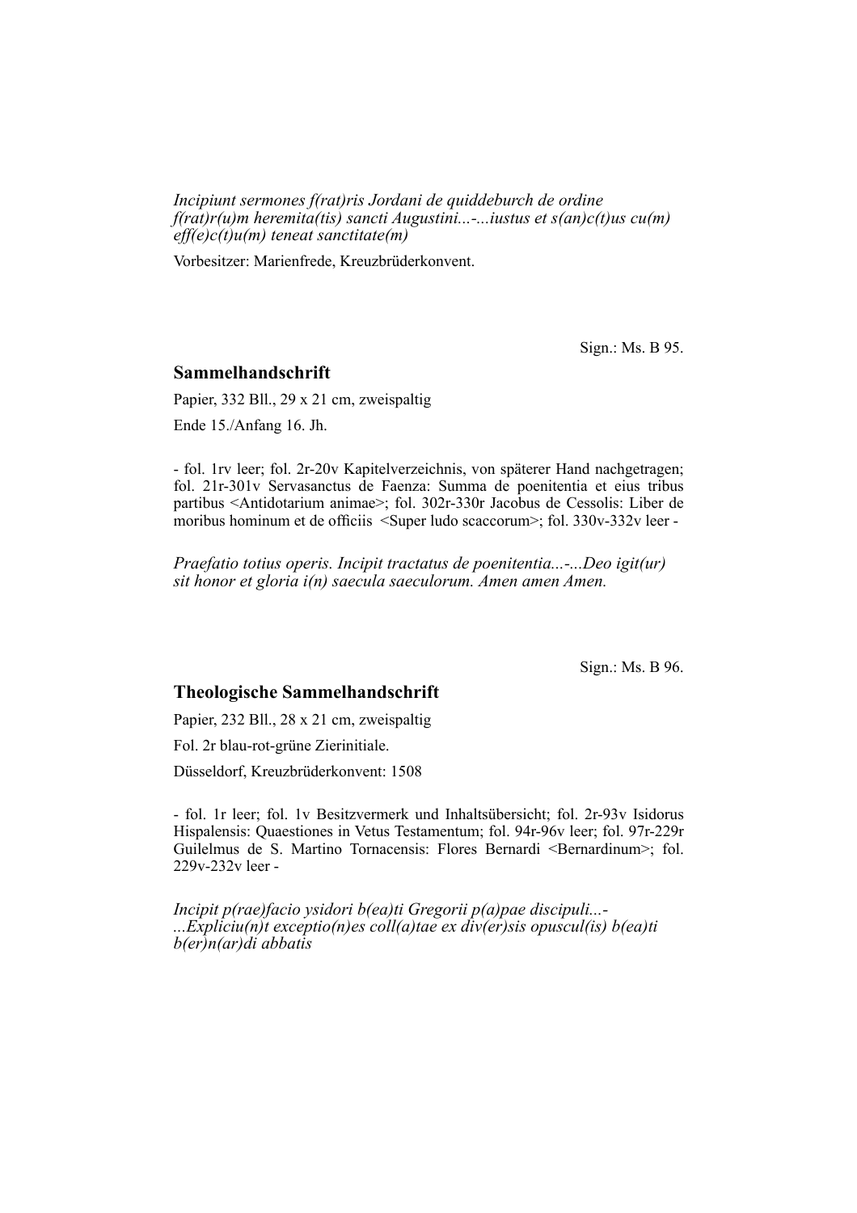*Incipiunt sermones f(rat)ris Jordani de quiddeburch de ordine f(rat)r(u)m heremita(tis) sancti Augustini...-...iustus et s(an)c(t)us cu(m) eff(e)c(t)u(m) teneat sanctitate(m)*

Vorbesitzer: Marienfrede, Kreuzbrüderkonvent.

Sign.: Ms. B 95.

### Sammelhandschrift

Papier, 332 Bll., 29 x 21 cm, zweispaltig

Ende 15./Anfang 16. Jh.

- fol. 1rv leer; fol. 2r-20v Kapitelverzeichnis, von späterer Hand nachgetragen; fol. 21r-301v Servasanctus de Faenza: Summa de poenitentia et eius tribus partibus <Antidotarium animae>; fol. 302r-330r Jacobus de Cessolis: Liber de moribus hominum et de officiis <Super ludo scaccorum>; fol. 330v-332v leer -

*Praefatio totius operis. Incipit tractatus de poenitentia...-...Deo igit(ur) sit honor et gloria i(n) saecula saeculorum. Amen amen Amen.*

Sign.: Ms. B 96.

### Theologische Sammelhandschrift

Papier, 232 Bll., 28 x 21 cm, zweispaltig

Fol. 2r blau-rot-grüne Zierinitiale.

Düsseldorf, Kreuzbrüderkonvent: 1508

- fol. 1r leer; fol. 1v Besitzvermerk und Inhaltsübersicht; fol. 2r-93v Isidorus Hispalensis: Quaestiones in Vetus Testamentum; fol. 94r-96v leer; fol. 97r-229r Guilelmus de S. Martino Tornacensis: Flores Bernardi <Bernardinum>; fol. 229v-232v leer -

*Incipit p(rae)facio ysidori b(ea)ti Gregorii p(a)pae discipuli...-...Expliciu(n)t exceptio(n)es coll(a)tae ex div(er)sis opuscul(is) b(ea)ti b(er)n(ar)di abbatis*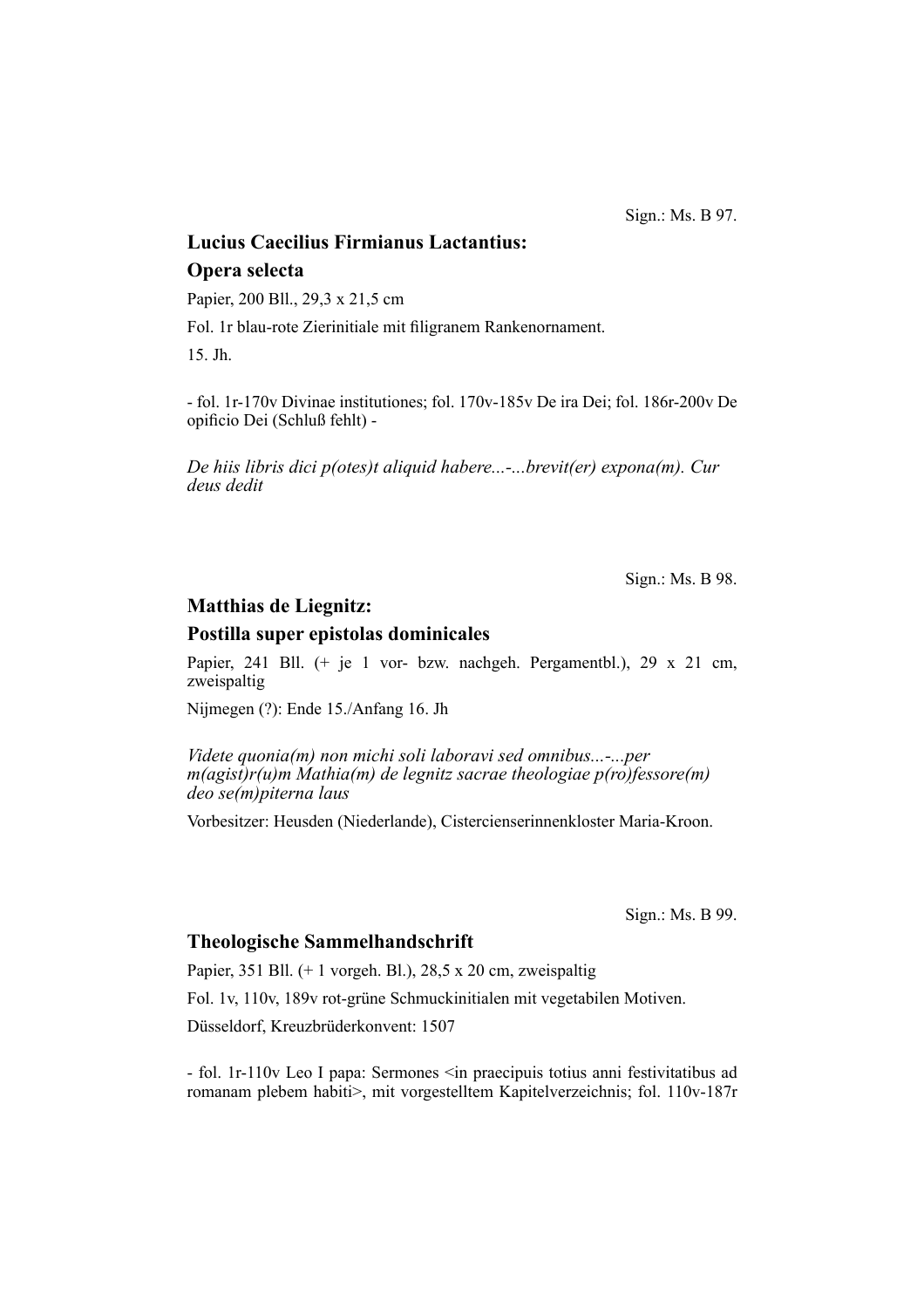Sign.: Ms. B 97.

## Lucius Caecilius Firmianus Lactantius:

## Opera selecta

Papier, 200 Bll., 29,3 x 21,5 cm

Fol. 1r blau-rote Zierinitiale mit filigranem Rankenornament.

15. Jh.

- fol. 1r-170v Divinae institutiones; fol. 170v-185v De ira Dei; fol. 186r-200v De opificio Dei (Schluß fehlt) -

*De hiis libris dici p(otes)t aliquid habere...-...brevit(er) expona(m). Cur deus dedit*

Sign.: Ms. B 98.

## Matthias de Liegnitz:

## Postilla super epistolas dominicales

Papier, 241 Bll. (+ je 1 vor- bzw. nachgeh. Pergamentbl.), 29 x 21 cm, zweispaltig

Nijmegen (?): Ende 15./Anfang 16. Jh

*Videte quonia(m) non michi soli laboravi sed omnibus...-...per m(agist)r(u)m Mathia(m) de legnitz sacrae theologiae p(ro)fessore(m) deo se(m)piterna laus*

Vorbesitzer: Heusden (Niederlande), Cistercienserinnenkloster Maria-Kroon.

Sign.: Ms. B 99.

## Theologische Sammelhandschrift

Papier, 351 Bll. (+ 1 vorgeh. Bl.), 28,5 x 20 cm, zweispaltig

Fol. 1v, 110v, 189v rot-grüne Schmuckinitialen mit vegetabilen Motiven.

Düsseldorf, Kreuzbrüderkonvent: 1507

- fol. 1r-110v Leo I papa: Sermones <in praecipuis totius anni festivitatibus ad romanam plebem habiti>, mit vorgestelltem Kapitelverzeichnis; fol. 110v-187r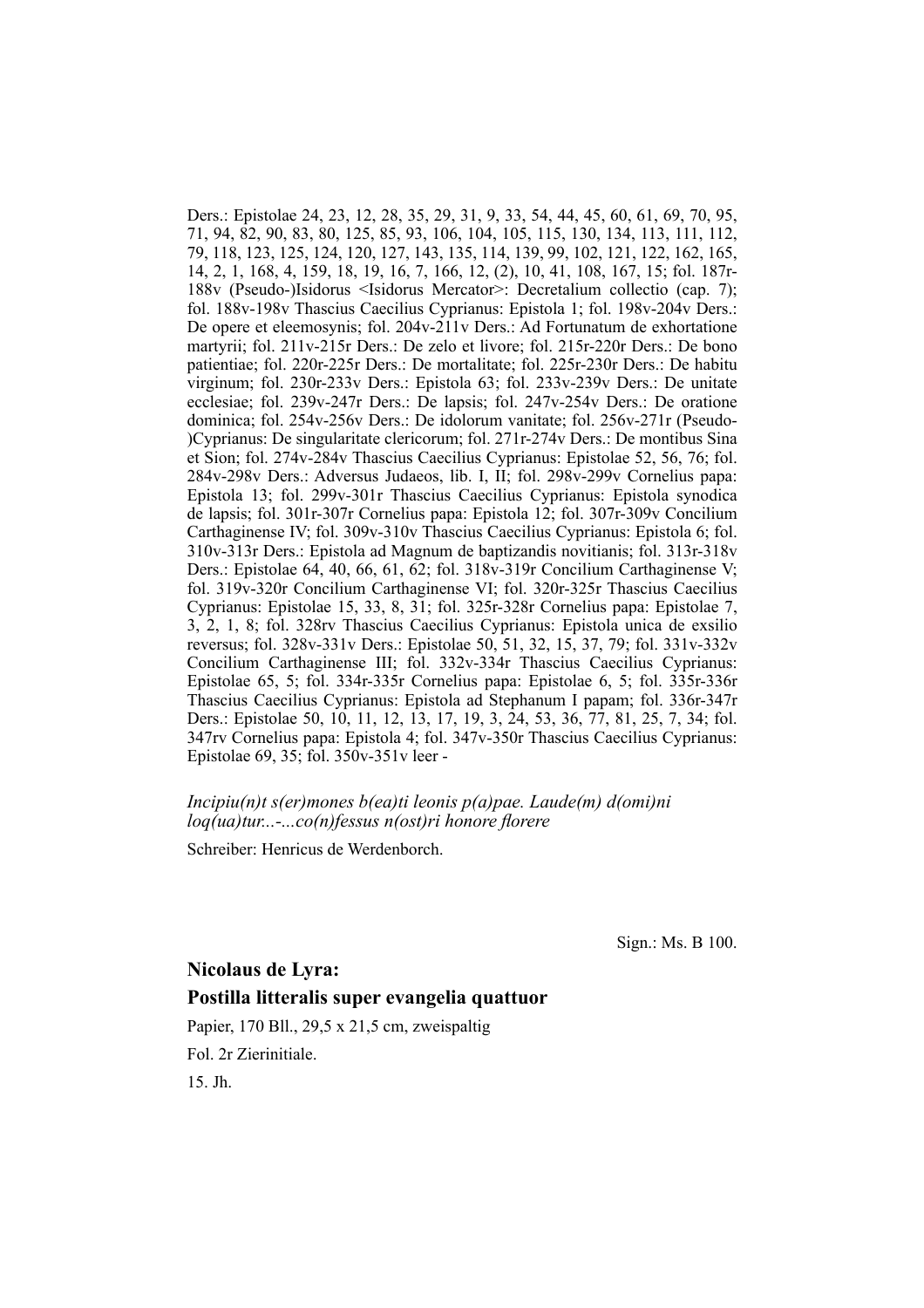Ders.: Epistolae 24, 23, 12, 28, 35, 29, 31, 9, 33, 54, 44, 45, 60, 61, 69, 70, 95, 71, 94, 82, 90, 83, 80, 125, 85, 93, 106, 104, 105, 115, 130, 134, 113, 111, 112, 79, 118, 123, 125, 124, 120, 127, 143, 135, 114, 139, 99, 102, 121, 122, 162, 165, 14, 2, 1, 168, 4, 159, 18, 19, 16, 7, 166, 12, (2), 10, 41, 108, 167, 15; fol. 187r-188v (Pseudo-)Isidorus <Isidorus Mercator>: Decretalium collectio (cap. 7); fol. 188v-198v Thascius Caecilius Cyprianus: Epistola 1; fol. 198v-204v Ders.: De opere et eleemosynis; fol. 204v-211v Ders.: Ad Fortunatum de exhortatione martyrii; fol. 211v-215r Ders.: De zelo et livore; fol. 215r-220r Ders.: De bono patientiae; fol. 220r-225r Ders.: De mortalitate; fol. 225r-230r Ders.: De habitu virginum; fol. 230r-233v Ders.: Epistola 63; fol. 233v-239v Ders.: De unitate ecclesiae; fol. 239v-247r Ders.: De lapsis; fol. 247v-254v Ders.: De oratione dominica; fol. 254v-256v Ders.: De idolorum vanitate; fol. 256v-271r (Pseudo-)Cyprianus: De singularitate clericorum; fol. 271r-274v Ders.: De montibus Sina et Sion; fol. 274v-284v Thascius Caecilius Cyprianus: Epistolae 52, 56, 76; fol. 284v-298v Ders.: Adversus Judaeos, lib. I, II; fol. 298v-299v Cornelius papa: Epistola 13; fol. 299v-301r Thascius Caecilius Cyprianus: Epistola synodica de lapsis; fol. 301r-307r Cornelius papa: Epistola 12; fol. 307r-309v Concilium Carthaginense IV; fol. 309v-310v Thascius Caecilius Cyprianus: Epistola 6; fol. 310v-313r Ders.: Epistola ad Magnum de baptizandis novitianis; fol. 313r-318v Ders.: Epistolae 64, 40, 66, 61, 62; fol. 318v-319r Concilium Carthaginense V; fol. 319v-320r Concilium Carthaginense VI; fol. 320r-325r Thascius Caecilius Cyprianus: Epistolae 15, 33, 8, 31; fol. 325r-328r Cornelius papa: Epistolae 7, 3, 2, 1, 8; fol. 328rv Thascius Caecilius Cyprianus: Epistola unica de exsilio reversus; fol. 328v-331v Ders.: Epistolae 50, 51, 32, 15, 37, 79; fol. 331v-332v Concilium Carthaginense III; fol. 332v-334r Thascius Caecilius Cyprianus: Epistolae 65, 5; fol. 334r-335r Cornelius papa: Epistolae 6, 5; fol. 335r-336r Thascius Caecilius Cyprianus: Epistola ad Stephanum I papam; fol. 336r-347r Ders.: Epistolae 50, 10, 11, 12, 13, 17, 19, 3, 24, 53, 36, 77, 81, 25, 7, 34; fol. 347rv Cornelius papa: Epistola 4; fol. 347v-350r Thascius Caecilius Cyprianus: Epistolae 69, 35; fol. 350v-351v leer -

*Incipiu(n)t s(er)mones b(ea)ti leonis p(a)pae. Laude(m) d(omi)ni loq(ua)tur...-...co(n)fessus n(ost)ri honore florere*

Schreiber: Henricus de Werdenborch.

Sign.: Ms. B 100.

## Nicolaus de Lyra:
## Postilla litteralis super evangelia quattuor

Papier, 170 Bll., 29,5 x 21,5 cm, zweispaltig

Fol. 2r Zierinitiale.

15. Jh.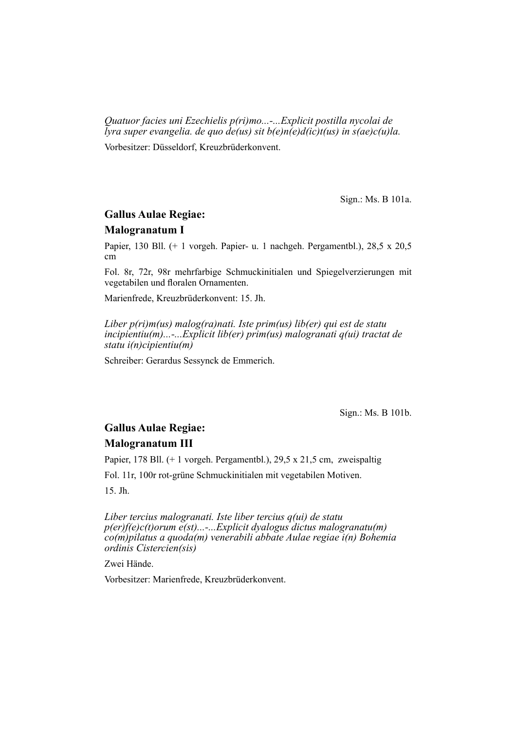*Quatuor facies uni Ezechielis p(ri)mo...-...Explicit postilla nycolai de lyra super evangelia. de quo de(us) sit b(e)n(e)d(ic)t(us) in s(ae)c(u)la.*

Vorbesitzer: Düsseldorf, Kreuzbrüderkonvent.

Sign.: Ms. B 101a.

## Gallus Aulae Regiae:
## Malogranatum I

Papier, 130 Bll. (+ 1 vorgeh. Papier- u. 1 nachgeh. Pergamentbl.), 28,5 x 20,5 cm

Fol. 8r, 72r, 98r mehrfarbige Schmuckinitialen und Spiegelverzierungen mit vegetabilen und floralen Ornamenten.

Marienfrede, Kreuzbrüderkonvent: 15. Jh.

*Liber p(ri)m(us) malog(ra)nati. Iste prim(us) lib(er) qui est de statu incipientiu(m)...-...Explicit lib(er) prim(us) malogranati q(ui) tractat de statu i(n)cipientiu(m)*

Schreiber: Gerardus Sessynck de Emmerich.

Sign.: Ms. B 101b.

## Gallus Aulae Regiae:
## Malogranatum III

Papier, 178 Bll. (+ 1 vorgeh. Pergamentbl.), 29,5 x 21,5 cm, zweispaltig

Fol. 11r, 100r rot-grüne Schmuckinitialen mit vegetabilen Motiven.

15. Jh.

*Liber tercius malogranati. Iste liber tercius q(ui) de statu p(er)f(e)c(t)orum e(st)...-...Explicit dyalogus dictus malogranatu(m) co(m)pilatus a quoda(m) venerabili abbate Aulae regiae i(n) Bohemia ordinis Cistercien(sis)*

Zwei Hände.

Vorbesitzer: Marienfrede, Kreuzbrüderkonvent.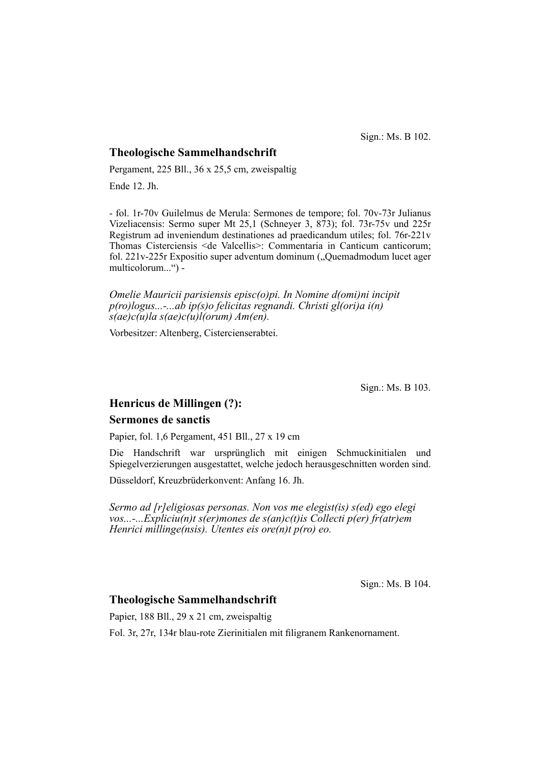Sign.: Ms. B 102.

## Theologische Sammelhandschrift

Pergament, 225 Bll., 36 x 25,5 cm, zweispaltig

Ende 12. Jh.

- fol. 1r-70v Guilelmus de Merula: Sermones de tempore; fol. 70v-73r Julianus Vizeliacensis: Sermo super Mt 25,1 (Schneyer 3, 873); fol. 73r-75v und 225r Registrum ad inveniendum destinationes ad praedicandum utiles; fol. 76r-221v Thomas Cisterciensis <de Valcellis>: Commentaria in Canticum canticorum; fol. 221v-225r Expositio super adventum dominum („Quemadmodum lucet ager multicolorum...") -

*Omelie Mauricii parisiensis episc(o)pi. In Nomine d(omi)ni incipit p(ro)logus...-...ab ip(s)o felicitas regnandi. Christi gl(ori)a i(n) s(ae)c(u)la s(ae)c(u)l(orum) Am(en).*

Vorbesitzer: Altenberg, Cistercienserabtei.

Sign.: Ms. B 103.

## Henricus de Millingen (?): Sermones de sanctis

Papier, fol. 1,6 Pergament, 451 Bll., 27 x 19 cm

Die Handschrift war ursprünglich mit einigen Schmuckinitialen und Spiegelverzierungen ausgestattet, welche jedoch herausgeschnitten worden sind.

Düsseldorf, Kreuzbrüderkonvent: Anfang 16. Jh.

*Sermo ad [r]eligiosas personas. Non vos me elegist(is) s(ed) ego elegi vos...-...Expliciu(n)t s(er)mones de s(an)c(t)is Collecti p(er) fr(atr)em Henrici millinge(nsis). Utentes eis ore(n)t p(ro) eo.*

Sign.: Ms. B 104.

## Theologische Sammelhandschrift

Papier, 188 Bll., 29 x 21 cm, zweispaltig

Fol. 3r, 27r, 134r blau-rote Zierinitialen mit filigranem Rankenornament.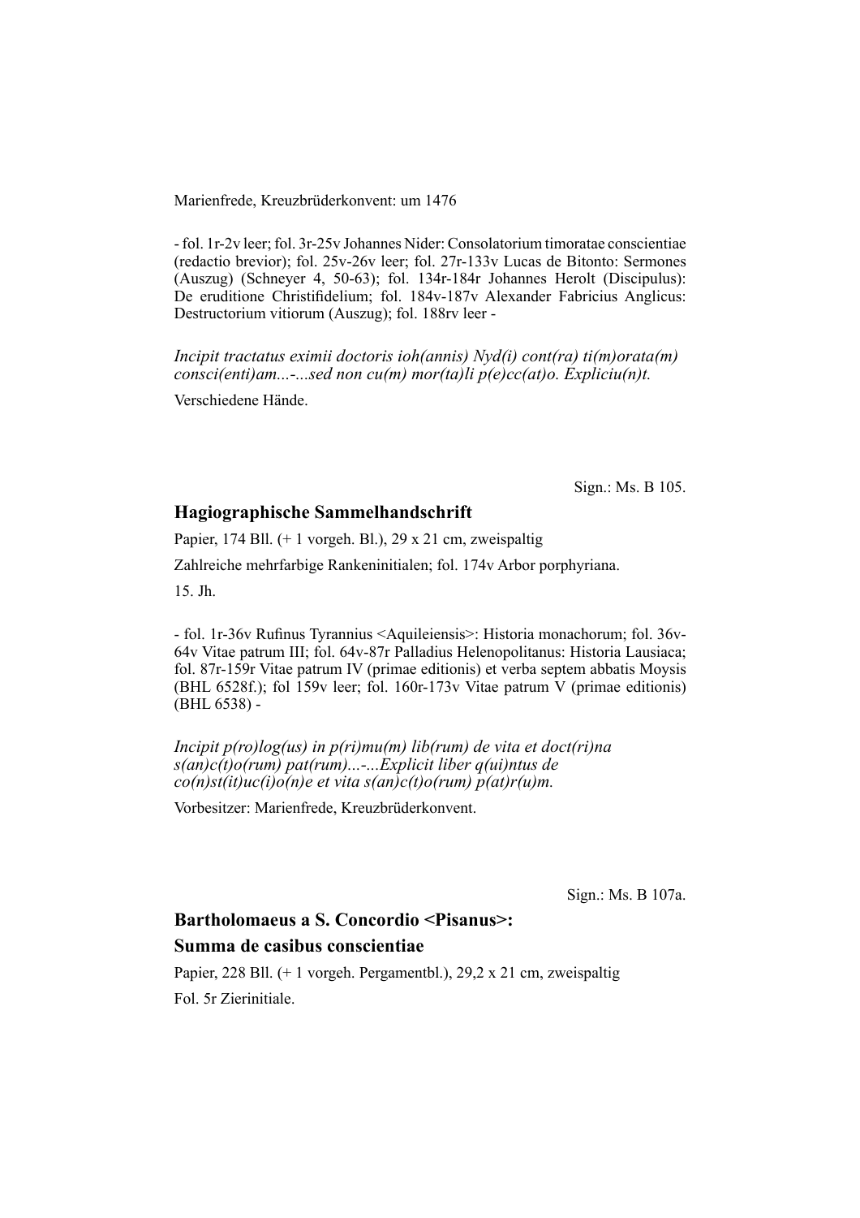Marienfrede, Kreuzbrüderkonvent: um 1476

- fol. 1r-2v leer; fol. 3r-25v Johannes Nider: Consolatorium timoratae conscientiae (redactio brevior); fol. 25v-26v leer; fol. 27r-133v Lucas de Bitonto: Sermones (Auszug) (Schneyer 4, 50-63); fol. 134r-184r Johannes Herolt (Discipulus): De eruditione Christifidelium; fol. 184v-187v Alexander Fabricius Anglicus: Destructorium vitiorum (Auszug); fol. 188rv leer -

*Incipit tractatus eximii doctoris ioh(annis) Nyd(i) cont(ra) ti(m)orata(m) consci(enti)am...-...sed non cu(m) mor(ta)li p(e)cc(at)o. Expliciu(n)t.*

Verschiedene Hände.

Sign.: Ms. B 105.

### Hagiographische Sammelhandschrift

Papier, 174 Bll. (+ 1 vorgeh. Bl.), 29 x 21 cm, zweispaltig

Zahlreiche mehrfarbige Rankeninitialen; fol. 174v Arbor porphyriana.

15. Jh.

- fol. 1r-36v Rufinus Tyrannius <Aquileiensis>: Historia monachorum; fol. 36v-64v Vitae patrum III; fol. 64v-87r Palladius Helenopolitanus: Historia Lausiaca; fol. 87r-159r Vitae patrum IV (primae editionis) et verba septem abbatis Moysis (BHL 6528f.); fol 159v leer; fol. 160r-173v Vitae patrum V (primae editionis) (BHL 6538) -

*Incipit p(ro)log(us) in p(ri)mu(m) lib(rum) de vita et doct(ri)na s(an)c(t)o(rum) pat(rum)...-...Explicit liber q(ui)ntus de co(n)st(it)uc(i)o(n)e et vita s(an)c(t)o(rum) p(at)r(u)m.*

Vorbesitzer: Marienfrede, Kreuzbrüderkonvent.

Sign.: Ms. B 107a.

### Bartholomaeus a S. Concordio <Pisanus>: Summa de casibus conscientiae

Papier, 228 Bll. (+ 1 vorgeh. Pergamentbl.), 29,2 x 21 cm, zweispaltig

Fol. 5r Zierinitiale.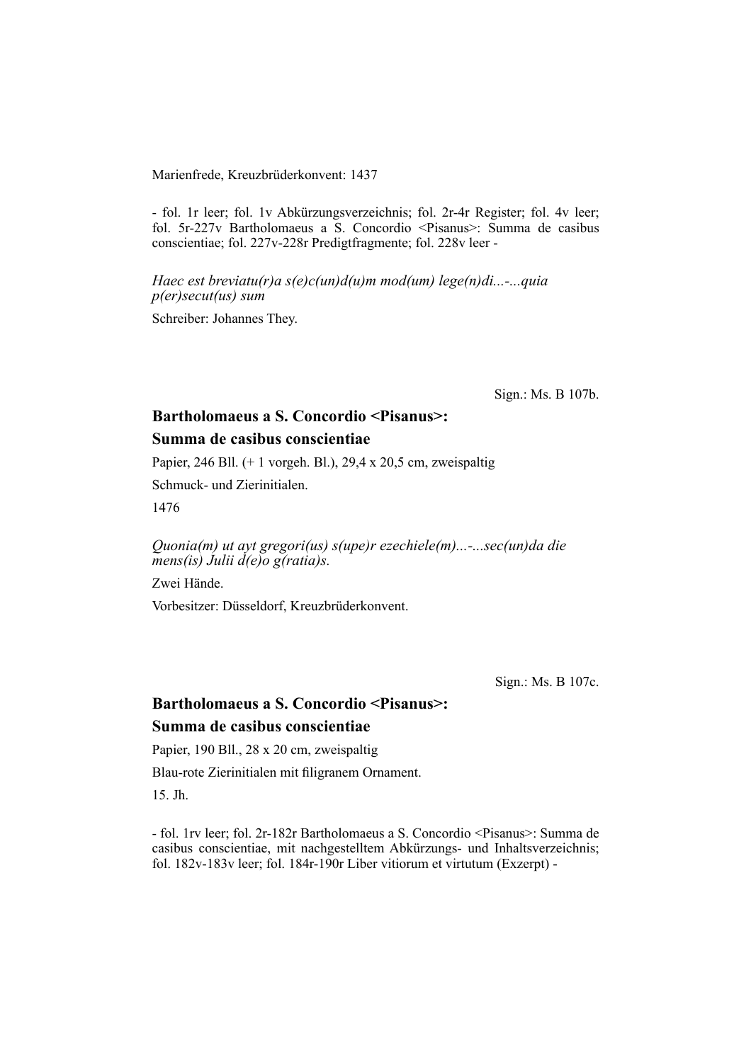Marienfrede, Kreuzbrüderkonvent: 1437

- fol. 1r leer; fol. 1v Abkürzungsverzeichnis; fol. 2r-4r Register; fol. 4v leer; fol. 5r-227v Bartholomaeus a S. Concordio <Pisanus>: Summa de casibus conscientiae; fol. 227v-228r Predigtfragmente; fol. 228v leer -

*Haec est breviatu(r)a s(e)c(un)d(u)m mod(um) lege(n)di...-...quia p(er)secut(us) sum*

Schreiber: Johannes They.

Sign.: Ms. B 107b.

### Bartholomaeus a S. Concordio <Pisanus>: Summa de casibus conscientiae

Papier, 246 Bll. (+ 1 vorgeh. Bl.), 29,4 x 20,5 cm, zweispaltig

Schmuck- und Zierinitialen.

1476

*Quonia(m) ut ayt gregori(us) s(upe)r ezechiele(m)...-...sec(un)da die mens(is) Julii d(e)o g(ratia)s.*

Zwei Hände.

Vorbesitzer: Düsseldorf, Kreuzbrüderkonvent.

Sign.: Ms. B 107c.

### Bartholomaeus a S. Concordio <Pisanus>: Summa de casibus conscientiae

Papier, 190 Bll., 28 x 20 cm, zweispaltig

Blau-rote Zierinitialen mit filigranem Ornament.

15. Jh.

- fol. 1rv leer; fol. 2r-182r Bartholomaeus a S. Concordio <Pisanus>: Summa de casibus conscientiae, mit nachgestelltem Abkürzungs- und Inhaltsverzeichnis; fol. 182v-183v leer; fol. 184r-190r Liber vitiorum et virtutum (Exzerpt) -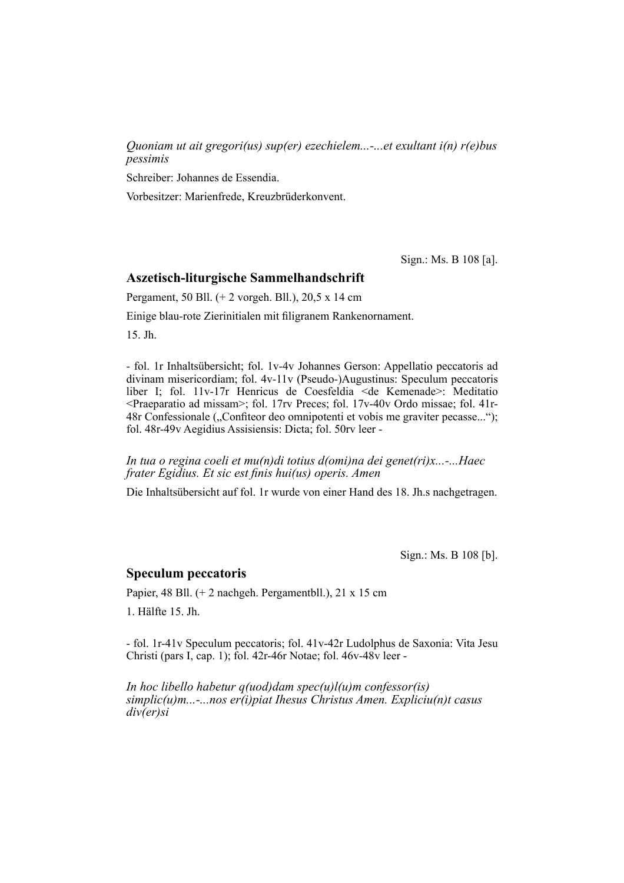*Quoniam ut ait gregori(us) sup(er) ezechielem...-...et exultant i(n) r(e)bus pessimis*

Schreiber: Johannes de Essendia.

Vorbesitzer: Marienfrede, Kreuzbrüderkonvent.

Sign.: Ms. B 108 [a].

### Aszetisch-liturgische Sammelhandschrift

Pergament, 50 Bll. (+ 2 vorgeh. Bll.), 20,5 x 14 cm

Einige blau-rote Zierinitialen mit filigranem Rankenornament.

15. Jh.

- fol. 1r Inhaltsübersicht; fol. 1v-4v Johannes Gerson: Appellatio peccatoris ad divinam misericordiam; fol. 4v-11v (Pseudo-)Augustinus: Speculum peccatoris liber I; fol. 11v-17r Henricus de Coesfeldia <de Kemenade>: Meditatio <Praeparatio ad missam>; fol. 17rv Preces; fol. 17v-40v Ordo missae; fol. 41r-48r Confessionale („Confiteor deo omnipotenti et vobis me graviter pecasse...“); fol. 48r-49v Aegidius Assisiensis: Dicta; fol. 50rv leer -

*In tua o regina coeli et mu(n)di totius d(omi)na dei genet(ri)x...-...Haec frater Egidius. Et sic est finis hui(us) operis. Amen*

Die Inhaltsübersicht auf fol. 1r wurde von einer Hand des 18. Jh.s nachgetragen.

Sign.: Ms. B 108 [b].

### Speculum peccatoris

Papier, 48 Bll. (+ 2 nachgeh. Pergamentbll.), 21 x 15 cm

1. Hälfte 15. Jh.

- fol. 1r-41v Speculum peccatoris; fol. 41v-42r Ludolphus de Saxonia: Vita Jesu Christi (pars I, cap. 1); fol. 42r-46r Notae; fol. 46v-48v leer -

*In hoc libello habetur q(uod)dam spec(u)l(u)m confessor(is) simplic(u)m...-...nos er(i)piat Ihesus Christus Amen. Expliciu(n)t casus div(er)si*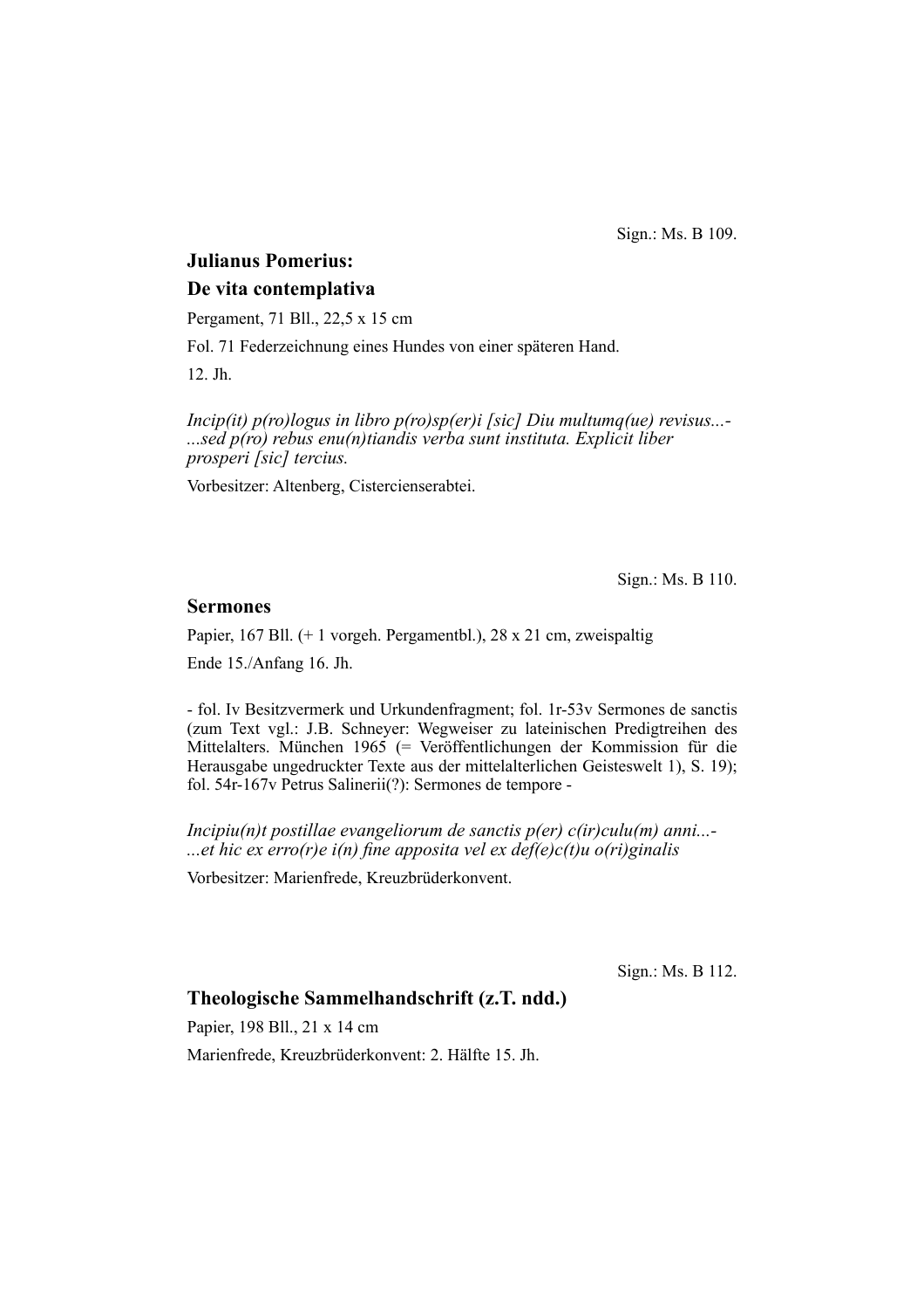Sign.: Ms. B 109.

## Julianus Pomerius:
## De vita contemplativa

Pergament, 71 Bll., 22,5 x 15 cm

Fol. 71 Federzeichnung eines Hundes von einer späteren Hand.

12. Jh.

*Incip(it) p(ro)logus in libro p(ro)sp(er)i [sic] Diu multumq(ue) revisus...-
...sed p(ro) rebus enu(n)tiandis verba sunt instituta. Explicit liber prosperi [sic] tercius.*

Vorbesitzer: Altenberg, Cistercienserabtei.

Sign.: Ms. B 110.

## Sermones

Papier, 167 Bll. (+ 1 vorgeh. Pergamentbl.), 28 x 21 cm, zweispaltig

Ende 15./Anfang 16. Jh.

- fol. Iv Besitzvermerk und Urkundenfragment; fol. 1r-53v Sermones de sanctis (zum Text vgl.: J.B. Schneyer: Wegweiser zu lateinischen Predigtreihen des Mittelalters. München 1965 (= Veröffentlichungen der Kommission für die Herausgabe ungedruckter Texte aus der mittelalterlichen Geisteswelt 1), S. 19); fol. 54r-167v Petrus Salinerii(?): Sermones de tempore -

*Incipiu(n)t postillae evangeliorum de sanctis p(er) c(ir)culu(m) anni...-
...et hic ex erro(r)e i(n) fine apposita vel ex def(e)c(t)u o(ri)ginalis*

Vorbesitzer: Marienfrede, Kreuzbrüderkonvent.

Sign.: Ms. B 112.

## Theologische Sammelhandschrift (z.T. ndd.)

Papier, 198 Bll., 21 x 14 cm

Marienfrede, Kreuzbrüderkonvent: 2. Hälfte 15. Jh.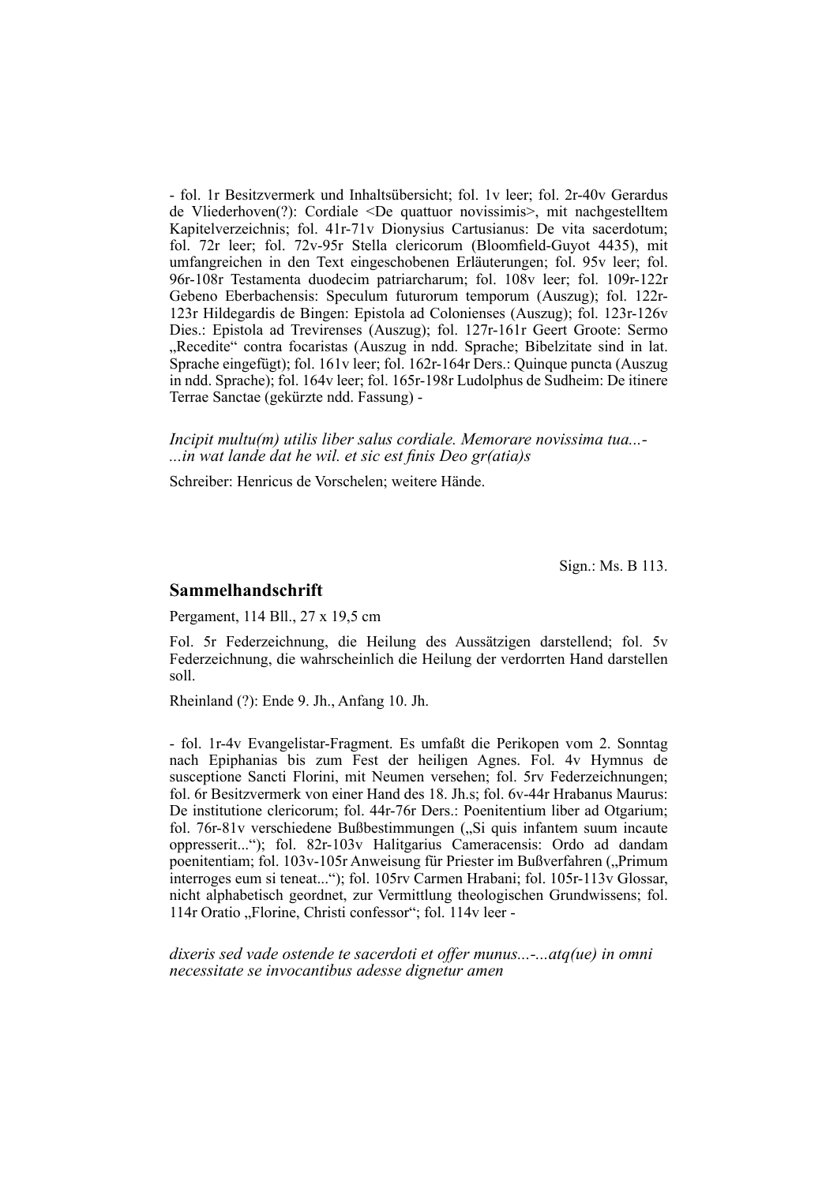- fol. 1r Besitzvermerk und Inhaltsübersicht; fol. 1v leer; fol. 2r-40v Gerardus de Vliederhoven(?): Cordiale <De quattuor novissimis>, mit nachgestelltem Kapitelverzeichnis; fol. 41r-71v Dionysius Cartusianus: De vita sacerdotum; fol. 72r leer; fol. 72v-95r Stella clericorum (Bloomfield-Guyot 4435), mit umfangreichen in den Text eingeschobenen Erläuterungen; fol. 95v leer; fol. 96r-108r Testamenta duodecim patriarcharum; fol. 108v leer; fol. 109r-122r Gebeno Eberbachensis: Speculum futurorum temporum (Auszug); fol. 122r-123r Hildegardis de Bingen: Epistola ad Colonienses (Auszug); fol. 123r-126v Dies.: Epistola ad Trevirenses (Auszug); fol. 127r-161r Geert Groote: Sermo „Recedite" contra focaristas (Auszug in ndd. Sprache; Bibelzitate sind in lat. Sprache eingefügt); fol. 161v leer; fol. 162r-164r Ders.: Quinque puncta (Auszug in ndd. Sprache); fol. 164v leer; fol. 165r-198r Ludolphus de Sudheim: De itinere Terrae Sanctae (gekürzte ndd. Fassung) -

*Incipit multu(m) utilis liber salus cordiale. Memorare novissima tua...-*
*...in wat lande dat he wil. et sic est finis Deo gr(atia)s*

Schreiber: Henricus de Vorschelen; weitere Hände.

Sign.: Ms. B 113.

## Sammelhandschrift

Pergament, 114 Bll., 27 x 19,5 cm

Fol. 5r Federzeichnung, die Heilung des Aussätzigen darstellend; fol. 5v Federzeichnung, die wahrscheinlich die Heilung der verdorrten Hand darstellen soll.

Rheinland (?): Ende 9. Jh., Anfang 10. Jh.

- fol. 1r-4v Evangelistar-Fragment. Es umfaßt die Perikopen vom 2. Sonntag nach Epiphanias bis zum Fest der heiligen Agnes. Fol. 4v Hymnus de susceptione Sancti Florini, mit Neumen versehen; fol. 5rv Federzeichnungen; fol. 6r Besitzvermerk von einer Hand des 18. Jh.s; fol. 6v-44r Hrabanus Maurus: De institutione clericorum; fol. 44r-76r Ders.: Poenitentium liber ad Otgarium; fol. 76r-81v verschiedene Bußbestimmungen („Si quis infantem suum incaute oppresserit..."); fol. 82r-103v Halitgarius Cameracensis: Ordo ad dandam poenitentiam; fol. 103v-105r Anweisung für Priester im Bußverfahren („Primum interroges eum si teneat..."); fol. 105rv Carmen Hrabani; fol. 105r-113v Glossar, nicht alphabetisch geordnet, zur Vermittlung theologischen Grundwissens; fol. 114r Oratio „Florine, Christi confessor"; fol. 114v leer -

*dixeris sed vade ostende te sacerdoti et offer munus...-...atq(ue) in omni necessitate se invocantibus adesse dignetur amen*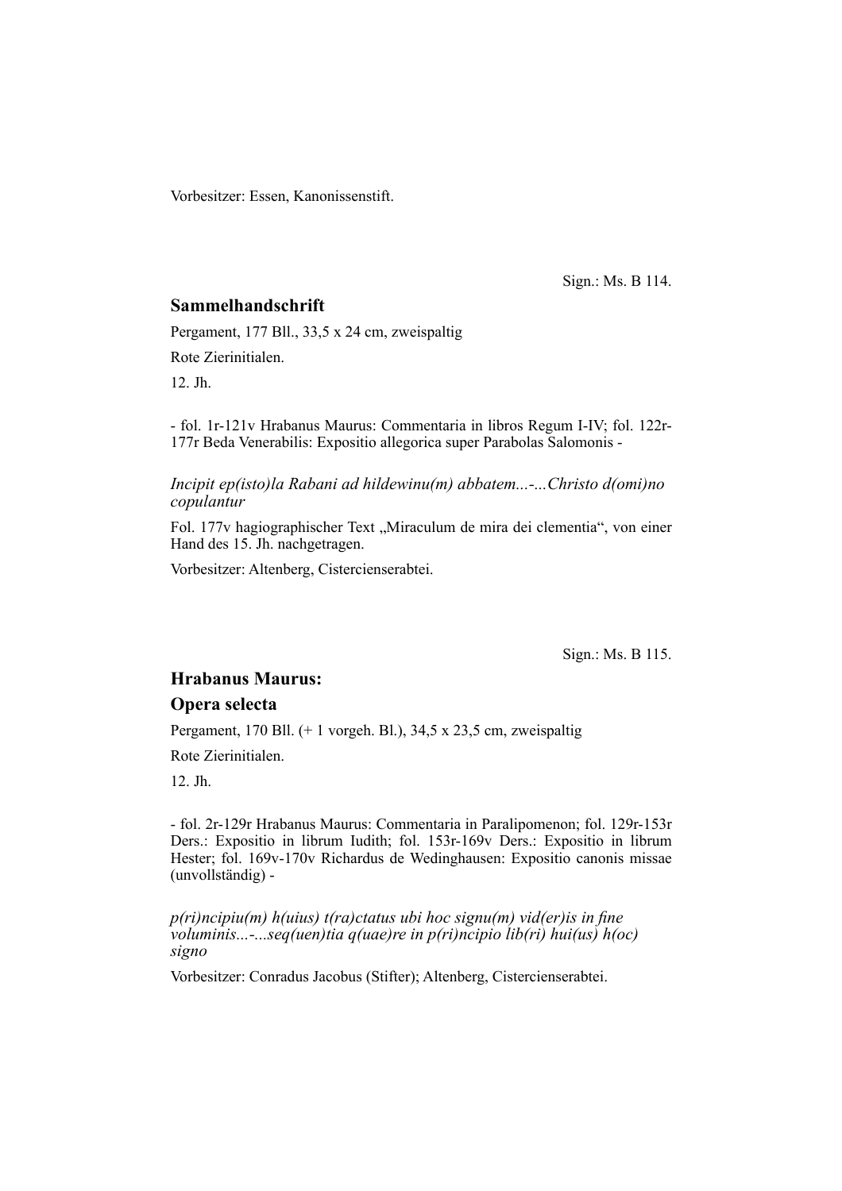Vorbesitzer: Essen, Kanonissenstift.

Sign.: Ms. B 114.

### Sammelhandschrift

Pergament, 177 Bll., 33,5 x 24 cm, zweispaltig

Rote Zierinitialen.

12. Jh.

- fol. 1r-121v Hrabanus Maurus: Commentaria in libros Regum I-IV; fol. 122r-177r Beda Venerabilis: Expositio allegorica super Parabolas Salomonis -

*Incipit ep(isto)la Rabani ad hildewinu(m) abbatem...-...Christo d(omi)no copulantur*

Fol. 177v hagiographischer Text „Miraculum de mira dei clementia", von einer Hand des 15. Jh. nachgetragen.

Vorbesitzer: Altenberg, Cistercienserabtei.

Sign.: Ms. B 115.

### Hrabanus Maurus:

### Opera selecta

Pergament, 170 Bll. (+ 1 vorgeh. Bl.), 34,5 x 23,5 cm, zweispaltig

Rote Zierinitialen.

12. Jh.

- fol. 2r-129r Hrabanus Maurus: Commentaria in Paralipomenon; fol. 129r-153r Ders.: Expositio in librum Iudith; fol. 153r-169v Ders.: Expositio in librum Hester; fol. 169v-170v Richardus de Wedinghausen: Expositio canonis missae (unvollständig) -

*p(ri)ncipiu(m) h(uius) t(ra)ctatus ubi hoc signu(m) vid(er)is in fine voluminis...-...seq(uen)tia q(uae)re in p(ri)ncipio lib(ri) hui(us) h(oc) signo*

Vorbesitzer: Conradus Jacobus (Stifter); Altenberg, Cistercienserabtei.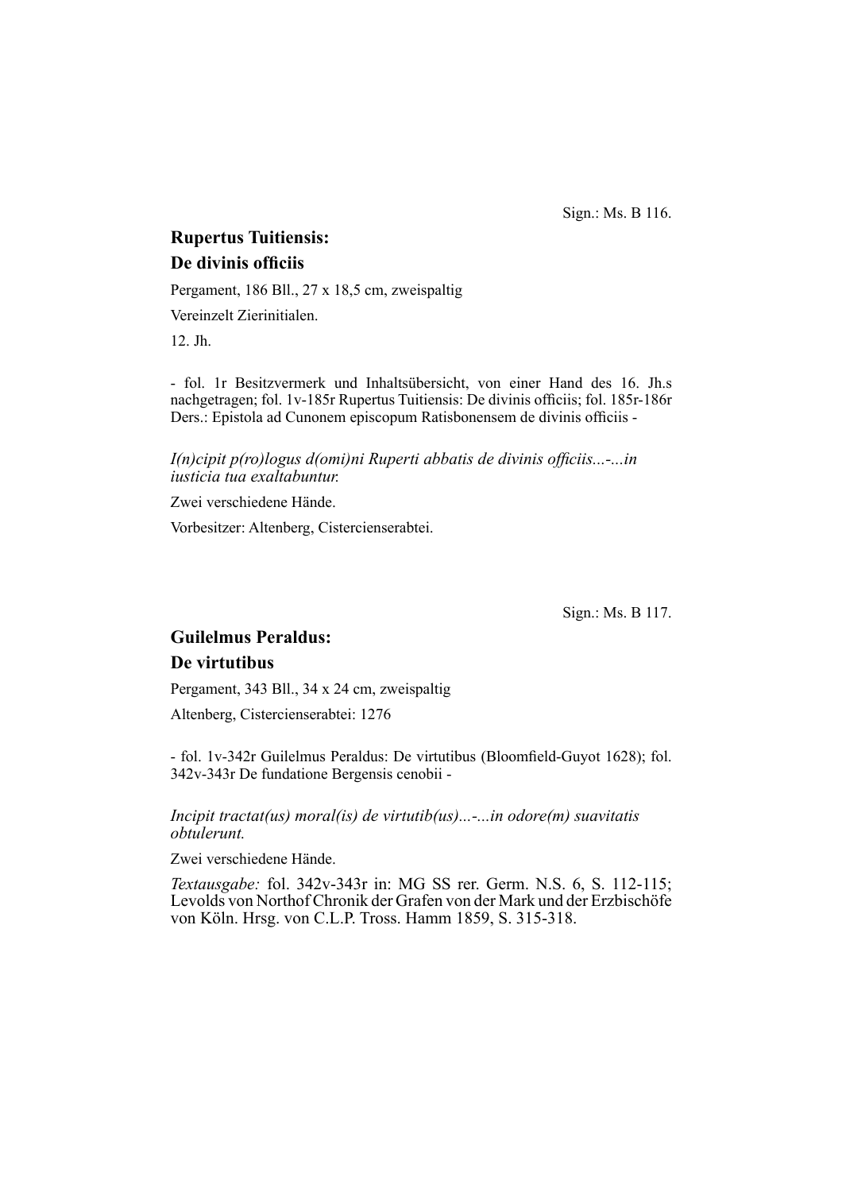Sign.: Ms. B 116.

## Rupertus Tuitiensis:
## De divinis officiis

Pergament, 186 Bll., 27 x 18,5 cm, zweispaltig

Vereinzelt Zierinitialen.

12. Jh.

- fol. 1r Besitzvermerk und Inhaltsübersicht, von einer Hand des 16. Jh.s nachgetragen; fol. 1v-185r Rupertus Tuitiensis: De divinis officiis; fol. 185r-186r Ders.: Epistola ad Cunonem episcopum Ratisbonensem de divinis officiis -

*I(n)cipit p(ro)logus d(omi)ni Ruperti abbatis de divinis officiis...-...in iusticia tua exaltabuntur.*

Zwei verschiedene Hände.

Vorbesitzer: Altenberg, Cistercienserabtei.

Sign.: Ms. B 117.

## Guilelmus Peraldus:
## De virtutibus

Pergament, 343 Bll., 34 x 24 cm, zweispaltig

Altenberg, Cistercienserabtei: 1276

- fol. 1v-342r Guilelmus Peraldus: De virtutibus (Bloomfield-Guyot 1628); fol. 342v-343r De fundatione Bergensis cenobii -

*Incipit tractat(us) moral(is) de virtutib(us)...-...in odore(m) suavitatis obtulerunt.*

Zwei verschiedene Hände.

*Textausgabe:* fol. 342v-343r in: MG SS rer. Germ. N.S. 6, S. 112-115; Levolds von Northof Chronik der Grafen von der Mark und der Erzbischöfe von Köln. Hrsg. von C.L.P. Tross. Hamm 1859, S. 315-318.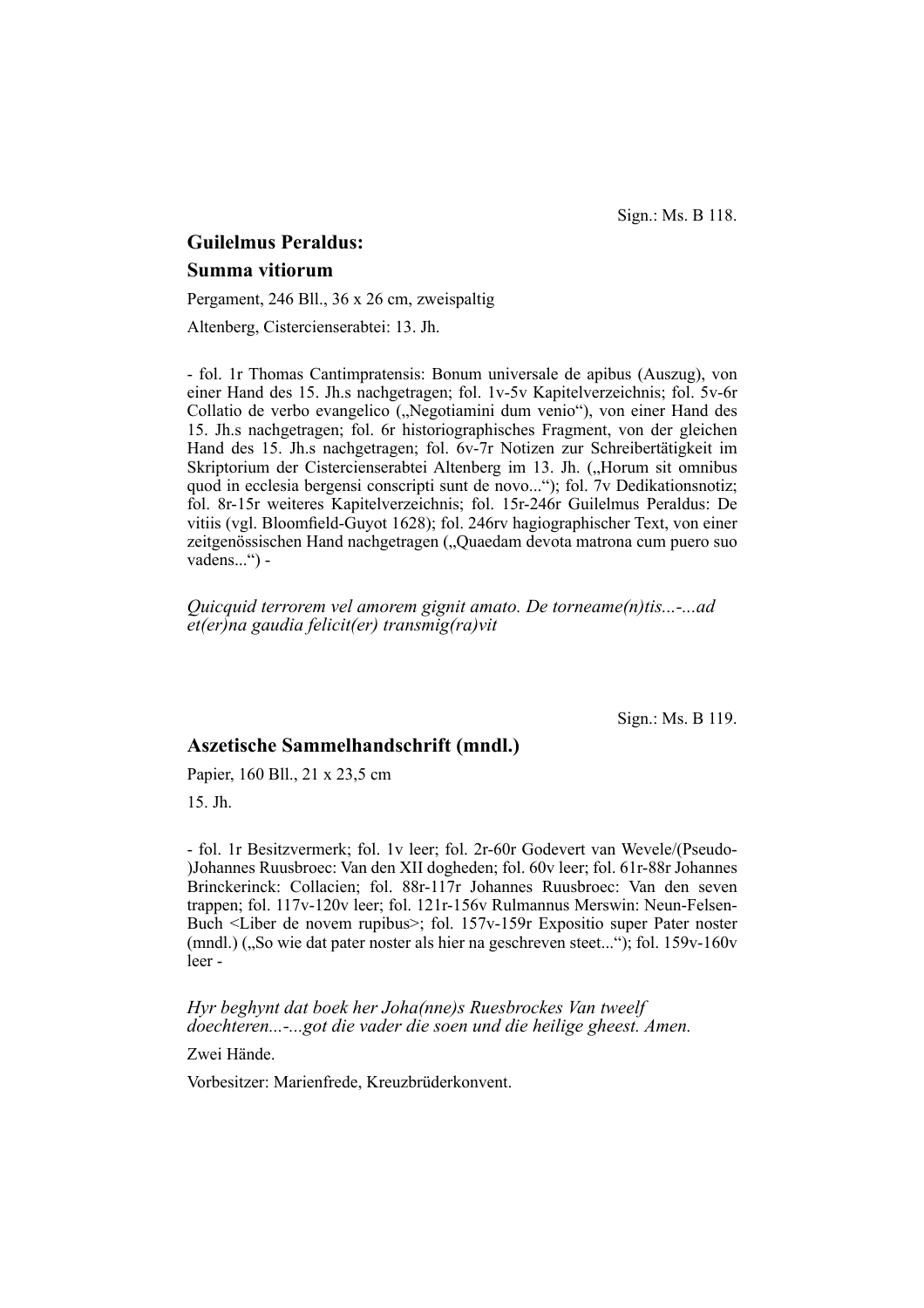Sign.: Ms. B 118.

## Guilelmus Peraldus:

## Summa vitiorum

Pergament, 246 Bll., 36 x 26 cm, zweispaltig

Altenberg, Cistercienserabtei: 13. Jh.

- fol. 1r Thomas Cantimpratensis: Bonum universale de apibus (Auszug), von einer Hand des 15. Jh.s nachgetragen; fol. 1v-5v Kapitelverzeichnis; fol. 5v-6r Collatio de verbo evangelico („Negotiamini dum venio“), von einer Hand des 15. Jh.s nachgetragen; fol. 6r historiographisches Fragment, von der gleichen Hand des 15. Jh.s nachgetragen; fol. 6v-7r Notizen zur Schreibertätigkeit im Skriptorium der Cistercienserabtei Altenberg im 13. Jh. („Horum sit omnibus quod in ecclesia bergensi conscripti sunt de novo...“); fol. 7v Dedikationsnotiz; fol. 8r-15r weiteres Kapitelverzeichnis; fol. 15r-246r Guilelmus Peraldus: De vitiis (vgl. Bloomfield-Guyot 1628); fol. 246rv hagiographischer Text, von einer zeitgenössischen Hand nachgetragen („Quaedam devota matrona cum puero suo vadens...“) -

*Quicquid terrorem vel amorem gignit amato. De torneame(n)tis...-...ad et(er)na gaudia felicit(er) transmig(ra)vit*

Sign.: Ms. B 119.

## Aszetische Sammelhandschrift (mndl.)

Papier, 160 Bll., 21 x 23,5 cm

15. Jh.

- fol. 1r Besitzvermerk; fol. 1v leer; fol. 2r-60r Godevert van Wevele/(Pseudo-)Johannes Ruusbroec: Van den XII dogheden; fol. 60v leer; fol. 61r-88r Johannes Brinckerinck: Collacien; fol. 88r-117r Johannes Ruusbroec: Van den seven trappen; fol. 117v-120v leer; fol. 121r-156v Rulmannus Merswin: Neun-Felsen-Buch <Liber de novem rupibus>; fol. 157v-159r Expositio super Pater noster (mndl.) („So wie dat pater noster als hier na geschreven steet...“); fol. 159v-160v leer -

*Hyr beghynt dat boek her Joha(nne)s Ruesbrockes Van tweelf doechteren...-...got die vader die soen und die heilige gheest. Amen.*

Zwei Hände.

Vorbesitzer: Marienfrede, Kreuzbrüderkonvent.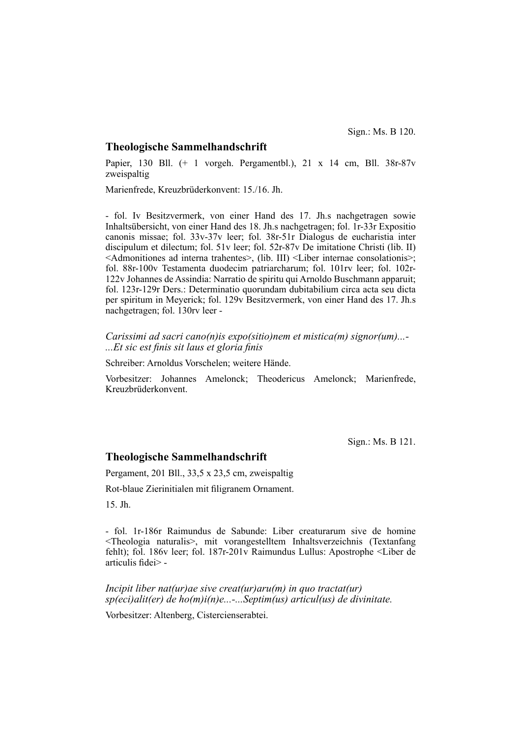Sign.: Ms. B 120.

## Theologische Sammelhandschrift

Papier, 130 Bll. (+ 1 vorgeh. Pergamentbl.), 21 x 14 cm, Bll. 38r-87v zweispaltig

Marienfrede, Kreuzbrüderkonvent: 15./16. Jh.

- fol. Iv Besitzvermerk, von einer Hand des 17. Jh.s nachgetragen sowie Inhaltsübersicht, von einer Hand des 18. Jh.s nachgetragen; fol. 1r-33r Expositio canonis missae; fol. 33v-37v leer; fol. 38r-51r Dialogus de eucharistia inter discipulum et dilectum; fol. 51v leer; fol. 52r-87v De imitatione Christi (lib. II) <Admonitiones ad interna trahentes>, (lib. III) <Liber internae consolationis>; fol. 88r-100v Testamenta duodecim patriarcharum; fol. 101rv leer; fol. 102r-122v Johannes de Assindia: Narratio de spiritu qui Arnoldo Buschmann apparuit; fol. 123r-129r Ders.: Determinatio quorundam dubitabilium circa acta seu dicta per spiritum in Meyerick; fol. 129v Besitzvermerk, von einer Hand des 17. Jh.s nachgetragen; fol. 130rv leer -

*Carissimi ad sacri cano(n)is expo(sitio)nem et mistica(m) signor(um)...-...Et sic est finis sit laus et gloria finis*

Schreiber: Arnoldus Vorschelen; weitere Hände.

Vorbesitzer: Johannes Amelonck; Theodericus Amelonck; Marienfrede, Kreuzbrüderkonvent.

Sign.: Ms. B 121.

## Theologische Sammelhandschrift

Pergament, 201 Bll., 33,5 x 23,5 cm, zweispaltig

Rot-blaue Zierinitialen mit filigranem Ornament.

15. Jh.

- fol. 1r-186r Raimundus de Sabunde: Liber creaturarum sive de homine <Theologia naturalis>, mit vorangestelltem Inhaltsverzeichnis (Textanfang fehlt); fol. 186v leer; fol. 187r-201v Raimundus Lullus: Apostrophe <Liber de articulis fidei> -

*Incipit liber nat(ur)ae sive creat(ur)aru(m) in quo tractat(ur) sp(eci)alit(er) de ho(m)i(n)e...-...Septim(us) articul(us) de divinitate.*

Vorbesitzer: Altenberg, Cistercienserabtei.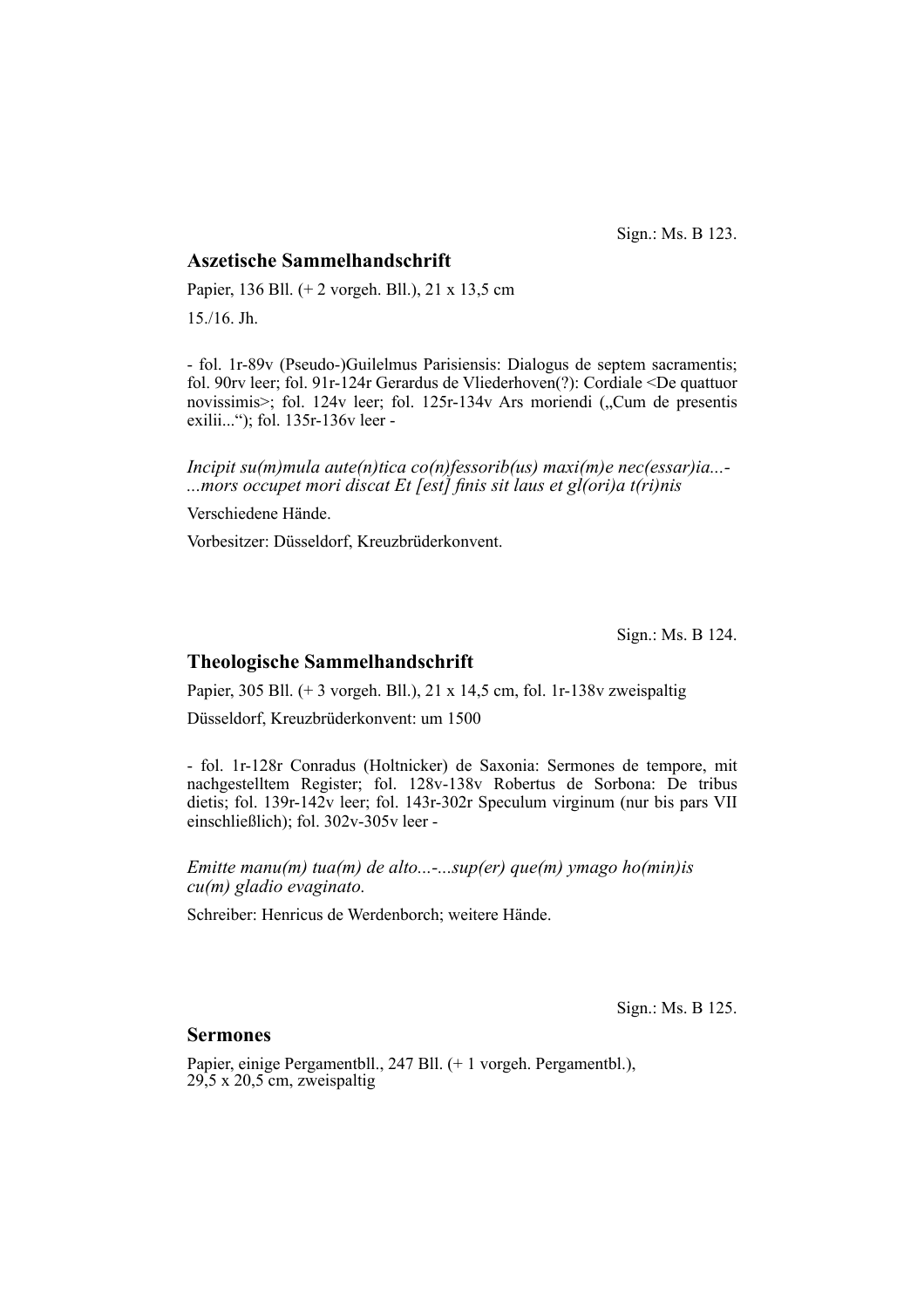Sign.: Ms. B 123.

## Aszetische Sammelhandschrift

Papier, 136 Bll. (+ 2 vorgeh. Bll.), 21 x 13,5 cm

15./16. Jh.

- fol. 1r-89v (Pseudo-)Guilelmus Parisiensis: Dialogus de septem sacramentis; fol. 90rv leer; fol. 91r-124r Gerardus de Vliederhoven(?): Cordiale <De quattuor novissimis>; fol. 124v leer; fol. 125r-134v Ars moriendi („Cum de presentis exilii...“); fol. 135r-136v leer -

*Incipit su(m)mula aute(n)tica co(n)fessorib(us) maxi(m)e nec(essar)ia...-...mors occupet mori discat Et [est] finis sit laus et gl(ori)a t(ri)nis*

Verschiedene Hände.

Vorbesitzer: Düsseldorf, Kreuzbrüderkonvent.

Sign.: Ms. B 124.

## Theologische Sammelhandschrift

Papier, 305 Bll. (+ 3 vorgeh. Bll.), 21 x 14,5 cm, fol. 1r-138v zweispaltig

Düsseldorf, Kreuzbrüderkonvent: um 1500

- fol. 1r-128r Conradus (Holtnicker) de Saxonia: Sermones de tempore, mit nachgestelltem Register; fol. 128v-138v Robertus de Sorbona: De tribus dietis; fol. 139r-142v leer; fol. 143r-302r Speculum virginum (nur bis pars VII einschließlich); fol. 302v-305v leer -

*Emitte manu(m) tua(m) de alto...-...sup(er) que(m) ymago ho(min)is cu(m) gladio evaginato.*

Schreiber: Henricus de Werdenborch; weitere Hände.

Sign.: Ms. B 125.

## Sermones

Papier, einige Pergamentbll., 247 Bll. (+ 1 vorgeh. Pergamentbl.), 29,5 x 20,5 cm, zweispaltig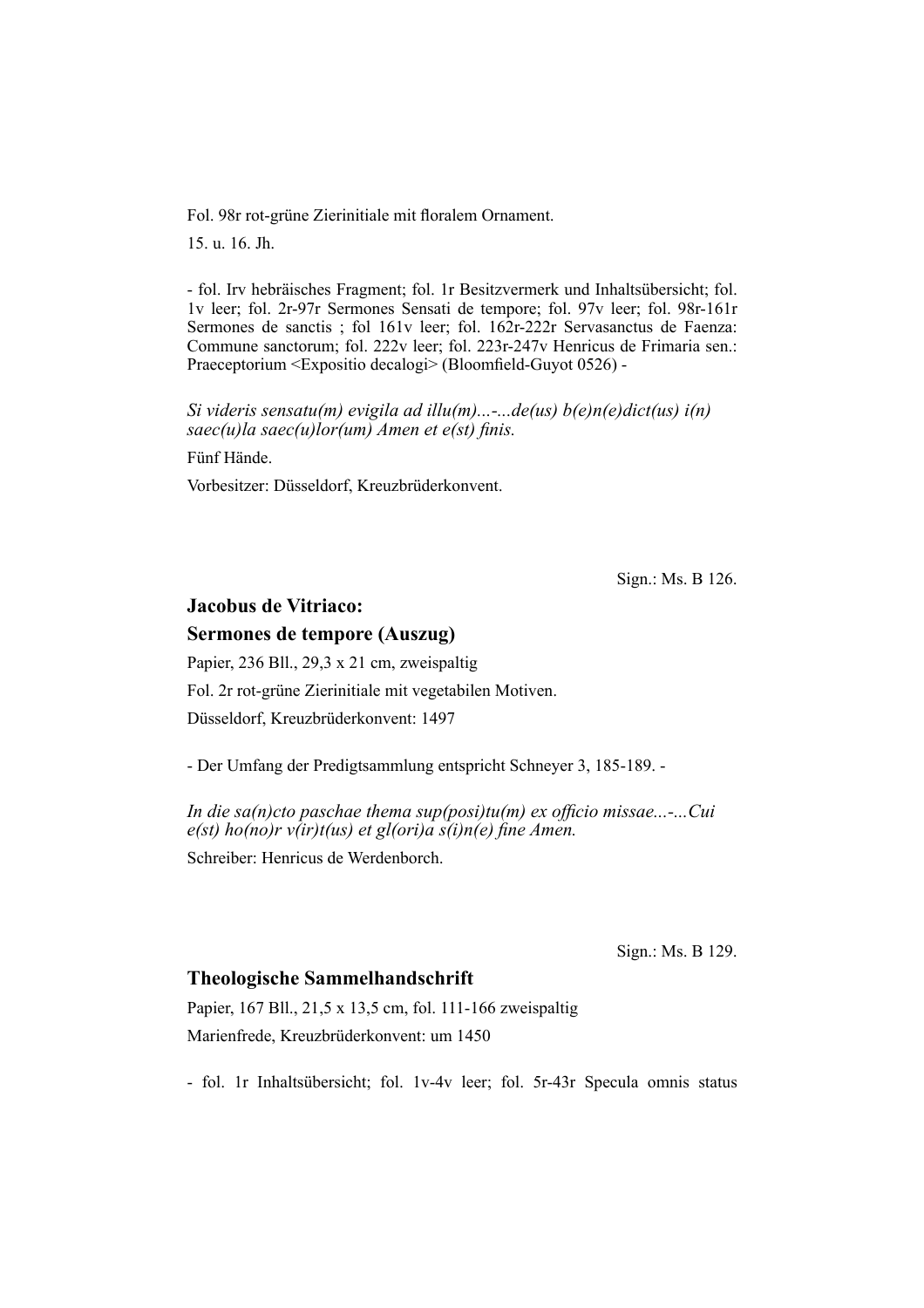Fol. 98r rot-grüne Zierinitiale mit floralem Ornament.

15. u. 16. Jh.

- fol. Irv hebräisches Fragment; fol. 1r Besitzvermerk und Inhaltsübersicht; fol. 1v leer; fol. 2r-97r Sermones Sensati de tempore; fol. 97v leer; fol. 98r-161r Sermones de sanctis ; fol 161v leer; fol. 162r-222r Servasanctus de Faenza: Commune sanctorum; fol. 222v leer; fol. 223r-247v Henricus de Frimaria sen.: Praeceptorium <Expositio decalogi> (Bloomfield-Guyot 0526) -

*Si videris sensatu(m) evigila ad illu(m)...-...de(us) b(e)n(e)dict(us) i(n) saec(u)la saec(u)lor(um) Amen et e(st) finis.*

Fünf Hände.

Vorbesitzer: Düsseldorf, Kreuzbrüderkonvent.

Sign.: Ms. B 126.

## Jacobus de Vitriaco:
## Sermones de tempore (Auszug)

Papier, 236 Bll., 29,3 x 21 cm, zweispaltig

Fol. 2r rot-grüne Zierinitiale mit vegetabilen Motiven.

Düsseldorf, Kreuzbrüderkonvent: 1497

- Der Umfang der Predigtsammlung entspricht Schneyer 3, 185-189. -

*In die sa(n)cto paschae thema sup(posi)tu(m) ex officio missae...-...Cui e(st) ho(no)r v(ir)t(us) et gl(ori)a s(i)n(e) fine Amen.*

Schreiber: Henricus de Werdenborch.

Sign.: Ms. B 129.

## Theologische Sammelhandschrift

Papier, 167 Bll., 21,5 x 13,5 cm, fol. 111-166 zweispaltig

Marienfrede, Kreuzbrüderkonvent: um 1450

- fol. 1r Inhaltsübersicht; fol. 1v-4v leer; fol. 5r-43r Specula omnis status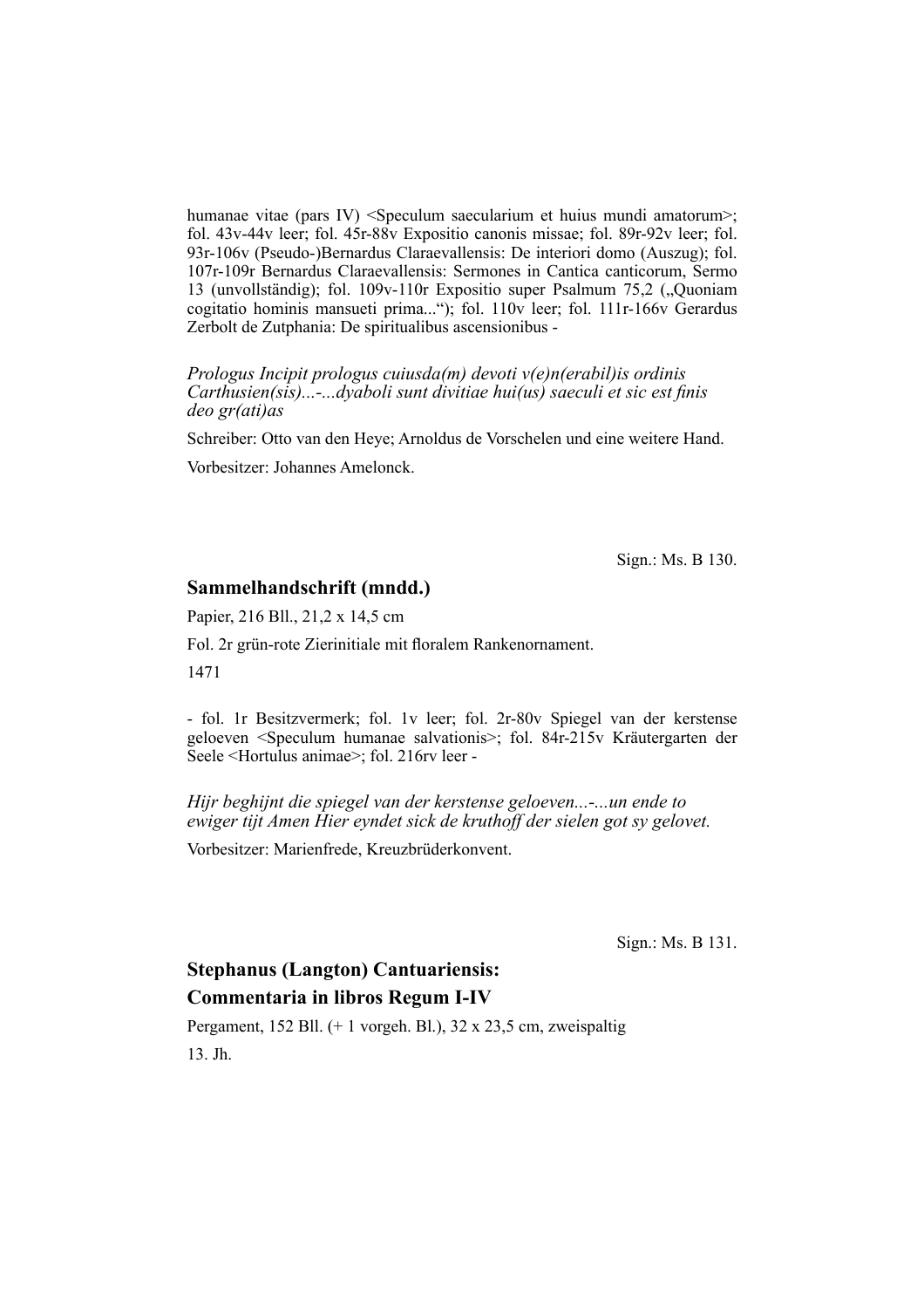humanae vitae (pars IV) <Speculum saecularium et huius mundi amatorum>; fol. 43v-44v leer; fol. 45r-88v Expositio canonis missae; fol. 89r-92v leer; fol. 93r-106v (Pseudo-)Bernardus Claraevallensis: De interiori domo (Auszug); fol. 107r-109r Bernardus Claraevallensis: Sermones in Cantica canticorum, Sermo 13 (unvollständig); fol. 109v-110r Expositio super Psalmum 75,2 („Quoniam cogitatio hominis mansueti prima...“); fol. 110v leer; fol. 111r-166v Gerardus Zerbolt de Zutphania: De spiritualibus ascensionibus -

*Prologus Incipit prologus cuiusda(m) devoti v(e)n(erabil)is ordinis Carthusien(sis)...-...dyaboli sunt divitiae hui(us) saeculi et sic est finis deo gr(ati)as*

Schreiber: Otto van den Heye; Arnoldus de Vorschelen und eine weitere Hand.

Vorbesitzer: Johannes Amelonck.

Sign.: Ms. B 130.

## Sammelhandschrift (mndd.)

Papier, 216 Bll., 21,2 x 14,5 cm

Fol. 2r grün-rote Zierinitiale mit floralem Rankenornament.

1471

- fol. 1r Besitzvermerk; fol. 1v leer; fol. 2r-80v Spiegel van der kerstense geloeven <Speculum humanae salvationis>; fol. 84r-215v Kräutergarten der Seele <Hortulus animae>; fol. 216rv leer -

*Hijr beghijnt die spiegel van der kerstense geloeven...-...un ende to ewiger tijt Amen Hier eyndet sick de kruthoff der sielen got sy gelovet.*

Vorbesitzer: Marienfrede, Kreuzbrüderkonvent.

Sign.: Ms. B 131.

## Stephanus (Langton) Cantuariensis: Commentaria in libros Regum I-IV

Pergament, 152 Bll. (+ 1 vorgeh. Bl.), 32 x 23,5 cm, zweispaltig

13. Jh.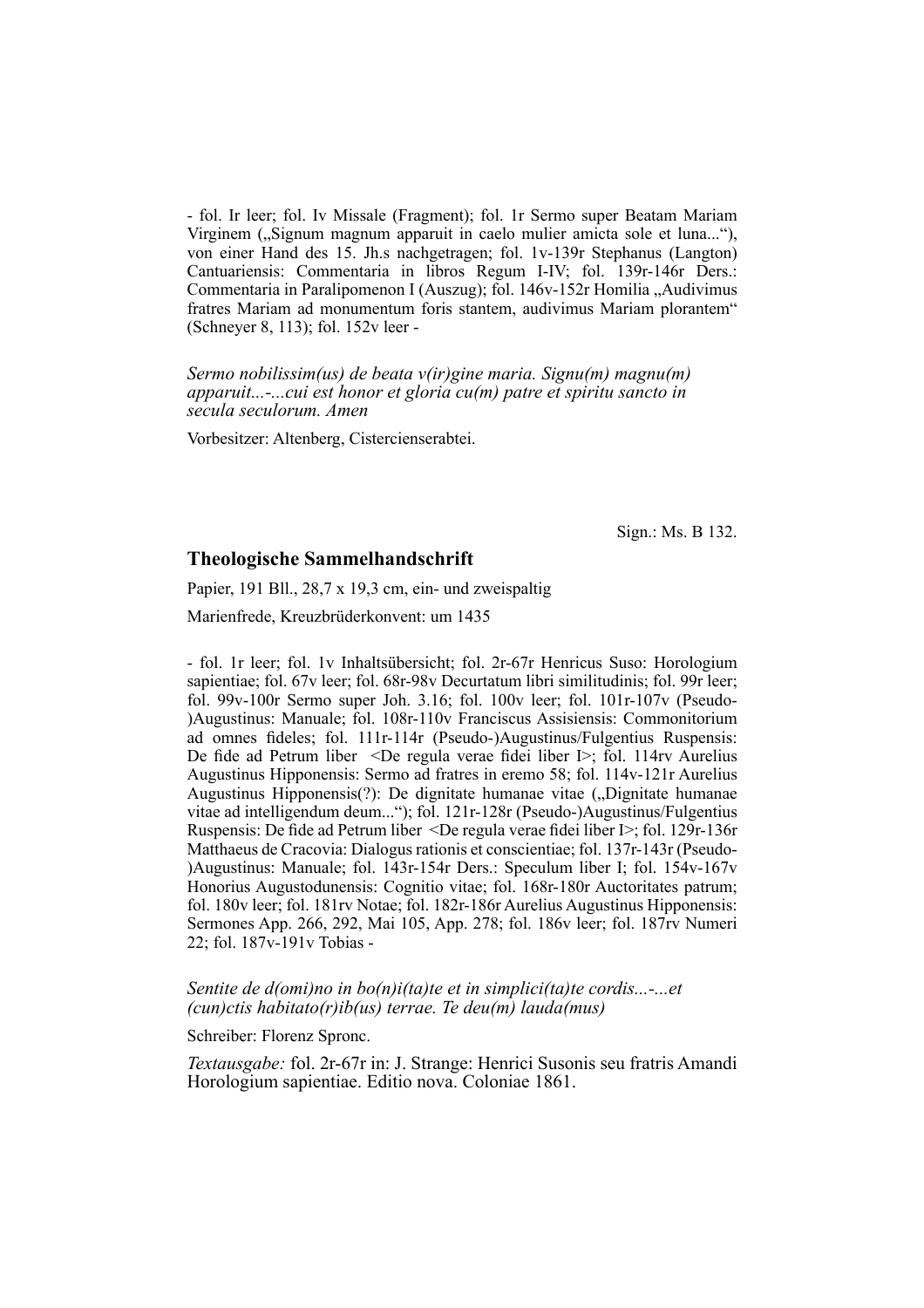- fol. Ir leer; fol. Iv Missale (Fragment); fol. 1r Sermo super Beatam Mariam Virginem („Signum magnum apparuit in caelo mulier amicta sole et luna..."), von einer Hand des 15. Jh.s nachgetragen; fol. 1v-139r Stephanus (Langton) Cantuariensis: Commentaria in libros Regum I-IV; fol. 139r-146r Ders.: Commentaria in Paralipomenon I (Auszug); fol. 146v-152r Homilia „Audivimus fratres Mariam ad monumentum foris stantem, audivimus Mariam plorantem" (Schneyer 8, 113); fol. 152v leer -

*Sermo nobilissim(us) de beata v(ir)gine maria. Signu(m) magnu(m) apparuit...-...cui est honor et gloria cu(m) patre et spiritu sancto in secula seculorum. Amen*

Vorbesitzer: Altenberg, Cistercienserabtei.

Sign.: Ms. B 132.

### Theologische Sammelhandschrift

Papier, 191 Bll., 28,7 x 19,3 cm, ein- und zweispaltig

Marienfrede, Kreuzbrüderkonvent: um 1435

- fol. 1r leer; fol. 1v Inhaltsübersicht; fol. 2r-67r Henricus Suso: Horologium sapientiae; fol. 67v leer; fol. 68r-98v Decurtatum libri similitudinis; fol. 99r leer; fol. 99v-100r Sermo super Joh. 3.16; fol. 100v leer; fol. 101r-107v (Pseudo-)Augustinus: Manuale; fol. 108r-110v Franciscus Assisiensis: Commonitorium ad omnes fideles; fol. 111r-114r (Pseudo-)Augustinus/Fulgentius Ruspensis: De fide ad Petrum liber <De regula verae fidei liber I>; fol. 114rv Aurelius Augustinus Hipponensis: Sermo ad fratres in eremo 58; fol. 114v-121r Aurelius Augustinus Hipponensis(?): De dignitate humanae vitae („Dignitate humanae vitae ad intelligendum deum..."); fol. 121r-128r (Pseudo-)Augustinus/Fulgentius Ruspensis: De fide ad Petrum liber <De regula verae fidei liber I>; fol. 129r-136r Matthaeus de Cracovia: Dialogus rationis et conscientiae; fol. 137r-143r (Pseudo-)Augustinus: Manuale; fol. 143r-154r Ders.: Speculum liber I; fol. 154v-167v Honorius Augustodunensis: Cognitio vitae; fol. 168r-180r Auctoritates patrum; fol. 180v leer; fol. 181rv Notae; fol. 182r-186r Aurelius Augustinus Hipponensis: Sermones App. 266, 292, Mai 105, App. 278; fol. 186v leer; fol. 187rv Numeri 22; fol. 187v-191v Tobias -

*Sentite de d(omi)no in bo(n)i(ta)te et in simplici(ta)te cordis...-...et (cun)ctis habitato(r)ib(us) terrae. Te deu(m) lauda(mus)*

Schreiber: Florenz Spronc.

*Textausgabe:* fol. 2r-67r in: J. Strange: Henrici Susonis seu fratris Amandi Horologium sapientiae. Editio nova. Coloniae 1861.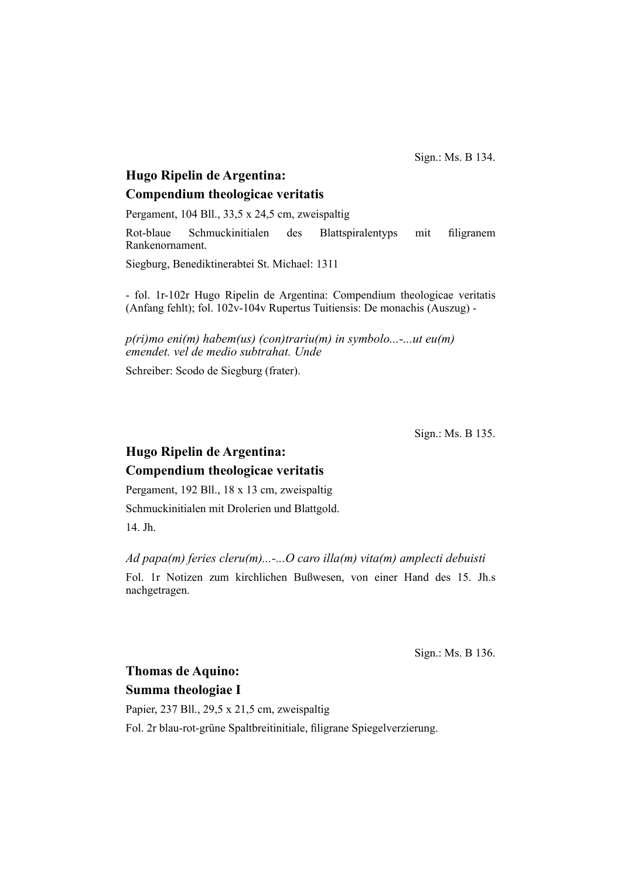Sign.: Ms. B 134.

**Hugo Ripelin de Argentina:**
**Compendium theologicae veritatis**

Pergament, 104 Bll., 33,5 x 24,5 cm, zweispaltig

Rot-blaue Schmuckinitialen des Blattspiralentyps mit filigranem Rankenornament.

Siegburg, Benediktinerabtei St. Michael: 1311

- fol. 1r-102r Hugo Ripelin de Argentina: Compendium theologicae veritatis (Anfang fehlt); fol. 102v-104v Rupertus Tuitiensis: De monachis (Auszug) -

*p(ri)mo eni(m) habem(us) (con)trariu(m) in symbolo...-...ut eu(m) emendet. vel de medio subtrahat. Unde*

Schreiber: Scodo de Siegburg (frater).

Sign.: Ms. B 135.

**Hugo Ripelin de Argentina:**
**Compendium theologicae veritatis**

Pergament, 192 Bll., 18 x 13 cm, zweispaltig

Schmuckinitialen mit Drolerien und Blattgold.

14. Jh.

*Ad papa(m) feries cleru(m)...-...O caro illa(m) vita(m) amplecti debuisti*

Fol. 1r Notizen zum kirchlichen Bußwesen, von einer Hand des 15. Jh.s nachgetragen.

Sign.: Ms. B 136.

**Thomas de Aquino:**
**Summa theologiae I**

Papier, 237 Bll., 29,5 x 21,5 cm, zweispaltig

Fol. 2r blau-rot-grüne Spaltbreitinitiale, filigrane Spiegelverzierung.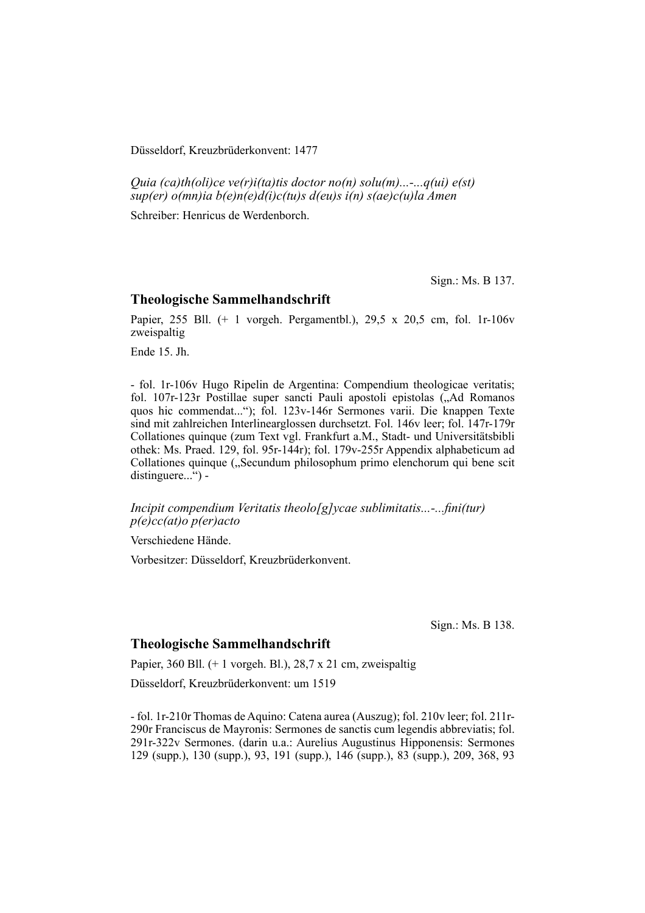Düsseldorf, Kreuzbrüderkonvent: 1477

*Quia (ca)th(oli)ce ve(r)i(ta)tis doctor no(n) solu(m)...-...q(ui) e(st) sup(er) o(mn)ia b(e)n(e)d(i)c(tu)s d(eu)s i(n) s(ae)c(u)la Amen*

Schreiber: Henricus de Werdenborch.

Sign.: Ms. B 137.

## Theologische Sammelhandschrift

Papier, 255 Bll. (+ 1 vorgeh. Pergamentbl.), 29,5 x 20,5 cm, fol. 1r-106v zweispaltig

Ende 15. Jh.

- fol. 1r-106v Hugo Ripelin de Argentina: Compendium theologicae veritatis; fol. 107r-123r Postillae super sancti Pauli apostoli epistolas („Ad Romanos quos hic commendat...“); fol. 123v-146r Sermones varii. Die knappen Texte sind mit zahlreichen Interlinearglossen durchsetzt. Fol. 146v leer; fol. 147r-179r Collationes quinque (zum Text vgl. Frankfurt a.M., Stadt- und Universitätsbibliothek: Ms. Praed. 129, fol. 95r-144r); fol. 179v-255r Appendix alphabeticum ad Collationes quinque („Secundum philosophum primo elenchorum qui bene scit distinguere...“) -

*Incipit compendium Veritatis theolo[g]ycae sublimitatis...-...fini(tur) p(e)cc(at)o p(er)acto*

Verschiedene Hände.

Vorbesitzer: Düsseldorf, Kreuzbrüderkonvent.

Sign.: Ms. B 138.

## Theologische Sammelhandschrift

Papier, 360 Bll. (+ 1 vorgeh. Bl.), 28,7 x 21 cm, zweispaltig

Düsseldorf, Kreuzbrüderkonvent: um 1519

- fol. 1r-210r Thomas de Aquino: Catena aurea (Auszug); fol. 210v leer; fol. 211r-290r Franciscus de Mayronis: Sermones de sanctis cum legendis abbreviatis; fol. 291r-322v Sermones. (darin u.a.: Aurelius Augustinus Hipponensis: Sermones 129 (supp.), 130 (supp.), 93, 191 (supp.), 146 (supp.), 83 (supp.), 209, 368, 93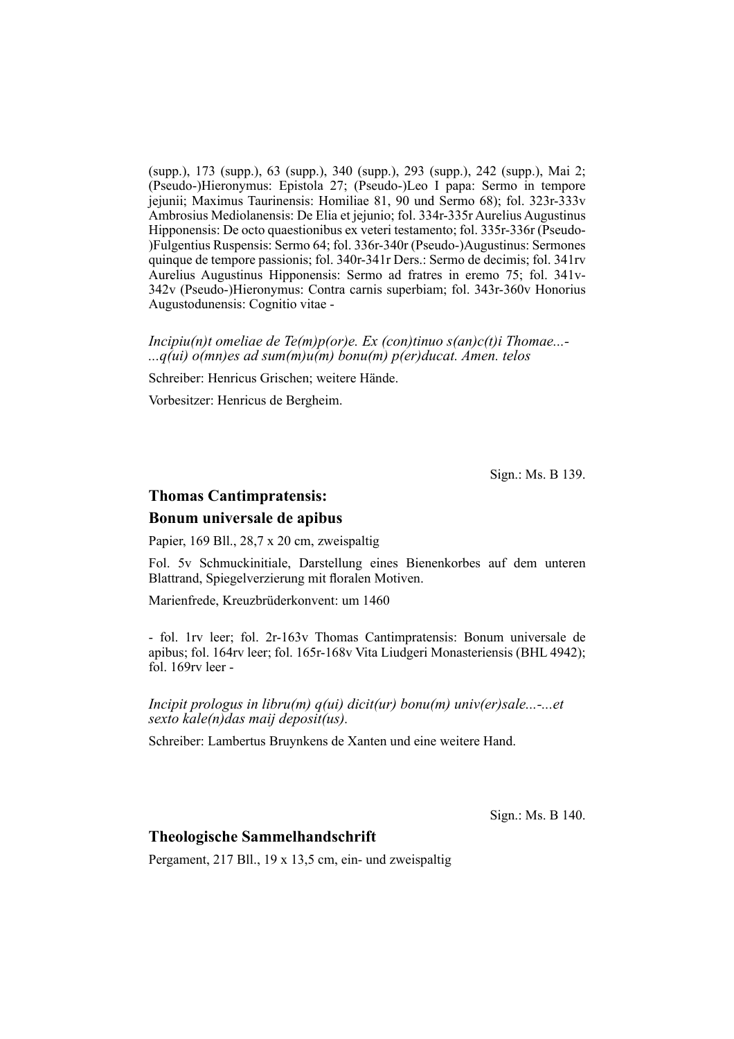(supp.), 173 (supp.), 63 (supp.), 340 (supp.), 293 (supp.), 242 (supp.), Mai 2; (Pseudo-)Hieronymus: Epistola 27; (Pseudo-)Leo I papa: Sermo in tempore jejunii; Maximus Taurinensis: Homiliae 81, 90 und Sermo 68); fol. 323r-333v Ambrosius Mediolanensis: De Elia et jejunio; fol. 334r-335r Aurelius Augustinus Hipponensis: De octo quaestionibus ex veteri testamento; fol. 335r-336r (Pseudo-)Fulgentius Ruspensis: Sermo 64; fol. 336r-340r (Pseudo-)Augustinus: Sermones quinque de tempore passionis; fol. 340r-341r Ders.: Sermo de decimis; fol. 341rv Aurelius Augustinus Hipponensis: Sermo ad fratres in eremo 75; fol. 341v-342v (Pseudo-)Hieronymus: Contra carnis superbiam; fol. 343r-360v Honorius Augustodunensis: Cognitio vitae -

*Incipiu(n)t omeliae de Te(m)p(or)e. Ex (con)tinuo s(an)c(t)i Thomae...-...q(ui) o(mn)es ad sum(m)u(m) bonu(m) p(er)ducat. Amen. telos*

Schreiber: Henricus Grischen; weitere Hände.

Vorbesitzer: Henricus de Bergheim.

Sign.: Ms. B 139.

## Thomas Cantimpratensis:
## Bonum universale de apibus

Papier, 169 Bll., 28,7 x 20 cm, zweispaltig

Fol. 5v Schmuckinitiale, Darstellung eines Bienenkorbes auf dem unteren Blattrand, Spiegelverzierung mit floralen Motiven.

Marienfrede, Kreuzbrüderkonvent: um 1460

- fol. 1rv leer; fol. 2r-163v Thomas Cantimpratensis: Bonum universale de apibus; fol. 164rv leer; fol. 165r-168v Vita Liudgeri Monasteriensis (BHL 4942); fol. 169rv leer -

*Incipit prologus in libru(m) q(ui) dicit(ur) bonu(m) univ(er)sale...-...et sexto kale(n)das maij deposit(us).*

Schreiber: Lambertus Bruynkens de Xanten und eine weitere Hand.

Sign.: Ms. B 140.

## Theologische Sammelhandschrift

Pergament, 217 Bll., 19 x 13,5 cm, ein- und zweispaltig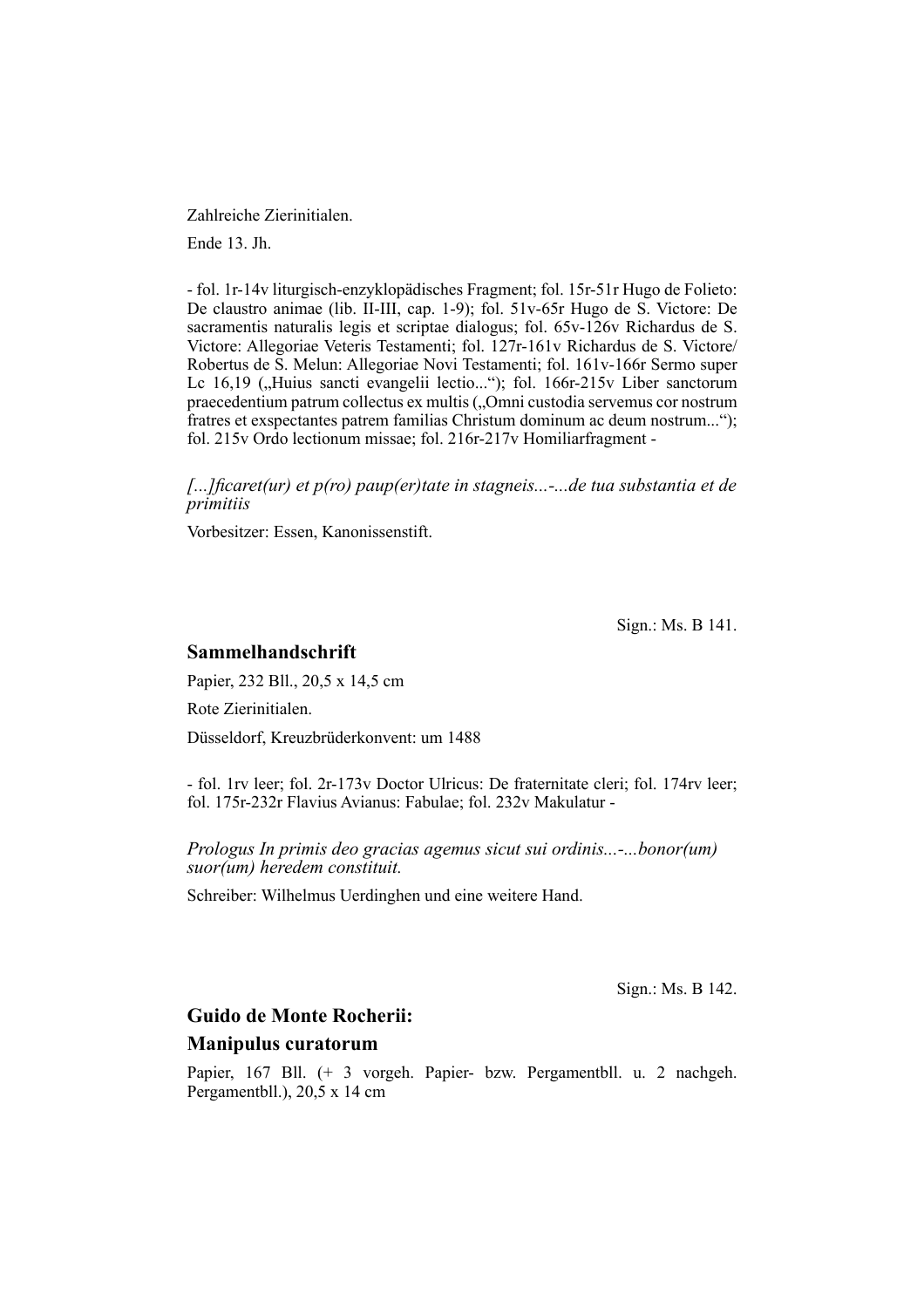Zahlreiche Zierinitialen.

Ende 13. Jh.

- fol. 1r-14v liturgisch-enzyklopädisches Fragment; fol. 15r-51r Hugo de Folieto: De claustro animae (lib. II-III, cap. 1-9); fol. 51v-65r Hugo de S. Victore: De sacramentis naturalis legis et scriptae dialogus; fol. 65v-126v Richardus de S. Victore: Allegoriae Veteris Testamenti; fol. 127r-161v Richardus de S. Victore/ Robertus de S. Melun: Allegoriae Novi Testamenti; fol. 161v-166r Sermo super Lc 16,19 („Huius sancti evangelii lectio..."); fol. 166r-215v Liber sanctorum praecedentium patrum collectus ex multis („Omni custodia servemus cor nostrum fratres et exspectantes patrem familias Christum dominum ac deum nostrum..."); fol. 215v Ordo lectionum missae; fol. 216r-217v Homiliarfragment -

*[...]ficaret(ur) et p(ro) paup(er)tate in stagneis...-...de tua substantia et de primitiis*

Vorbesitzer: Essen, Kanonissenstift.

Sign.: Ms. B 141.

## Sammelhandschrift

Papier, 232 Bll., 20,5 x 14,5 cm

Rote Zierinitialen.

Düsseldorf, Kreuzbrüderkonvent: um 1488

- fol. 1rv leer; fol. 2r-173v Doctor Ulricus: De fraternitate cleri; fol. 174rv leer; fol. 175r-232r Flavius Avianus: Fabulae; fol. 232v Makulatur -

*Prologus In primis deo gracias agemus sicut sui ordinis...-...bonor(um) suor(um) heredem constituit.*

Schreiber: Wilhelmus Uerdinghen und eine weitere Hand.

Sign.: Ms. B 142.

## Guido de Monte Rocherii:

## Manipulus curatorum

Papier, 167 Bll. (+ 3 vorgeh. Papier- bzw. Pergamentbll. u. 2 nachgeh. Pergamentbll.), 20,5 x 14 cm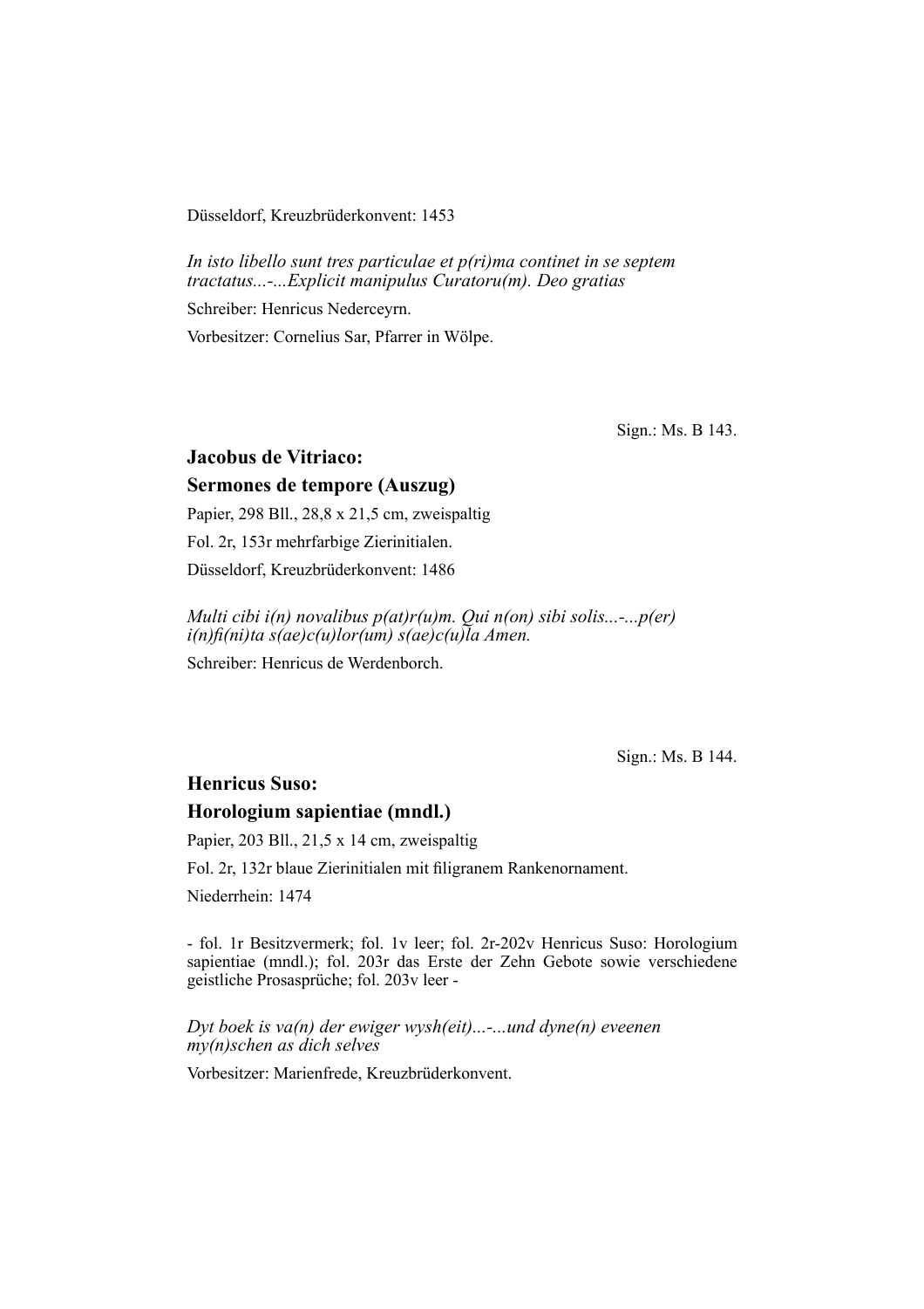Düsseldorf, Kreuzbrüderkonvent: 1453

*In isto libello sunt tres particulae et p(ri)ma continet in se septem tractatus...-...Explicit manipulus Curatoru(m). Deo gratias*

Schreiber: Henricus Nederceyrn.

Vorbesitzer: Cornelius Sar, Pfarrer in Wölpe.

Sign.: Ms. B 143.

### Jacobus de Vitriaco: Sermones de tempore (Auszug)

Papier, 298 Bll., 28,8 x 21,5 cm, zweispaltig

Fol. 2r, 153r mehrfarbige Zierinitialen.

Düsseldorf, Kreuzbrüderkonvent: 1486

*Multi cibi i(n) novalibus p(at)r(u)m. Qui n(on) sibi solis...-...p(er) i(n)fi(ni)ta s(ae)c(u)lor(um) s(ae)c(u)la Amen.*

Schreiber: Henricus de Werdenborch.

Sign.: Ms. B 144.

### Henricus Suso: Horologium sapientiae (mndl.)

Papier, 203 Bll., 21,5 x 14 cm, zweispaltig

Fol. 2r, 132r blaue Zierinitialen mit filigranem Rankenornament.

Niederrhein: 1474

- fol. 1r Besitzvermerk; fol. 1v leer; fol. 2r-202v Henricus Suso: Horologium sapientiae (mndl.); fol. 203r das Erste der Zehn Gebote sowie verschiedene geistliche Prosasprüche; fol. 203v leer -

*Dyt boek is va(n) der ewiger wysh(eit)...-...und dyne(n) eveenen my(n)schen as dich selves*

Vorbesitzer: Marienfrede, Kreuzbrüderkonvent.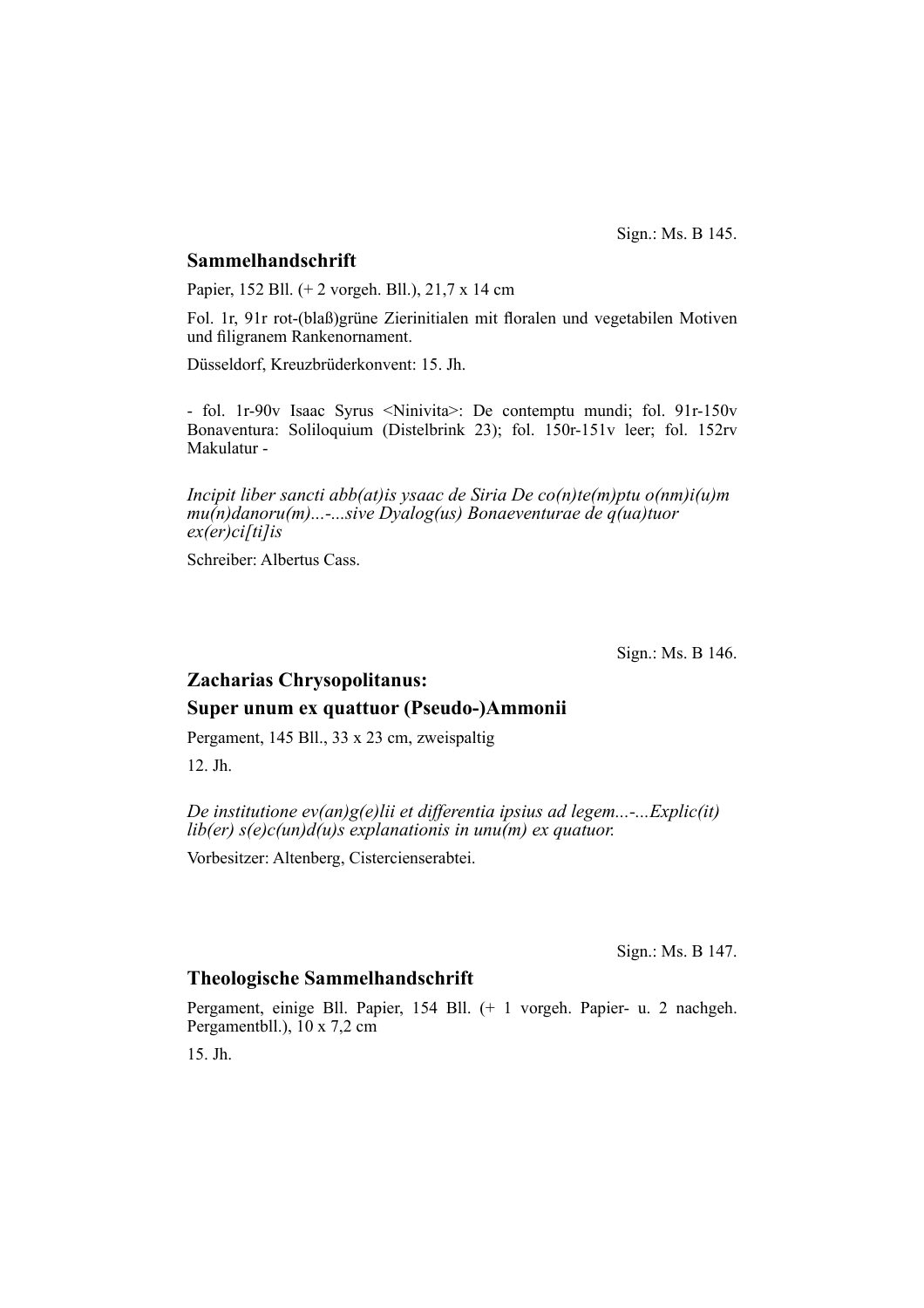Sign.: Ms. B 145.

## Sammelhandschrift

Papier, 152 Bll. (+ 2 vorgeh. Bll.), 21,7 x 14 cm

Fol. 1r, 91r rot-(blaß)grüne Zierinitialen mit floralen und vegetabilen Motiven und filigranem Rankenornament.

Düsseldorf, Kreuzbrüderkonvent: 15. Jh.

- fol. 1r-90v Isaac Syrus <Ninivita>: De contemptu mundi; fol. 91r-150v Bonaventura: Soliloquium (Distelbrink 23); fol. 150r-151v leer; fol. 152rv Makulatur -

*Incipit liber sancti abb(at)is ysaac de Siria De co(n)te(m)ptu o(nm)i(u)m mu(n)danoru(m)...-...sive Dyalog(us) Bonaeventurae de q(ua)tuor ex(er)ci[ti]is*

Schreiber: Albertus Cass.

Sign.: Ms. B 146.

## Zacharias Chrysopolitanus: Super unum ex quattuor (Pseudo-)Ammonii

Pergament, 145 Bll., 33 x 23 cm, zweispaltig

12. Jh.

*De institutione ev(an)g(e)lii et differentia ipsius ad legem...-...Explic(it) lib(er) s(e)c(un)d(u)s explanationis in unu(m) ex quatuor.*

Vorbesitzer: Altenberg, Cistercienserabtei.

Sign.: Ms. B 147.

## Theologische Sammelhandschrift

Pergament, einige Bll. Papier, 154 Bll. (+ 1 vorgeh. Papier- u. 2 nachgeh. Pergamentbll.), 10 x 7,2 cm

15. Jh.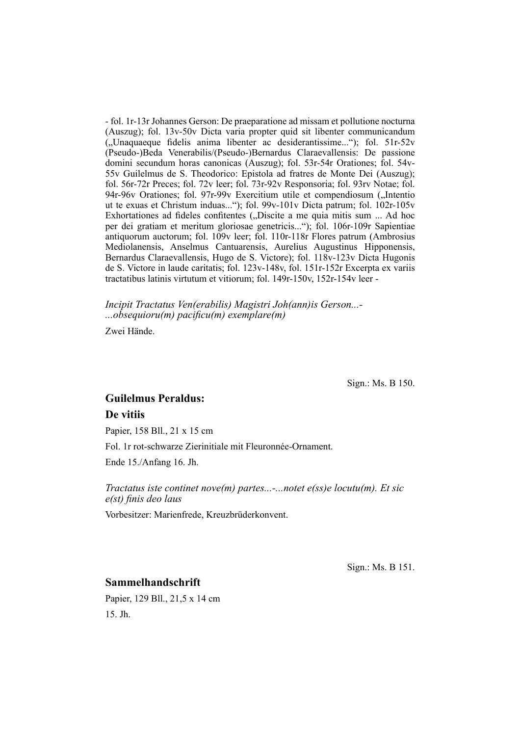- fol. 1r-13r Johannes Gerson: De praeparatione ad missam et pollutione nocturna (Auszug); fol. 13v-50v Dicta varia propter quid sit libenter communicandum („Unaquaeque fidelis anima libenter ac desiderantissime...“); fol. 51r-52v (Pseudo-)Beda Venerabilis/(Pseudo-)Bernardus Claraevallensis: De passione domini secundum horas canonicas (Auszug); fol. 53r-54r Orationes; fol. 54v-55v Guilelmus de S. Theodorico: Epistola ad fratres de Monte Dei (Auszug); fol. 56r-72r Preces; fol. 72v leer; fol. 73r-92v Responsoria; fol. 93rv Notae; fol. 94r-96v Orationes; fol. 97r-99v Exercitium utile et compendiosum („Intentio ut te exuas et Christum induas...“); fol. 99v-101v Dicta patrum; fol. 102r-105v Exhortationes ad fideles confitentes („Discite a me quia mitis sum ... Ad hoc per dei gratiam et meritum gloriosae genetricis...“); fol. 106r-109r Sapientiae antiquorum auctorum; fol. 109v leer; fol. 110r-118r Flores patrum (Ambrosius Mediolanensis, Anselmus Cantuarensis, Aurelius Augustinus Hipponensis, Bernardus Claraevallensis, Hugo de S. Victore); fol. 118v-123v Dicta Hugonis de S. Victore in laude caritatis; fol. 123v-148v, fol. 151r-152r Excerpta ex variis tractatibus latinis virtutum et vitiorum; fol. 149r-150v, 152r-154v leer -

*Incipit Tractatus Ven(erabilis) Magistri Joh(ann)is Gerson...- ...obsequioru(m) pacificu(m) exemplare(m)*

Zwei Hände.

Sign.: Ms. B 150.

## Guilelmus Peraldus:

## De vitiis

Papier, 158 Bll., 21 x 15 cm

Fol. 1r rot-schwarze Zierinitiale mit Fleuronnée-Ornament.

Ende 15./Anfang 16. Jh.

*Tractatus iste continet nove(m) partes...-...notet e(ss)e locutu(m). Et sic e(st) finis deo laus*

Vorbesitzer: Marienfrede, Kreuzbrüderkonvent.

Sign.: Ms. B 151.

## Sammelhandschrift

Papier, 129 Bll., 21,5 x 14 cm

15. Jh.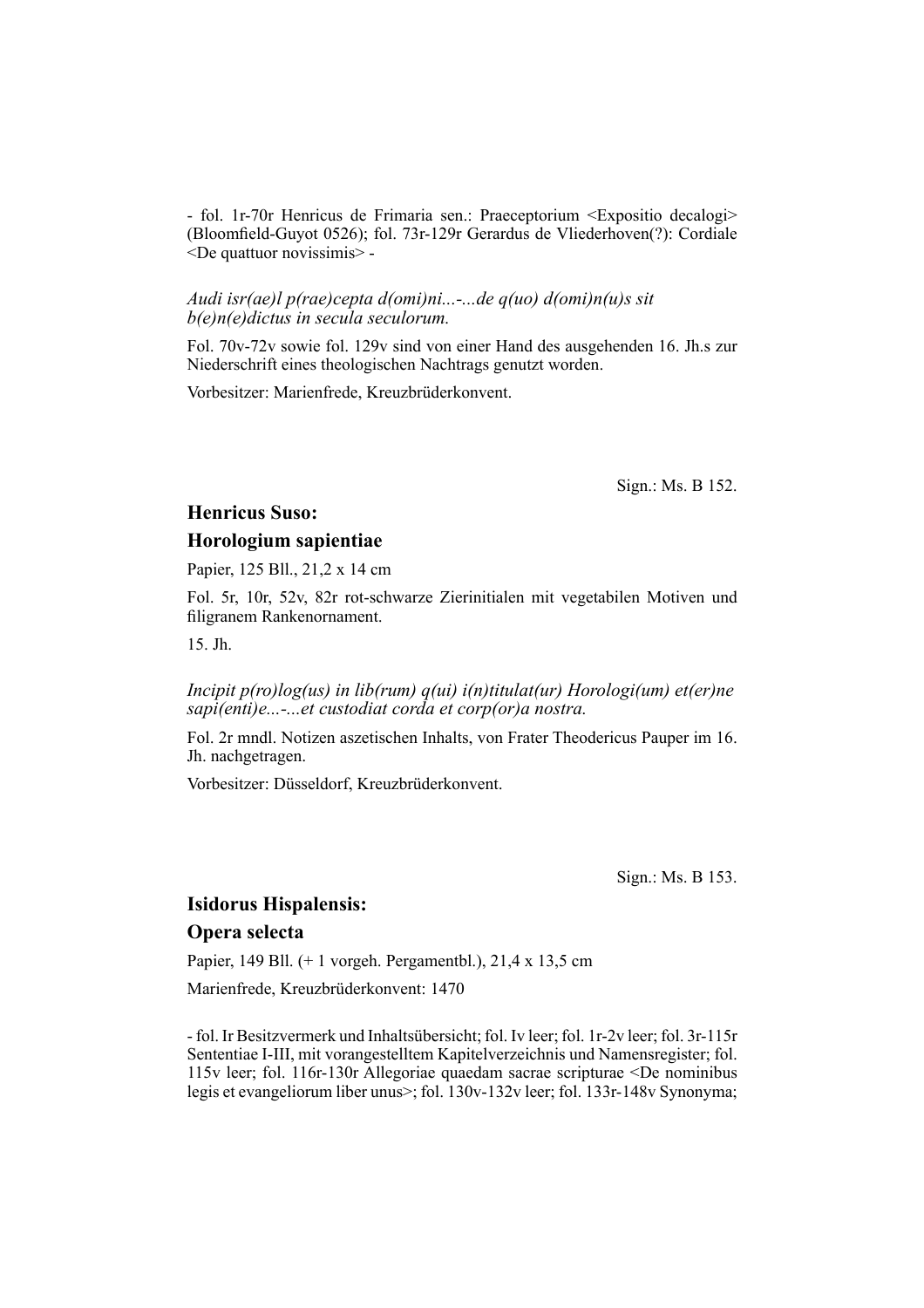- fol. 1r-70r Henricus de Frimaria sen.: Praeceptorium <Expositio decalogi> (Bloomfield-Guyot 0526); fol. 73r-129r Gerardus de Vliederhoven(?): Cordiale <De quattuor novissimis> -

*Audi isr(ae)l p(rae)cepta d(omi)ni...-...de q(uo) d(omi)n(u)s sit b(e)n(e)dictus in secula seculorum.*

Fol. 70v-72v sowie fol. 129v sind von einer Hand des ausgehenden 16. Jh.s zur Niederschrift eines theologischen Nachtrags genutzt worden.

Vorbesitzer: Marienfrede, Kreuzbrüderkonvent.

Sign.: Ms. B 152.

## Henricus Suso:

## Horologium sapientiae

Papier, 125 Bll., 21,2 x 14 cm

Fol. 5r, 10r, 52v, 82r rot-schwarze Zierinitialen mit vegetabilen Motiven und filigranem Rankenornament.

15. Jh.

*Incipit p(ro)log(us) in lib(rum) q(ui) i(n)titulat(ur) Horologi(um) et(er)ne sapi(enti)e...-...et custodiat corda et corp(or)a nostra.*

Fol. 2r mndl. Notizen aszetischen Inhalts, von Frater Theodericus Pauper im 16. Jh. nachgetragen.

Vorbesitzer: Düsseldorf, Kreuzbrüderkonvent.

Sign.: Ms. B 153.

## Isidorus Hispalensis:

## Opera selecta

Papier, 149 Bll. (+ 1 vorgeh. Pergamentbl.), 21,4 x 13,5 cm

Marienfrede, Kreuzbrüderkonvent: 1470

- fol. Ir Besitzvermerk und Inhaltsübersicht; fol. Iv leer; fol. 1r-2v leer; fol. 3r-115r Sententiae I-III, mit vorangestelltem Kapitelverzeichnis und Namensregister; fol. 115v leer; fol. 116r-130r Allegoriae quaedam sacrae scripturae <De nominibus legis et evangeliorum liber unus>; fol. 130v-132v leer; fol. 133r-148v Synonyma;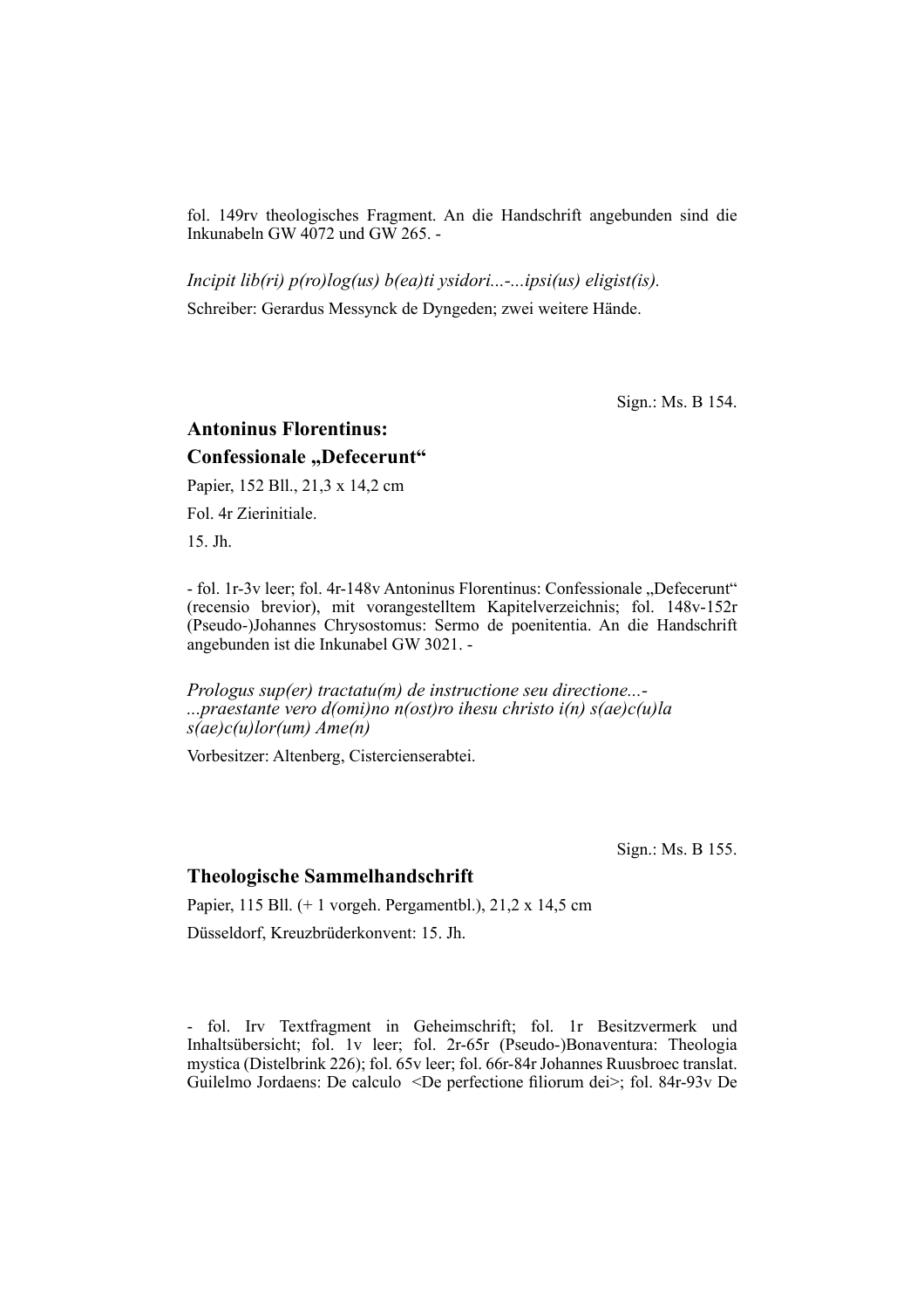fol. 149rv theologisches Fragment. An die Handschrift angebunden sind die Inkunabeln GW 4072 und GW 265. -

*Incipit lib(ri) p(ro)log(us) b(ea)ti ysidori...-...ipsi(us) eligist(is).*

Schreiber: Gerardus Messynck de Dyngeden; zwei weitere Hände.

Sign.: Ms. B 154.

## Antoninus Florentinus: Confessionale „Defecerunt“

Papier, 152 Bll., 21,3 x 14,2 cm

Fol. 4r Zierinitiale.

15. Jh.

- fol. 1r-3v leer; fol. 4r-148v Antoninus Florentinus: Confessionale „Defecerunt“ (recensio brevior), mit vorangestelltem Kapitelverzeichnis; fol. 148v-152r (Pseudo-)Johannes Chrysostomus: Sermo de poenitentia. An die Handschrift angebunden ist die Inkunabel GW 3021. -

*Prologus sup(er) tractatu(m) de instructione seu directione...-*
*...praestante vero d(omi)no n(ost)ro ihesu christo i(n) s(ae)c(u)la s(ae)c(u)lor(um) Ame(n)*

Vorbesitzer: Altenberg, Cistercienserabtei.

Sign.: Ms. B 155.

## Theologische Sammelhandschrift

Papier, 115 Bll. (+ 1 vorgeh. Pergamentbl.), 21,2 x 14,5 cm

Düsseldorf, Kreuzbrüderkonvent: 15. Jh.

- fol. Irv Textfragment in Geheimschrift; fol. 1r Besitzvermerk und Inhaltsübersicht; fol. 1v leer; fol. 2r-65r (Pseudo-)Bonaventura: Theologia mystica (Distelbrink 226); fol. 65v leer; fol. 66r-84r Johannes Ruusbroec translat. Guilelmo Jordaens: De calculo <De perfectione filiorum dei>; fol. 84r-93v De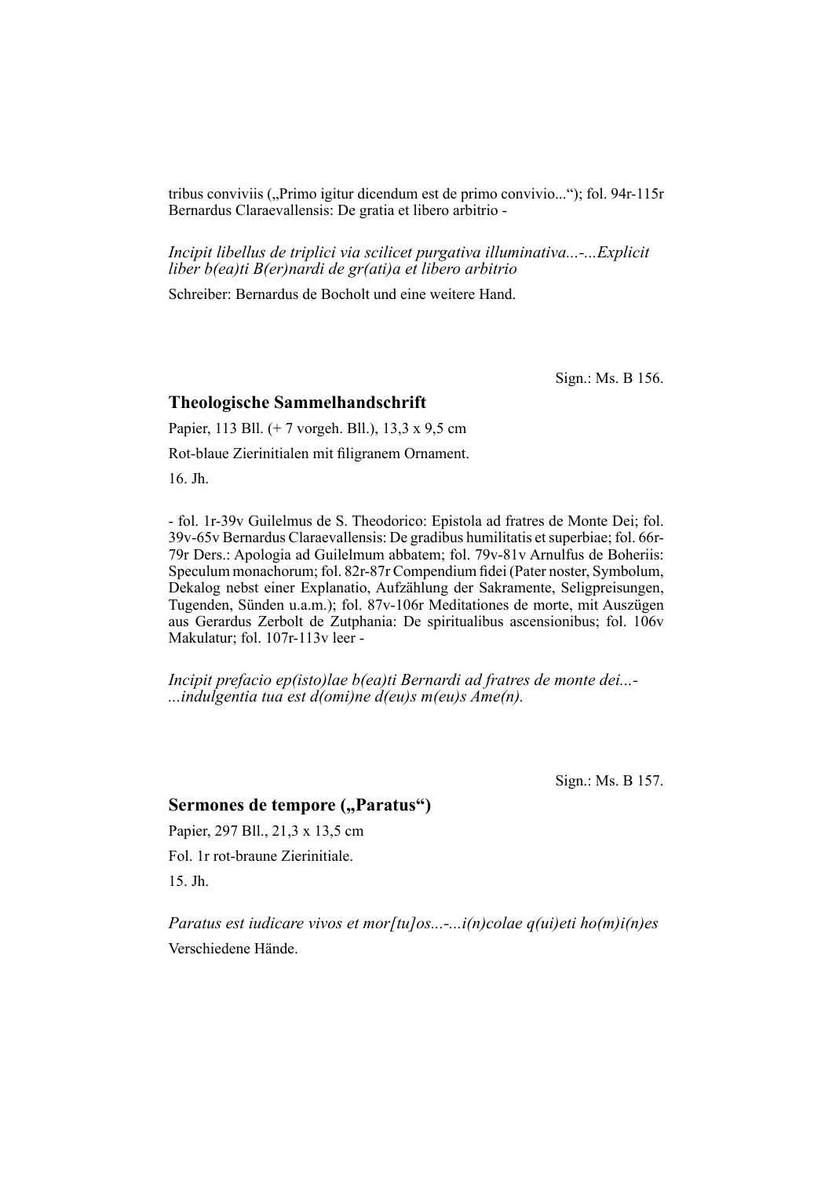tribus conviviis („Primo igitur dicendum est de primo convivio...“); fol. 94r-115r Bernardus Claraevallensis: De gratia et libero arbitrio -

*Incipit libellus de triplici via scilicet purgativa illuminativa...-...Explicit liber b(ea)ti B(er)nardi de gr(ati)a et libero arbitrio*

Schreiber: Bernardus de Bocholt und eine weitere Hand.

Sign.: Ms. B 156.

## Theologische Sammelhandschrift

Papier, 113 Bll. (+ 7 vorgeh. Bll.), 13,3 x 9,5 cm

Rot-blaue Zierinitialen mit filigranem Ornament.

16. Jh.

- fol. 1r-39v Guilelmus de S. Theodorico: Epistola ad fratres de Monte Dei; fol. 39v-65v Bernardus Claraevallensis: De gradibus humilitatis et superbiae; fol. 66r-79r Ders.: Apologia ad Guilelmum abbatem; fol. 79v-81v Arnulfus de Boheriis: Speculum monachorum; fol. 82r-87r Compendium fidei (Pater noster, Symbolum, Dekalog nebst einer Explanatio, Aufzählung der Sakramente, Seligpreisungen, Tugenden, Sünden u.a.m.); fol. 87v-106r Meditationes de morte, mit Auszügen aus Gerardus Zerbolt de Zutphania: De spiritualibus ascensionibus; fol. 106v Makulatur; fol. 107r-113v leer -

*Incipit prefacio ep(isto)lae b(ea)ti Bernardi ad fratres de monte dei...-...indulgentia tua est d(omi)ne d(eu)s m(eu)s Ame(n).*

Sign.: Ms. B 157.

## Sermones de tempore („Paratus“)

Papier, 297 Bll., 21,3 x 13,5 cm

Fol. 1r rot-braune Zierinitiale.

15. Jh.

*Paratus est iudicare vivos et mor[tu]os...-...i(n)colae q(ui)eti ho(m)i(n)es*

Verschiedene Hände.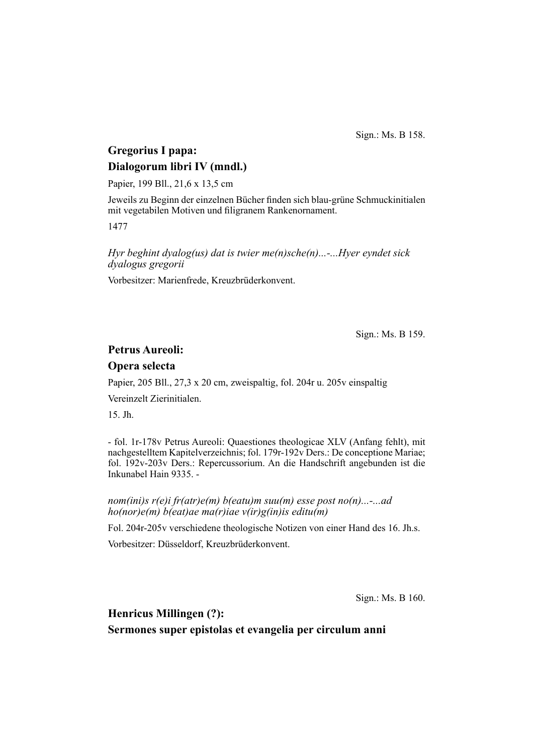Sign.: Ms. B 158.

## Gregorius I papa:
## Dialogorum libri IV (mndl.)

Papier, 199 Bll., 21,6 x 13,5 cm

Jeweils zu Beginn der einzelnen Bücher finden sich blau-grüne Schmuckinitialen mit vegetabilen Motiven und filigranem Rankenornament.

1477

*Hyr beghint dyalog(us) dat is twier me(n)sche(n)...-...Hyer eyndet sick dyalogus gregorii*

Vorbesitzer: Marienfrede, Kreuzbrüderkonvent.

Sign.: Ms. B 159.

## Petrus Aureoli:
## Opera selecta

Papier, 205 Bll., 27,3 x 20 cm, zweispaltig, fol. 204r u. 205v einspaltig

Vereinzelt Zierinitialen.

15. Jh.

- fol. 1r-178v Petrus Aureoli: Quaestiones theologicae XLV (Anfang fehlt), mit nachgestelltem Kapitelverzeichnis; fol. 179r-192v Ders.: De conceptione Mariae; fol. 192v-203v Ders.: Repercussorium. An die Handschrift angebunden ist die Inkunabel Hain 9335. -

*nom(ini)s r(e)i fr(atr)e(m) b(eatu)m suu(m) esse post no(n)...-...ad ho(nor)e(m) b(eat)ae ma(r)iae v(ir)g(in)is editu(m)*

Fol. 204r-205v verschiedene theologische Notizen von einer Hand des 16. Jh.s.

Vorbesitzer: Düsseldorf, Kreuzbrüderkonvent.

Sign.: Ms. B 160.

## Henricus Millingen (?):
## Sermones super epistolas et evangelia per circulum anni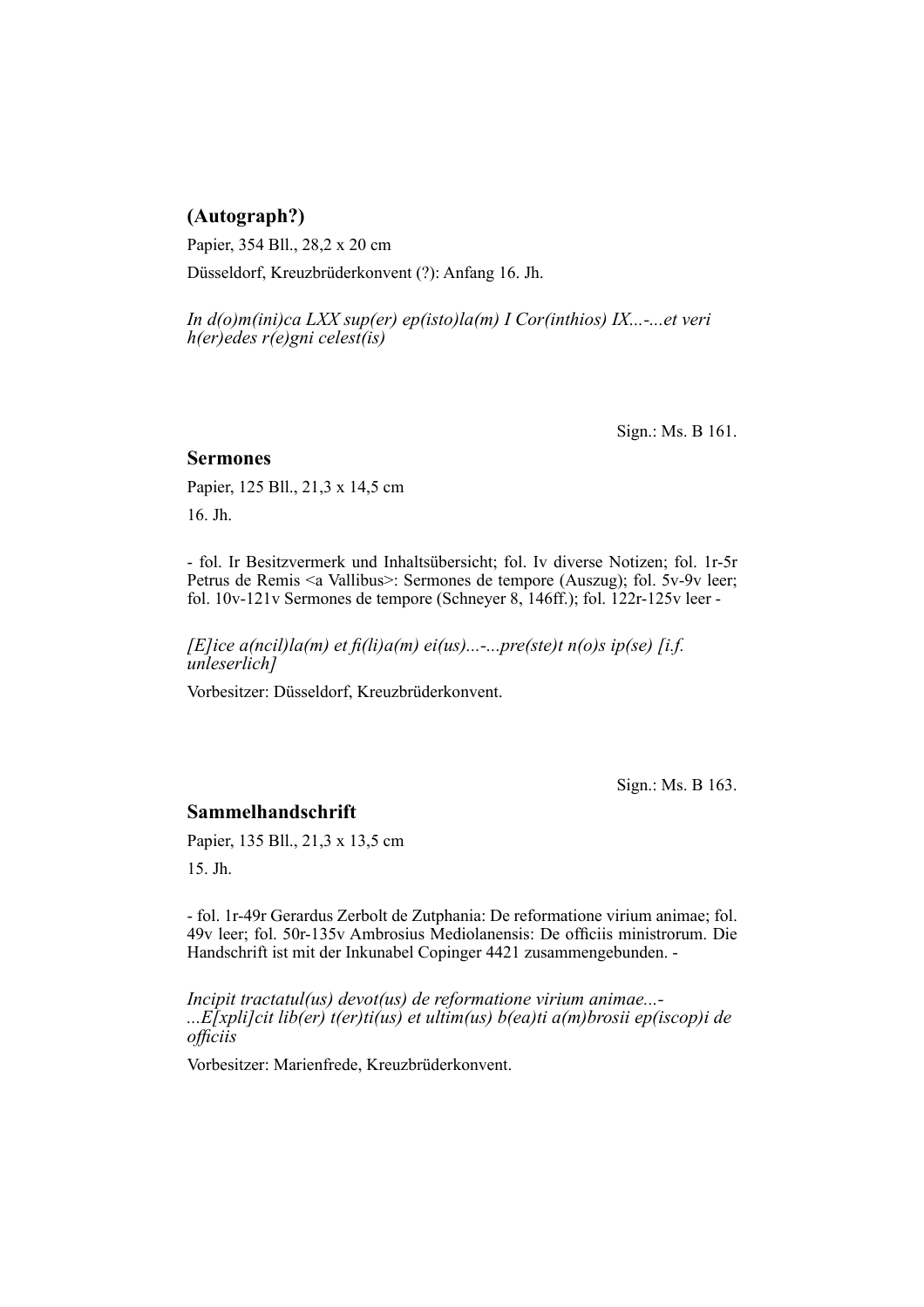### (Autograph?)

Papier, 354 Bll., 28,2 x 20 cm

Düsseldorf, Kreuzbrüderkonvent (?): Anfang 16. Jh.

*In d(o)m(ini)ca LXX sup(er) ep(isto)la(m) I Cor(inthios) IX...-...et veri h(er)edes r(e)gni celest(is)*

Sign.: Ms. B 161.

### Sermones

Papier, 125 Bll., 21,3 x 14,5 cm

16. Jh.

- fol. Ir Besitzvermerk und Inhaltsübersicht; fol. Iv diverse Notizen; fol. 1r-5r Petrus de Remis <a Vallibus>: Sermones de tempore (Auszug); fol. 5v-9v leer; fol. 10v-121v Sermones de tempore (Schneyer 8, 146ff.); fol. 122r-125v leer -

*[E]ice a(ncil)la(m) et fi(li)a(m) ei(us)...-...pre(ste)t n(o)s ip(se) [i.f. unleserlich]*

Vorbesitzer: Düsseldorf, Kreuzbrüderkonvent.

Sign.: Ms. B 163.

### Sammelhandschrift

Papier, 135 Bll., 21,3 x 13,5 cm

15. Jh.

- fol. 1r-49r Gerardus Zerbolt de Zutphania: De reformatione virium animae; fol. 49v leer; fol. 50r-135v Ambrosius Mediolanensis: De officiis ministrorum. Die Handschrift ist mit der Inkunabel Copinger 4421 zusammengebunden. -

*Incipit tractatul(us) devot(us) de reformatione virium animae...-...E[xpli]cit lib(er) t(er)ti(us) et ultim(us) b(ea)ti a(m)brosii ep(iscop)i de officiis*

Vorbesitzer: Marienfrede, Kreuzbrüderkonvent.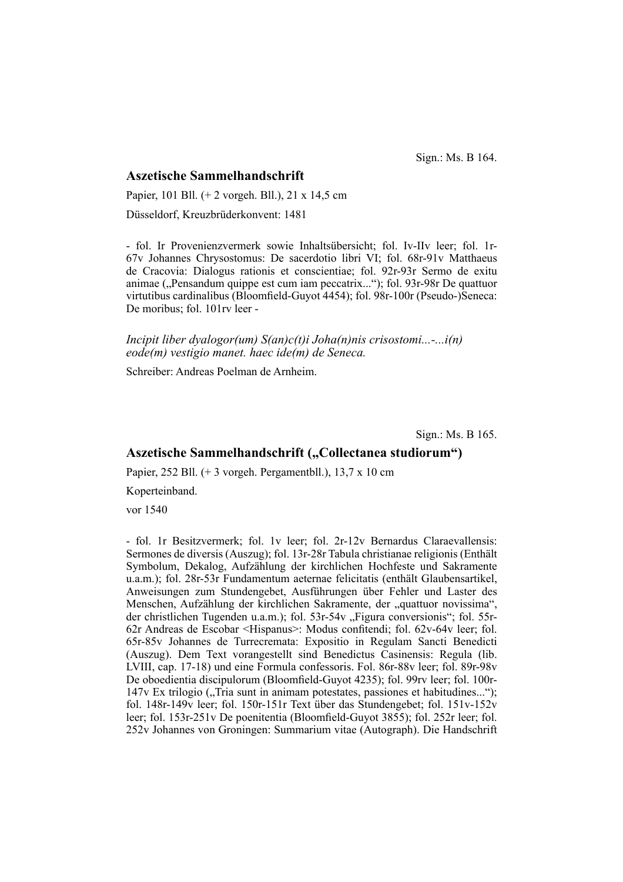Sign.: Ms. B 164.

## Aszetische Sammelhandschrift

Papier, 101 Bll. (+ 2 vorgeh. Bll.), 21 x 14,5 cm

Düsseldorf, Kreuzbrüderkonvent: 1481

- fol. Ir Provenienzvermerk sowie Inhaltsübersicht; fol. Iv-IIv leer; fol. 1r-67v Johannes Chrysostomus: De sacerdotio libri VI; fol. 68r-91v Matthaeus de Cracovia: Dialogus rationis et conscientiae; fol. 92r-93r Sermo de exitu animae („Pensandum quippe est cum iam peccatrix...“); fol. 93r-98r De quattuor virtutibus cardinalibus (Bloomfield-Guyot 4454); fol. 98r-100r (Pseudo-)Seneca: De moribus; fol. 101rv leer -

*Incipit liber dyalogor(um) S(an)c(t)i Joha(n)nis crisostomi...-...i(n) eode(m) vestigio manet. haec ide(m) de Seneca.*

Schreiber: Andreas Poelman de Arnheim.

Sign.: Ms. B 165.

## Aszetische Sammelhandschrift („Collectanea studiorum“)

Papier, 252 Bll. (+ 3 vorgeh. Pergamentbll.), 13,7 x 10 cm

Koperteinband.

vor 1540

- fol. 1r Besitzvermerk; fol. 1v leer; fol. 2r-12v Bernardus Claraevallensis: Sermones de diversis (Auszug); fol. 13r-28r Tabula christianae religionis (Enthält Symbolum, Dekalog, Aufzählung der kirchlichen Hochfeste und Sakramente u.a.m.); fol. 28r-53r Fundamentum aeternae felicitatis (enthält Glaubensartikel, Anweisungen zum Stundengebet, Ausführungen über Fehler und Laster des Menschen, Aufzählung der kirchlichen Sakramente, der „quattuor novissima“, der christlichen Tugenden u.a.m.); fol. 53r-54v „Figura conversionis“; fol. 55r-62r Andreas de Escobar <Hispanus>: Modus confitendi; fol. 62v-64v leer; fol. 65r-85v Johannes de Turrecremata: Expositio in Regulam Sancti Benedicti (Auszug). Dem Text vorangestellt sind Benedictus Casinensis: Regula (lib. LVIII, cap. 17-18) und eine Formula confessoris. Fol. 86r-88v leer; fol. 89r-98v De oboedientia discipulorum (Bloomfield-Guyot 4235); fol. 99rv leer; fol. 100r-147v Ex trilogio („Tria sunt in animam potestates, passiones et habitudines...“); fol. 148r-149v leer; fol. 150r-151r Text über das Stundengebet; fol. 151v-152v leer; fol. 153r-251v De poenitentia (Bloomfield-Guyot 3855); fol. 252r leer; fol. 252v Johannes von Groningen: Summarium vitae (Autograph). Die Handschrift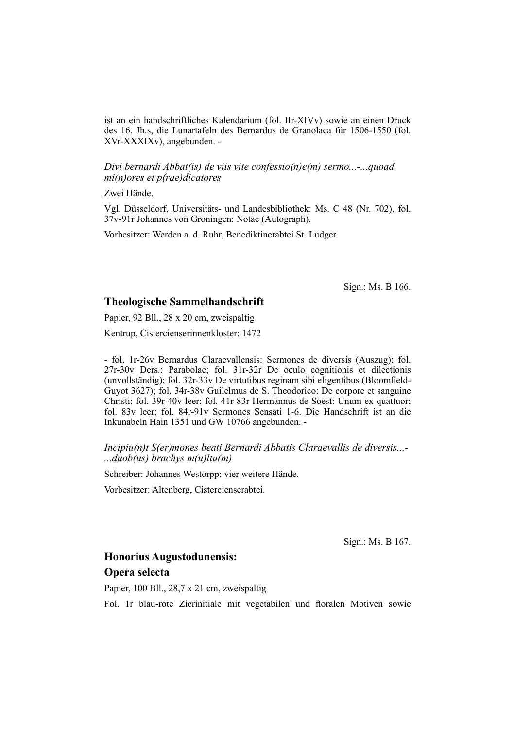ist an ein handschriftliches Kalendarium (fol. IIr-XIVv) sowie an einen Druck des 16. Jh.s, die Lunartafeln des Bernardus de Granolaca für 1506-1550 (fol. XVr-XXXIXv), angebunden. -

*Divi bernardi Abbat(is) de viis vite confessio(n)e(m) sermo...-...quoad mi(n)ores et p(rae)dicatores*

Zwei Hände.

Vgl. Düsseldorf, Universitäts- und Landesbibliothek: Ms. C 48 (Nr. 702), fol. 37v-91r Johannes von Groningen: Notae (Autograph).

Vorbesitzer: Werden a. d. Ruhr, Benediktinerabtei St. Ludger.

Sign.: Ms. B 166.

## Theologische Sammelhandschrift

Papier, 92 Bll., 28 x 20 cm, zweispaltig

Kentrup, Cistercienserinnenkloster: 1472

- fol. 1r-26v Bernardus Claraevallensis: Sermones de diversis (Auszug); fol. 27r-30v Ders.: Parabolae; fol. 31r-32r De oculo cognitionis et dilectionis (unvollständig); fol. 32r-33v De virtutibus reginam sibi eligentibus (Bloomfield-Guyot 3627); fol. 34r-38v Guilelmus de S. Theodorico: De corpore et sanguine Christi; fol. 39r-40v leer; fol. 41r-83r Hermannus de Soest: Unum ex quattuor; fol. 83v leer; fol. 84r-91v Sermones Sensati 1-6. Die Handschrift ist an die Inkunabeln Hain 1351 und GW 10766 angebunden. -

*Incipiu(n)t S(er)mones beati Bernardi Abbatis Claraevallis de diversis...-...duob(us) brachys m(u)ltu(m)*

Schreiber: Johannes Westorpp; vier weitere Hände.

Vorbesitzer: Altenberg, Cistercienserabtei.

Sign.: Ms. B 167.

## Honorius Augustodunensis: Opera selecta

Papier, 100 Bll., 28,7 x 21 cm, zweispaltig

Fol. 1r blau-rote Zierinitiale mit vegetabilen und floralen Motiven sowie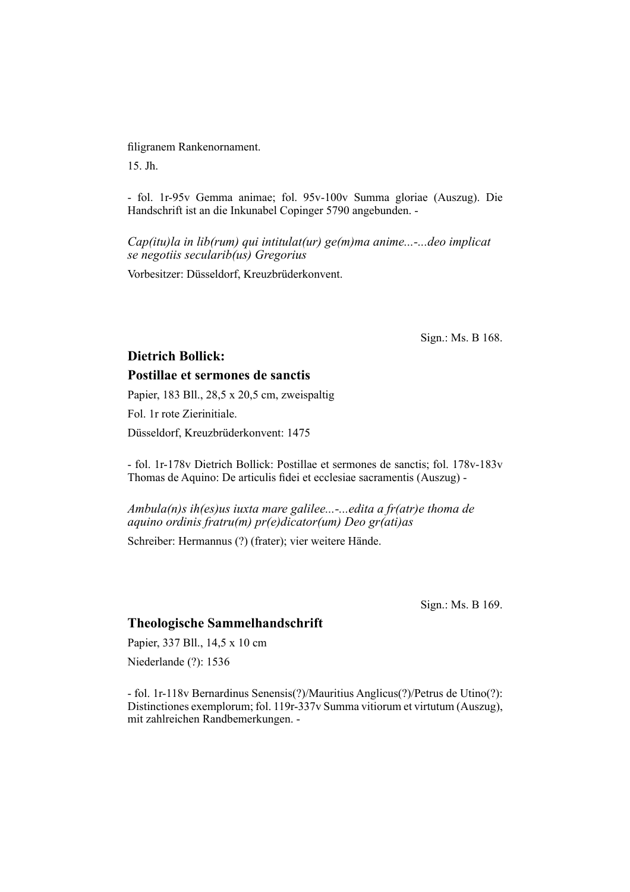filigranem Rankenornament.

15. Jh.

- fol. 1r-95v Gemma animae; fol. 95v-100v Summa gloriae (Auszug). Die Handschrift ist an die Inkunabel Copinger 5790 angebunden. -

*Cap(itu)la in lib(rum) qui intitulat(ur) ge(m)ma anime...-...deo implicat se negotiis secularib(us) Gregorius*

Vorbesitzer: Düsseldorf, Kreuzbrüderkonvent.

Sign.: Ms. B 168.

### Dietrich Bollick:
### Postillae et sermones de sanctis

Papier, 183 Bll., 28,5 x 20,5 cm, zweispaltig

Fol. 1r rote Zierinitiale.

Düsseldorf, Kreuzbrüderkonvent: 1475

- fol. 1r-178v Dietrich Bollick: Postillae et sermones de sanctis; fol. 178v-183v Thomas de Aquino: De articulis fidei et ecclesiae sacramentis (Auszug) -

*Ambula(n)s ih(es)us iuxta mare galilee...-...edita a fr(atr)e thoma de aquino ordinis fratru(m) pr(e)dicator(um) Deo gr(ati)as*

Schreiber: Hermannus (?) (frater); vier weitere Hände.

Sign.: Ms. B 169.

### Theologische Sammelhandschrift

Papier, 337 Bll., 14,5 x 10 cm

Niederlande (?): 1536

- fol. 1r-118v Bernardinus Senensis(?)/Mauritius Anglicus(?)/Petrus de Utino(?): Distinctiones exemplorum; fol. 119r-337v Summa vitiorum et virtutum (Auszug), mit zahlreichen Randbemerkungen. -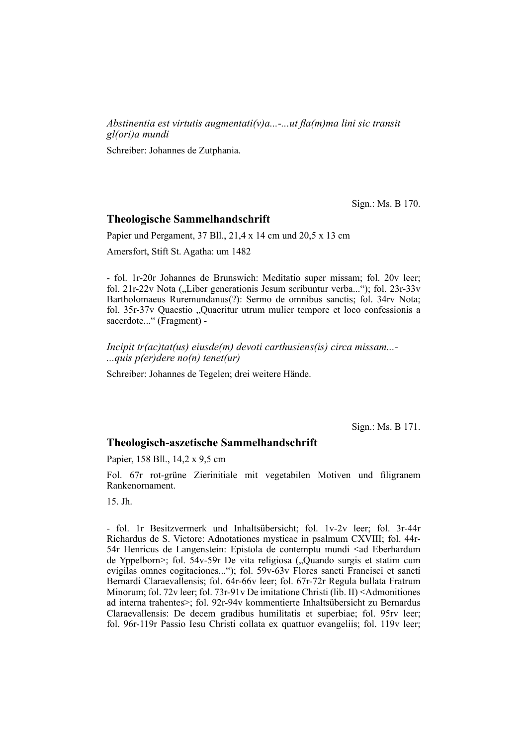*Abstinentia est virtutis augmentati(v)a...-...ut fla(m)ma lini sic transit gl(ori)a mundi*

Schreiber: Johannes de Zutphania.

Sign.: Ms. B 170.

## Theologische Sammelhandschrift

Papier und Pergament, 37 Bll., 21,4 x 14 cm und 20,5 x 13 cm

Amersfort, Stift St. Agatha: um 1482

- fol. 1r-20r Johannes de Brunswich: Meditatio super missam; fol. 20v leer; fol. 21r-22v Nota („Liber generationis Jesum scribuntur verba...“); fol. 23r-33v Bartholomaeus Ruremundanus(?): Sermo de omnibus sanctis; fol. 34rv Nota; fol. 35r-37v Quaestio „Quaeritur utrum mulier tempore et loco confessionis a sacerdote...“ (Fragment) -

*Incipit tr(ac)tat(us) eiusde(m) devoti carthusiens(is) circa missam...-...quis p(er)dere no(n) tenet(ur)*

Schreiber: Johannes de Tegelen; drei weitere Hände.

Sign.: Ms. B 171.

## Theologisch-aszetische Sammelhandschrift

Papier, 158 Bll., 14,2 x 9,5 cm

Fol. 67r rot-grüne Zierinitiale mit vegetabilen Motiven und filigranem Rankenornament.

15. Jh.

- fol. 1r Besitzvermerk und Inhaltsübersicht; fol. 1v-2v leer; fol. 3r-44r Richardus de S. Victore: Adnotationes mysticae in psalmum CXVIII; fol. 44r-54r Henricus de Langenstein: Epistola de contemptu mundi <ad Eberhardum de Yppelborn>; fol. 54v-59r De vita religiosa („Quando surgis et statim cum evigilas omnes cogitaciones...“); fol. 59v-63v Flores sancti Francisci et sancti Bernardi Claraevallensis; fol. 64r-66v leer; fol. 67r-72r Regula bullata Fratrum Minorum; fol. 72v leer; fol. 73r-91v De imitatione Christi (lib. II) <Admonitiones ad interna trahentes>; fol. 92r-94v kommentierte Inhaltsübersicht zu Bernardus Claraevallensis: De decem gradibus humilitatis et superbiae; fol. 95rv leer; fol. 96r-119r Passio Iesu Christi collata ex quattuor evangeliis; fol. 119v leer;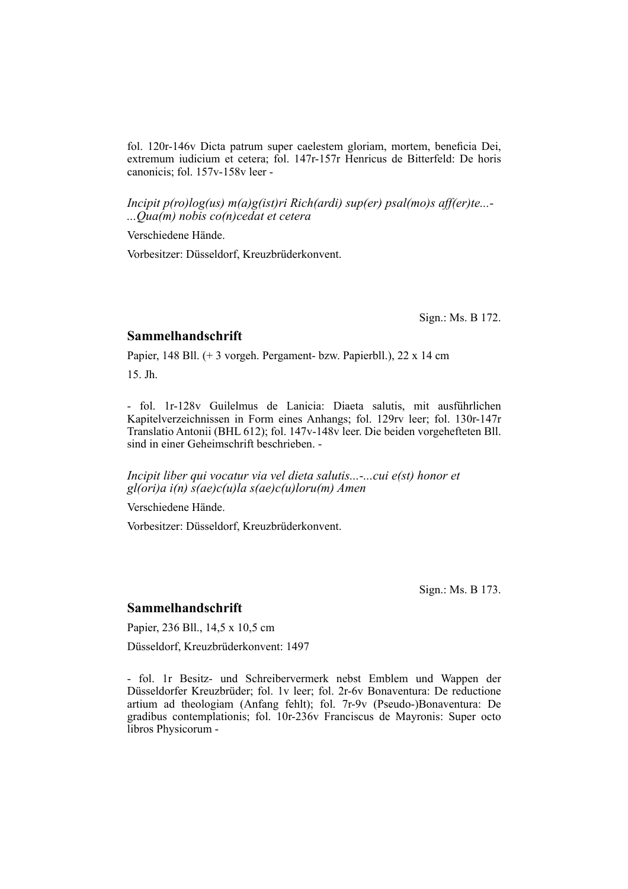fol. 120r-146v Dicta patrum super caelestem gloriam, mortem, beneficia Dei, extremum iudicium et cetera; fol. 147r-157r Henricus de Bitterfeld: De horis canonicis; fol. 157v-158v leer -

*Incipit p(ro)log(us) m(a)g(ist)ri Rich(ardi) sup(er) psal(mo)s aff(er)te...-...Qua(m) nobis co(n)cedat et cetera*

Verschiedene Hände.

Vorbesitzer: Düsseldorf, Kreuzbrüderkonvent.

Sign.: Ms. B 172.

## Sammelhandschrift

Papier, 148 Bll. (+ 3 vorgeh. Pergament- bzw. Papierbll.), 22 x 14 cm

15. Jh.

- fol. 1r-128v Guilelmus de Lanicia: Diaeta salutis, mit ausführlichen Kapitelverzeichnissen in Form eines Anhangs; fol. 129rv leer; fol. 130r-147r Translatio Antonii (BHL 612); fol. 147v-148v leer. Die beiden vorgehefteten Bll. sind in einer Geheimschrift beschrieben. -

*Incipit liber qui vocatur via vel dieta salutis...-...cui e(st) honor et gl(ori)a i(n) s(ae)c(u)la s(ae)c(u)loru(m) Amen*

Verschiedene Hände.

Vorbesitzer: Düsseldorf, Kreuzbrüderkonvent.

Sign.: Ms. B 173.

## Sammelhandschrift

Papier, 236 Bll., 14,5 x 10,5 cm

Düsseldorf, Kreuzbrüderkonvent: 1497

- fol. 1r Besitz- und Schreibervermerk nebst Emblem und Wappen der Düsseldorfer Kreuzbrüder; fol. 1v leer; fol. 2r-6v Bonaventura: De reductione artium ad theologiam (Anfang fehlt); fol. 7r-9v (Pseudo-)Bonaventura: De gradibus contemplationis; fol. 10r-236v Franciscus de Mayronis: Super octo libros Physicorum -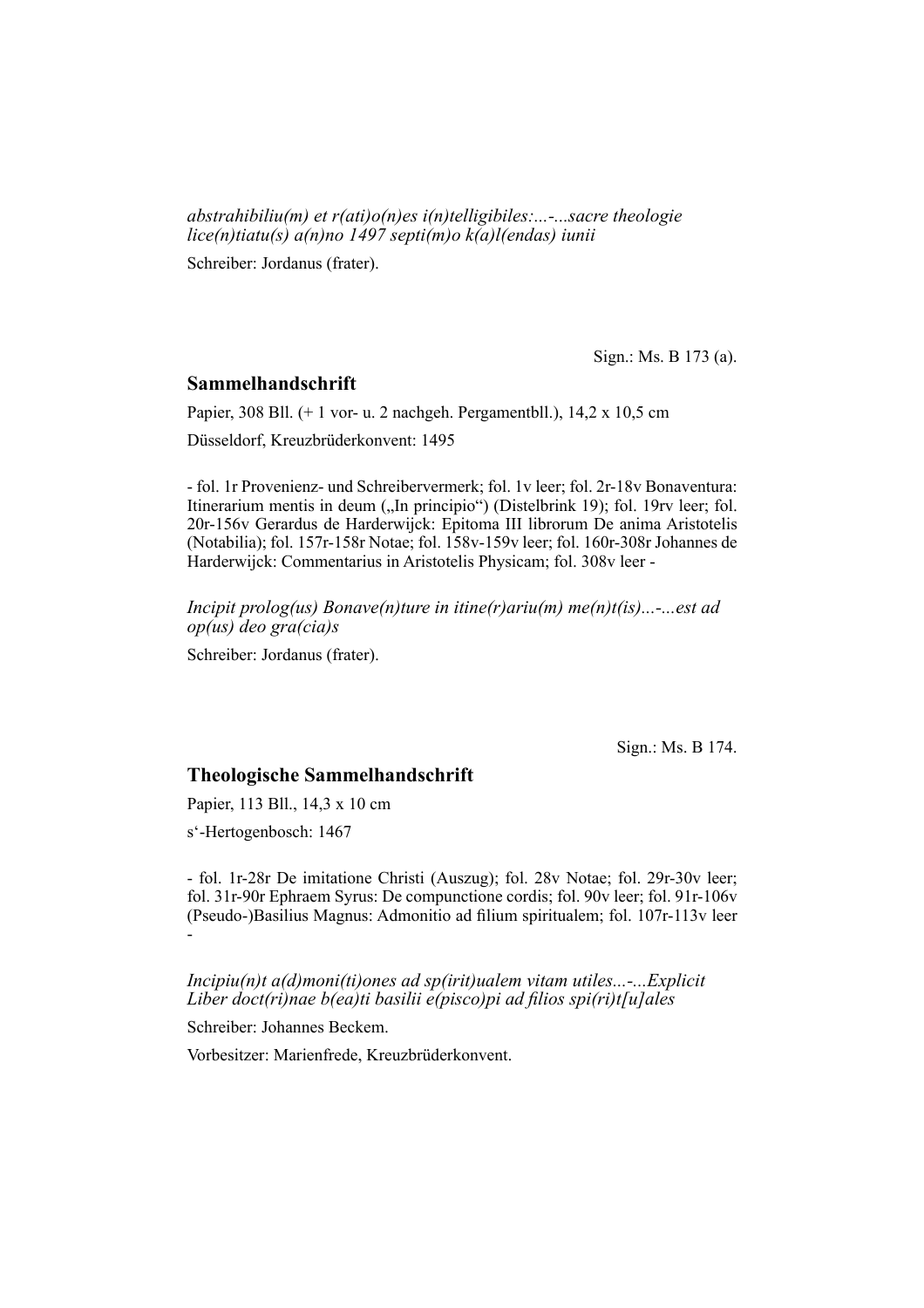*abstrahibiliu(m) et r(ati)o(n)es i(n)telligibiles:...-...sacre theologie lice(n)tiatu(s) a(n)no 1497 septi(m)o k(a)l(endas) iunii*

Schreiber: Jordanus (frater).

Sign.: Ms. B 173 (a).

## Sammelhandschrift

Papier, 308 Bll. (+ 1 vor- u. 2 nachgeh. Pergamentbll.), 14,2 x 10,5 cm

Düsseldorf, Kreuzbrüderkonvent: 1495

- fol. 1r Provenienz- und Schreibervermerk; fol. 1v leer; fol. 2r-18v Bonaventura: Itinerarium mentis in deum („In principio") (Distelbrink 19); fol. 19rv leer; fol. 20r-156v Gerardus de Harderwijck: Epitoma III librorum De anima Aristotelis (Notabilia); fol. 157r-158r Notae; fol. 158v-159v leer; fol. 160r-308r Johannes de Harderwijck: Commentarius in Aristotelis Physicam; fol. 308v leer -

*Incipit prolog(us) Bonave(n)ture in itine(r)ariu(m) me(n)t(is)...-...est ad op(us) deo gra(cia)s*

Schreiber: Jordanus (frater).

Sign.: Ms. B 174.

## Theologische Sammelhandschrift

Papier, 113 Bll., 14,3 x 10 cm

s'-Hertogenbosch: 1467

- fol. 1r-28r De imitatione Christi (Auszug); fol. 28v Notae; fol. 29r-30v leer; fol. 31r-90r Ephraem Syrus: De compunctione cordis; fol. 90v leer; fol. 91r-106v (Pseudo-)Basilius Magnus: Admonitio ad filium spiritualem; fol. 107r-113v leer -

*Incipiu(n)t a(d)moni(ti)ones ad sp(irit)ualem vitam utiles...-...Explicit Liber doct(ri)nae b(ea)ti basilii e(pisco)pi ad filios spi(ri)t[u]ales*

Schreiber: Johannes Beckem.

Vorbesitzer: Marienfrede, Kreuzbrüderkonvent.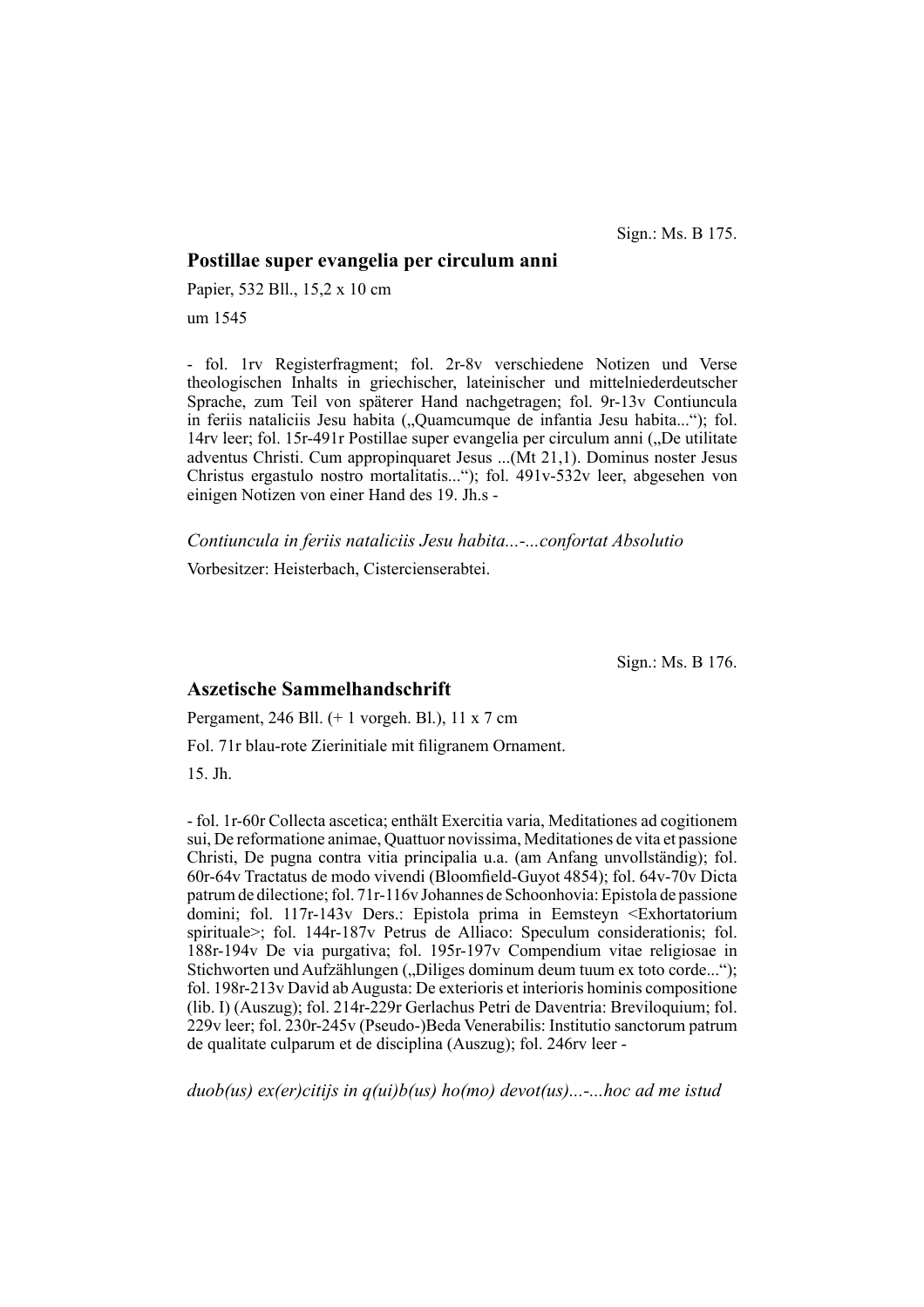Sign.: Ms. B 175.

## Postillae super evangelia per circulum anni

Papier, 532 Bll., 15,2 x 10 cm

um 1545

- fol. 1rv Registerfragment; fol. 2r-8v verschiedene Notizen und Verse theologischen Inhalts in griechischer, lateinischer und mittelniederdeutscher Sprache, zum Teil von späterer Hand nachgetragen; fol. 9r-13v Contiuncula in feriis nataliciis Jesu habita („Quamcumque de infantia Jesu habita...“); fol. 14rv leer; fol. 15r-491r Postillae super evangelia per circulum anni („De utilitate adventus Christi. Cum appropinquaret Jesus ...(Mt 21,1). Dominus noster Jesus Christus ergastulo nostro mortalitatis...“); fol. 491v-532v leer, abgesehen von einigen Notizen von einer Hand des 19. Jh.s -

*Contiuncula in feriis nataliciis Jesu habita...-...confortat Absolutio*

Vorbesitzer: Heisterbach, Cistercienserabtei.

Sign.: Ms. B 176.

## Aszetische Sammelhandschrift

Pergament, 246 Bll. (+ 1 vorgeh. Bl.), 11 x 7 cm

Fol. 71r blau-rote Zierinitiale mit filigranem Ornament.

15. Jh.

- fol. 1r-60r Collecta ascetica; enthält Exercitia varia, Meditationes ad cogitionem sui, De reformatione animae, Quattuor novissima, Meditationes de vita et passione Christi, De pugna contra vitia principalia u.a. (am Anfang unvollständig); fol. 60r-64v Tractatus de modo vivendi (Bloomfield-Guyot 4854); fol. 64v-70v Dicta patrum de dilectione; fol. 71r-116v Johannes de Schoonhovia: Epistola de passione domini; fol. 117r-143v Ders.: Epistola prima in Eemsteyn <Exhortatorium spirituale>; fol. 144r-187v Petrus de Alliaco: Speculum considerationis; fol. 188r-194v De via purgativa; fol. 195r-197v Compendium vitae religiosae in Stichworten und Aufzählungen („Diliges dominum deum tuum ex toto corde...“); fol. 198r-213v David ab Augusta: De exterioris et interioris hominis compositione (lib. I) (Auszug); fol. 214r-229r Gerlachus Petri de Daventria: Breviloquium; fol. 229v leer; fol. 230r-245v (Pseudo-)Beda Venerabilis: Institutio sanctorum patrum de qualitate culparum et de disciplina (Auszug); fol. 246rv leer -

*duob(us) ex(er)citijs in q(ui)b(us) ho(mo) devot(us)...-...hoc ad me istud*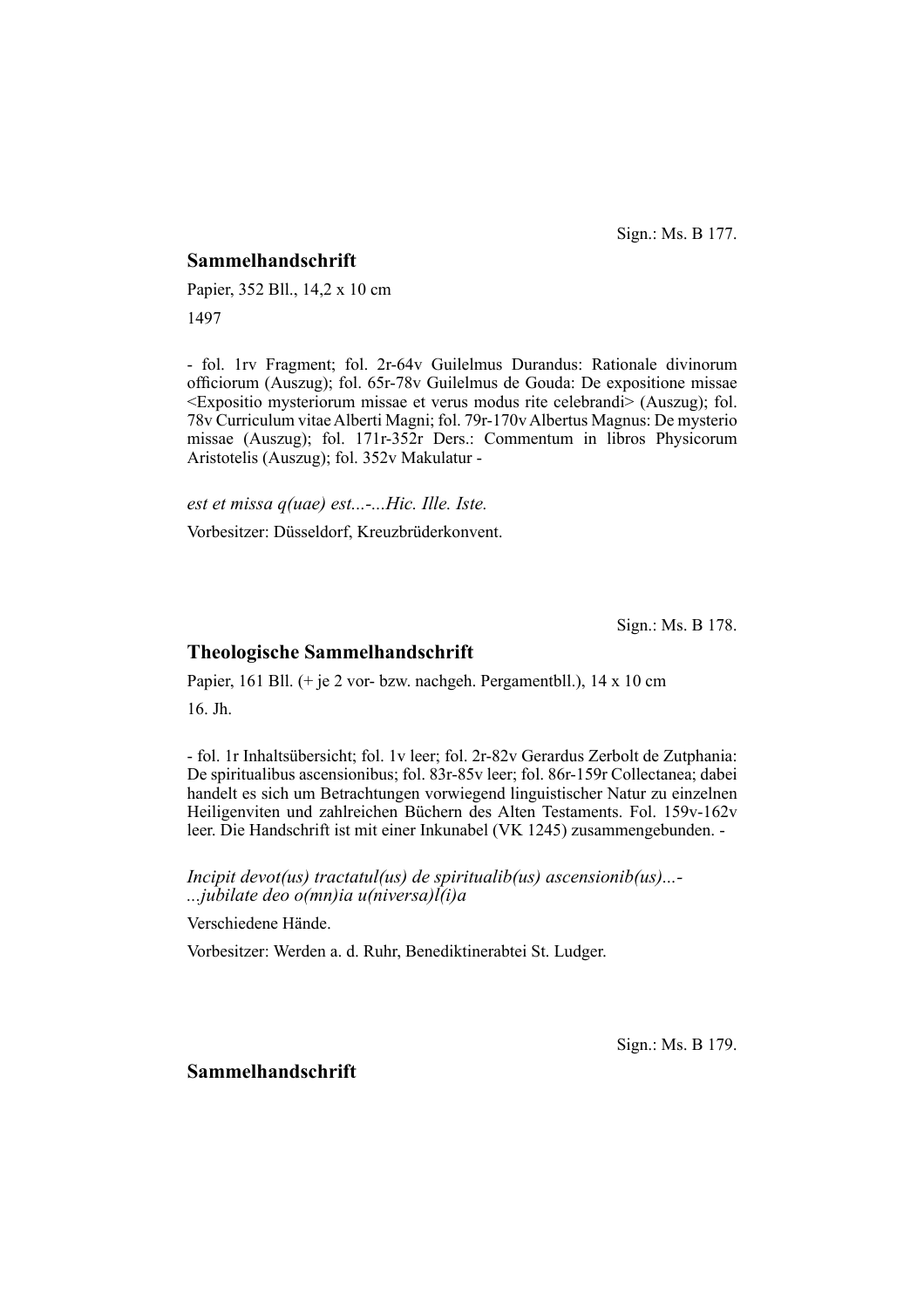Sign.: Ms. B 177.

## Sammelhandschrift

Papier, 352 Bll., 14,2 x 10 cm

1497

- fol. 1rv Fragment; fol. 2r-64v Guilelmus Durandus: Rationale divinorum officiorum (Auszug); fol. 65r-78v Guilelmus de Gouda: De expositione missae <Expositio mysteriorum missae et verus modus rite celebrandi> (Auszug); fol. 78v Curriculum vitae Alberti Magni; fol. 79r-170v Albertus Magnus: De mysterio missae (Auszug); fol. 171r-352r Ders.: Commentum in libros Physicorum Aristotelis (Auszug); fol. 352v Makulatur -

*est et missa q(uae) est...-...Hic. Ille. Iste.*

Vorbesitzer: Düsseldorf, Kreuzbrüderkonvent.

Sign.: Ms. B 178.

## Theologische Sammelhandschrift

Papier, 161 Bll. (+ je 2 vor- bzw. nachgeh. Pergamentbll.), 14 x 10 cm

16. Jh.

- fol. 1r Inhaltsübersicht; fol. 1v leer; fol. 2r-82v Gerardus Zerbolt de Zutphania: De spiritualibus ascensionibus; fol. 83r-85v leer; fol. 86r-159r Collectanea; dabei handelt es sich um Betrachtungen vorwiegend linguistischer Natur zu einzelnen Heiligenviten und zahlreichen Büchern des Alten Testaments. Fol. 159v-162v leer. Die Handschrift ist mit einer Inkunabel (VK 1245) zusammengebunden. -

*Incipit devot(us) tractatul(us) de spiritualib(us) ascensionib(us)...-*
*...jubilate deo o(mn)ia u(niversa)l(i)a*

Verschiedene Hände.

Vorbesitzer: Werden a. d. Ruhr, Benediktinerabtei St. Ludger.

Sign.: Ms. B 179.

## Sammelhandschrift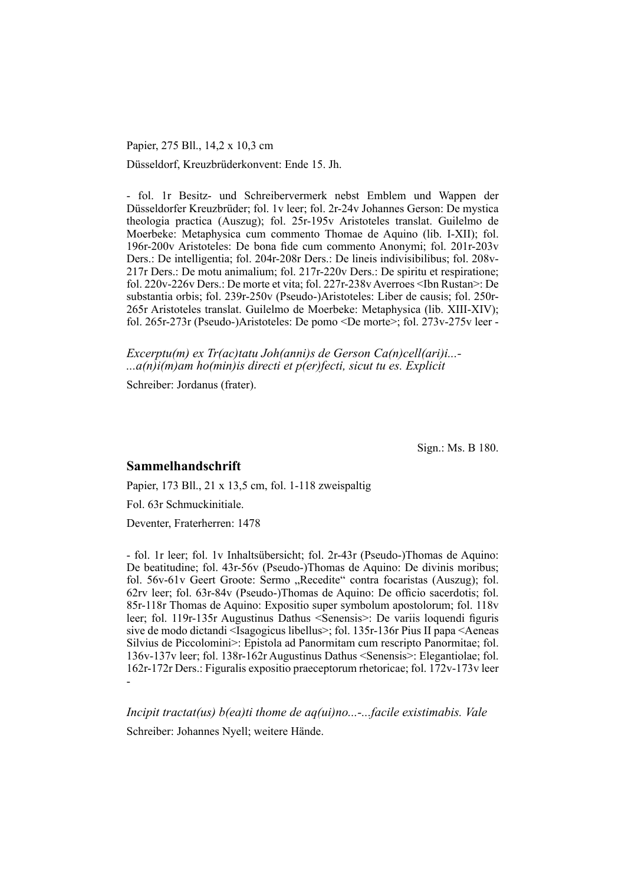Papier, 275 Bll., 14,2 x 10,3 cm

Düsseldorf, Kreuzbrüderkonvent: Ende 15. Jh.

- fol. 1r Besitz- und Schreibervermerk nebst Emblem und Wappen der Düsseldorfer Kreuzbrüder; fol. 1v leer; fol. 2r-24v Johannes Gerson: De mystica theologia practica (Auszug); fol. 25r-195v Aristoteles translat. Guilelmo de Moerbeke: Metaphysica cum commento Thomae de Aquino (lib. I-XII); fol. 196r-200v Aristoteles: De bona fide cum commento Anonymi; fol. 201r-203v Ders.: De intelligentia; fol. 204r-208r Ders.: De lineis indivisibilibus; fol. 208v-217r Ders.: De motu animalium; fol. 217r-220v Ders.: De spiritu et respiratione; fol. 220v-226v Ders.: De morte et vita; fol. 227r-238v Averroes <Ibn Rustan>: De substantia orbis; fol. 239r-250v (Pseudo-)Aristoteles: Liber de causis; fol. 250r-265r Aristoteles translat. Guilelmo de Moerbeke: Metaphysica (lib. XIII-XIV); fol. 265r-273r (Pseudo-)Aristoteles: De pomo <De morte>; fol. 273v-275v leer -

*Excerptu(m) ex Tr(ac)tatu Joh(anni)s de Gerson Ca(n)cell(ari)i...-*
*...a(n)i(m)am ho(min)is directi et p(er)fecti, sicut tu es. Explicit*

Schreiber: Jordanus (frater).

Sign.: Ms. B 180.

## Sammelhandschrift

Papier, 173 Bll., 21 x 13,5 cm, fol. 1-118 zweispaltig

Fol. 63r Schmuckinitiale.

Deventer, Fraterherren: 1478

- fol. 1r leer; fol. 1v Inhaltsübersicht; fol. 2r-43r (Pseudo-)Thomas de Aquino: De beatitudine; fol. 43r-56v (Pseudo-)Thomas de Aquino: De divinis moribus; fol. 56v-61v Geert Groote: Sermo „Recedite" contra focaristas (Auszug); fol. 62rv leer; fol. 63r-84v (Pseudo-)Thomas de Aquino: De officio sacerdotis; fol. 85r-118r Thomas de Aquino: Expositio super symbolum apostolorum; fol. 118v leer; fol. 119r-135r Augustinus Dathus <Senensis>: De variis loquendi figuris sive de modo dictandi <Isagogicus libellus>; fol. 135r-136r Pius II papa <Aeneas Silvius de Piccolomini>: Epistola ad Panormitam cum rescripto Panormitae; fol. 136v-137v leer; fol. 138r-162r Augustinus Dathus <Senensis>: Elegantiolae; fol. 162r-172r Ders.: Figuralis expositio praeceptorum rhetoricae; fol. 172v-173v leer -

*Incipit tractat(us) b(ea)ti thome de aq(ui)no...-...facile existimabis. Vale*

Schreiber: Johannes Nyell; weitere Hände.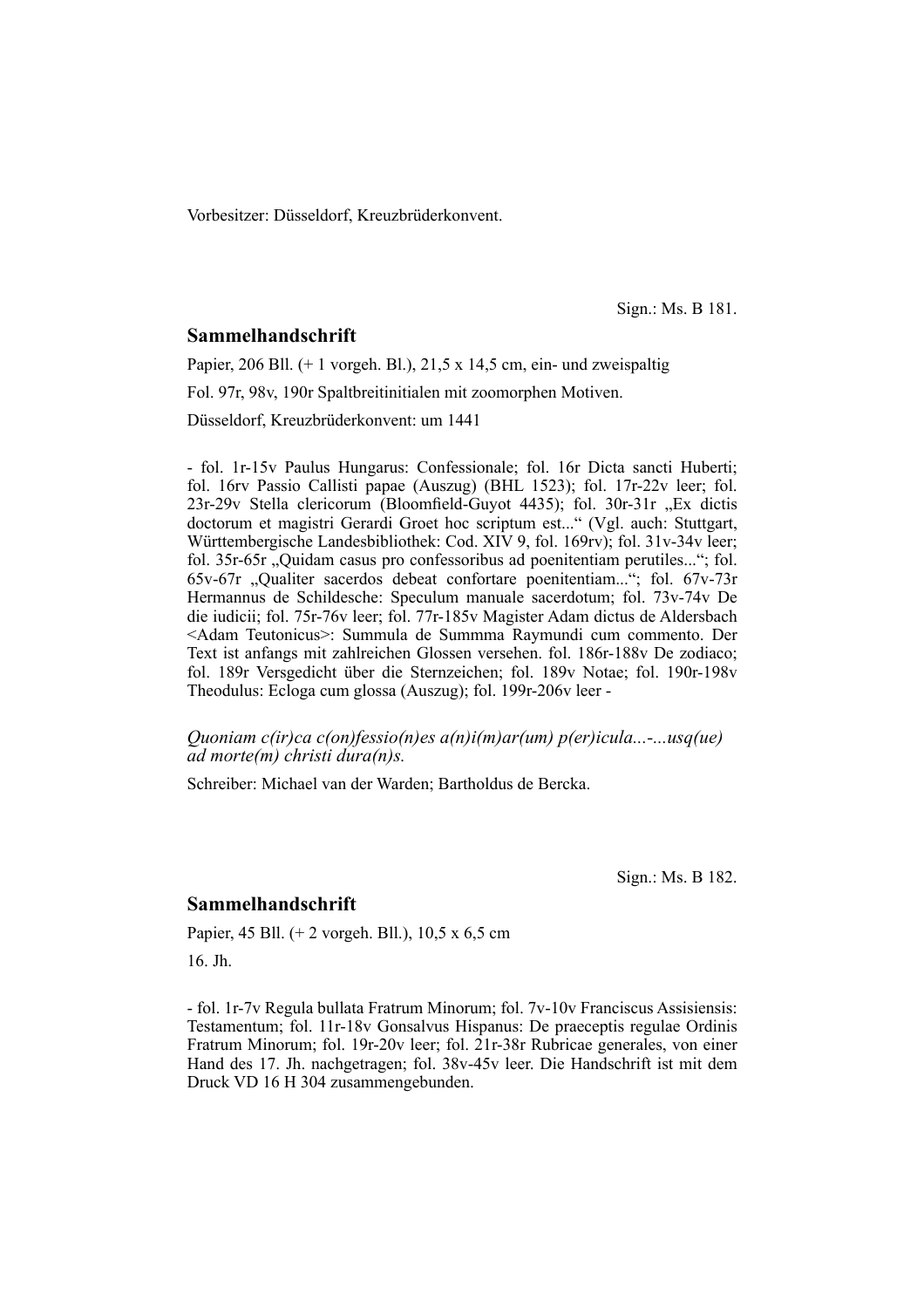Vorbesitzer: Düsseldorf, Kreuzbrüderkonvent.

Sign.: Ms. B 181.

## Sammelhandschrift

Papier, 206 Bll. (+ 1 vorgeh. Bl.), 21,5 x 14,5 cm, ein- und zweispaltig

Fol. 97r, 98v, 190r Spaltbreitinitialen mit zoomorphen Motiven.

Düsseldorf, Kreuzbrüderkonvent: um 1441

- fol. 1r-15v Paulus Hungarus: Confessionale; fol. 16r Dicta sancti Huberti; fol. 16rv Passio Callisti papae (Auszug) (BHL 1523); fol. 17r-22v leer; fol. 23r-29v Stella clericorum (Bloomfield-Guyot 4435); fol. 30r-31r „Ex dictis doctorum et magistri Gerardi Groet hoc scriptum est..." (Vgl. auch: Stuttgart, Württembergische Landesbibliothek: Cod. XIV 9, fol. 169rv); fol. 31v-34v leer; fol. 35r-65r „Quidam casus pro confessoribus ad poenitentiam perutiles..."; fol. 65v-67r „Qualiter sacerdos debeat confortare poenitentiam..."; fol. 67v-73r Hermannus de Schildesche: Speculum manuale sacerdotum; fol. 73v-74v De die iudicii; fol. 75r-76v leer; fol. 77r-185v Magister Adam dictus de Aldersbach <Adam Teutonicus>: Summula de Summma Raymundi cum commento. Der Text ist anfangs mit zahlreichen Glossen versehen. fol. 186r-188v De zodiaco; fol. 189r Versgedicht über die Sternzeichen; fol. 189v Notae; fol. 190r-198v Theodulus: Ecloga cum glossa (Auszug); fol. 199r-206v leer -

*Quoniam c(ir)ca c(on)fessio(n)es a(n)i(m)ar(um) p(er)icula...-...usq(ue) ad morte(m) christi dura(n)s.*

Schreiber: Michael van der Warden; Bartholdus de Bercka.

Sign.: Ms. B 182.

## Sammelhandschrift

Papier, 45 Bll. (+ 2 vorgeh. Bll.), 10,5 x 6,5 cm

16. Jh.

- fol. 1r-7v Regula bullata Fratrum Minorum; fol. 7v-10v Franciscus Assisiensis: Testamentum; fol. 11r-18v Gonsalvus Hispanus: De praeceptis regulae Ordinis Fratrum Minorum; fol. 19r-20v leer; fol. 21r-38r Rubricae generales, von einer Hand des 17. Jh. nachgetragen; fol. 38v-45v leer. Die Handschrift ist mit dem Druck VD 16 H 304 zusammengebunden.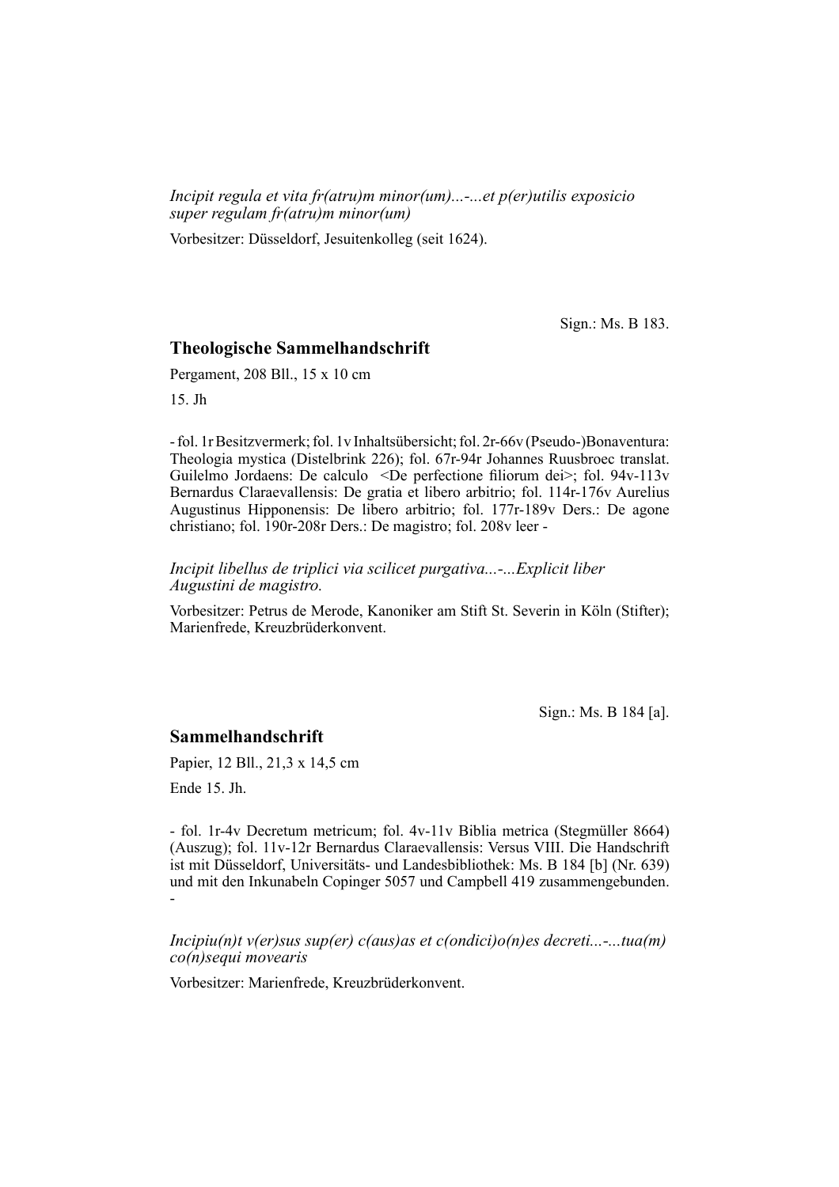*Incipit regula et vita fr(atru)m minor(um)...-...et p(er)utilis exposicio super regulam fr(atru)m minor(um)*

Vorbesitzer: Düsseldorf, Jesuitenkolleg (seit 1624).

Sign.: Ms. B 183.

## Theologische Sammelhandschrift

Pergament, 208 Bll., 15 x 10 cm

15. Jh

- fol. 1r Besitzvermerk; fol. 1v Inhaltsübersicht; fol. 2r-66v (Pseudo-)Bonaventura: Theologia mystica (Distelbrink 226); fol. 67r-94r Johannes Ruusbroec translat. Guilelmo Jordaens: De calculo <De perfectione filiorum dei>; fol. 94v-113v Bernardus Claraevallensis: De gratia et libero arbitrio; fol. 114r-176v Aurelius Augustinus Hipponensis: De libero arbitrio; fol. 177r-189v Ders.: De agone christiano; fol. 190r-208r Ders.: De magistro; fol. 208v leer -

*Incipit libellus de triplici via scilicet purgativa...-...Explicit liber Augustini de magistro.*

Vorbesitzer: Petrus de Merode, Kanoniker am Stift St. Severin in Köln (Stifter); Marienfrede, Kreuzbrüderkonvent.

Sign.: Ms. B 184 [a].

## Sammelhandschrift

Papier, 12 Bll., 21,3 x 14,5 cm

Ende 15. Jh.

- fol. 1r-4v Decretum metricum; fol. 4v-11v Biblia metrica (Stegmüller 8664) (Auszug); fol. 11v-12r Bernardus Claraevallensis: Versus VIII. Die Handschrift ist mit Düsseldorf, Universitäts- und Landesbibliothek: Ms. B 184 [b] (Nr. 639) und mit den Inkunabeln Copinger 5057 und Campbell 419 zusammengebunden. -

*Incipiu(n)t v(er)sus sup(er) c(aus)as et c(ondici)o(n)es decreti...-...tua(m) co(n)sequi movearis*

Vorbesitzer: Marienfrede, Kreuzbrüderkonvent.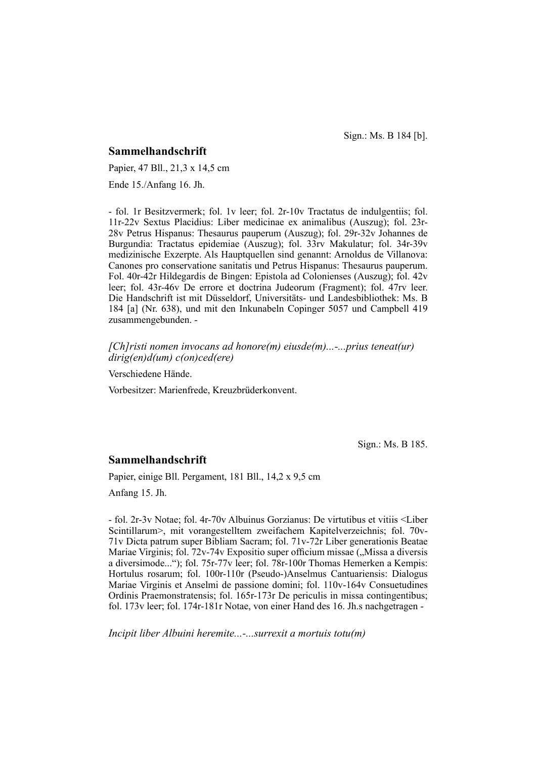Sign.: Ms. B 184 [b].

## Sammelhandschrift

Papier, 47 Bll., 21,3 x 14,5 cm

Ende 15./Anfang 16. Jh.

- fol. 1r Besitzvermerk; fol. 1v leer; fol. 2r-10v Tractatus de indulgentiis; fol. 11r-22v Sextus Placidius: Liber medicinae ex animalibus (Auszug); fol. 23r-28v Petrus Hispanus: Thesaurus pauperum (Auszug); fol. 29r-32v Johannes de Burgundia: Tractatus epidemiae (Auszug); fol. 33rv Makulatur; fol. 34r-39v medizinische Exzerpte. Als Hauptquellen sind genannt: Arnoldus de Villanova: Canones pro conservatione sanitatis und Petrus Hispanus: Thesaurus pauperum. Fol. 40r-42r Hildegardis de Bingen: Epistola ad Colonienses (Auszug); fol. 42v leer; fol. 43r-46v De errore et doctrina Judeorum (Fragment); fol. 47rv leer. Die Handschrift ist mit Düsseldorf, Universitäts- und Landesbibliothek: Ms. B 184 [a] (Nr. 638), und mit den Inkunabeln Copinger 5057 und Campbell 419 zusammengebunden. -

*[Ch]risti nomen invocans ad honore(m) eiusde(m)...-...prius teneat(ur) dirig(en)d(um) c(on)ced(ere)*

Verschiedene Hände.

Vorbesitzer: Marienfrede, Kreuzbrüderkonvent.

Sign.: Ms. B 185.

## Sammelhandschrift

Papier, einige Bll. Pergament, 181 Bll., 14,2 x 9,5 cm

Anfang 15. Jh.

- fol. 2r-3v Notae; fol. 4r-70v Albuinus Gorzianus: De virtutibus et vitiis <Liber Scintillarum>, mit vorangestelltem zweifachem Kapitelverzeichnis; fol. 70v-71v Dicta patrum super Bibliam Sacram; fol. 71v-72r Liber generationis Beatae Mariae Virginis; fol. 72v-74v Expositio super officium missae („Missa a diversis a diversimode..."); fol. 75r-77v leer; fol. 78r-100r Thomas Hemerken a Kempis: Hortulus rosarum; fol. 100r-110r (Pseudo-)Anselmus Cantuariensis: Dialogus Mariae Virginis et Anselmi de passione domini; fol. 110v-164v Consuetudines Ordinis Praemonstratensis; fol. 165r-173r De periculis in missa contingentibus; fol. 173v leer; fol. 174r-181r Notae, von einer Hand des 16. Jh.s nachgetragen -

*Incipit liber Albuini heremite...-...surrexit a mortuis totu(m)*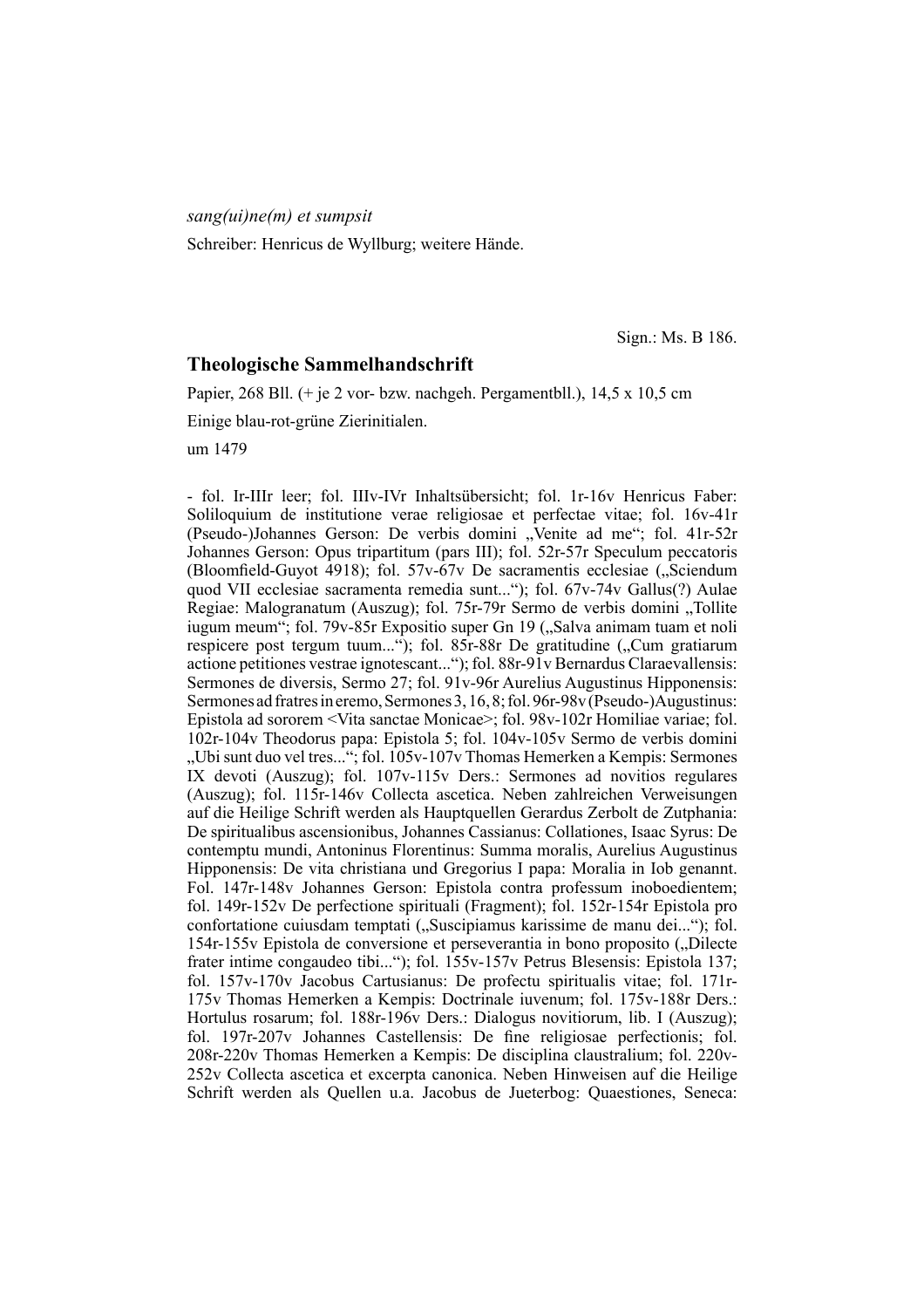*sang(ui)ne(m) et sumpsit*

Schreiber: Henricus de Wyllburg; weitere Hände.

Sign.: Ms. B 186.

## Theologische Sammelhandschrift

Papier, 268 Bll. (+ je 2 vor- bzw. nachgeh. Pergamentbll.), 14,5 x 10,5 cm

Einige blau-rot-grüne Zierinitialen.

um 1479

- fol. Ir-IIIr leer; fol. IIIv-IVr Inhaltsübersicht; fol. 1r-16v Henricus Faber: Soliloquium de institutione verae religiosae et perfectae vitae; fol. 16v-41r (Pseudo-)Johannes Gerson: De verbis domini „Venite ad me"; fol. 41r-52r Johannes Gerson: Opus tripartitum (pars III); fol. 52r-57r Speculum peccatoris (Bloomfield-Guyot 4918); fol. 57v-67v De sacramentis ecclesiae („Sciendum quod VII ecclesiae sacramenta remedia sunt..."); fol. 67v-74v Gallus(?) Aulae Regiae: Malogranatum (Auszug); fol. 75r-79r Sermo de verbis domini „Tollite iugum meum"; fol. 79v-85r Expositio super Gn 19 („Salva animam tuam et noli respicere post tergum tuum..."); fol. 85r-88r De gratitudine („Cum gratiarum actione petitiones vestrae ignotescant..."); fol. 88r-91v Bernardus Claraevallensis: Sermones de diversis, Sermo 27; fol. 91v-96r Aurelius Augustinus Hipponensis: Sermones ad fratres in eremo, Sermones 3, 16, 8; fol. 96r-98v (Pseudo-)Augustinus: Epistola ad sororem <Vita sanctae Monicae>; fol. 98v-102r Homiliae variae; fol. 102r-104v Theodorus papa: Epistola 5; fol. 104v-105v Sermo de verbis domini „Ubi sunt duo vel tres..."; fol. 105v-107v Thomas Hemerken a Kempis: Sermones IX devoti (Auszug); fol. 107v-115v Ders.: Sermones ad novitios regulares (Auszug); fol. 115r-146v Collecta ascetica. Neben zahlreichen Verweisungen auf die Heilige Schrift werden als Hauptquellen Gerardus Zerbolt de Zutphania: De spiritualibus ascensionibus, Johannes Cassianus: Collationes, Isaac Syrus: De contemptu mundi, Antoninus Florentinus: Summa moralis, Aurelius Augustinus Hipponensis: De vita christiana und Gregorius I papa: Moralia in Iob genannt. Fol. 147r-148v Johannes Gerson: Epistola contra professum inoboedientem; fol. 149r-152v De perfectione spirituali (Fragment); fol. 152r-154r Epistola pro confortatione cuiusdam temptati („Suscipiamus karissime de manu dei..."); fol. 154r-155v Epistola de conversione et perseverantia in bono proposito („Dilecte frater intime congaudeo tibi..."); fol. 155v-157v Petrus Blesensis: Epistola 137; fol. 157v-170v Jacobus Cartusianus: De profectu spiritualis vitae; fol. 171r-175v Thomas Hemerken a Kempis: Doctrinale iuvenum; fol. 175v-188r Ders.: Hortulus rosarum; fol. 188r-196v Ders.: Dialogus novitiorum, lib. I (Auszug); fol. 197r-207v Johannes Castellensis: De fine religiosae perfectionis; fol. 208r-220v Thomas Hemerken a Kempis: De disciplina claustralium; fol. 220v-252v Collecta ascetica et excerpta canonica. Neben Hinweisen auf die Heilige Schrift werden als Quellen u.a. Jacobus de Jueterbog: Quaestiones, Seneca: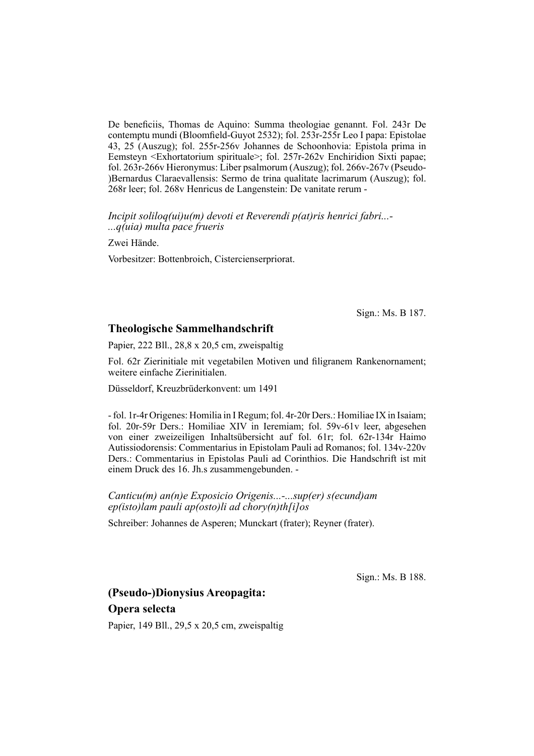De beneficiis, Thomas de Aquino: Summa theologiae genannt. Fol. 243r De contemptu mundi (Bloomfield-Guyot 2532); fol. 253r-255r Leo I papa: Epistolae 43, 25 (Auszug); fol. 255r-256v Johannes de Schoonhovia: Epistola prima in Eemsteyn <Exhortatorium spirituale>; fol. 257r-262v Enchiridion Sixti papae; fol. 263r-266v Hieronymus: Liber psalmorum (Auszug); fol. 266v-267v (Pseudo-)Bernardus Claraevallensis: Sermo de trina qualitate lacrimarum (Auszug); fol. 268r leer; fol. 268v Henricus de Langenstein: De vanitate rerum -

*Incipit soliloq(ui)u(m) devoti et Reverendi p(at)ris henrici fabri...-*
*...q(uia) multa pace frueris*

Zwei Hände.

Vorbesitzer: Bottenbroich, Cistercienserpriorat.

Sign.: Ms. B 187.

### Theologische Sammelhandschrift

Papier, 222 Bll., 28,8 x 20,5 cm, zweispaltig

Fol. 62r Zierinitiale mit vegetabilen Motiven und filigranem Rankenornament; weitere einfache Zierinitialen.

Düsseldorf, Kreuzbrüderkonvent: um 1491

- fol. 1r-4r Origenes: Homilia in I Regum; fol. 4r-20r Ders.: Homiliae IX in Isaiam; fol. 20r-59r Ders.: Homiliae XIV in Ieremiam; fol. 59v-61v leer, abgesehen von einer zweizeiligen Inhaltsübersicht auf fol. 61r; fol. 62r-134r Haimo Autissiodorensis: Commentarius in Epistolam Pauli ad Romanos; fol. 134v-220v Ders.: Commentarius in Epistolas Pauli ad Corinthios. Die Handschrift ist mit einem Druck des 16. Jh.s zusammengebunden. -

*Canticu(m) an(n)e Exposicio Origenis...-...sup(er) s(ecund)am ep(isto)lam pauli ap(osto)li ad chory(n)th[i]os*

Schreiber: Johannes de Asperen; Munckart (frater); Reyner (frater).

Sign.: Ms. B 188.

### (Pseudo-)Dionysius Areopagita:
### Opera selecta

Papier, 149 Bll., 29,5 x 20,5 cm, zweispaltig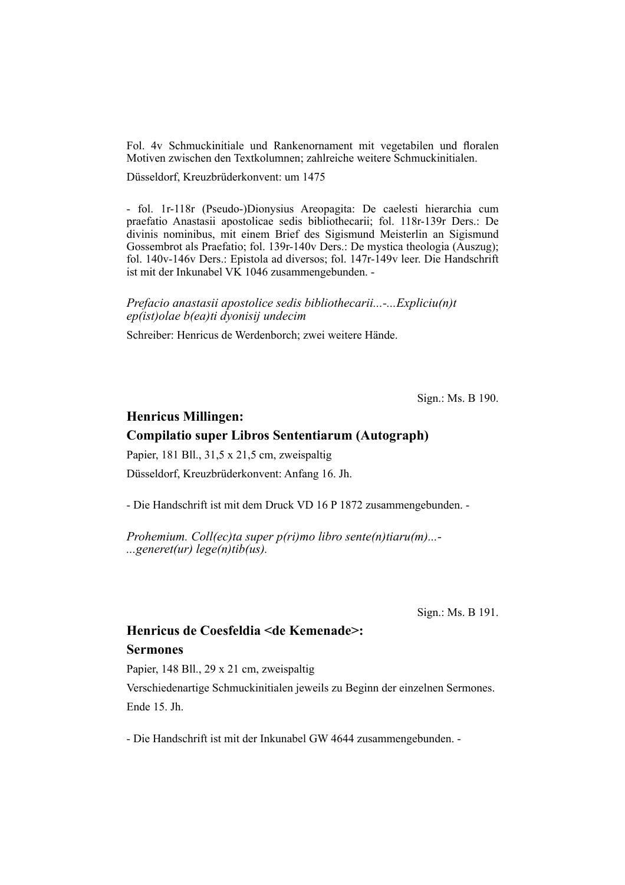Fol. 4v Schmuckinitiale und Rankenornament mit vegetabilen und floralen Motiven zwischen den Textkolumnen; zahlreiche weitere Schmuckinitialen.

Düsseldorf, Kreuzbrüderkonvent: um 1475

- fol. 1r-118r (Pseudo-)Dionysius Areopagita: De caelesti hierarchia cum praefatio Anastasii apostolicae sedis bibliothecarii; fol. 118r-139r Ders.: De divinis nominibus, mit einem Brief des Sigismund Meisterlin an Sigismund Gossembrot als Praefatio; fol. 139r-140v Ders.: De mystica theologia (Auszug); fol. 140v-146v Ders.: Epistola ad diversos; fol. 147r-149v leer. Die Handschrift ist mit der Inkunabel VK 1046 zusammengebunden. -

*Prefacio anastasii apostolice sedis bibliothecarii...-...Expliciu(n)t ep(ist)olae b(ea)ti dyonisij undecim*

Schreiber: Henricus de Werdenborch; zwei weitere Hände.

Sign.: Ms. B 190.

## Henricus Millingen: Compilatio super Libros Sententiarum (Autograph)

Papier, 181 Bll., 31,5 x 21,5 cm, zweispaltig

Düsseldorf, Kreuzbrüderkonvent: Anfang 16. Jh.

- Die Handschrift ist mit dem Druck VD 16 P 1872 zusammengebunden. -

*Prohemium. Coll(ec)ta super p(ri)mo libro sente(n)tiaru(m)...-...generet(ur) lege(n)tib(us).*

Sign.: Ms. B 191.

## Henricus de Coesfeldia <de Kemenade>: Sermones

Papier, 148 Bll., 29 x 21 cm, zweispaltig

Verschiedenartige Schmuckinitialen jeweils zu Beginn der einzelnen Sermones.

Ende 15. Jh.

- Die Handschrift ist mit der Inkunabel GW 4644 zusammengebunden. -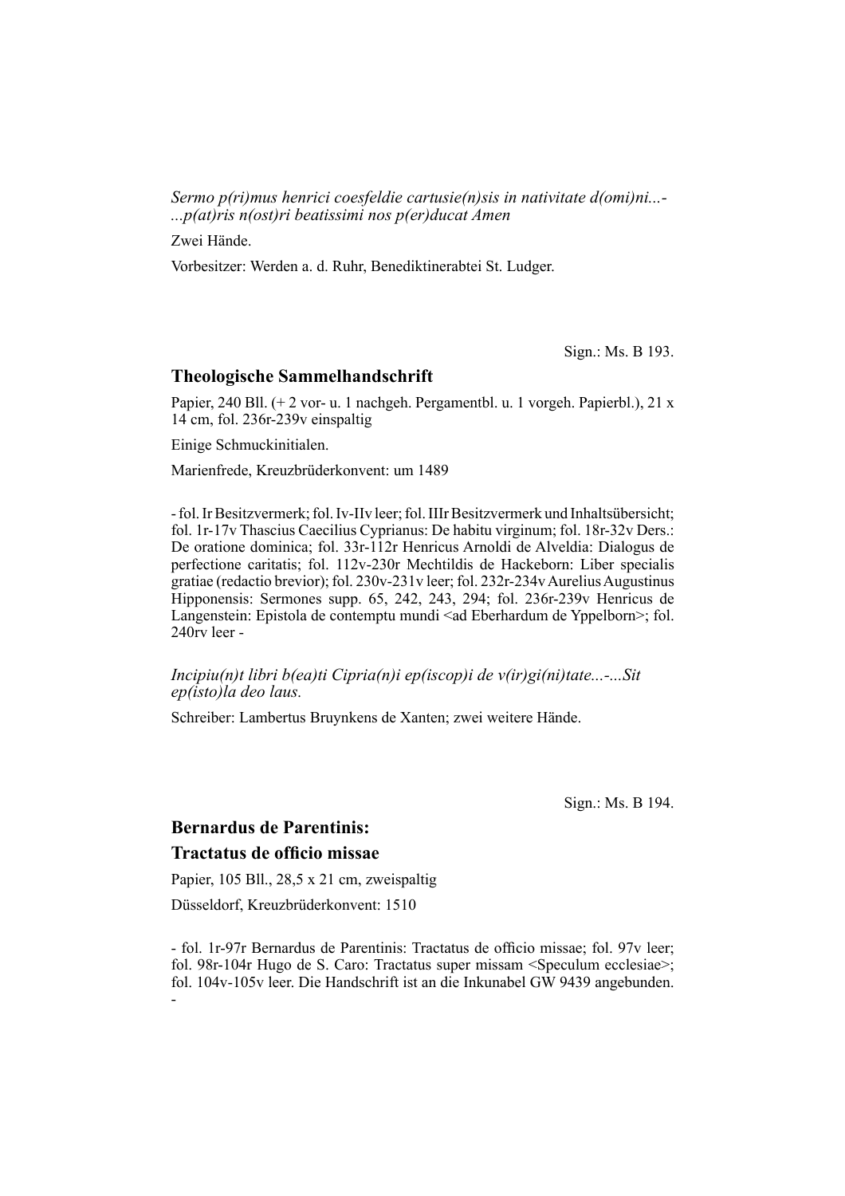*Sermo p(ri)mus henrici coesfeldie cartusie(n)sis in nativitate d(omi)ni...-...p(at)ris n(ost)ri beatissimi nos p(er)ducat Amen*

Zwei Hände.

Vorbesitzer: Werden a. d. Ruhr, Benediktinerabtei St. Ludger.

Sign.: Ms. B 193.

### Theologische Sammelhandschrift

Papier, 240 Bll. (+ 2 vor- u. 1 nachgeh. Pergamentbl. u. 1 vorgeh. Papierbl.), 21 x 14 cm, fol. 236r-239v einspaltig

Einige Schmuckinitialen.

Marienfrede, Kreuzbrüderkonvent: um 1489

- fol. Ir Besitzvermerk; fol. Iv-IIv leer; fol. IIIr Besitzvermerk und Inhaltsübersicht; fol. 1r-17v Thascius Caecilius Cyprianus: De habitu virginum; fol. 18r-32v Ders.: De oratione dominica; fol. 33r-112r Henricus Arnoldi de Alveldia: Dialogus de perfectione caritatis; fol. 112v-230r Mechtildis de Hackeborn: Liber specialis gratiae (redactio brevior); fol. 230v-231v leer; fol. 232r-234v Aurelius Augustinus Hipponensis: Sermones supp. 65, 242, 243, 294; fol. 236r-239v Henricus de Langenstein: Epistola de contemptu mundi <ad Eberhardum de Yppelborn>; fol. 240rv leer -

*Incipiu(n)t libri b(ea)ti Cipria(n)i ep(iscop)i de v(ir)gi(ni)tate...-...Sit ep(isto)la deo laus.*

Schreiber: Lambertus Bruynkens de Xanten; zwei weitere Hände.

Sign.: Ms. B 194.

### Bernardus de Parentinis:
### Tractatus de officio missae

Papier, 105 Bll., 28,5 x 21 cm, zweispaltig

Düsseldorf, Kreuzbrüderkonvent: 1510

- fol. 1r-97r Bernardus de Parentinis: Tractatus de officio missae; fol. 97v leer; fol. 98r-104r Hugo de S. Caro: Tractatus super missam <Speculum ecclesiae>; fol. 104v-105v leer. Die Handschrift ist an die Inkunabel GW 9439 angebunden. -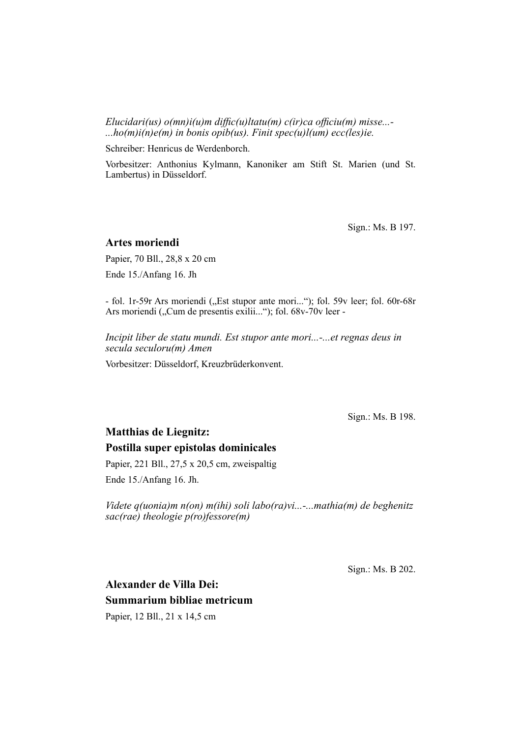*Elucidari(us) o(mn)i(u)m diffic(u)ltatu(m) c(ir)ca officiu(m) misse...-
...ho(m)i(n)e(m) in bonis opib(us). Finit spec(u)l(um) ecc(les)ie.*

Schreiber: Henricus de Werdenborch.

Vorbesitzer: Anthonius Kylmann, Kanoniker am Stift St. Marien (und St. Lambertus) in Düsseldorf.

Sign.: Ms. B 197.

### Artes moriendi

Papier, 70 Bll., 28,8 x 20 cm

Ende 15./Anfang 16. Jh

- fol. 1r-59r Ars moriendi („Est stupor ante mori...“); fol. 59v leer; fol. 60r-68r Ars moriendi („Cum de presentis exilii...“); fol. 68v-70v leer -

*Incipit liber de statu mundi. Est stupor ante mori...-...et regnas deus in secula seculoru(m) Amen*

Vorbesitzer: Düsseldorf, Kreuzbrüderkonvent.

Sign.: Ms. B 198.

### Matthias de Liegnitz:
### Postilla super epistolas dominicales

Papier, 221 Bll., 27,5 x 20,5 cm, zweispaltig

Ende 15./Anfang 16. Jh.

*Videte q(uonia)m n(on) m(ihi) soli labo(ra)vi...-...mathia(m) de beghenitz sac(rae) theologie p(ro)fessore(m)*

Sign.: Ms. B 202.

### Alexander de Villa Dei:
### Summarium bibliae metricum

Papier, 12 Bll., 21 x 14,5 cm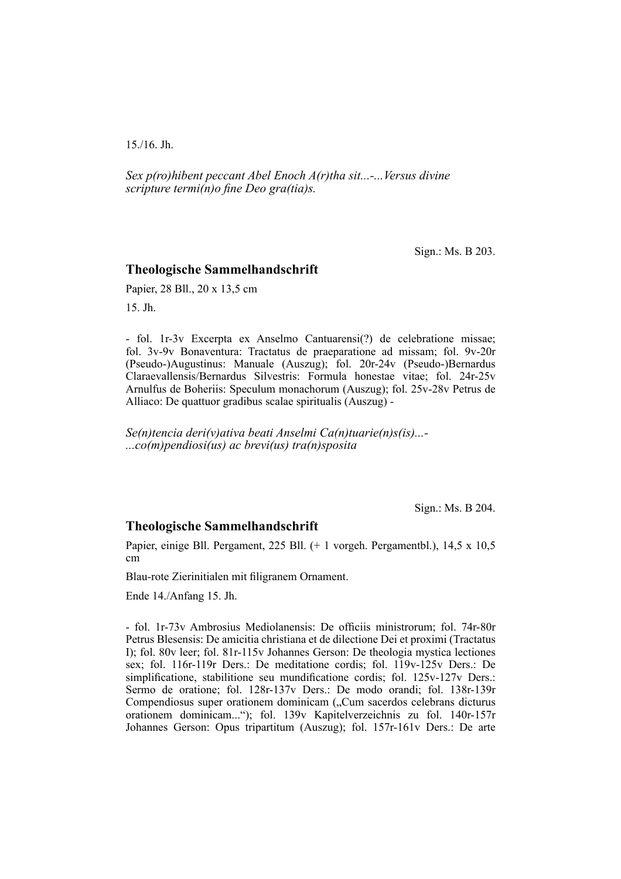15./16. Jh.

*Sex p(ro)hibent peccant Abel Enoch A(r)tha sit...-...Versus divine scripture termi(n)o fine Deo gra(tia)s.*

Sign.: Ms. B 203.

## Theologische Sammelhandschrift

Papier, 28 Bll., 20 x 13,5 cm

15. Jh.

- fol. 1r-3v Excerpta ex Anselmo Cantuarensi(?) de celebratione missae; fol. 3v-9v Bonaventura: Tractatus de praeparatione ad missam; fol. 9v-20r (Pseudo-)Augustinus: Manuale (Auszug); fol. 20r-24v (Pseudo-)Bernardus Claraevallensis/Bernardus Silvestris: Formula honestae vitae; fol. 24r-25v Arnulfus de Boheriis: Speculum monachorum (Auszug); fol. 25v-28v Petrus de Alliaco: De quattuor gradibus scalae spiritualis (Auszug) -

*Se(n)tencia deri(v)ativa beati Anselmi Ca(n)tuarie(n)s(is)...-...co(m)pendiosi(us) ac brevi(us) tra(n)sposita*

Sign.: Ms. B 204.

## Theologische Sammelhandschrift

Papier, einige Bll. Pergament, 225 Bll. (+ 1 vorgeh. Pergamentbl.), 14,5 x 10,5 cm

Blau-rote Zierinitialen mit filigranem Ornament.

Ende 14./Anfang 15. Jh.

- fol. 1r-73v Ambrosius Mediolanensis: De officiis ministrorum; fol. 74r-80r Petrus Blesensis: De amicitia christiana et de dilectione Dei et proximi (Tractatus I); fol. 80v leer; fol. 81r-115v Johannes Gerson: De theologia mystica lectiones sex; fol. 116r-119r Ders.: De meditatione cordis; fol. 119v-125v Ders.: De simplificatione, stabilitione seu mundificatione cordis; fol. 125v-127v Ders.: Sermo de oratione; fol. 128r-137v Ders.: De modo orandi; fol. 138r-139r Compendiosus super orationem dominicam („Cum sacerdos celebrans dicturus orationem dominicam..."); fol. 139v Kapitelverzeichnis zu fol. 140r-157r Johannes Gerson: Opus tripartitum (Auszug); fol. 157r-161v Ders.: De arte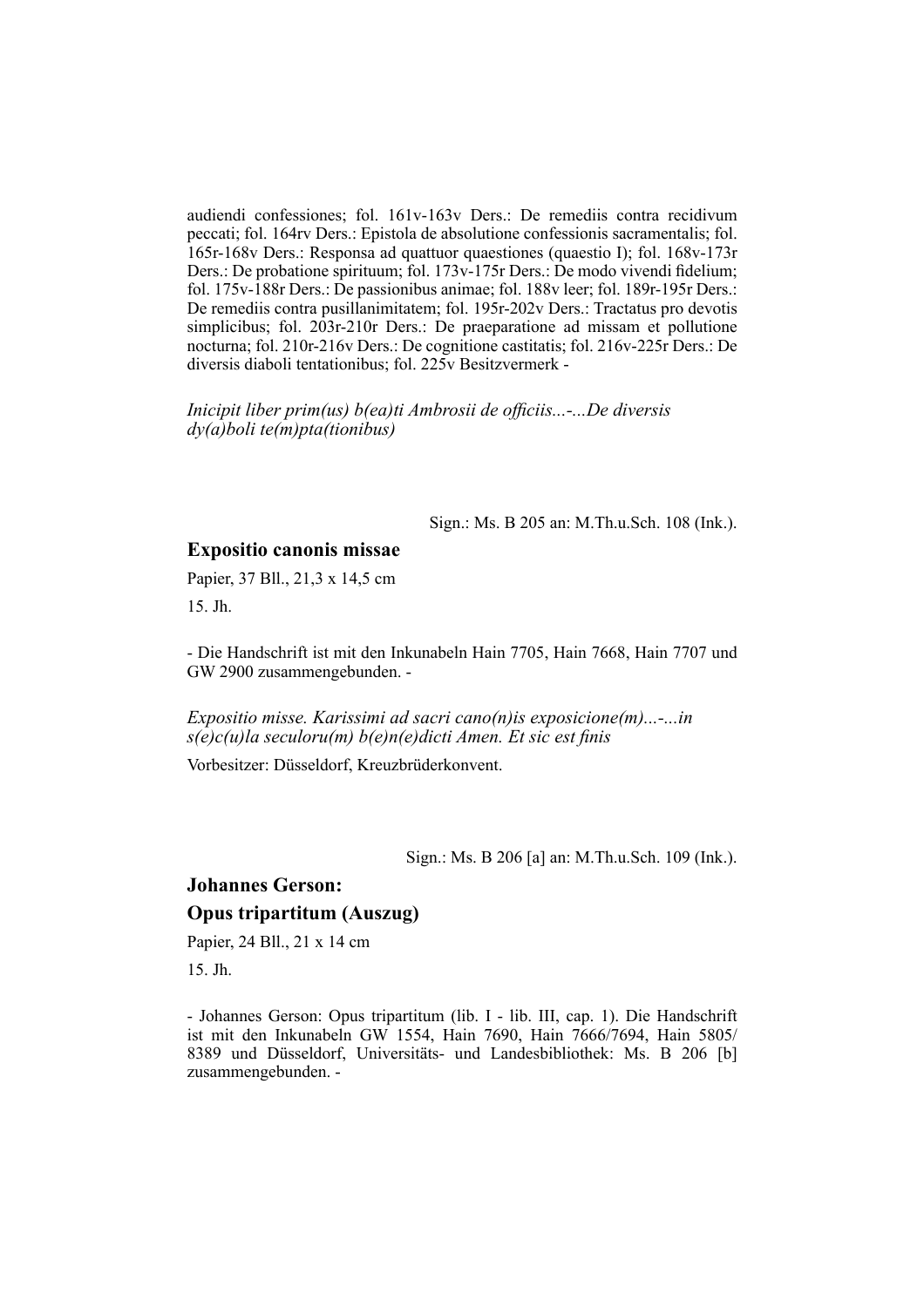audiendi confessiones; fol. 161v-163v Ders.: De remediis contra recidivum peccati; fol. 164rv Ders.: Epistola de absolutione confessionis sacramentalis; fol. 165r-168v Ders.: Responsa ad quattuor quaestiones (quaestio I); fol. 168v-173r Ders.: De probatione spirituum; fol. 173v-175r Ders.: De modo vivendi fidelium; fol. 175v-188r Ders.: De passionibus animae; fol. 188v leer; fol. 189r-195r Ders.: De remediis contra pusillanimitatem; fol. 195r-202v Ders.: Tractatus pro devotis simplicibus; fol. 203r-210r Ders.: De praeparatione ad missam et pollutione nocturna; fol. 210r-216v Ders.: De cognitione castitatis; fol. 216v-225r Ders.: De diversis diaboli tentationibus; fol. 225v Besitzvermerk -

*Inicipit liber prim(us) b(ea)ti Ambrosii de officiis...-...De diversis dy(a)boli te(m)pta(tionibus)*

Sign.: Ms. B 205 an: M.Th.u.Sch. 108 (Ink.).

## Expositio canonis missae

Papier, 37 Bll., 21,3 x 14,5 cm

15. Jh.

- Die Handschrift ist mit den Inkunabeln Hain 7705, Hain 7668, Hain 7707 und GW 2900 zusammengebunden. -

*Expositio misse. Karissimi ad sacri cano(n)is exposicione(m)...-...in s(e)c(u)la seculoru(m) b(e)n(e)dicti Amen. Et sic est finis*

Vorbesitzer: Düsseldorf, Kreuzbrüderkonvent.

Sign.: Ms. B 206 [a] an: M.Th.u.Sch. 109 (Ink.).

## Johannes Gerson:
## Opus tripartitum (Auszug)

Papier, 24 Bll., 21 x 14 cm

15. Jh.

- Johannes Gerson: Opus tripartitum (lib. I - lib. III, cap. 1). Die Handschrift ist mit den Inkunabeln GW 1554, Hain 7690, Hain 7666/7694, Hain 5805/ 8389 und Düsseldorf, Universitäts- und Landesbibliothek: Ms. B 206 [b] zusammengebunden. -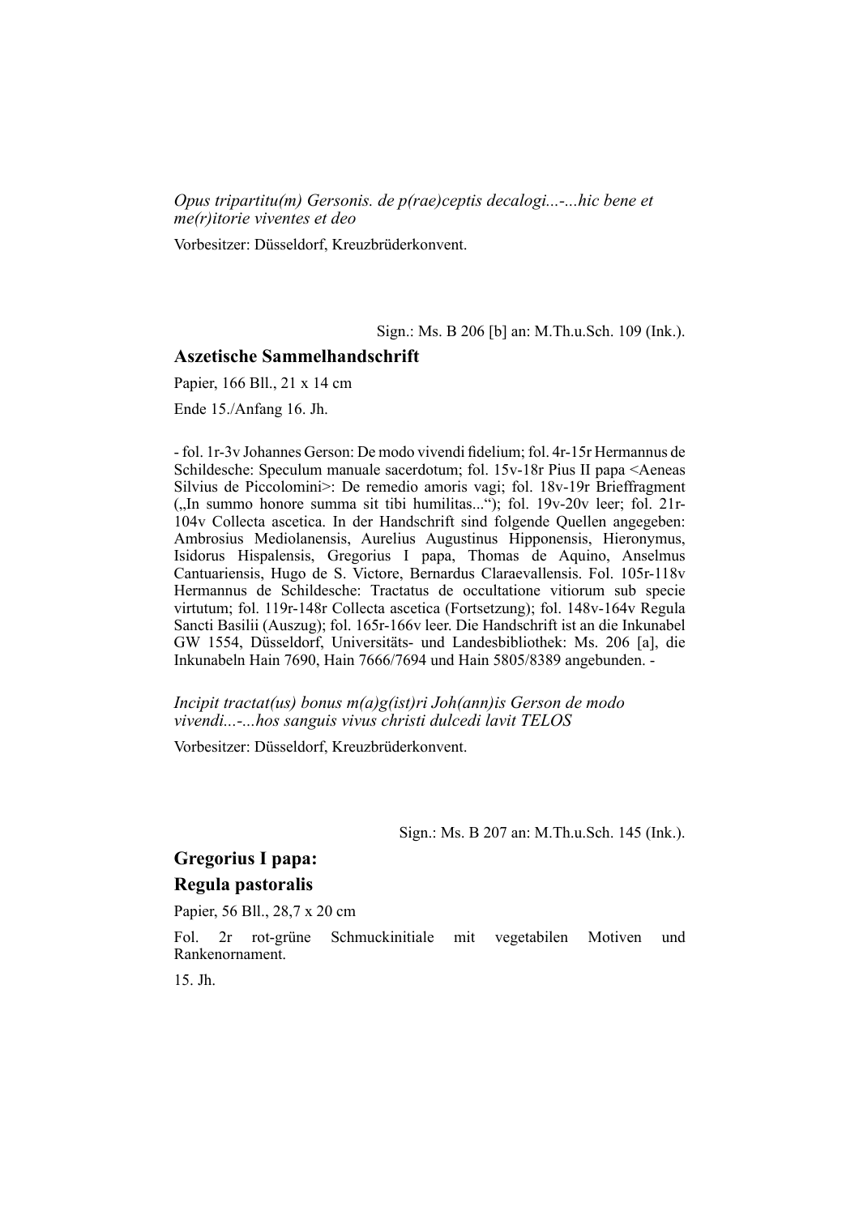*Opus tripartitu(m) Gersonis. de p(rae)ceptis decalogi...-...hic bene et me(r)itorie viventes et deo*

Vorbesitzer: Düsseldorf, Kreuzbrüderkonvent.

Sign.: Ms. B 206 [b] an: M.Th.u.Sch. 109 (Ink.).

## Aszetische Sammelhandschrift

Papier, 166 Bll., 21 x 14 cm

Ende 15./Anfang 16. Jh.

- fol. 1r-3v Johannes Gerson: De modo vivendi fidelium; fol. 4r-15r Hermannus de Schildesche: Speculum manuale sacerdotum; fol. 15v-18r Pius II papa <Aeneas Silvius de Piccolomini>: De remedio amoris vagi; fol. 18v-19r Brieffragment („In summo honore summa sit tibi humilitas..."); fol. 19v-20v leer; fol. 21r-104v Collecta ascetica. In der Handschrift sind folgende Quellen angegeben: Ambrosius Mediolanensis, Aurelius Augustinus Hipponensis, Hieronymus, Isidorus Hispalensis, Gregorius I papa, Thomas de Aquino, Anselmus Cantuariensis, Hugo de S. Victore, Bernardus Claraevallensis. Fol. 105r-118v Hermannus de Schildesche: Tractatus de occultatione vitiorum sub specie virtutum; fol. 119r-148r Collecta ascetica (Fortsetzung); fol. 148v-164v Regula Sancti Basilii (Auszug); fol. 165r-166v leer. Die Handschrift ist an die Inkunabel GW 1554, Düsseldorf, Universitäts- und Landesbibliothek: Ms. 206 [a], die Inkunabeln Hain 7690, Hain 7666/7694 und Hain 5805/8389 angebunden. -

*Incipit tractat(us) bonus m(a)g(ist)ri Joh(ann)is Gerson de modo vivendi...-...hos sanguis vivus christi dulcedi lavit TELOS*

Vorbesitzer: Düsseldorf, Kreuzbrüderkonvent.

Sign.: Ms. B 207 an: M.Th.u.Sch. 145 (Ink.).

## Gregorius I papa:
## Regula pastoralis

Papier, 56 Bll., 28,7 x 20 cm

Fol. 2r rot-grüne Schmuckinitiale mit vegetabilen Motiven und Rankenornament.

15. Jh.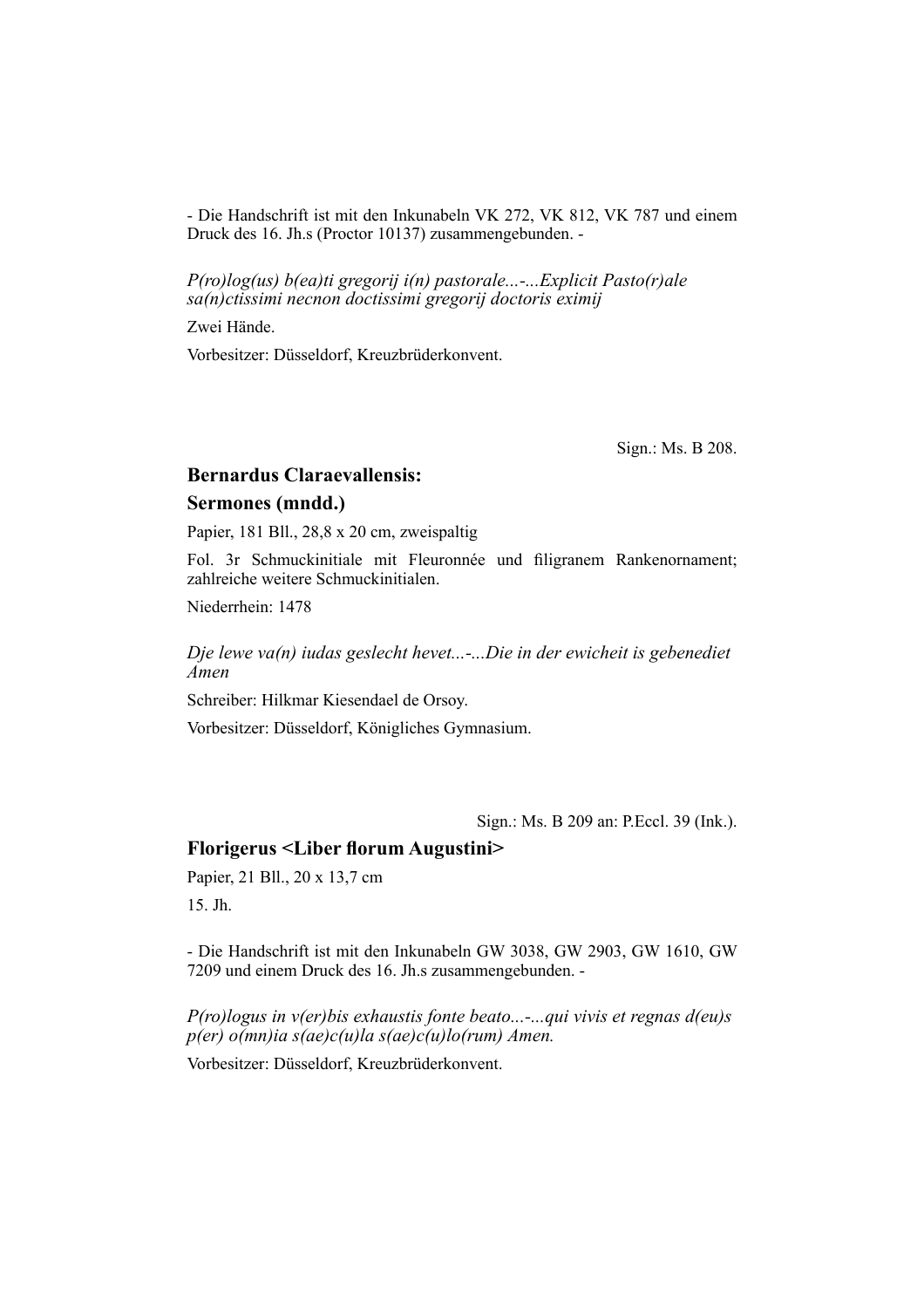- Die Handschrift ist mit den Inkunabeln VK 272, VK 812, VK 787 und einem Druck des 16. Jh.s (Proctor 10137) zusammengebunden. -

*P(ro)log(us) b(ea)ti gregorij i(n) pastorale...-...Explicit Pasto(r)ale sa(n)ctissimi necnon doctissimi gregorij doctoris eximij*

Zwei Hände.

Vorbesitzer: Düsseldorf, Kreuzbrüderkonvent.

Sign.: Ms. B 208.

### Bernardus Claraevallensis:
### Sermones (mndd.)

Papier, 181 Bll., 28,8 x 20 cm, zweispaltig

Fol. 3r Schmuckinitiale mit Fleuronnée und filigranem Rankenornament; zahlreiche weitere Schmuckinitialen.

Niederrhein: 1478

*Dje lewe va(n) iudas geslecht hevet...-...Die in der ewicheit is gebenediet Amen*

Schreiber: Hilkmar Kiesendael de Orsoy.

Vorbesitzer: Düsseldorf, Königliches Gymnasium.

Sign.: Ms. B 209 an: P.Eccl. 39 (Ink.).

### Florigerus <Liber florum Augustini>

Papier, 21 Bll., 20 x 13,7 cm

15. Jh.

- Die Handschrift ist mit den Inkunabeln GW 3038, GW 2903, GW 1610, GW 7209 und einem Druck des 16. Jh.s zusammengebunden. -

*P(ro)logus in v(er)bis exhaustis fonte beato...-...qui vivis et regnas d(eu)s p(er) o(mn)ia s(ae)c(u)la s(ae)c(u)lo(rum) Amen.*

Vorbesitzer: Düsseldorf, Kreuzbrüderkonvent.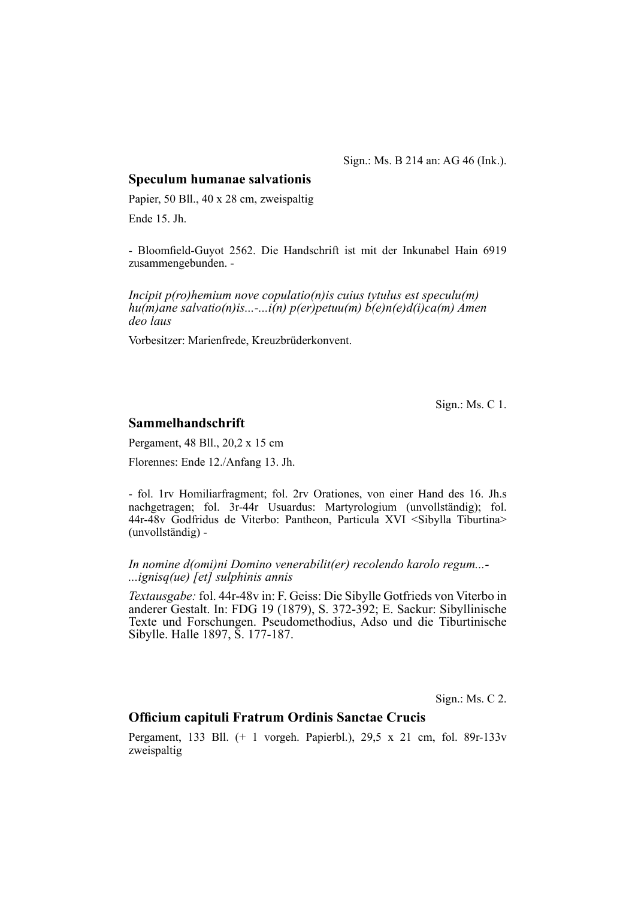Sign.: Ms. B 214 an: AG 46 (Ink.).

## Speculum humanae salvationis

Papier, 50 Bll., 40 x 28 cm, zweispaltig

Ende 15. Jh.

- Bloomfield-Guyot 2562. Die Handschrift ist mit der Inkunabel Hain 6919 zusammengebunden. -

*Incipit p(ro)hemium nove copulatio(n)is cuius tytulus est speculu(m) hu(m)ane salvatio(n)is...-...i(n) p(er)petuu(m) b(e)n(e)d(i)ca(m) Amen deo laus*

Vorbesitzer: Marienfrede, Kreuzbrüderkonvent.

Sign.: Ms. C 1.

## Sammelhandschrift

Pergament, 48 Bll., 20,2 x 15 cm

Florennes: Ende 12./Anfang 13. Jh.

- fol. 1rv Homiliarfragment; fol. 2rv Orationes, von einer Hand des 16. Jh.s nachgetragen; fol. 3r-44r Usuardus: Martyrologium (unvollständig); fol. 44r-48v Godfridus de Viterbo: Pantheon, Particula XVI <Sibylla Tiburtina> (unvollständig) -

*In nomine d(omi)ni Domino venerabilit(er) recolendo karolo regum...-...ignisq(ue) [et] sulphinis annis*

*Textausgabe:* fol. 44r-48v in: F. Geiss: Die Sibylle Gotfrieds von Viterbo in anderer Gestalt. In: FDG 19 (1879), S. 372-392; E. Sackur: Sibyllinische Texte und Forschungen. Pseudomethodius, Adso und die Tiburtinische Sibylle. Halle 1897, S. 177-187.

Sign.: Ms. C 2.

## Officium capituli Fratrum Ordinis Sanctae Crucis

Pergament, 133 Bll. (+ 1 vorgeh. Papierbl.), 29,5 x 21 cm, fol. 89r-133v zweispaltig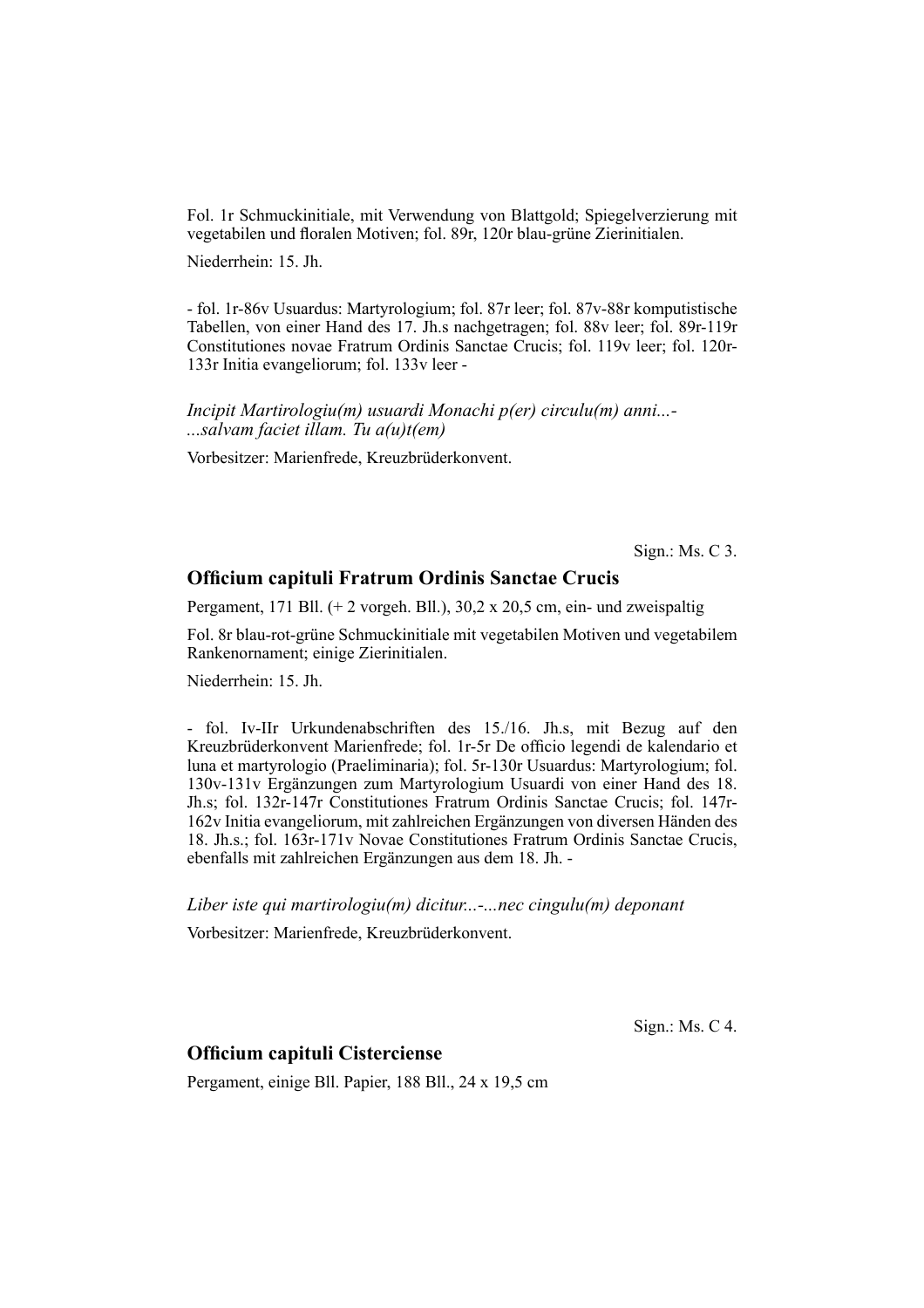Fol. 1r Schmuckinitiale, mit Verwendung von Blattgold; Spiegelverzierung mit vegetabilen und floralen Motiven; fol. 89r, 120r blau-grüne Zierinitialen.

Niederrhein: 15. Jh.

- fol. 1r-86v Usuardus: Martyrologium; fol. 87r leer; fol. 87v-88r komputistische Tabellen, von einer Hand des 17. Jh.s nachgetragen; fol. 88v leer; fol. 89r-119r Constitutiones novae Fratrum Ordinis Sanctae Crucis; fol. 119v leer; fol. 120r-133r Initia evangeliorum; fol. 133v leer -

*Incipit Martirologiu(m) usuardi Monachi p(er) circulu(m) anni...-*
*...salvam faciet illam. Tu a(u)t(em)*

Vorbesitzer: Marienfrede, Kreuzbrüderkonvent.

Sign.: Ms. C 3.

## Officium capituli Fratrum Ordinis Sanctae Crucis

Pergament, 171 Bll. (+ 2 vorgeh. Bll.), 30,2 x 20,5 cm, ein- und zweispaltig

Fol. 8r blau-rot-grüne Schmuckinitiale mit vegetabilen Motiven und vegetabilem Rankenornament; einige Zierinitialen.

Niederrhein: 15. Jh.

- fol. Iv-IIr Urkundenabschriften des 15./16. Jh.s, mit Bezug auf den Kreuzbrüderkonvent Marienfrede; fol. 1r-5r De officio legendi de kalendario et luna et martyrologio (Praeliminaria); fol. 5r-130r Usuardus: Martyrologium; fol. 130v-131v Ergänzungen zum Martyrologium Usuardi von einer Hand des 18. Jh.s; fol. 132r-147r Constitutiones Fratrum Ordinis Sanctae Crucis; fol. 147r-162v Initia evangeliorum, mit zahlreichen Ergänzungen von diversen Händen des 18. Jh.s.; fol. 163r-171v Novae Constitutiones Fratrum Ordinis Sanctae Crucis, ebenfalls mit zahlreichen Ergänzungen aus dem 18. Jh. -

*Liber iste qui martirologiu(m) dicitur...-...nec cingulu(m) deponant*

Vorbesitzer: Marienfrede, Kreuzbrüderkonvent.

Sign.: Ms. C 4.

## Officium capituli Cisterciense

Pergament, einige Bll. Papier, 188 Bll., 24 x 19,5 cm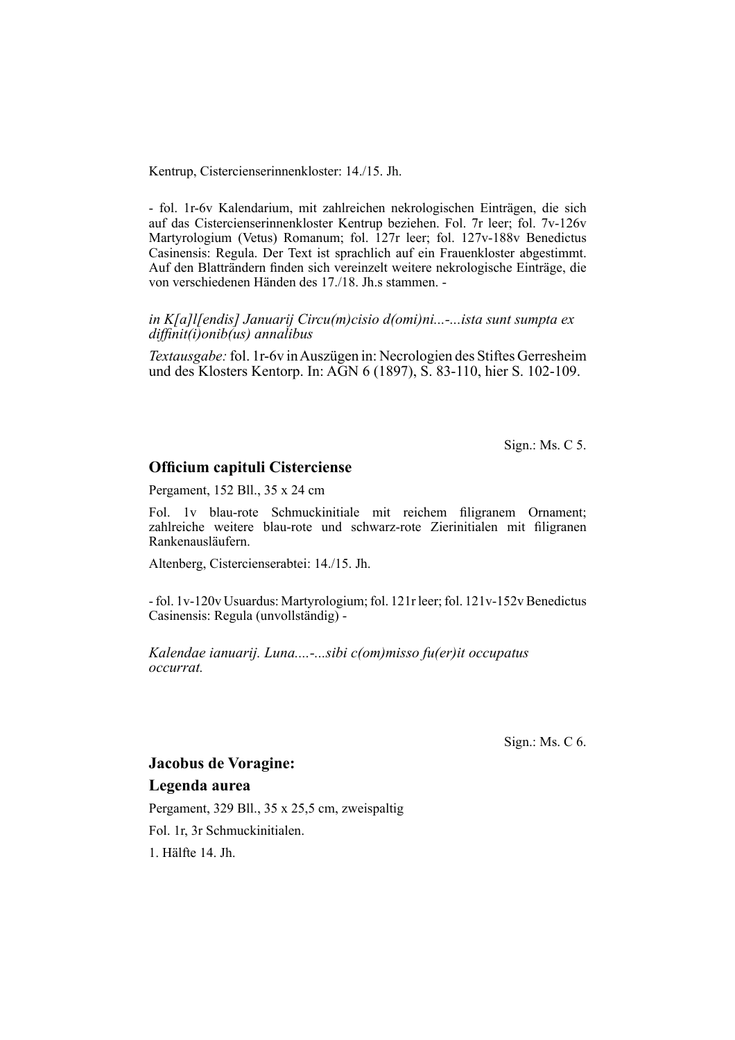Kentrup, Cistercienserinnenkloster: 14./15. Jh.

- fol. 1r-6v Kalendarium, mit zahlreichen nekrologischen Einträgen, die sich auf das Cistercienserinnenkloster Kentrup beziehen. Fol. 7r leer; fol. 7v-126v Martyrologium (Vetus) Romanum; fol. 127r leer; fol. 127v-188v Benedictus Casinensis: Regula. Der Text ist sprachlich auf ein Frauenkloster abgestimmt. Auf den Blatträndern finden sich vereinzelt weitere nekrologische Einträge, die von verschiedenen Händen des 17./18. Jh.s stammen. -

*in K[a]l[endis] Januarij Circu(m)cisio d(omi)ni...-...ista sunt sumpta ex diffinit(i)onib(us) annalibus*

*Textausgabe:* fol. 1r-6v in Auszügen in: Necrologien des Stiftes Gerresheim und des Klosters Kentorp. In: AGN 6 (1897), S. 83-110, hier S. 102-109.

Sign.: Ms. C 5.

### Officium capituli Cisterciense

Pergament, 152 Bll., 35 x 24 cm

Fol. 1v blau-rote Schmuckinitiale mit reichem filigranem Ornament; zahlreiche weitere blau-rote und schwarz-rote Zierinitialen mit filigranen Rankenausläufern.

Altenberg, Cistercienserabtei: 14./15. Jh.

- fol. 1v-120v Usuardus: Martyrologium; fol. 121r leer; fol. 121v-152v Benedictus Casinensis: Regula (unvollständig) -

*Kalendae ianuarij. Luna....-...sibi c(om)misso fu(er)it occupatus occurrat.*

Sign.: Ms. C 6.

### Jacobus de Voragine:
### Legenda aurea

Pergament, 329 Bll., 35 x 25,5 cm, zweispaltig

Fol. 1r, 3r Schmuckinitialen.

1. Hälfte 14. Jh.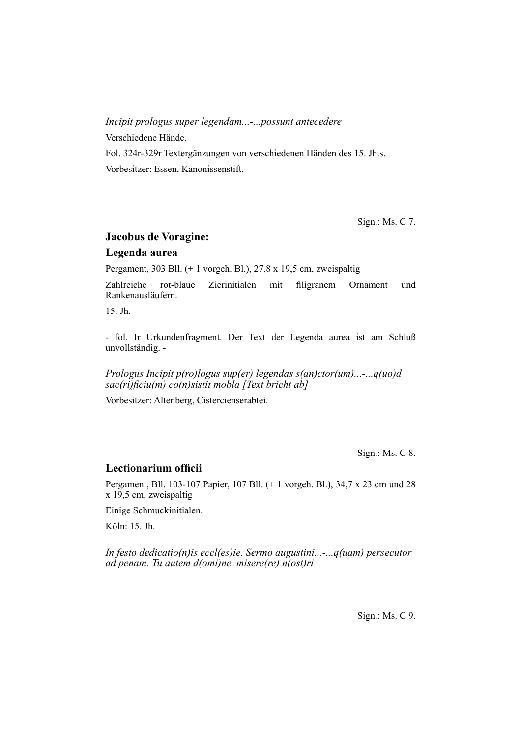*Incipit prologus super legendam...-...possunt antecedere*

Verschiedene Hände.

Fol. 324r-329r Textergänzungen von verschiedenen Händen des 15. Jh.s.

Vorbesitzer: Essen, Kanonissenstift.

Sign.: Ms. C 7.

## Jacobus de Voragine: Legenda aurea

Pergament, 303 Bll. (+ 1 vorgeh. Bl.), 27,8 x 19,5 cm, zweispaltig

Zahlreiche rot-blaue Zierinitialen mit filigranem Ornament und Rankenausläufern.

15. Jh.

- fol. Ir Urkundenfragment. Der Text der Legenda aurea ist am Schluß unvollständig. -

*Prologus Incipit p(ro)logus sup(er) legendas s(an)ctor(um)...-...q(uo)d sac(ri)ficiu(m) co(n)sistit mobla [Text bricht ab]*

Vorbesitzer: Altenberg, Cistercienserabtei.

Sign.: Ms. C 8.

## Lectionarium officii

Pergament, Bll. 103-107 Papier, 107 Bll. (+ 1 vorgeh. Bl.), 34,7 x 23 cm und 28 x 19,5 cm, zweispaltig

Einige Schmuckinitialen.

Köln: 15. Jh.

*In festo dedicatio(n)is eccl(es)ie. Sermo augustini...-...q(uam) persecutor ad penam. Tu autem d(omi)ne. misere(re) n(ost)ri*

Sign.: Ms. C 9.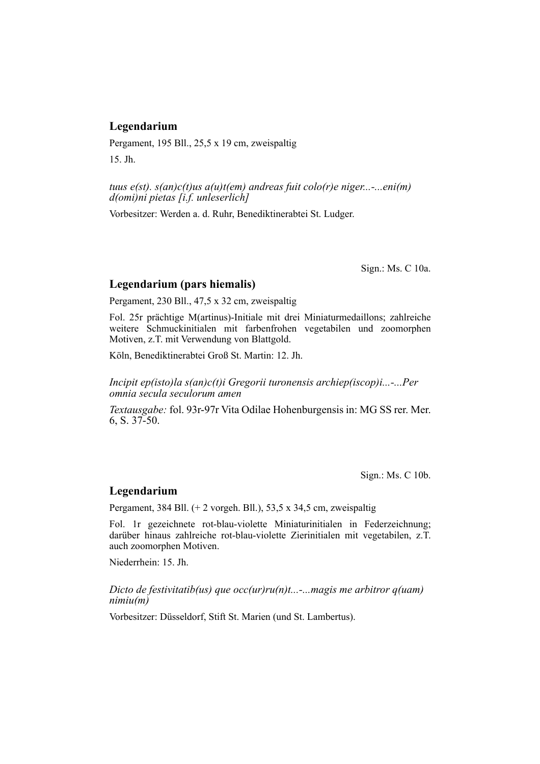## Legendarium

Pergament, 195 Bll., 25,5 x 19 cm, zweispaltig

15. Jh.

*tuus e(st). s(an)c(t)us a(u)t(em) andreas fuit colo(r)e niger...-...eni(m) d(omi)ni pietas [i.f. unleserlich]*

Vorbesitzer: Werden a. d. Ruhr, Benediktinerabtei St. Ludger.

Sign.: Ms. C 10a.

## Legendarium (pars hiemalis)

Pergament, 230 Bll., 47,5 x 32 cm, zweispaltig

Fol. 25r prächtige M(artinus)-Initiale mit drei Miniaturmedaillons; zahlreiche weitere Schmuckinitialen mit farbenfrohen vegetabilen und zoomorphen Motiven, z.T. mit Verwendung von Blattgold.

Köln, Benediktinerabtei Groß St. Martin: 12. Jh.

*Incipit ep(isto)la s(an)c(t)i Gregorii turonensis archiep(iscop)i...-...Per omnia secula seculorum amen*

*Textausgabe:* fol. 93r-97r Vita Odilae Hohenburgensis in: MG SS rer. Mer. 6, S. 37-50.

Sign.: Ms. C 10b.

## Legendarium

Pergament, 384 Bll. (+ 2 vorgeh. Bll.), 53,5 x 34,5 cm, zweispaltig

Fol. 1r gezeichnete rot-blau-violette Miniaturinitialen in Federzeichnung; darüber hinaus zahlreiche rot-blau-violette Zierinitialen mit vegetabilen, z.T. auch zoomorphen Motiven.

Niederrhein: 15. Jh.

*Dicto de festivitatib(us) que occ(ur)ru(n)t...-...magis me arbitror q(uam) nimiu(m)*

Vorbesitzer: Düsseldorf, Stift St. Marien (und St. Lambertus).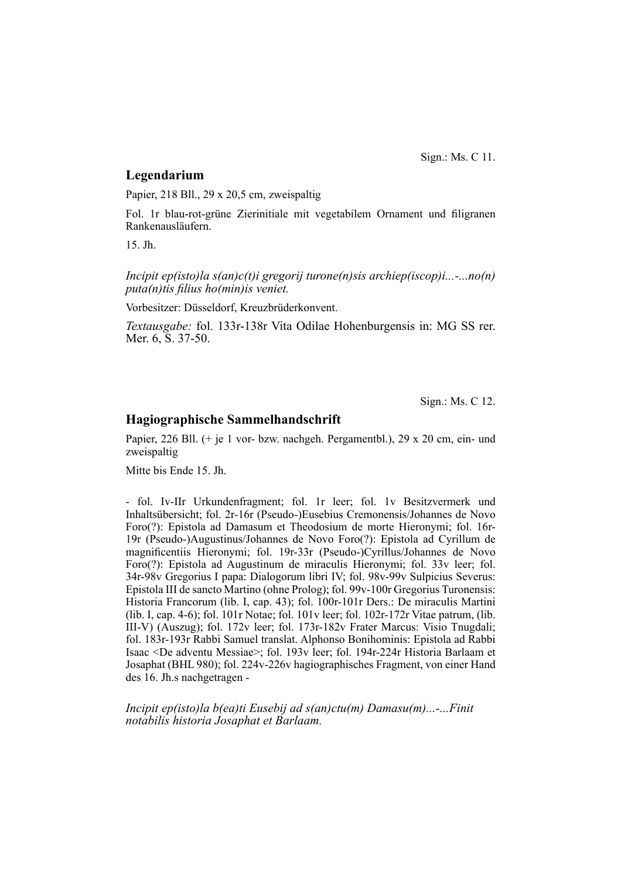Sign.: Ms. C 11.

## Legendarium

Papier, 218 Bll., 29 x 20,5 cm, zweispaltig

Fol. 1r blau-rot-grüne Zierinitiale mit vegetabilem Ornament und filigranen Rankenausläufern.

15. Jh.

*Incipit ep(isto)la s(an)c(t)i gregorij turone(n)sis archiep(iscop)i...-...no(n) puta(n)tis filius ho(min)is veniet.*

Vorbesitzer: Düsseldorf, Kreuzbrüderkonvent.

*Textausgabe:* fol. 133r-138r Vita Odilae Hohenburgensis in: MG SS rer. Mer. 6, S. 37-50.

Sign.: Ms. C 12.

## Hagiographische Sammelhandschrift

Papier, 226 Bll. (+ je 1 vor- bzw. nachgeh. Pergamentbl.), 29 x 20 cm, ein- und zweispaltig

Mitte bis Ende 15. Jh.

- fol. Iv-IIr Urkundenfragment; fol. 1r leer; fol. 1v Besitzvermerk und Inhaltsübersicht; fol. 2r-16r (Pseudo-)Eusebius Cremonensis/Johannes de Novo Foro(?): Epistola ad Damasum et Theodosium de morte Hieronymi; fol. 16r-19r (Pseudo-)Augustinus/Johannes de Novo Foro(?): Epistola ad Cyrillum de magnificentiis Hieronymi; fol. 19r-33r (Pseudo-)Cyrillus/Johannes de Novo Foro(?): Epistola ad Augustinum de miraculis Hieronymi; fol. 33v leer; fol. 34r-98v Gregorius I papa: Dialogorum libri IV; fol. 98v-99v Sulpicius Severus: Epistola III de sancto Martino (ohne Prolog); fol. 99v-100r Gregorius Turonensis: Historia Francorum (lib. I, cap. 43); fol. 100r-101r Ders.: De miraculis Martini (lib. I, cap. 4-6); fol. 101r Notae; fol. 101v leer; fol. 102r-172r Vitae patrum, (lib. III-V) (Auszug); fol. 172v leer; fol. 173r-182v Frater Marcus: Visio Tnugdali; fol. 183r-193r Rabbi Samuel translat. Alphonso Bonihominis: Epistola ad Rabbi Isaac <De adventu Messiae>; fol. 193v leer; fol. 194r-224r Historia Barlaam et Josaphat (BHL 980); fol. 224v-226v hagiographisches Fragment, von einer Hand des 16. Jh.s nachgetragen -

*Incipit ep(isto)la b(ea)ti Eusebij ad s(an)ctu(m) Damasu(m)...-...Finit notabilis historia Josaphat et Barlaam.*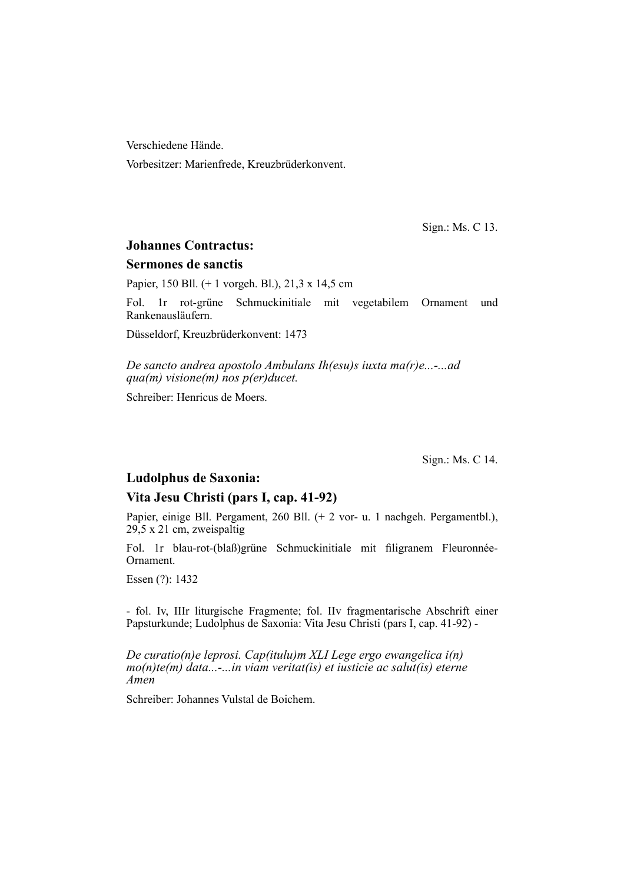Verschiedene Hände.

Vorbesitzer: Marienfrede, Kreuzbrüderkonvent.

Sign.: Ms. C 13.

## Johannes Contractus:
## Sermones de sanctis

Papier, 150 Bll. (+ 1 vorgeh. Bl.), 21,3 x 14,5 cm

Fol. 1r rot-grüne Schmuckinitiale mit vegetabilem Ornament und Rankenausläufern.

Düsseldorf, Kreuzbrüderkonvent: 1473

*De sancto andrea apostolo Ambulans Ih(esu)s iuxta ma(r)e...-...ad qua(m) visione(m) nos p(er)ducet.*

Schreiber: Henricus de Moers.

Sign.: Ms. C 14.

## Ludolphus de Saxonia:
## Vita Jesu Christi (pars I, cap. 41-92)

Papier, einige Bll. Pergament, 260 Bll. (+ 2 vor- u. 1 nachgeh. Pergamentbl.), 29,5 x 21 cm, zweispaltig

Fol. 1r blau-rot-(blaß)grüne Schmuckinitiale mit filigranem Fleuronnée-Ornament.

Essen (?): 1432

- fol. Iv, IIIr liturgische Fragmente; fol. IIv fragmentarische Abschrift einer Papsturkunde; Ludolphus de Saxonia: Vita Jesu Christi (pars I, cap. 41-92) -

*De curatio(n)e leprosi. Cap(itulu)m XLI Lege ergo ewangelica i(n) mo(n)te(m) data...-...in viam veritat(is) et iusticie ac salut(is) eterne Amen*

Schreiber: Johannes Vulstal de Boichem.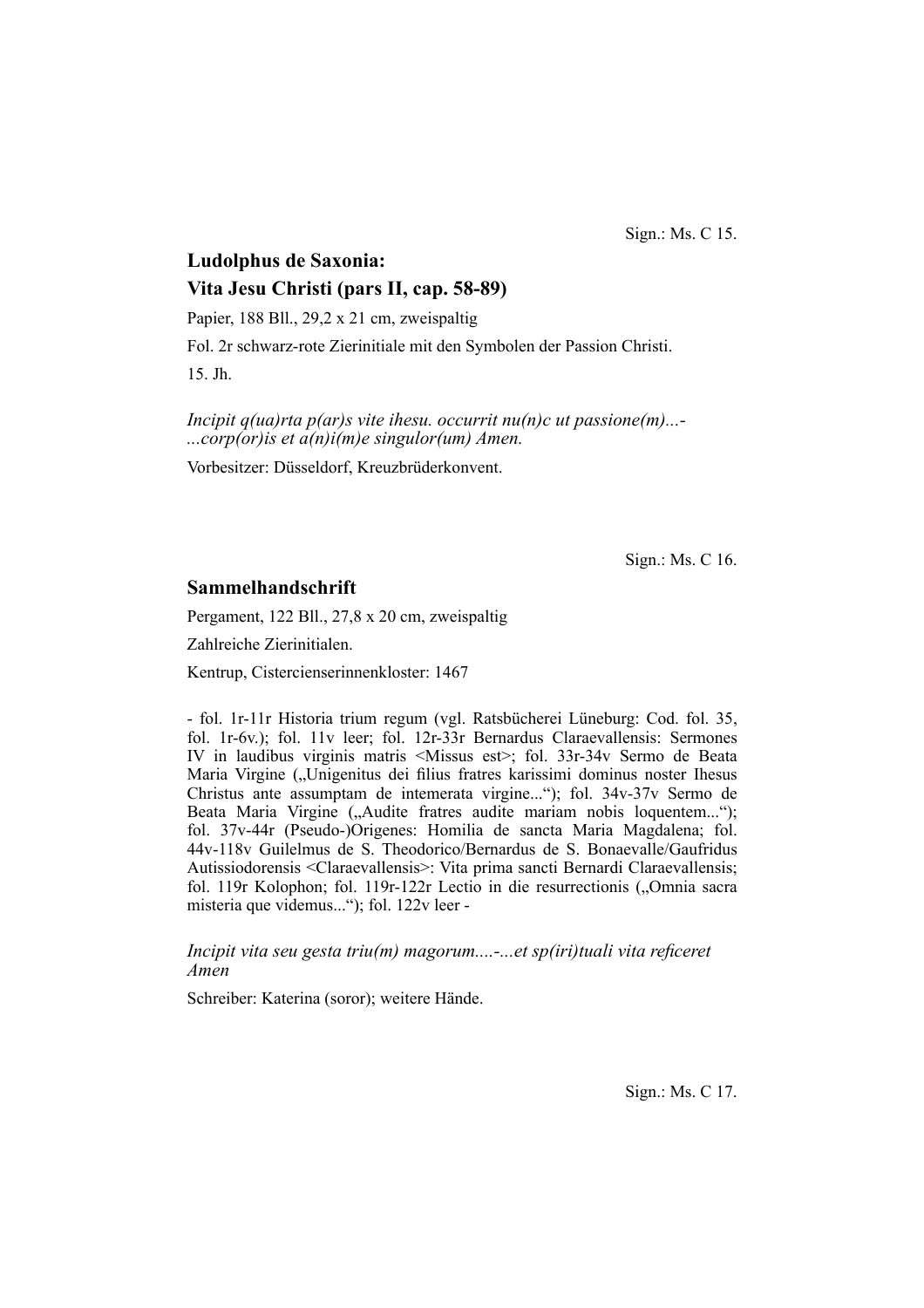Sign.: Ms. C 15.

## Ludolphus de Saxonia:
## Vita Jesu Christi (pars II, cap. 58-89)

Papier, 188 Bll., 29,2 x 21 cm, zweispaltig

Fol. 2r schwarz-rote Zierinitiale mit den Symbolen der Passion Christi.

15. Jh.

*Incipit q(ua)rta p(ar)s vite ihesu. occurrit nu(n)c ut passione(m)...-...corp(or)is et a(n)i(m)e singulor(um) Amen.*

Vorbesitzer: Düsseldorf, Kreuzbrüderkonvent.

Sign.: Ms. C 16.

## Sammelhandschrift

Pergament, 122 Bll., 27,8 x 20 cm, zweispaltig

Zahlreiche Zierinitialen.

Kentrup, Cistercienserinnenkloster: 1467

- fol. 1r-11r Historia trium regum (vgl. Ratsbücherei Lüneburg: Cod. fol. 35, fol. 1r-6v.); fol. 11v leer; fol. 12r-33r Bernardus Claraevallensis: Sermones IV in laudibus virginis matris <Missus est>; fol. 33r-34v Sermo de Beata Maria Virgine („Unigenitus dei filius fratres karissimi dominus noster Ihesus Christus ante assumptam de intemerata virgine...“); fol. 34v-37v Sermo de Beata Maria Virgine („Audite fratres audite mariam nobis loquentem...“); fol. 37v-44r (Pseudo-)Origenes: Homilia de sancta Maria Magdalena; fol. 44v-118v Guilelmus de S. Theodorico/Bernardus de S. Bonaevalle/Gaufridus Autissiodorensis <Claraevallensis>: Vita prima sancti Bernardi Claraevallensis; fol. 119r Kolophon; fol. 119r-122r Lectio in die resurrectionis („Omnia sacra misteria que videmus...“); fol. 122v leer -

*Incipit vita seu gesta triu(m) magorum....-...et sp(iri)tuali vita reficeret Amen*

Schreiber: Katerina (soror); weitere Hände.

Sign.: Ms. C 17.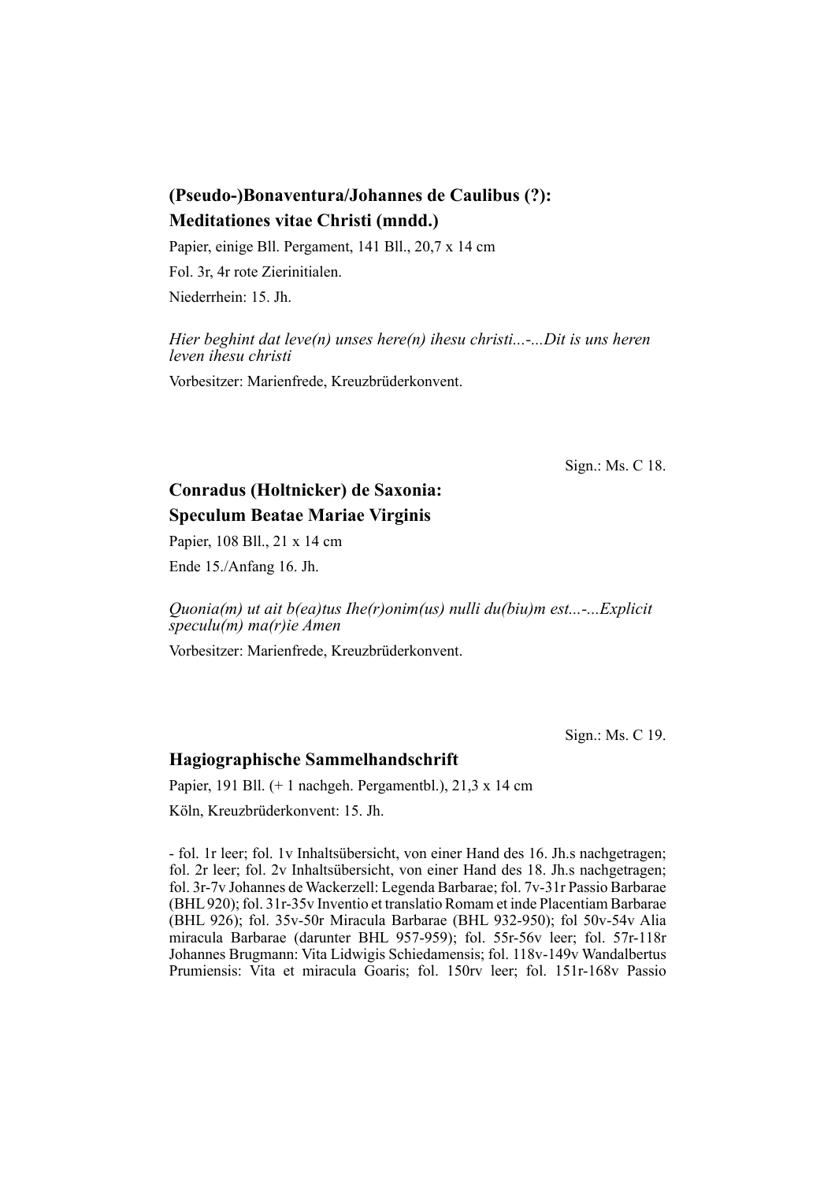**(Pseudo-)Bonaventura/Johannes de Caulibus (?): Meditationes vitae Christi (mndd.)**

Papier, einige Bll. Pergament, 141 Bll., 20,7 x 14 cm

Fol. 3r, 4r rote Zierinitialen.

Niederrhein: 15. Jh.

*Hier beghint dat leve(n) unses here(n) ihesu christi...-...Dit is uns heren leven ihesu christi*

Vorbesitzer: Marienfrede, Kreuzbrüderkonvent.

Sign.: Ms. C 18.

**Conradus (Holtnicker) de Saxonia: Speculum Beatae Mariae Virginis**

Papier, 108 Bll., 21 x 14 cm

Ende 15./Anfang 16. Jh.

*Quonia(m) ut ait b(ea)tus Ihe(r)onim(us) nulli du(biu)m est...-...Explicit speculu(m) ma(r)ie Amen*

Vorbesitzer: Marienfrede, Kreuzbrüderkonvent.

Sign.: Ms. C 19.

**Hagiographische Sammelhandschrift**

Papier, 191 Bll. (+ 1 nachgeh. Pergamentbl.), 21,3 x 14 cm

Köln, Kreuzbrüderkonvent: 15. Jh.

- fol. 1r leer; fol. 1v Inhaltsübersicht, von einer Hand des 16. Jh.s nachgetragen; fol. 2r leer; fol. 2v Inhaltsübersicht, von einer Hand des 18. Jh.s nachgetragen; fol. 3r-7v Johannes de Wackerzell: Legenda Barbarae; fol. 7v-31r Passio Barbarae (BHL 920); fol. 31r-35v Inventio et translatio Romam et inde Placentiam Barbarae (BHL 926); fol. 35v-50r Miracula Barbarae (BHL 932-950); fol 50v-54v Alia miracula Barbarae (darunter BHL 957-959); fol. 55r-56v leer; fol. 57r-118r Johannes Brugmann: Vita Lidwigis Schiedamensis; fol. 118v-149v Wandalbertus Prumiensis: Vita et miracula Goaris; fol. 150rv leer; fol. 151r-168v Passio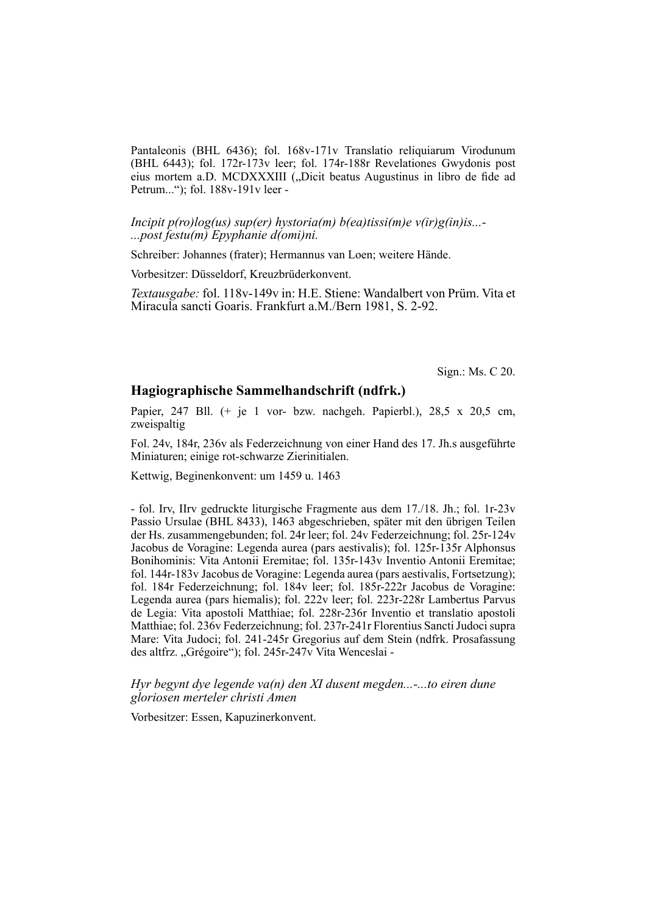Pantaleonis (BHL 6436); fol. 168v-171v Translatio reliquiarum Virodunum (BHL 6443); fol. 172r-173v leer; fol. 174r-188r Revelationes Gwydonis post eius mortem a.D. MCDXXXIII („Dicit beatus Augustinus in libro de fide ad Petrum...“); fol. 188v-191v leer -

*Incipit p(ro)log(us) sup(er) hystoria(m) b(ea)tissi(m)e v(ir)g(in)is...-...post festu(m) Epyphanie d(omi)ni.*

Schreiber: Johannes (frater); Hermannus van Loen; weitere Hände.

Vorbesitzer: Düsseldorf, Kreuzbrüderkonvent.

*Textausgabe:* fol. 118v-149v in: H.E. Stiene: Wandalbert von Prüm. Vita et Miracula sancti Goaris. Frankfurt a.M./Bern 1981, S. 2-92.

Sign.: Ms. C 20.

## Hagiographische Sammelhandschrift (ndfrk.)

Papier, 247 Bll. (+ je 1 vor- bzw. nachgeh. Papierbl.), 28,5 x 20,5 cm, zweispaltig

Fol. 24v, 184r, 236v als Federzeichnung von einer Hand des 17. Jh.s ausgeführte Miniaturen; einige rot-schwarze Zierinitialen.

Kettwig, Beginenkonvent: um 1459 u. 1463

- fol. Irv, IIrv gedruckte liturgische Fragmente aus dem 17./18. Jh.; fol. 1r-23v Passio Ursulae (BHL 8433), 1463 abgeschrieben, später mit den übrigen Teilen der Hs. zusammengebunden; fol. 24r leer; fol. 24v Federzeichnung; fol. 25r-124v Jacobus de Voragine: Legenda aurea (pars aestivalis); fol. 125r-135r Alphonsus Bonihominis: Vita Antonii Eremitae; fol. 135r-143v Inventio Antonii Eremitae; fol. 144r-183v Jacobus de Voragine: Legenda aurea (pars aestivalis, Fortsetzung); fol. 184r Federzeichnung; fol. 184v leer; fol. 185r-222r Jacobus de Voragine: Legenda aurea (pars hiemalis); fol. 222v leer; fol. 223r-228r Lambertus Parvus de Legia: Vita apostoli Matthiae; fol. 228r-236r Inventio et translatio apostoli Matthiae; fol. 236v Federzeichnung; fol. 237r-241r Florentius Sancti Judoci supra Mare: Vita Judoci; fol. 241-245r Gregorius auf dem Stein (ndfrk. Prosafassung des altfrz. „Grégoire“); fol. 245r-247v Vita Wenceslai -

*Hyr begynt dye legende va(n) den XI dusent megden...-...to eiren dune gloriosen merteler christi Amen*

Vorbesitzer: Essen, Kapuzinerkonvent.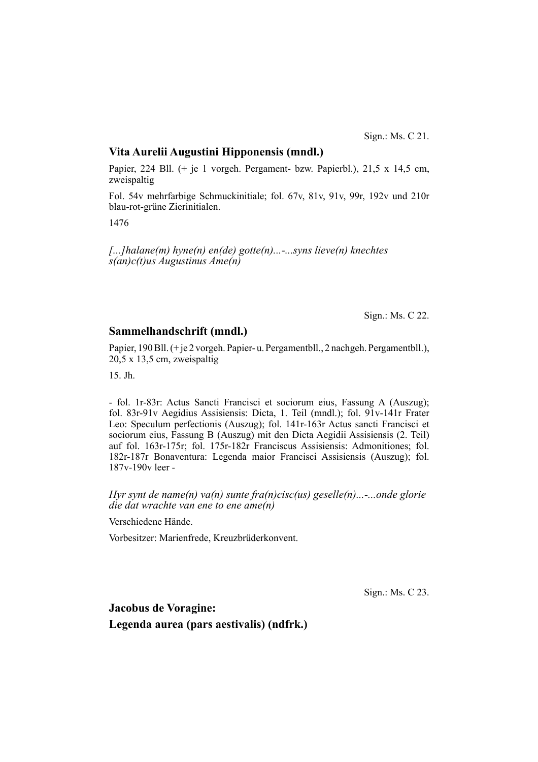Sign.: Ms. C 21.

## Vita Aurelii Augustini Hipponensis (mndl.)

Papier, 224 Bll. (+ je 1 vorgeh. Pergament- bzw. Papierbl.), 21,5 x 14,5 cm, zweispaltig

Fol. 54v mehrfarbige Schmuckinitiale; fol. 67v, 81v, 91v, 99r, 192v und 210r blau-rot-grüne Zierinitialen.

1476

*[...]halane(m) hyne(n) en(de) gotte(n)...-...syns lieve(n) knechtes s(an)c(t)us Augustinus Ame(n)*

Sign.: Ms. C 22.

## Sammelhandschrift (mndl.)

Papier, 190 Bll. (+ je 2 vorgeh. Papier- u. Pergamentbll., 2 nachgeh. Pergamentbll.), 20,5 x 13,5 cm, zweispaltig

15. Jh.

- fol. 1r-83r: Actus Sancti Francisci et sociorum eius, Fassung A (Auszug); fol. 83r-91v Aegidius Assisiensis: Dicta, 1. Teil (mndl.); fol. 91v-141r Frater Leo: Speculum perfectionis (Auszug); fol. 141r-163r Actus sancti Francisci et sociorum eius, Fassung B (Auszug) mit den Dicta Aegidii Assisiensis (2. Teil) auf fol. 163r-175r; fol. 175r-182r Franciscus Assisiensis: Admonitiones; fol. 182r-187r Bonaventura: Legenda maior Francisci Assisiensis (Auszug); fol. 187v-190v leer -

*Hyr synt de name(n) va(n) sunte fra(n)cisc(us) geselle(n)...-...onde glorie die dat wrachte van ene to ene ame(n)*

Verschiedene Hände.

Vorbesitzer: Marienfrede, Kreuzbrüderkonvent.

Sign.: Ms. C 23.

## Jacobus de Voragine: Legenda aurea (pars aestivalis) (ndfrk.)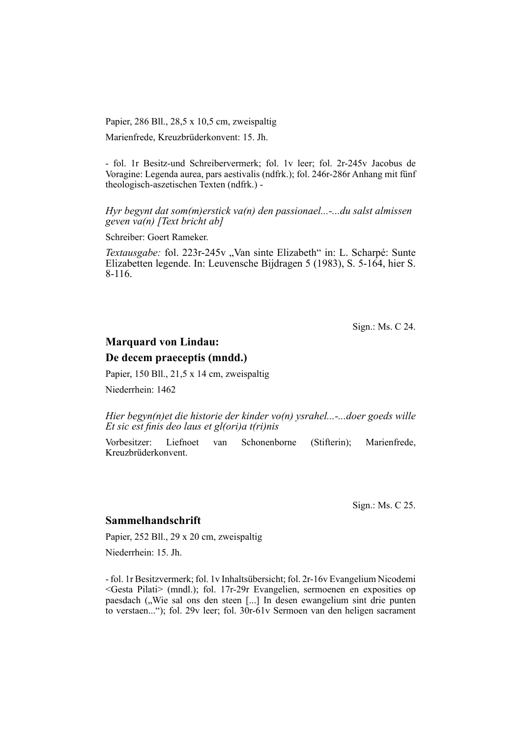Papier, 286 Bll., 28,5 x 10,5 cm, zweispaltig

Marienfrede, Kreuzbrüderkonvent: 15. Jh.

- fol. 1r Besitz-und Schreibervermerk; fol. 1v leer; fol. 2r-245v Jacobus de Voragine: Legenda aurea, pars aestivalis (ndfrk.); fol. 246r-286r Anhang mit fünf theologisch-aszetischen Texten (ndfrk.) -

*Hyr begynt dat som(m)erstick va(n) den passionael...-...du salst almissen geven va(n) [Text bricht ab]*

Schreiber: Goert Rameker.

*Textausgabe:* fol. 223r-245v „Van sinte Elizabeth" in: L. Scharpé: Sunte Elizabetten legende. In: Leuvensche Bijdragen 5 (1983), S. 5-164, hier S. 8-116.

Sign.: Ms. C 24.

## Marquard von Lindau:
## De decem praeceptis (mndd.)

Papier, 150 Bll., 21,5 x 14 cm, zweispaltig

Niederrhein: 1462

*Hier begyn(n)et die historie der kinder vo(n) ysrahel...-...doer goeds wille Et sic est finis deo laus et gl(ori)a t(ri)nis*

Vorbesitzer: Liefnoet van Schonenborne (Stifterin); Marienfrede, Kreuzbrüderkonvent.

Sign.: Ms. C 25.

## Sammelhandschrift

Papier, 252 Bll., 29 x 20 cm, zweispaltig

Niederrhein: 15. Jh.

- fol. 1r Besitzvermerk; fol. 1v Inhaltsübersicht; fol. 2r-16v Evangelium Nicodemi <Gesta Pilati> (mndl.); fol. 17r-29r Evangelien, sermoenen en exposities op paesdach („Wie sal ons den steen [...] In desen ewangelium sint drie punten to verstaen..."); fol. 29v leer; fol. 30r-61v Sermoen van den heligen sacrament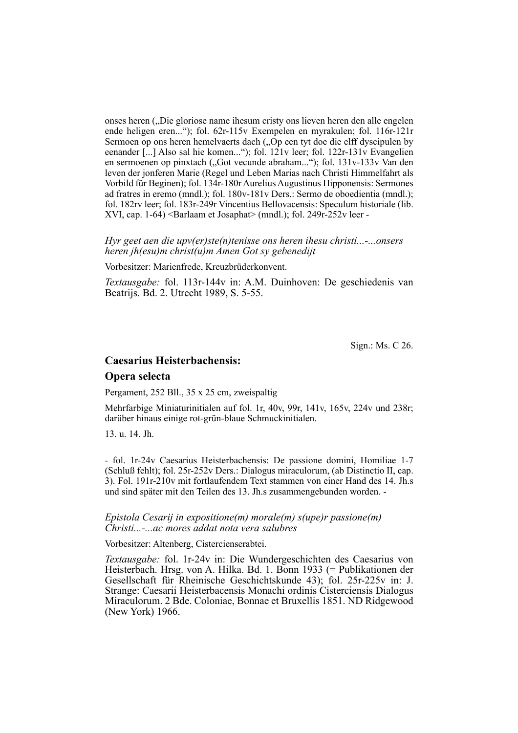onses heren („Die gloriose name ihesum cristy ons lieven heren den alle engelen ende heligen eren...“); fol. 62r-115v Exempelen en myrakulen; fol. 116r-121r Sermoen op ons heren hemelvaerts dach („Op een tyt doe die elff dyscipulen by eenander [...] Also sal hie komen...“); fol. 121v leer; fol. 122r-131v Evangelien en sermoenen op pinxtach („Got vecunde abraham...“); fol. 131v-133v Van den leven der jonferen Marie (Regel und Leben Marias nach Christi Himmelfahrt als Vorbild für Beginen); fol. 134r-180r Aurelius Augustinus Hipponensis: Sermones ad fratres in eremo (mndl.); fol. 180v-181v Ders.: Sermo de oboedientia (mndl.); fol. 182rv leer; fol. 183r-249r Vincentius Bellovacensis: Speculum historiale (lib. XVI, cap. 1-64) <Barlaam et Josaphat> (mndl.); fol. 249r-252v leer -

*Hyr geet aen die upv(er)ste(n)tenisse ons heren ihesu christi...-...onsers heren jh(esu)m christ(u)m Amen Got sy gebenedijt*

Vorbesitzer: Marienfrede, Kreuzbrüderkonvent.

*Textausgabe:* fol. 113r-144v in: A.M. Duinhoven: De geschiedenis van Beatrijs. Bd. 2. Utrecht 1989, S. 5-55.

Sign.: Ms. C 26.

## Caesarius Heisterbachensis:

## Opera selecta

Pergament, 252 Bll., 35 x 25 cm, zweispaltig

Mehrfarbige Miniaturinitialen auf fol. 1r, 40v, 99r, 141v, 165v, 224v und 238r; darüber hinaus einige rot-grün-blaue Schmuckinitialen.

13. u. 14. Jh.

- fol. 1r-24v Caesarius Heisterbachensis: De passione domini, Homiliae 1-7 (Schluß fehlt); fol. 25r-252v Ders.: Dialogus miraculorum, (ab Distinctio II, cap. 3). Fol. 191r-210v mit fortlaufendem Text stammen von einer Hand des 14. Jh.s und sind später mit den Teilen des 13. Jh.s zusammengebunden worden. -

*Epistola Cesarij in expositione(m) morale(m) s(upe)r passione(m) Christi...-...ac mores addat nota vera salubres*

Vorbesitzer: Altenberg, Cistercienserabtei.

*Textausgabe:* fol. 1r-24v in: Die Wundergeschichten des Caesarius von Heisterbach. Hrsg. von A. Hilka. Bd. 1. Bonn 1933 (= Publikationen der Gesellschaft für Rheinische Geschichtskunde 43); fol. 25r-225v in: J. Strange: Caesarii Heisterbacensis Monachi ordinis Cisterciensis Dialogus Miraculorum. 2 Bde. Coloniae, Bonnae et Bruxellis 1851. ND Ridgewood (New York) 1966.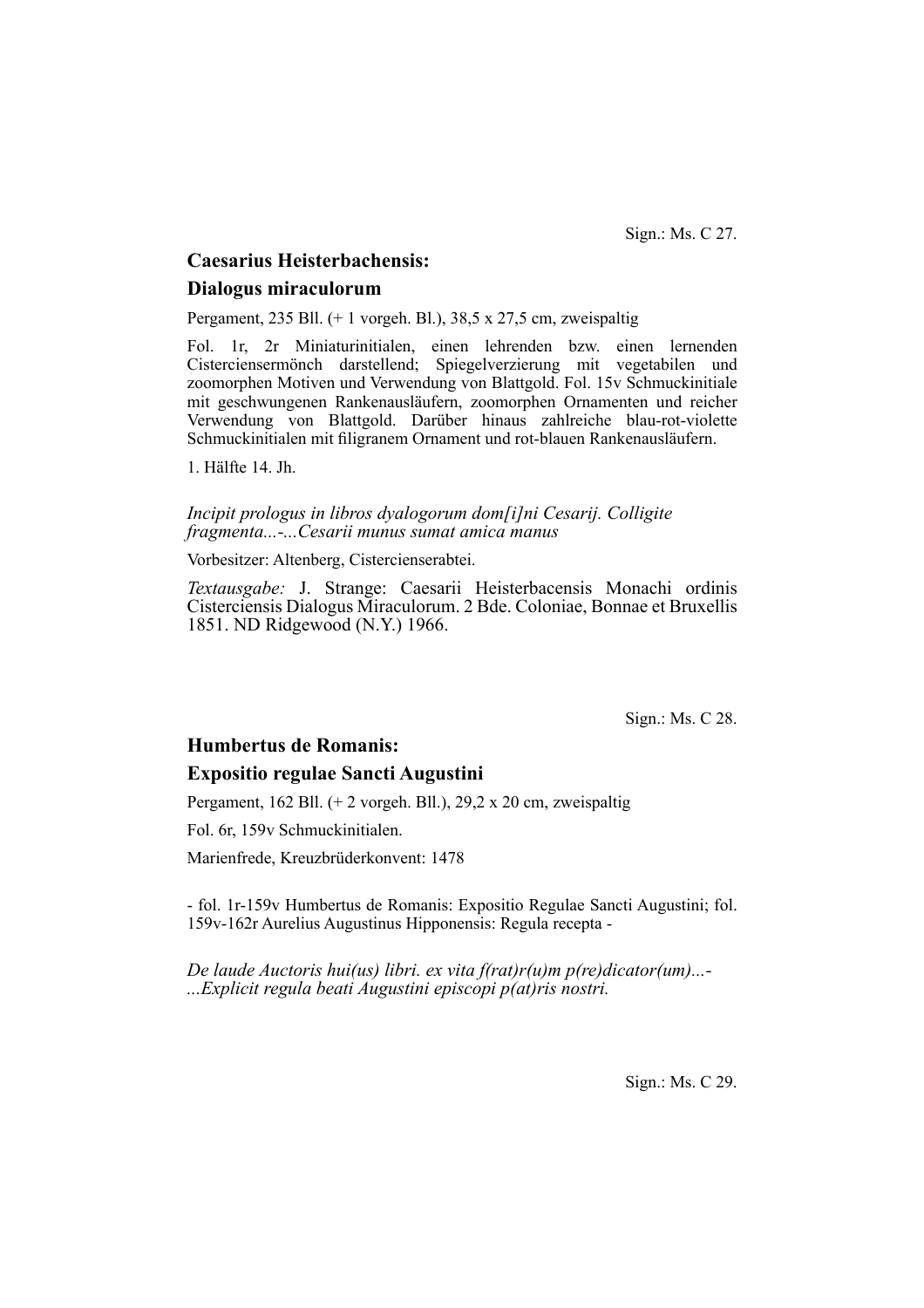Sign.: Ms. C 27.

### Caesarius Heisterbachensis:

### Dialogus miraculorum

Pergament, 235 Bll. (+ 1 vorgeh. Bl.), 38,5 x 27,5 cm, zweispaltig

Fol. 1r, 2r Miniaturinitialen, einen lehrenden bzw. einen lernenden Cisterciensermönch darstellend; Spiegelverzierung mit vegetabilen und zoomorphen Motiven und Verwendung von Blattgold. Fol. 15v Schmuckinitiale mit geschwungenen Rankenausläufern, zoomorphen Ornamenten und reicher Verwendung von Blattgold. Darüber hinaus zahlreiche blau-rot-violette Schmuckinitialen mit filigranem Ornament und rot-blauen Rankenausläufern.

1. Hälfte 14. Jh.

*Incipit prologus in libros dyalogorum dom[i]ni Cesarij. Colligite fragmenta...-...Cesarii munus sumat amica manus*

Vorbesitzer: Altenberg, Cistercienserabtei.

*Textausgabe:* J. Strange: Caesarii Heisterbacensis Monachi ordinis Cisterciensis Dialogus Miraculorum. 2 Bde. Coloniae, Bonnae et Bruxellis 1851. ND Ridgewood (N.Y.) 1966.

Sign.: Ms. C 28.

### Humbertus de Romanis:

### Expositio regulae Sancti Augustini

Pergament, 162 Bll. (+ 2 vorgeh. Bll.), 29,2 x 20 cm, zweispaltig

Fol. 6r, 159v Schmuckinitialen.

Marienfrede, Kreuzbrüderkonvent: 1478

- fol. 1r-159v Humbertus de Romanis: Expositio Regulae Sancti Augustini; fol. 159v-162r Aurelius Augustinus Hipponensis: Regula recepta -

*De laude Auctoris hui(us) libri. ex vita f(rat)r(u)m p(re)dicator(um)...-...Explicit regula beati Augustini episcopi p(at)ris nostri.*

Sign.: Ms. C 29.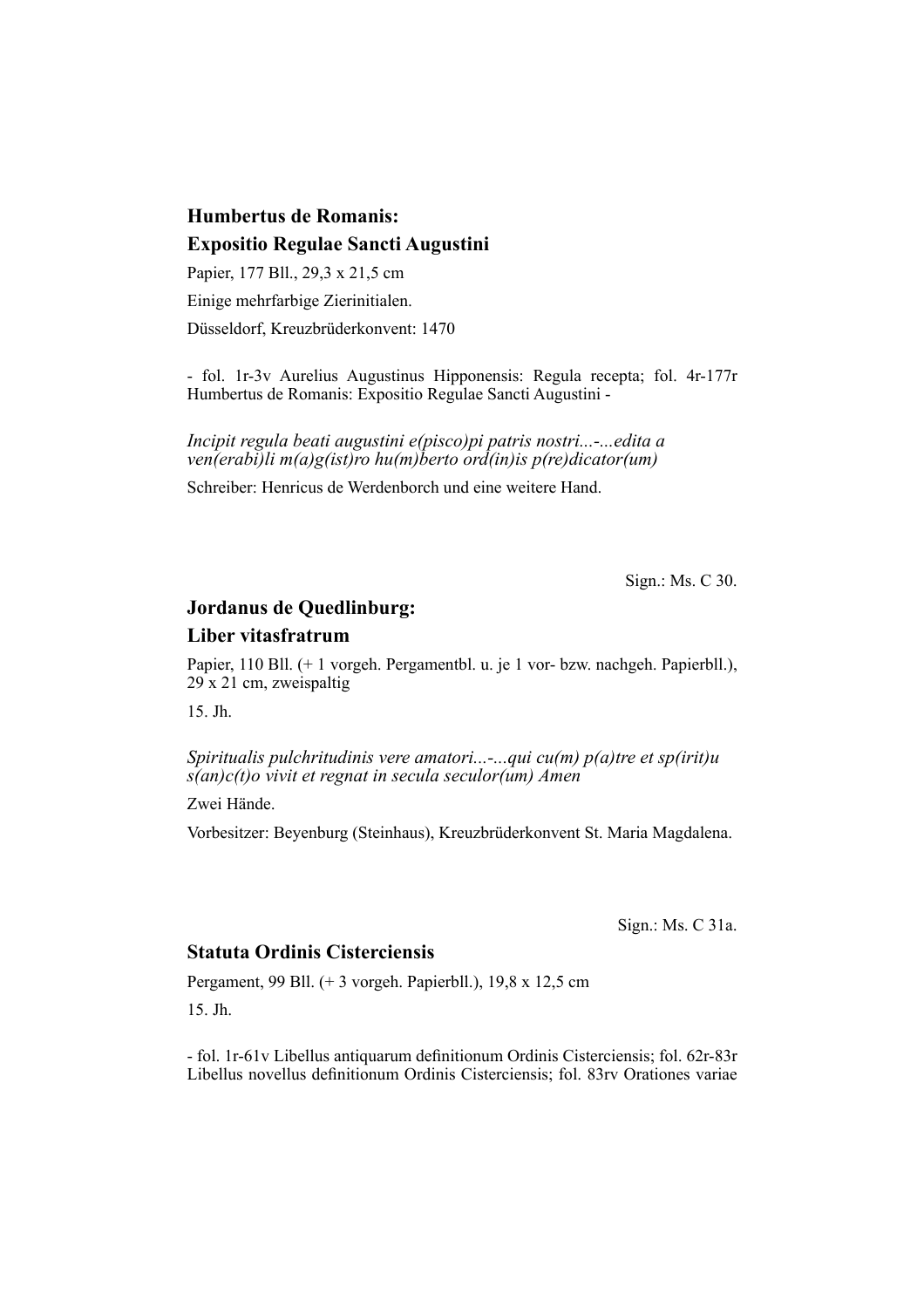## Humbertus de Romanis:
## Expositio Regulae Sancti Augustini

Papier, 177 Bll., 29,3 x 21,5 cm

Einige mehrfarbige Zierinitialen.

Düsseldorf, Kreuzbrüderkonvent: 1470

- fol. 1r-3v Aurelius Augustinus Hipponensis: Regula recepta; fol. 4r-177r Humbertus de Romanis: Expositio Regulae Sancti Augustini -

*Incipit regula beati augustini e(pisco)pi patris nostri...-...edita a ven(erabi)li m(a)g(ist)ro hu(m)berto ord(in)is p(re)dicator(um)*

Schreiber: Henricus de Werdenborch und eine weitere Hand.

Sign.: Ms. C 30.

## Jordanus de Quedlinburg:
## Liber vitasfratrum

Papier, 110 Bll. (+ 1 vorgeh. Pergamentbl. u. je 1 vor- bzw. nachgeh. Papierbll.), 29 x 21 cm, zweispaltig

15. Jh.

*Spiritualis pulchritudinis vere amatori...-...qui cu(m) p(a)tre et sp(irit)u s(an)c(t)o vivit et regnat in secula seculor(um) Amen*

Zwei Hände.

Vorbesitzer: Beyenburg (Steinhaus), Kreuzbrüderkonvent St. Maria Magdalena.

Sign.: Ms. C 31a.

## Statuta Ordinis Cisterciensis

Pergament, 99 Bll. (+ 3 vorgeh. Papierbll.), 19,8 x 12,5 cm

15. Jh.

- fol. 1r-61v Libellus antiquarum definitionum Ordinis Cisterciensis; fol. 62r-83r Libellus novellus definitionum Ordinis Cisterciensis; fol. 83rv Orationes variae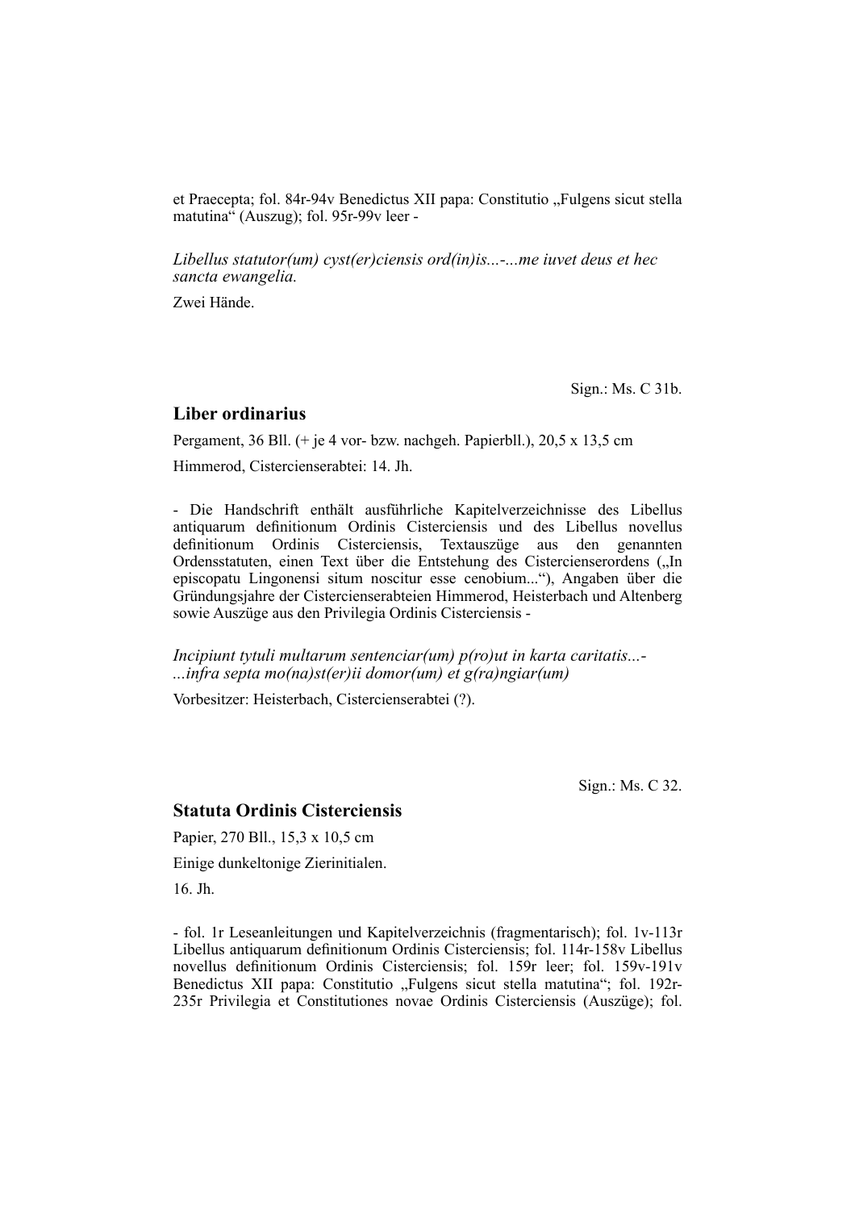et Praecepta; fol. 84r-94v Benedictus XII papa: Constitutio „Fulgens sicut stella matutina“ (Auszug); fol. 95r-99v leer -

*Libellus statutor(um) cyst(er)ciensis ord(in)is...-...me iuvet deus et hec sancta ewangelia.*

Zwei Hände.

Sign.: Ms. C 31b.

## Liber ordinarius

Pergament, 36 Bll. (+ je 4 vor- bzw. nachgeh. Papierbll.), 20,5 x 13,5 cm

Himmerod, Cistercienserabtei: 14. Jh.

- Die Handschrift enthält ausführliche Kapitelverzeichnisse des Libellus antiquarum definitionum Ordinis Cisterciensis und des Libellus novellus definitionum Ordinis Cisterciensis, Textauszüge aus den genannten Ordensstatuten, einen Text über die Entstehung des Cistercienserordens („In episcopatu Lingonensi situm noscitur esse cenobium...“), Angaben über die Gründungsjahre der Cistercienserabteien Himmerod, Heisterbach und Altenberg sowie Auszüge aus den Privilegia Ordinis Cisterciensis -

*Incipiunt tytuli multarum sentenciar(um) p(ro)ut in karta caritatis...-...infra septa mo(na)st(er)ii domor(um) et g(ra)ngiar(um)*

Vorbesitzer: Heisterbach, Cistercienserabtei (?).

Sign.: Ms. C 32.

## Statuta Ordinis Cisterciensis

Papier, 270 Bll., 15,3 x 10,5 cm

Einige dunkeltonige Zierinitialen.

16. Jh.

- fol. 1r Leseanleitungen und Kapitelverzeichnis (fragmentarisch); fol. 1v-113r Libellus antiquarum definitionum Ordinis Cisterciensis; fol. 114r-158v Libellus novellus definitionum Ordinis Cisterciensis; fol. 159r leer; fol. 159v-191v Benedictus XII papa: Constitutio „Fulgens sicut stella matutina“; fol. 192r-235r Privilegia et Constitutiones novae Ordinis Cisterciensis (Auszüge); fol.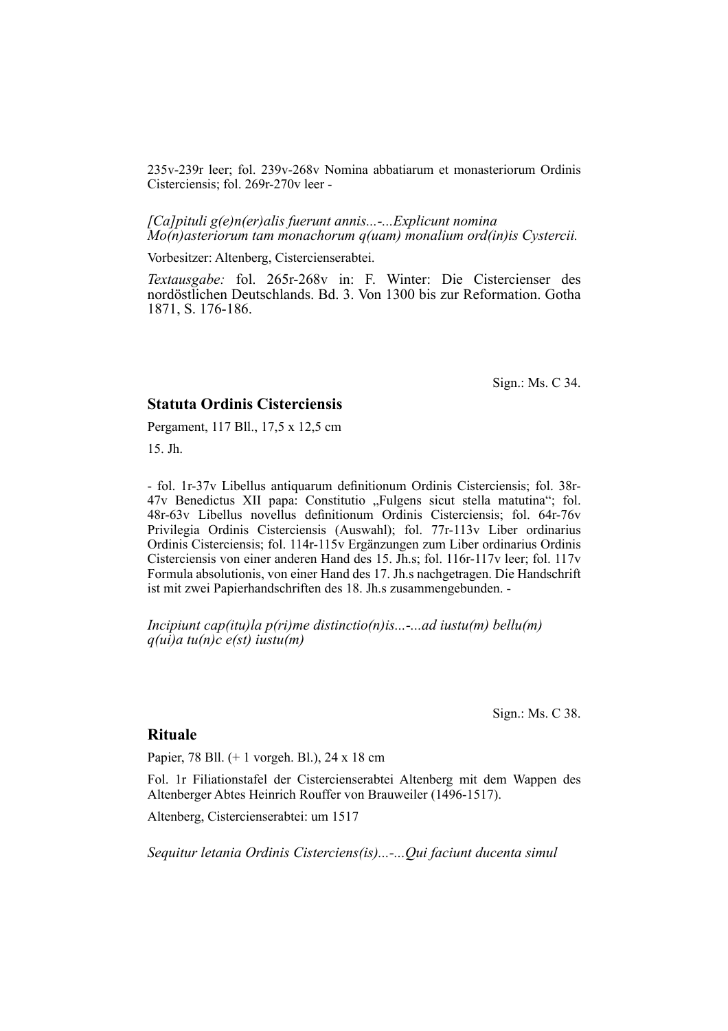235v-239r leer; fol. 239v-268v Nomina abbatiarum et monasteriorum Ordinis Cisterciensis; fol. 269r-270v leer -

*[Ca]pituli g(e)n(er)alis fuerunt annis...-...Explicunt nomina Mo(n)asteriorum tam monachorum q(uam) monalium ord(in)is Cystercii.*

Vorbesitzer: Altenberg, Cistercienserabtei.

*Textausgabe:* fol. 265r-268v in: F. Winter: Die Cistercienser des nordöstlichen Deutschlands. Bd. 3. Von 1300 bis zur Reformation. Gotha 1871, S. 176-186.

Sign.: Ms. C 34.

### Statuta Ordinis Cisterciensis

Pergament, 117 Bll., 17,5 x 12,5 cm

15. Jh.

- fol. 1r-37v Libellus antiquarum definitionum Ordinis Cisterciensis; fol. 38r-47v Benedictus XII papa: Constitutio „Fulgens sicut stella matutina"; fol. 48r-63v Libellus novellus definitionum Ordinis Cisterciensis; fol. 64r-76v Privilegia Ordinis Cisterciensis (Auswahl); fol. 77r-113v Liber ordinarius Ordinis Cisterciensis; fol. 114r-115v Ergänzungen zum Liber ordinarius Ordinis Cisterciensis von einer anderen Hand des 15. Jh.s; fol. 116r-117v leer; fol. 117v Formula absolutionis, von einer Hand des 17. Jh.s nachgetragen. Die Handschrift ist mit zwei Papierhandschriften des 18. Jh.s zusammengebunden. -

*Incipiunt cap(itu)la p(ri)me distinctio(n)is...-...ad iustu(m) bellu(m) q(ui)a tu(n)c e(st) iustu(m)*

Sign.: Ms. C 38.

### Rituale

Papier, 78 Bll. (+ 1 vorgeh. Bl.), 24 x 18 cm

Fol. 1r Filiationstafel der Cistercienserabtei Altenberg mit dem Wappen des Altenberger Abtes Heinrich Rouffer von Brauweiler (1496-1517).

Altenberg, Cistercienserabtei: um 1517

*Sequitur letania Ordinis Cisterciens(is)...-...Qui faciunt ducenta simul*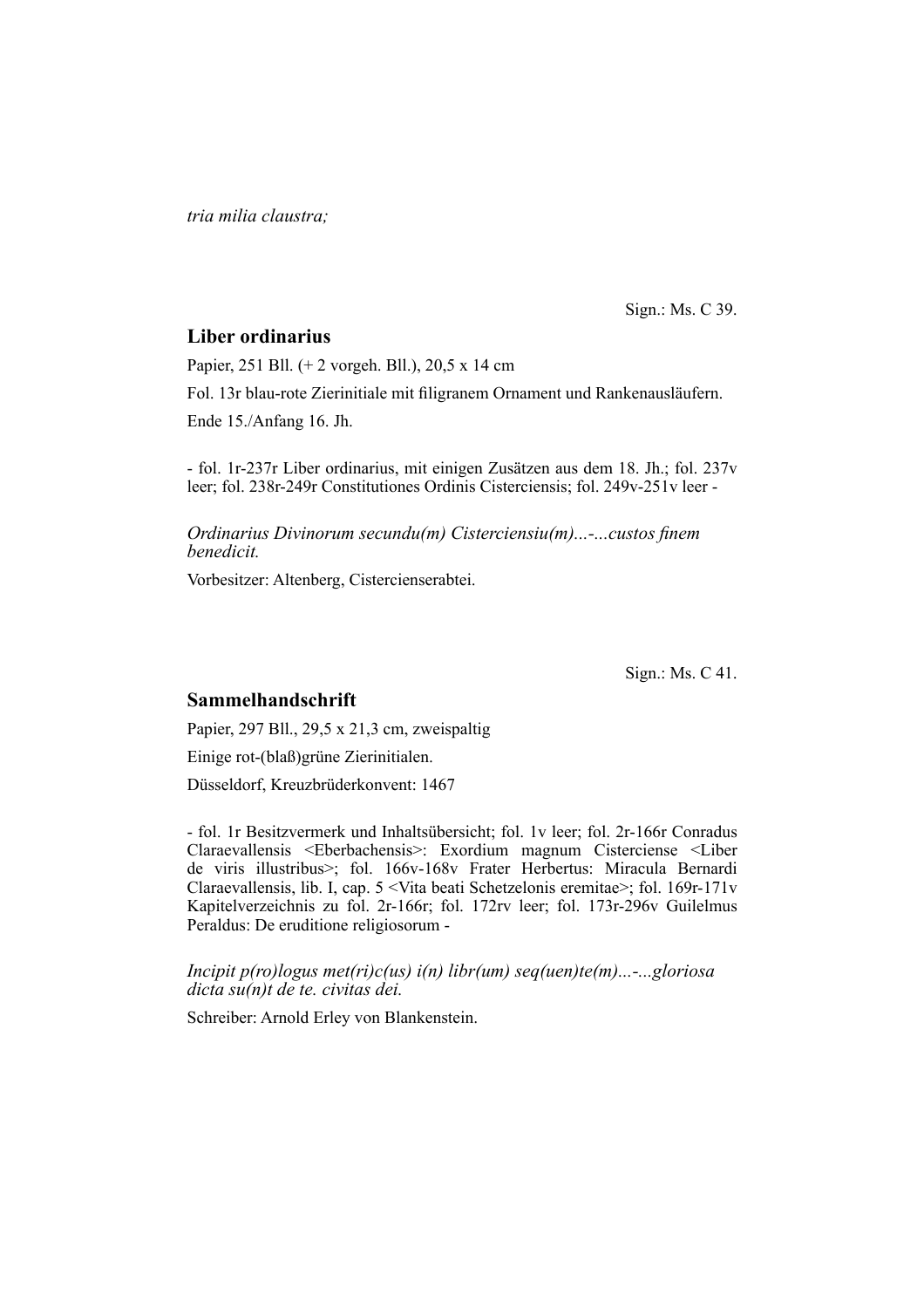*tria milia claustra;*

Sign.: Ms. C 39.

### Liber ordinarius

Papier, 251 Bll. (+ 2 vorgeh. Bll.), 20,5 x 14 cm

Fol. 13r blau-rote Zierinitiale mit filigranem Ornament und Rankenausläufern.

Ende 15./Anfang 16. Jh.

- fol. 1r-237r Liber ordinarius, mit einigen Zusätzen aus dem 18. Jh.; fol. 237v leer; fol. 238r-249r Constitutiones Ordinis Cisterciensis; fol. 249v-251v leer -

*Ordinarius Divinorum secundu(m) Cisterciensiu(m)...-...custos finem benedicit.*

Vorbesitzer: Altenberg, Cistercienserabtei.

Sign.: Ms. C 41.

### Sammelhandschrift

Papier, 297 Bll., 29,5 x 21,3 cm, zweispaltig

Einige rot-(blaß)grüne Zierinitialen.

Düsseldorf, Kreuzbrüderkonvent: 1467

- fol. 1r Besitzvermerk und Inhaltsübersicht; fol. 1v leer; fol. 2r-166r Conradus Claraevallensis <Eberbachensis>: Exordium magnum Cisterciense <Liber de viris illustribus>; fol. 166v-168v Frater Herbertus: Miracula Bernardi Claraevallensis, lib. I, cap. 5 <Vita beati Schetzelonis eremitae>; fol. 169r-171v Kapitelverzeichnis zu fol. 2r-166r; fol. 172rv leer; fol. 173r-296v Guilelmus Peraldus: De eruditione religiosorum -

*Incipit p(ro)logus met(ri)c(us) i(n) libr(um) seq(uen)te(m)...-...gloriosa dicta su(n)t de te. civitas dei.*

Schreiber: Arnold Erley von Blankenstein.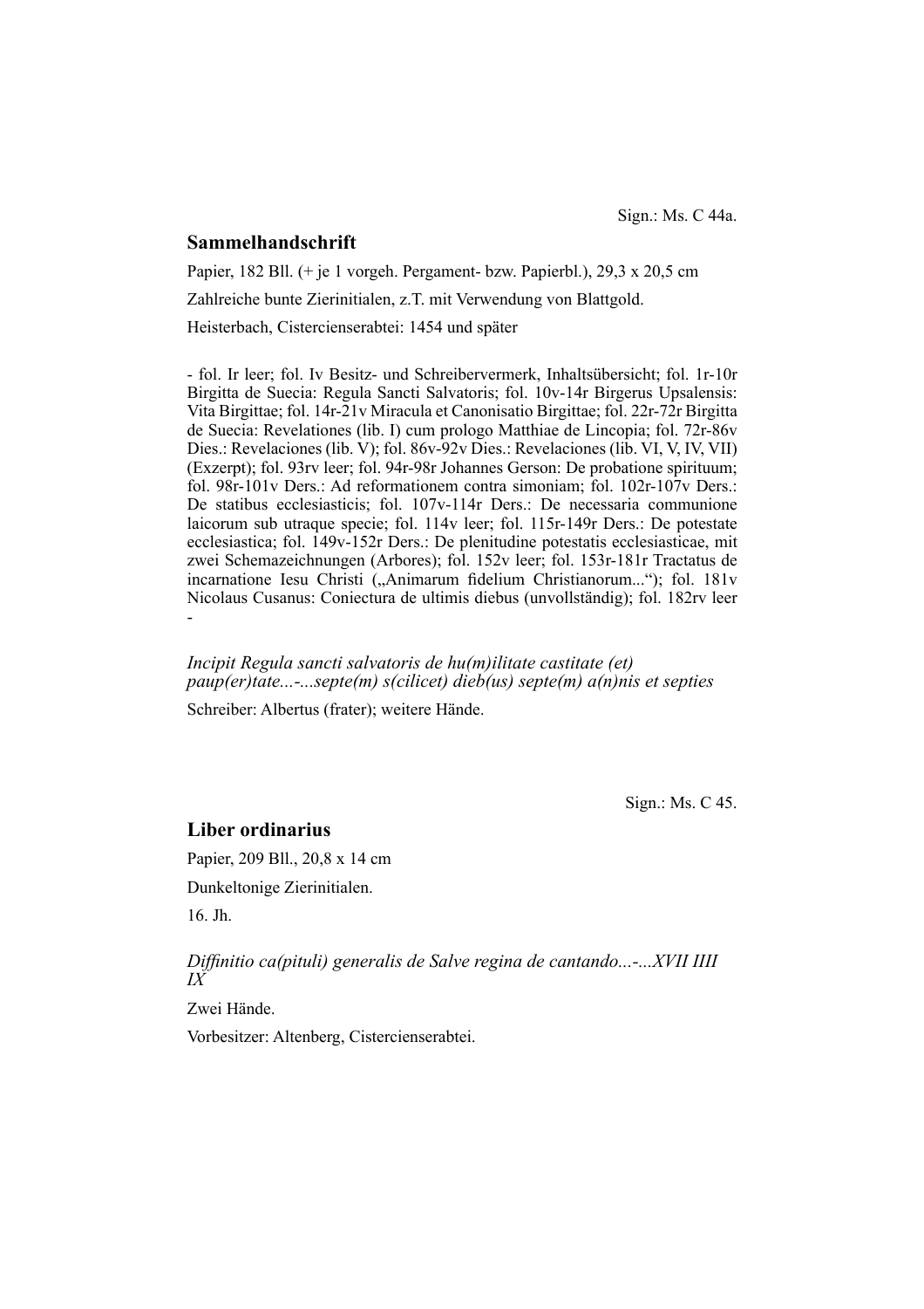Sign.: Ms. C 44a.

## Sammelhandschrift

Papier, 182 Bll. (+ je 1 vorgeh. Pergament- bzw. Papierbl.), 29,3 x 20,5 cm

Zahlreiche bunte Zierinitialen, z.T. mit Verwendung von Blattgold.

Heisterbach, Cistercienserabtei: 1454 und später

- fol. Ir leer; fol. Iv Besitz- und Schreibervermerk, Inhaltsübersicht; fol. 1r-10r Birgitta de Suecia: Regula Sancti Salvatoris; fol. 10v-14r Birgerus Upsalensis: Vita Birgittae; fol. 14r-21v Miracula et Canonisatio Birgittae; fol. 22r-72r Birgitta de Suecia: Revelationes (lib. I) cum prologo Matthiae de Lincopia; fol. 72r-86v Dies.: Revelaciones (lib. V); fol. 86v-92v Dies.: Revelaciones (lib. VI, V, IV, VII) (Exzerpt); fol. 93rv leer; fol. 94r-98r Johannes Gerson: De probatione spirituum; fol. 98r-101v Ders.: Ad reformationem contra simoniam; fol. 102r-107v Ders.: De statibus ecclesiasticis; fol. 107v-114r Ders.: De necessaria communione laicorum sub utraque specie; fol. 114v leer; fol. 115r-149r Ders.: De potestate ecclesiastica; fol. 149v-152r Ders.: De plenitudine potestatis ecclesiasticae, mit zwei Schemazeichnungen (Arbores); fol. 152v leer; fol. 153r-181r Tractatus de incarnatione Iesu Christi („Animarum fidelium Christianorum...“); fol. 181v Nicolaus Cusanus: Coniectura de ultimis diebus (unvollständig); fol. 182rv leer -

*Incipit Regula sancti salvatoris de hu(m)ilitate castitate (et) paup(er)tate...-...septe(m) s(cilicet) dieb(us) septe(m) a(n)nis et septies*

Schreiber: Albertus (frater); weitere Hände.

Sign.: Ms. C 45.

## Liber ordinarius

Papier, 209 Bll., 20,8 x 14 cm

Dunkeltonige Zierinitialen.

16. Jh.

*Diffinitio ca(pituli) generalis de Salve regina de cantando...-...XVII IIII IX*

Zwei Hände.

Vorbesitzer: Altenberg, Cistercienserabtei.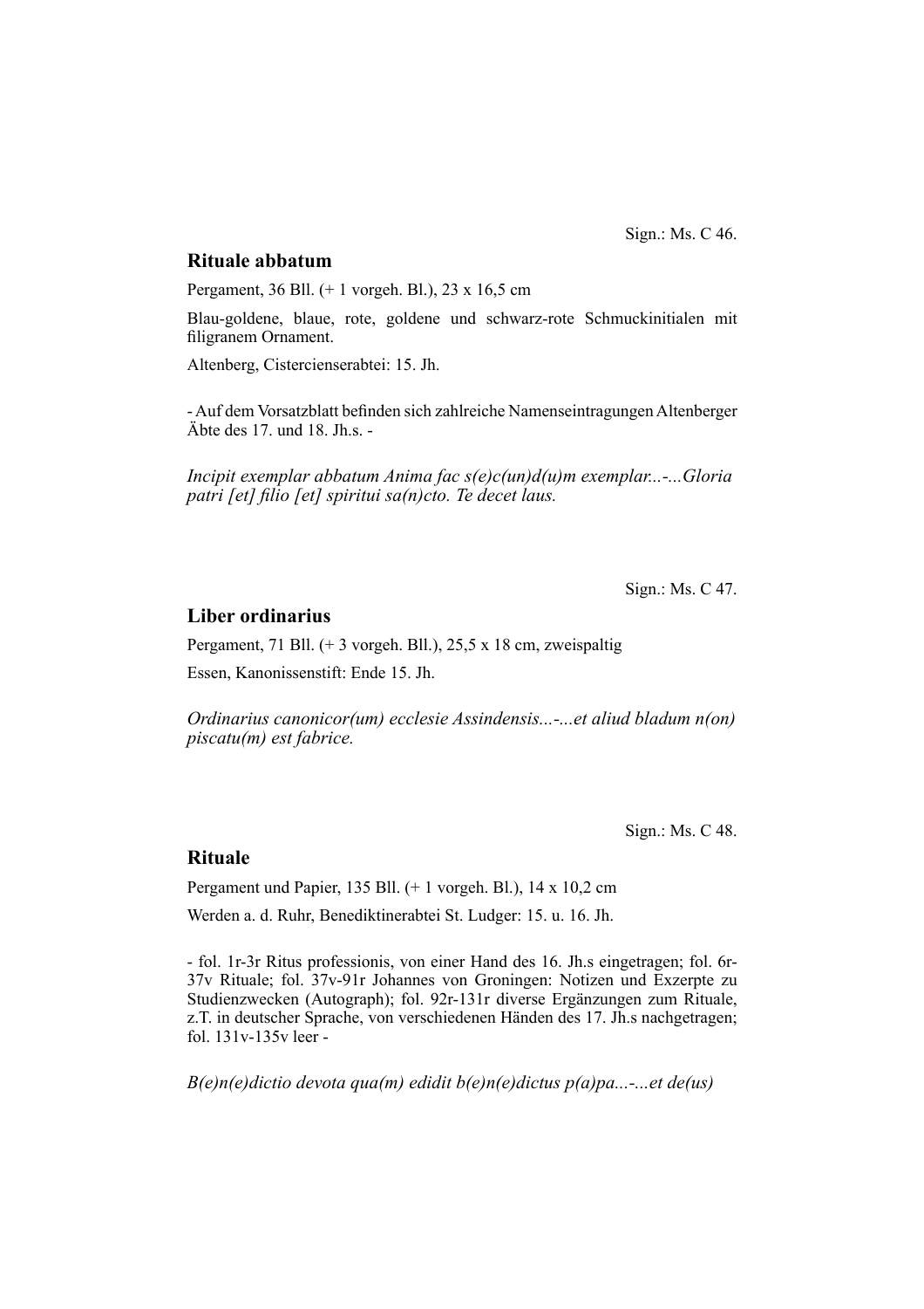Sign.: Ms. C 46.

## Rituale abbatum

Pergament, 36 Bll. (+ 1 vorgeh. Bl.), 23 x 16,5 cm

Blau-goldene, blaue, rote, goldene und schwarz-rote Schmuckinitialen mit filigranem Ornament.

Altenberg, Cistercienserabtei: 15. Jh.

- Auf dem Vorsatzblatt befinden sich zahlreiche Namenseintragungen Altenberger Äbte des 17. und 18. Jh.s. -

*Incipit exemplar abbatum Anima fac s(e)c(un)d(u)m exemplar...-...Gloria patri [et] filio [et] spiritui sa(n)cto. Te decet laus.*

Sign.: Ms. C 47.

## Liber ordinarius

Pergament, 71 Bll. (+ 3 vorgeh. Bll.), 25,5 x 18 cm, zweispaltig

Essen, Kanonissenstift: Ende 15. Jh.

*Ordinarius canonicor(um) ecclesie Assindensis...-...et aliud bladum n(on) piscatu(m) est fabrice.*

Sign.: Ms. C 48.

## Rituale

Pergament und Papier, 135 Bll. (+ 1 vorgeh. Bl.), 14 x 10,2 cm

Werden a. d. Ruhr, Benediktinerabtei St. Ludger: 15. u. 16. Jh.

- fol. 1r-3r Ritus professionis, von einer Hand des 16. Jh.s eingetragen; fol. 6r-37v Rituale; fol. 37v-91r Johannes von Groningen: Notizen und Exzerpte zu Studienzwecken (Autograph); fol. 92r-131r diverse Ergänzungen zum Rituale, z.T. in deutscher Sprache, von verschiedenen Händen des 17. Jh.s nachgetragen; fol. 131v-135v leer -

*B(e)n(e)dictio devota qua(m) edidit b(e)n(e)dictus p(a)pa...-...et de(us)*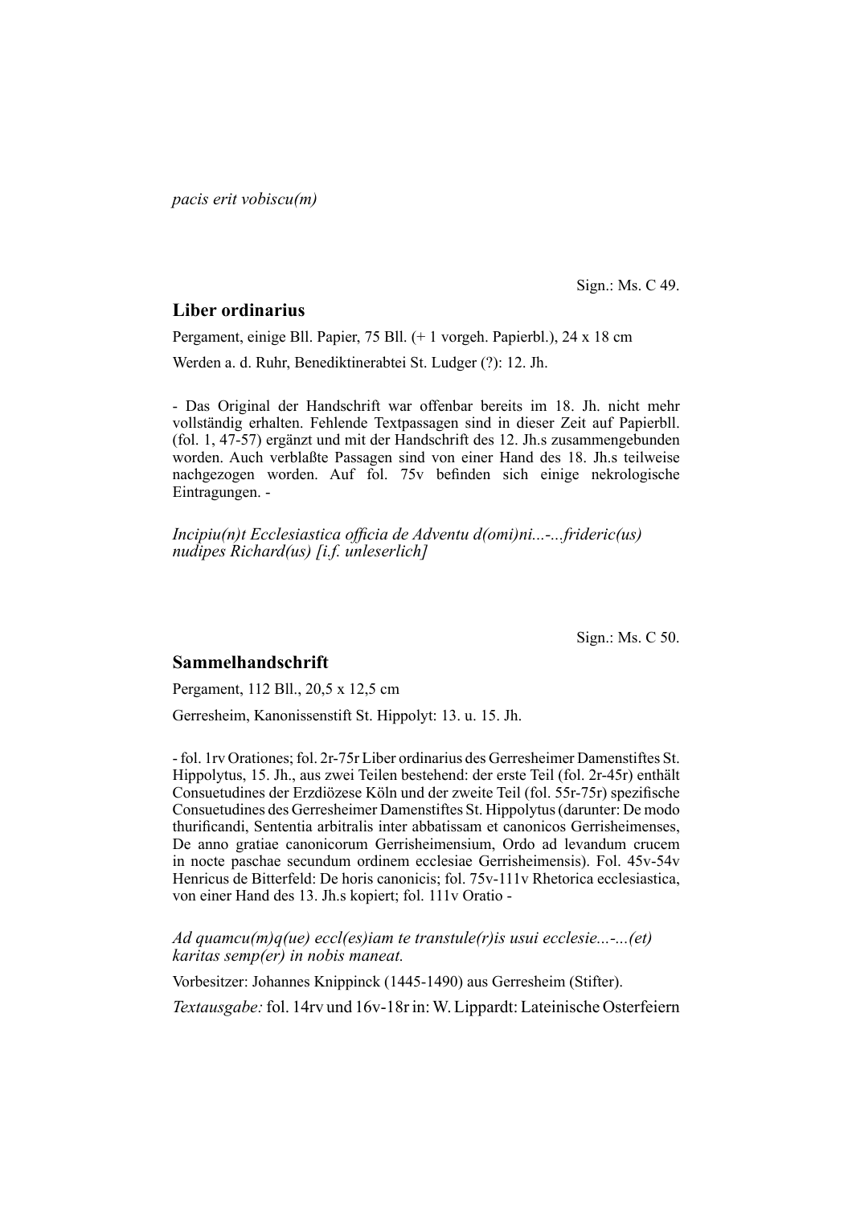*pacis erit vobiscu(m)*

Sign.: Ms. C 49.

## Liber ordinarius

Pergament, einige Bll. Papier, 75 Bll. (+ 1 vorgeh. Papierbl.), 24 x 18 cm

Werden a. d. Ruhr, Benediktinerabtei St. Ludger (?): 12. Jh.

- Das Original der Handschrift war offenbar bereits im 18. Jh. nicht mehr vollständig erhalten. Fehlende Textpassagen sind in dieser Zeit auf Papierbll. (fol. 1, 47-57) ergänzt und mit der Handschrift des 12. Jh.s zusammengebunden worden. Auch verblaßte Passagen sind von einer Hand des 18. Jh.s teilweise nachgezogen worden. Auf fol. 75v befinden sich einige nekrologische Eintragungen. -

*Incipiu(n)t Ecclesiastica officia de Adventu d(omi)ni...-...frideric(us) nudipes Richard(us) [i.f. unleserlich]*

Sign.: Ms. C 50.

## Sammelhandschrift

Pergament, 112 Bll., 20,5 x 12,5 cm

Gerresheim, Kanonissenstift St. Hippolyt: 13. u. 15. Jh.

- fol. 1rv Orationes; fol. 2r-75r Liber ordinarius des Gerresheimer Damenstiftes St. Hippolytus, 15. Jh., aus zwei Teilen bestehend: der erste Teil (fol. 2r-45r) enthält Consuetudines der Erzdiözese Köln und der zweite Teil (fol. 55r-75r) spezifische Consuetudines des Gerresheimer Damenstiftes St. Hippolytus (darunter: De modo thurificandi, Sententia arbitralis inter abbatissam et canonicos Gerrisheimenses, De anno gratiae canonicorum Gerrisheimensium, Ordo ad levandum crucem in nocte paschae secundum ordinem ecclesiae Gerrisheimensis). Fol. 45v-54v Henricus de Bitterfeld: De horis canonicis; fol. 75v-111v Rhetorica ecclesiastica, von einer Hand des 13. Jh.s kopiert; fol. 111v Oratio -

*Ad quamcu(m)q(ue) eccl(es)iam te transtule(r)is usui ecclesie...-...(et) karitas semp(er) in nobis maneat.*

Vorbesitzer: Johannes Knippinck (1445-1490) aus Gerresheim (Stifter).

*Textausgabe:* fol. 14rv und 16v-18r in: W. Lippardt: Lateinische Osterfeiern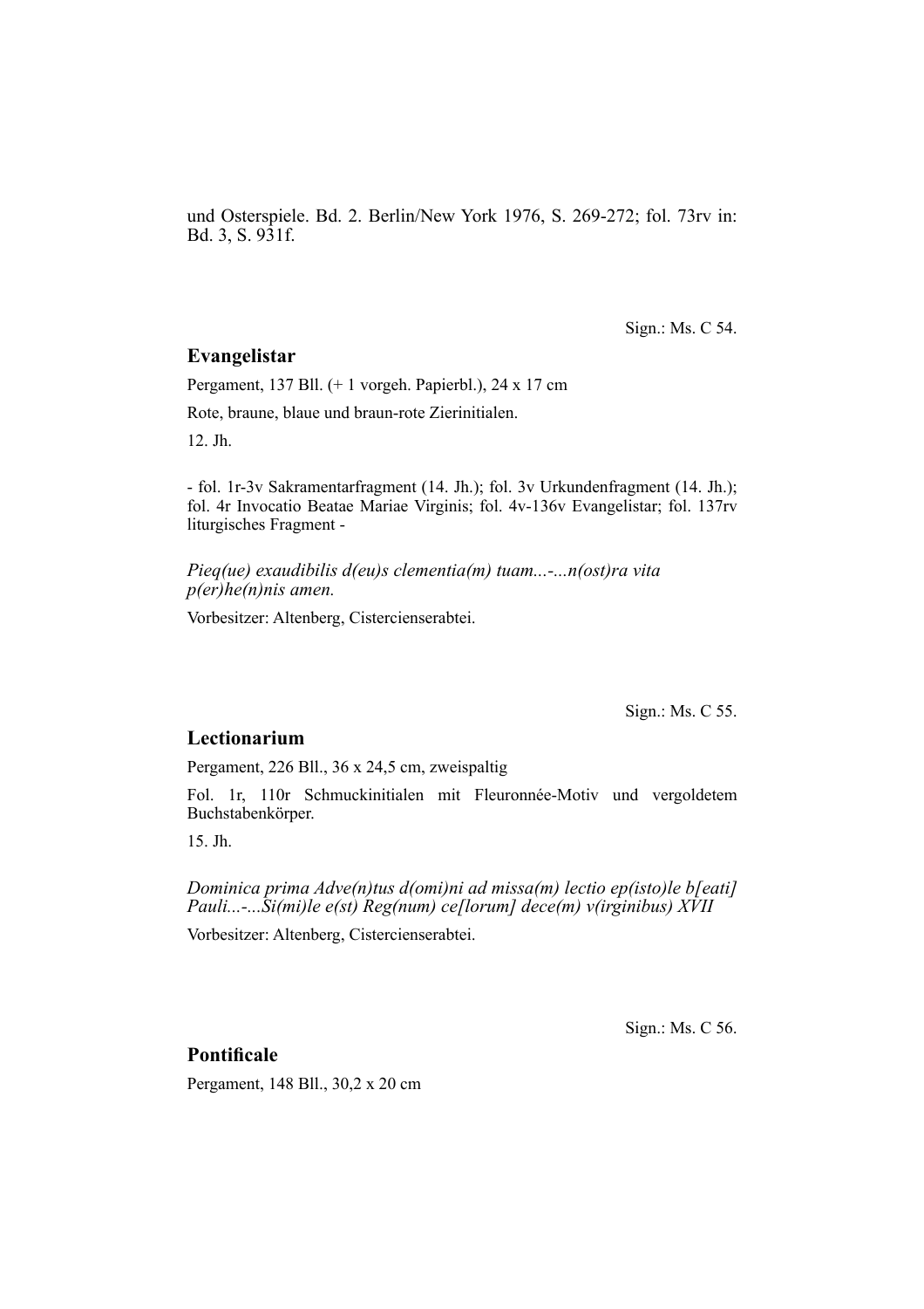und Osterspiele. Bd. 2. Berlin/New York 1976, S. 269-272; fol. 73rv in: Bd. 3, S. 931f.

Sign.: Ms. C 54.

### Evangelistar

Pergament, 137 Bll. (+ 1 vorgeh. Papierbl.), 24 x 17 cm

Rote, braune, blaue und braun-rote Zierinitialen.

12. Jh.

- fol. 1r-3v Sakramentarfragment (14. Jh.); fol. 3v Urkundenfragment (14. Jh.); fol. 4r Invocatio Beatae Mariae Virginis; fol. 4v-136v Evangelistar; fol. 137rv liturgisches Fragment -

*Pieq(ue) exaudibilis d(eu)s clementia(m) tuam...-...n(ost)ra vita p(er)he(n)nis amen.*

Vorbesitzer: Altenberg, Cistercienserabtei.

Sign.: Ms. C 55.

### Lectionarium

Pergament, 226 Bll., 36 x 24,5 cm, zweispaltig

Fol. 1r, 110r Schmuckinitialen mit Fleuronnée-Motiv und vergoldetem Buchstabenkörper.

15. Jh.

*Dominica prima Adve(n)tus d(omi)ni ad missa(m) lectio ep(isto)le b[eati] Pauli...-...Si(mi)le e(st) Reg(num) ce[lorum] dece(m) v(irginibus) XVII*

Vorbesitzer: Altenberg, Cistercienserabtei.

Sign.: Ms. C 56.

### Pontificale

Pergament, 148 Bll., 30,2 x 20 cm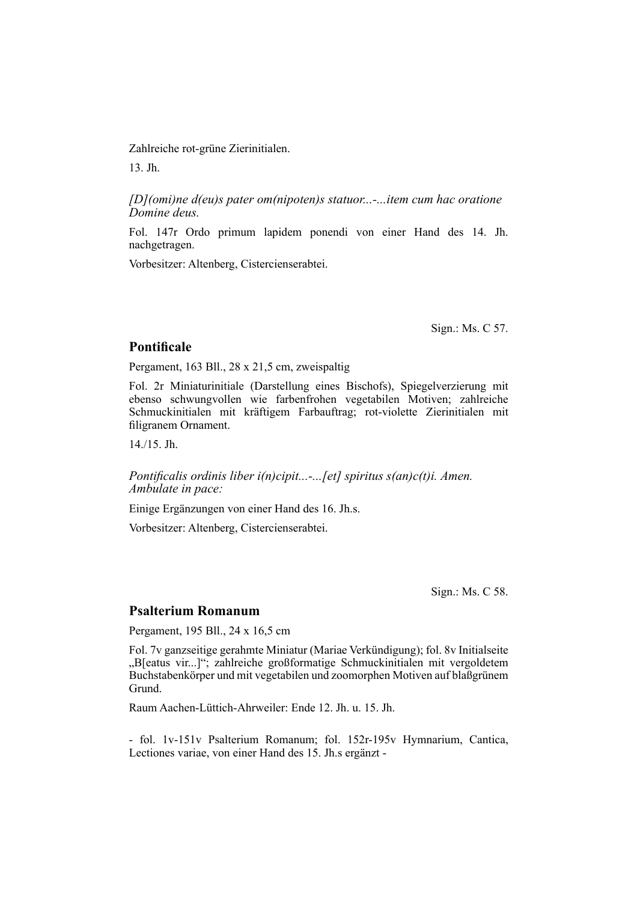Zahlreiche rot-grüne Zierinitialen.

13. Jh.

*[D](omi)ne d(eu)s pater om(nipoten)s statuor...-...item cum hac oratione Domine deus.*

Fol. 147r Ordo primum lapidem ponendi von einer Hand des 14. Jh. nachgetragen.

Vorbesitzer: Altenberg, Cistercienserabtei.

Sign.: Ms. C 57.

## Pontificale

Pergament, 163 Bll., 28 x 21,5 cm, zweispaltig

Fol. 2r Miniaturinitiale (Darstellung eines Bischofs), Spiegelverzierung mit ebenso schwungvollen wie farbenfrohen vegetabilen Motiven; zahlreiche Schmuckinitialen mit kräftigem Farbauftrag; rot-violette Zierinitialen mit filigranem Ornament.

14./15. Jh.

*Pontificalis ordinis liber i(n)cipit...-...[et] spiritus s(an)c(t)i. Amen. Ambulate in pace:*

Einige Ergänzungen von einer Hand des 16. Jh.s.

Vorbesitzer: Altenberg, Cistercienserabtei.

Sign.: Ms. C 58.

## Psalterium Romanum

Pergament, 195 Bll., 24 x 16,5 cm

Fol. 7v ganzseitige gerahmte Miniatur (Mariae Verkündigung); fol. 8v Initialseite „B[eatus vir...]"; zahlreiche großformatige Schmuckinitialen mit vergoldetem Buchstabenkörper und mit vegetabilen und zoomorphen Motiven auf blaßgrünem Grund.

Raum Aachen-Lüttich-Ahrweiler: Ende 12. Jh. u. 15. Jh.

- fol. 1v-151v Psalterium Romanum; fol. 152r-195v Hymnarium, Cantica, Lectiones variae, von einer Hand des 15. Jh.s ergänzt -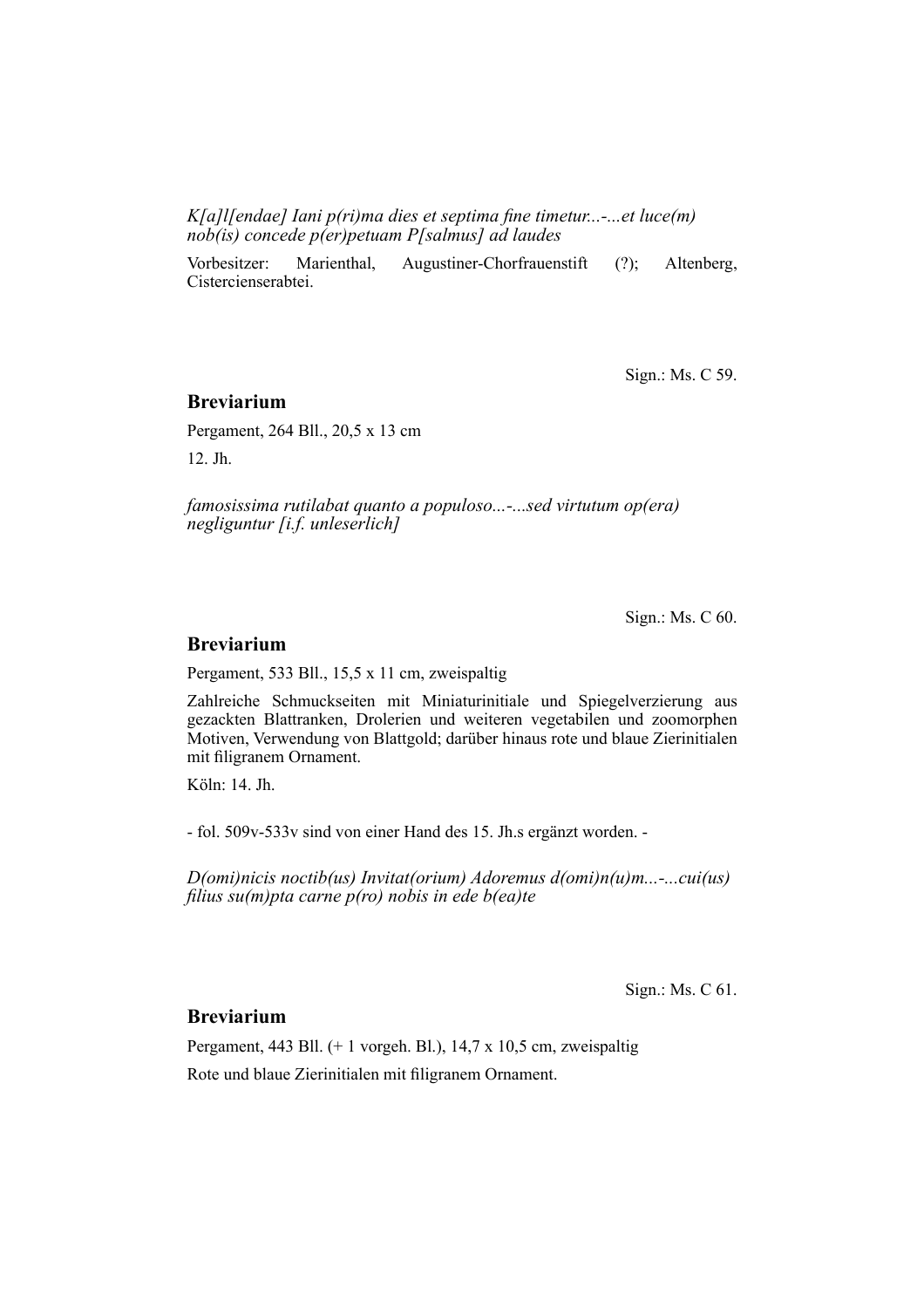*K[a]l[endae] Iani p(ri)ma dies et septima fine timetur...-...et luce(m) nob(is) concede p(er)petuam P[salmus] ad laudes*

Vorbesitzer: Marienthal, Augustiner-Chorfrauenstift (?); Altenberg, Cistercienserabtei.

Sign.: Ms. C 59.

### Breviarium

Pergament, 264 Bll., 20,5 x 13 cm

12. Jh.

*famosissima rutilabat quanto a populoso...-...sed virtutum op(era) negliguntur [i.f. unleserlich]*

Sign.: Ms. C 60.

### Breviarium

Pergament, 533 Bll., 15,5 x 11 cm, zweispaltig

Zahlreiche Schmuckseiten mit Miniaturinitiale und Spiegelverzierung aus gezackten Blattranken, Drolerien und weiteren vegetabilen und zoomorphen Motiven, Verwendung von Blattgold; darüber hinaus rote und blaue Zierinitialen mit filigranem Ornament.

Köln: 14. Jh.

- fol. 509v-533v sind von einer Hand des 15. Jh.s ergänzt worden. -

*D(omi)nicis noctib(us) Invitat(orium) Adoremus d(omi)n(u)m...-...cui(us) filius su(m)pta carne p(ro) nobis in ede b(ea)te*

Sign.: Ms. C 61.

### Breviarium

Pergament, 443 Bll. (+ 1 vorgeh. Bl.), 14,7 x 10,5 cm, zweispaltig

Rote und blaue Zierinitialen mit filigranem Ornament.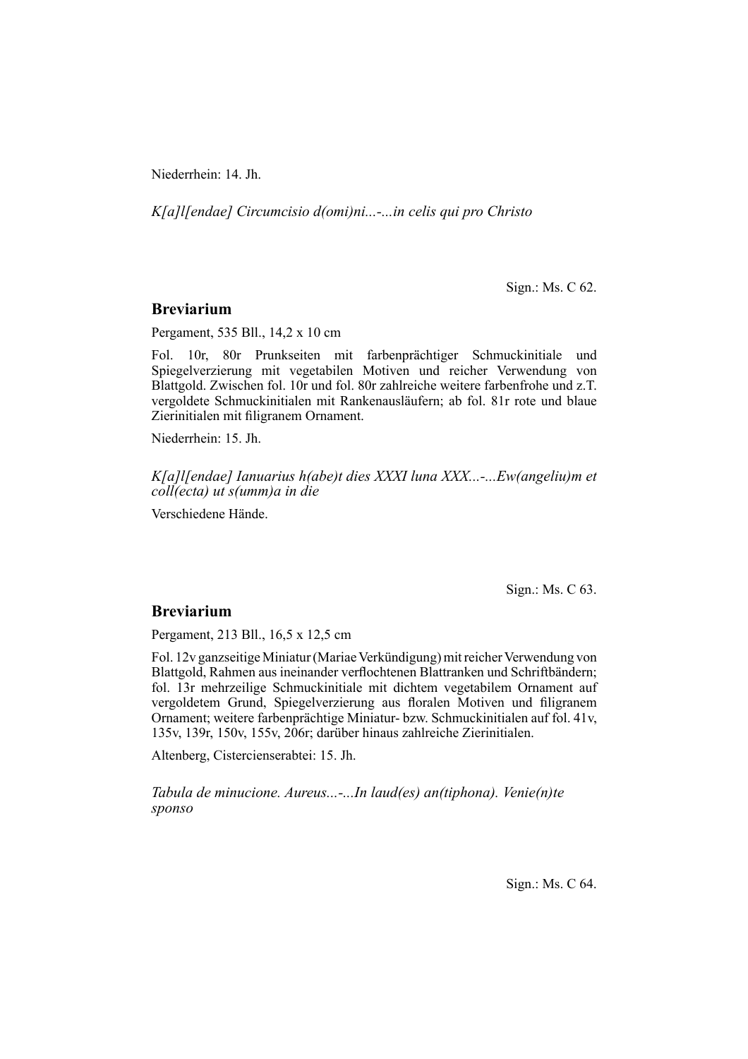Niederrhein: 14. Jh.

*K[a]l[endae] Circumcisio d(omi)ni...-...in celis qui pro Christo*

Sign.: Ms. C 62.

## Breviarium

Pergament, 535 Bll., 14,2 x 10 cm

Fol. 10r, 80r Prunkseiten mit farbenprächtiger Schmuckinitiale und Spiegelverzierung mit vegetabilen Motiven und reicher Verwendung von Blattgold. Zwischen fol. 10r und fol. 80r zahlreiche weitere farbenfrohe und z.T. vergoldete Schmuckinitialen mit Rankenausläufern; ab fol. 81r rote und blaue Zierinitialen mit filigranem Ornament.

Niederrhein: 15. Jh.

*K[a]l[endae] Ianuarius h(abe)t dies XXXI luna XXX...-...Ew(angeliu)m et coll(ecta) ut s(umm)a in die*

Verschiedene Hände.

Sign.: Ms. C 63.

## Breviarium

Pergament, 213 Bll., 16,5 x 12,5 cm

Fol. 12v ganzseitige Miniatur (Mariae Verkündigung) mit reicher Verwendung von Blattgold, Rahmen aus ineinander verflochtenen Blattranken und Schriftbändern; fol. 13r mehrzeilige Schmuckinitiale mit dichtem vegetabilem Ornament auf vergoldetem Grund, Spiegelverzierung aus floralen Motiven und filigranem Ornament; weitere farbenprächtige Miniatur- bzw. Schmuckinitialen auf fol. 41v, 135v, 139r, 150v, 155v, 206r; darüber hinaus zahlreiche Zierinitialen.

Altenberg, Cistercienserabtei: 15. Jh.

*Tabula de minucione. Aureus...-...In laud(es) an(tiphona). Venie(n)te sponso*

Sign.: Ms. C 64.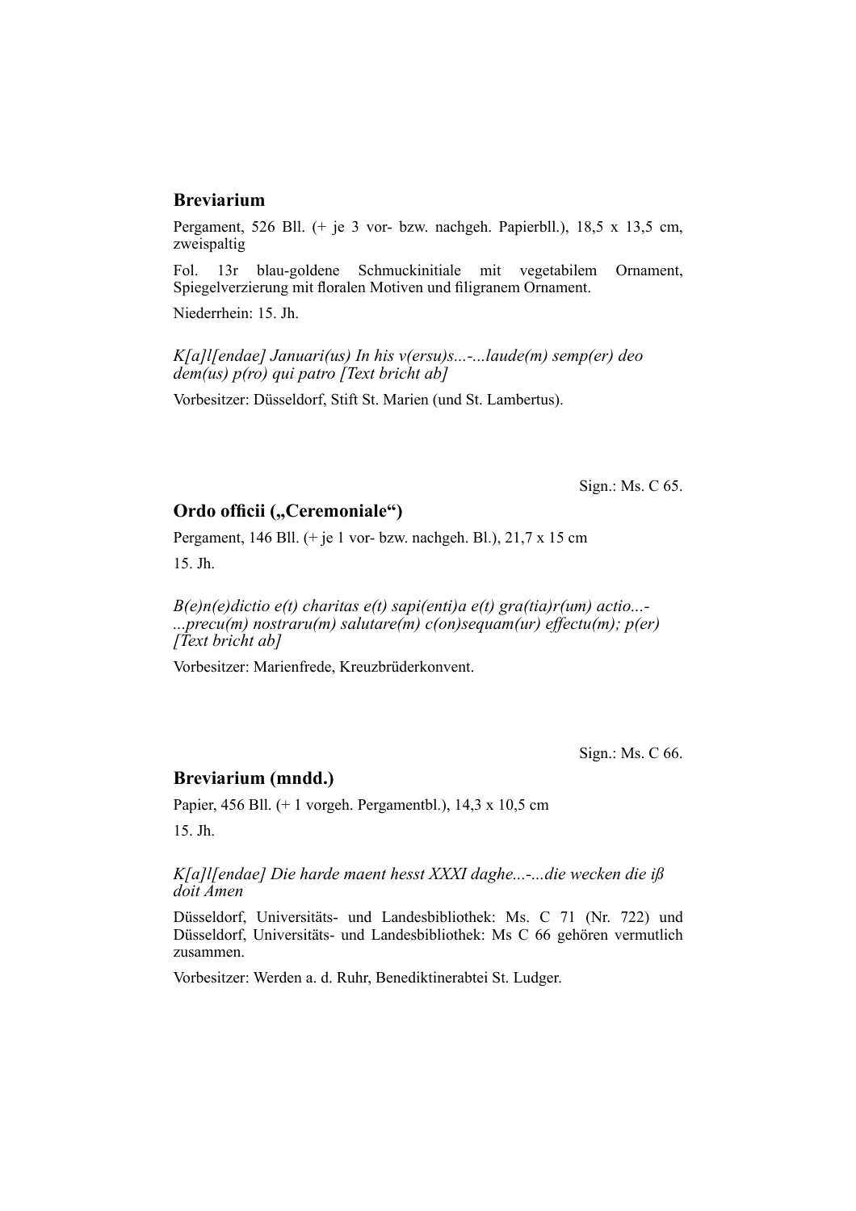### Breviarium

Pergament, 526 Bll. (+ je 3 vor- bzw. nachgeh. Papierbll.), 18,5 x 13,5 cm, zweispaltig

Fol. 13r blau-goldene Schmuckinitiale mit vegetabilem Ornament, Spiegelverzierung mit floralen Motiven und filigranem Ornament.

Niederrhein: 15. Jh.

*K[a]l[endae] Januari(us) In his v(ersu)s...-...laude(m) semp(er) deo dem(us) p(ro) qui patro [Text bricht ab]*

Vorbesitzer: Düsseldorf, Stift St. Marien (und St. Lambertus).

Sign.: Ms. C 65.

### Ordo officii („Ceremoniale")

Pergament, 146 Bll. (+ je 1 vor- bzw. nachgeh. Bl.), 21,7 x 15 cm

15. Jh.

*B(e)n(e)dictio e(t) charitas e(t) sapi(enti)a e(t) gra(tia)r(um) actio...- ...precu(m) nostraru(m) salutare(m) c(on)sequam(ur) effectu(m); p(er) [Text bricht ab]*

Vorbesitzer: Marienfrede, Kreuzbrüderkonvent.

Sign.: Ms. C 66.

### Breviarium (mndd.)

Papier, 456 Bll. (+ 1 vorgeh. Pergamentbl.), 14,3 x 10,5 cm

15. Jh.

*K[a]l[endae] Die harde maent hesst XXXI daghe...-...die wecken die iß doit Amen*

Düsseldorf, Universitäts- und Landesbibliothek: Ms. C 71 (Nr. 722) und Düsseldorf, Universitäts- und Landesbibliothek: Ms C 66 gehören vermutlich zusammen.

Vorbesitzer: Werden a. d. Ruhr, Benediktinerabtei St. Ludger.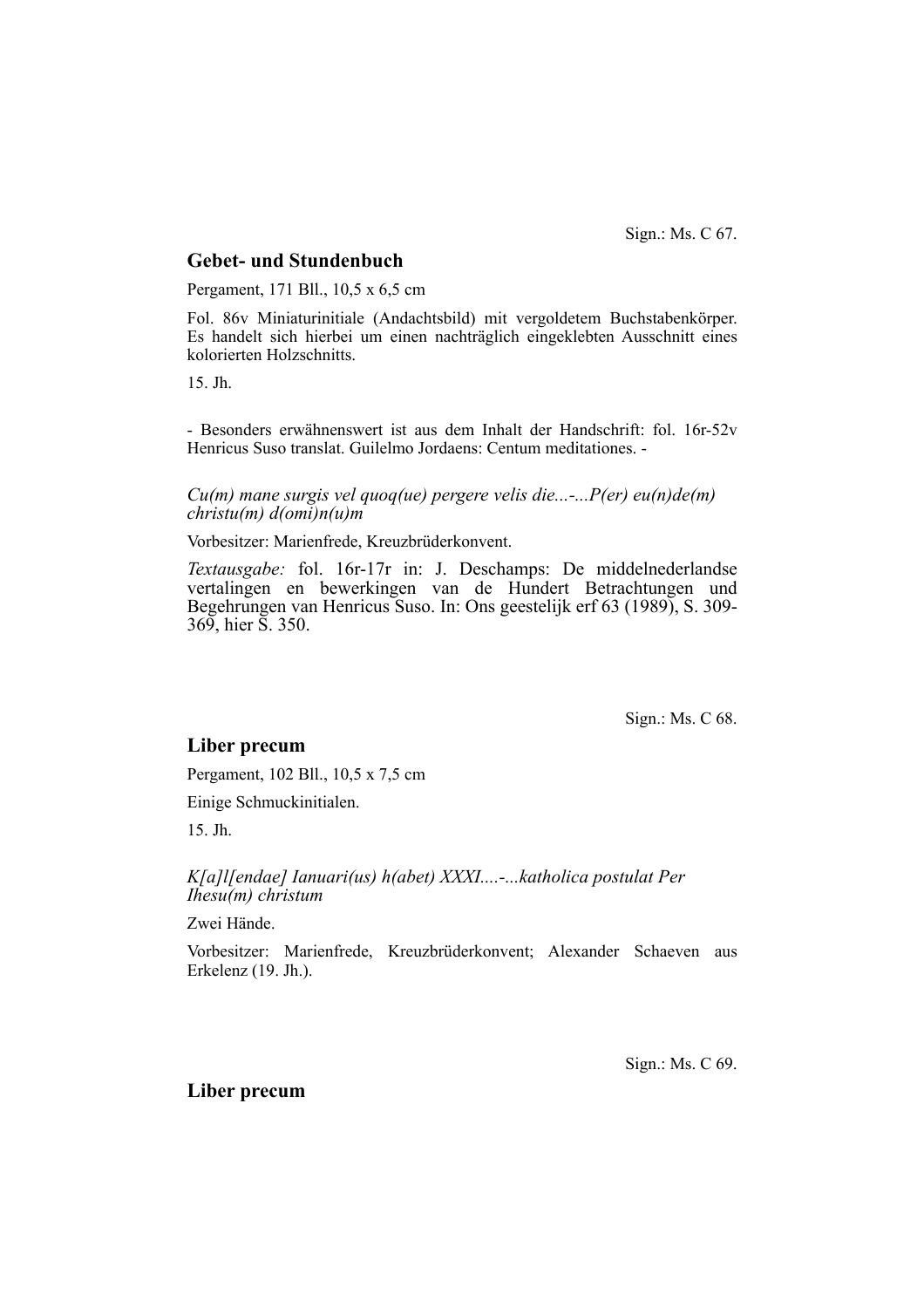Sign.: Ms. C 67.

## Gebet- und Stundenbuch

Pergament, 171 Bll., 10,5 x 6,5 cm

Fol. 86v Miniaturinitiale (Andachtsbild) mit vergoldetem Buchstabenkörper. Es handelt sich hierbei um einen nachträglich eingeklebten Ausschnitt eines kolorierten Holzschnitts.

15. Jh.

- Besonders erwähnenswert ist aus dem Inhalt der Handschrift: fol. 16r-52v Henricus Suso translat. Guilelmo Jordaens: Centum meditationes. -

*Cu(m) mane surgis vel quoq(ue) pergere velis die...-...P(er) eu(n)de(m) christu(m) d(omi)n(u)m*

Vorbesitzer: Marienfrede, Kreuzbrüderkonvent.

*Textausgabe:* fol. 16r-17r in: J. Deschamps: De middelnederlandse vertalingen en bewerkingen van de Hundert Betrachtungen und Begehrungen van Henricus Suso. In: Ons geestelijk erf 63 (1989), S. 309-369, hier S. 350.

Sign.: Ms. C 68.

## Liber precum

Pergament, 102 Bll., 10,5 x 7,5 cm

Einige Schmuckinitialen.

15. Jh.

*K[a]l[endae] Ianuari(us) h(abet) XXXI....-...katholica postulat Per Ihesu(m) christum*

Zwei Hände.

Vorbesitzer: Marienfrede, Kreuzbrüderkonvent; Alexander Schaeven aus Erkelenz (19. Jh.).

Sign.: Ms. C 69.

## Liber precum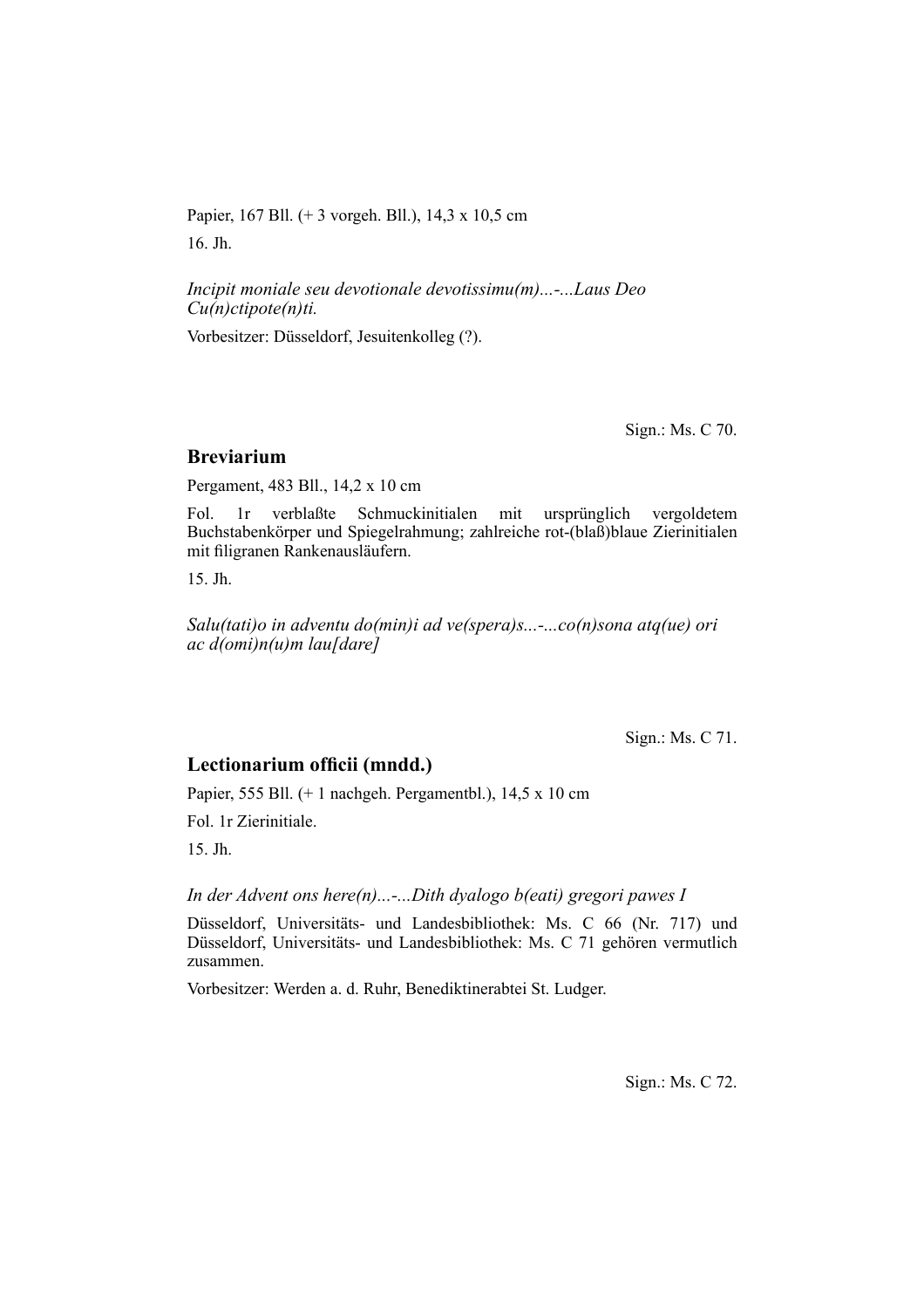Papier, 167 Bll. (+ 3 vorgeh. Bll.), 14,3 x 10,5 cm

16. Jh.

*Incipit moniale seu devotionale devotissimu(m)...-...Laus Deo Cu(n)ctipote(n)ti.*

Vorbesitzer: Düsseldorf, Jesuitenkolleg (?).

Sign.: Ms. C 70.

### Breviarium

Pergament, 483 Bll., 14,2 x 10 cm

Fol. 1r verblaßte Schmuckinitialen mit ursprünglich vergoldetem Buchstabenkörper und Spiegelrahmung; zahlreiche rot-(blaß)blaue Zierinitialen mit filigranen Rankenausläufern.

15. Jh.

*Salu(tati)o in adventu do(min)i ad ve(spera)s...-...co(n)sona atq(ue) ori ac d(omi)n(u)m lau[dare]*

Sign.: Ms. C 71.

### Lectionarium officii (mndd.)

Papier, 555 Bll. (+ 1 nachgeh. Pergamentbl.), 14,5 x 10 cm

Fol. 1r Zierinitiale.

15. Jh.

*In der Advent ons here(n)...-...Dith dyalogo b(eati) gregori pawes I*

Düsseldorf, Universitäts- und Landesbibliothek: Ms. C 66 (Nr. 717) und Düsseldorf, Universitäts- und Landesbibliothek: Ms. C 71 gehören vermutlich zusammen.

Vorbesitzer: Werden a. d. Ruhr, Benediktinerabtei St. Ludger.

Sign.: Ms. C 72.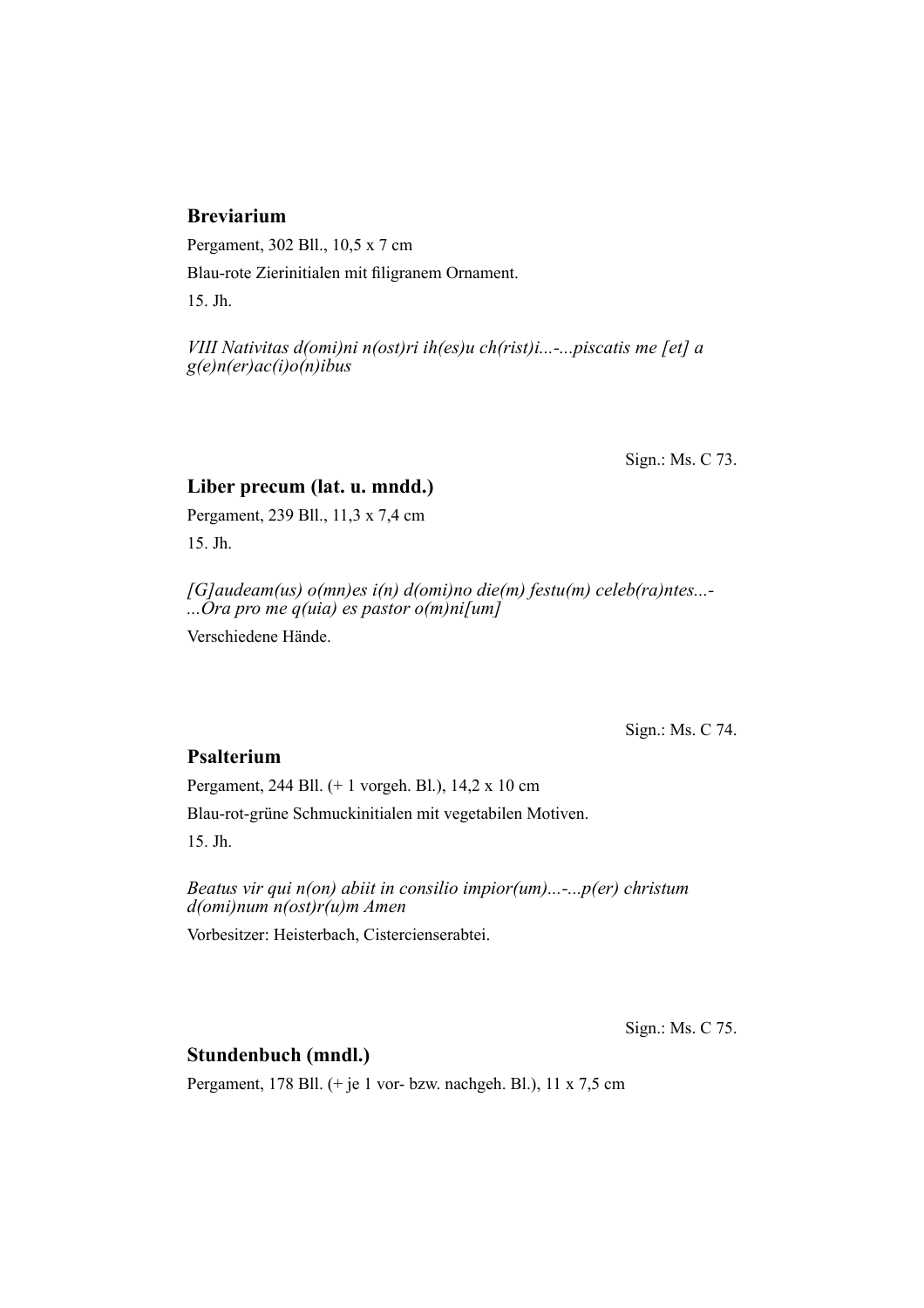### Breviarium

Pergament, 302 Bll., 10,5 x 7 cm

Blau-rote Zierinitialen mit filigranem Ornament.

15. Jh.

*VIII Nativitas d(omi)ni n(ost)ri ih(es)u ch(rist)i...-...piscatis me [et] a g(e)n(er)ac(i)o(n)ibus*

Sign.: Ms. C 73.

### Liber precum (lat. u. mndd.)

Pergament, 239 Bll., 11,3 x 7,4 cm

15. Jh.

*[G]audeam(us) o(mn)es i(n) d(omi)no die(m) festu(m) celeb(ra)ntes...-...Ora pro me q(uia) es pastor o(m)ni[um]*

Verschiedene Hände.

Sign.: Ms. C 74.

### Psalterium

Pergament, 244 Bll. (+ 1 vorgeh. Bl.), 14,2 x 10 cm

Blau-rot-grüne Schmuckinitialen mit vegetabilen Motiven.

15. Jh.

*Beatus vir qui n(on) abiit in consilio impior(um)...-...p(er) christum d(omi)num n(ost)r(u)m Amen*

Vorbesitzer: Heisterbach, Cistercienserabtei.

Sign.: Ms. C 75.

### Stundenbuch (mndl.)

Pergament, 178 Bll. (+ je 1 vor- bzw. nachgeh. Bl.), 11 x 7,5 cm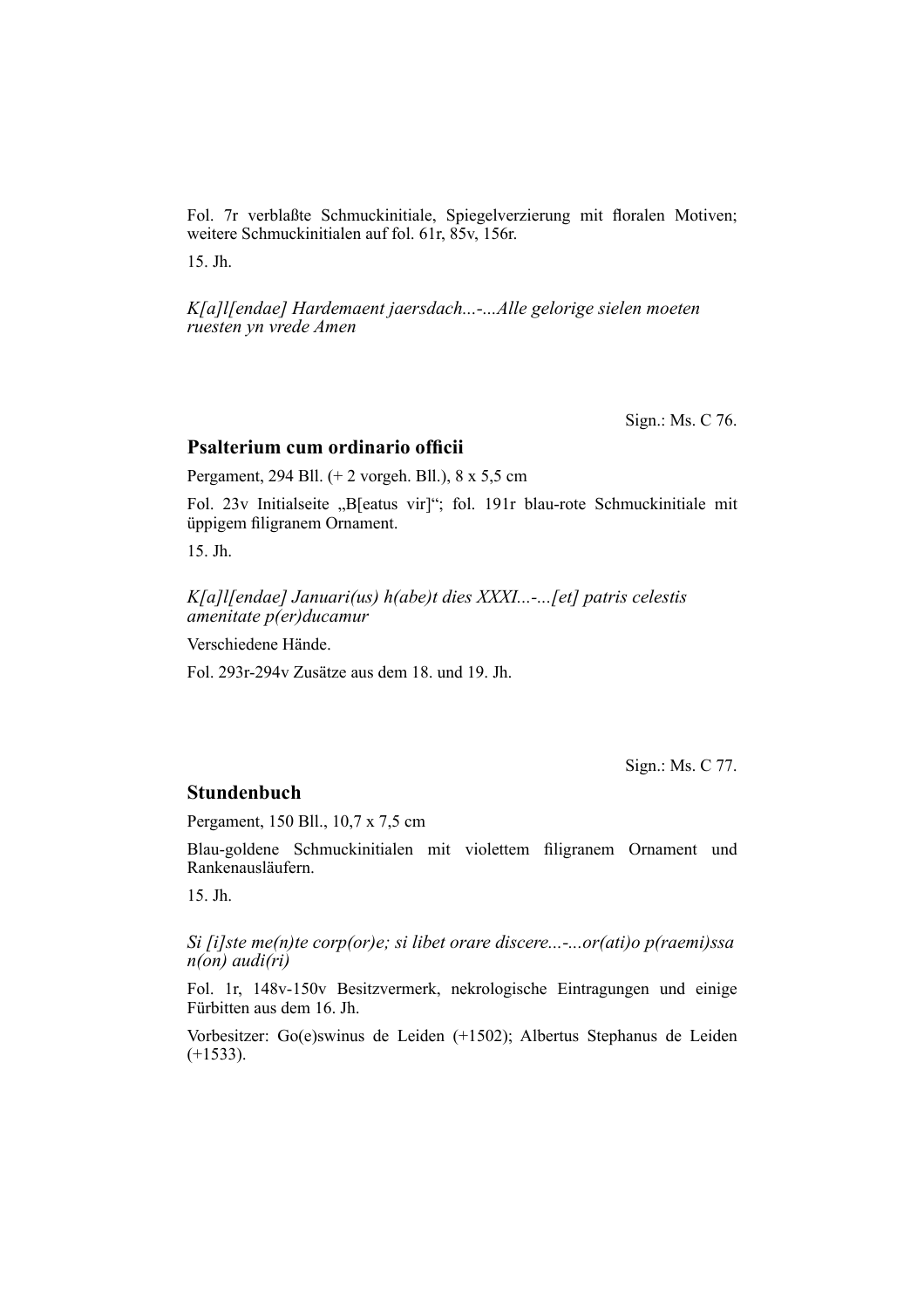Fol. 7r verblaßte Schmuckinitiale, Spiegelverzierung mit floralen Motiven; weitere Schmuckinitialen auf fol. 61r, 85v, 156r.

15. Jh.

*K[a]l[endae] Hardemaent jaersdach...-...Alle gelorige sielen moeten ruesten yn vrede Amen*

Sign.: Ms. C 76.

### Psalterium cum ordinario officii

Pergament, 294 Bll. (+ 2 vorgeh. Bll.), 8 x 5,5 cm

Fol. 23v Initialseite „B[eatus vir]"; fol. 191r blau-rote Schmuckinitiale mit üppigem filigranem Ornament.

15. Jh.

*K[a]l[endae] Januari(us) h(abe)t dies XXXI...-...[et] patris celestis amenitate p(er)ducamur*

Verschiedene Hände.

Fol. 293r-294v Zusätze aus dem 18. und 19. Jh.

Sign.: Ms. C 77.

### Stundenbuch

Pergament, 150 Bll., 10,7 x 7,5 cm

Blau-goldene Schmuckinitialen mit violettem filigranem Ornament und Rankenausläufern.

15. Jh.

*Si [i]ste me(n)te corp(or)e; si libet orare discere...-...or(ati)o p(raemi)ssa n(on) audi(ri)*

Fol. 1r, 148v-150v Besitzvermerk, nekrologische Eintragungen und einige Fürbitten aus dem 16. Jh.

Vorbesitzer: Go(e)swinus de Leiden (+1502); Albertus Stephanus de Leiden (+1533).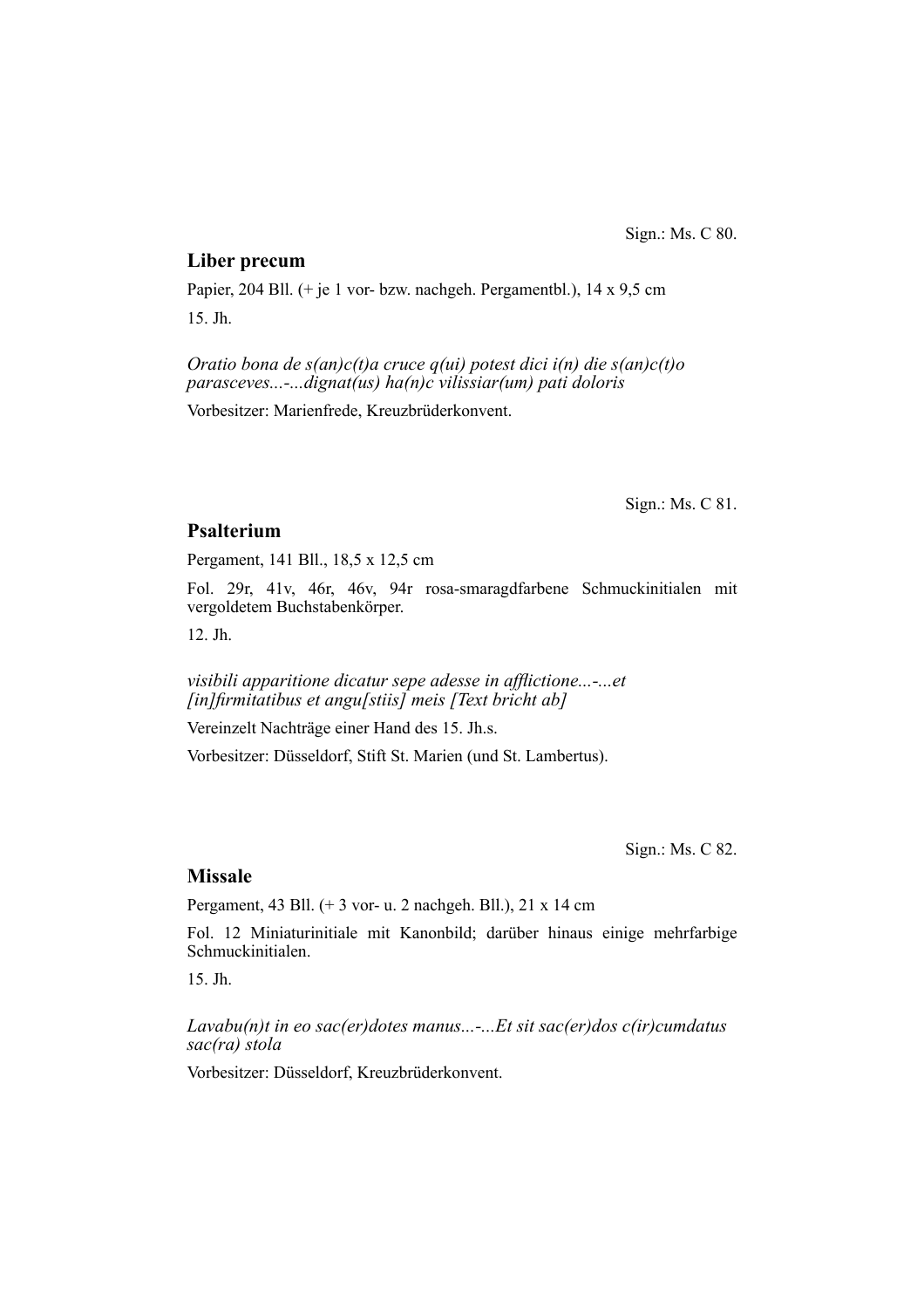Sign.: Ms. C 80.

## Liber precum

Papier, 204 Bll. (+ je 1 vor- bzw. nachgeh. Pergamentbl.), 14 x 9,5 cm

15. Jh.

*Oratio bona de s(an)c(t)a cruce q(ui) potest dici i(n) die s(an)c(t)o parasceves...-...dignat(us) ha(n)c vilissiar(um) pati doloris*

Vorbesitzer: Marienfrede, Kreuzbrüderkonvent.

Sign.: Ms. C 81.

## Psalterium

Pergament, 141 Bll., 18,5 x 12,5 cm

Fol. 29r, 41v, 46r, 46v, 94r rosa-smaragdfarbene Schmuckinitialen mit vergoldetem Buchstabenkörper.

12. Jh.

*visibili apparitione dicatur sepe adesse in afflictione...-...et [in]firmitatibus et angu[stiis] meis [Text bricht ab]*

Vereinzelt Nachträge einer Hand des 15. Jh.s.

Vorbesitzer: Düsseldorf, Stift St. Marien (und St. Lambertus).

Sign.: Ms. C 82.

## Missale

Pergament, 43 Bll. (+ 3 vor- u. 2 nachgeh. Bll.), 21 x 14 cm

Fol. 12 Miniaturinitiale mit Kanonbild; darüber hinaus einige mehrfarbige Schmuckinitialen.

15. Jh.

*Lavabu(n)t in eo sac(er)dotes manus...-...Et sit sac(er)dos c(ir)cumdatus sac(ra) stola*

Vorbesitzer: Düsseldorf, Kreuzbrüderkonvent.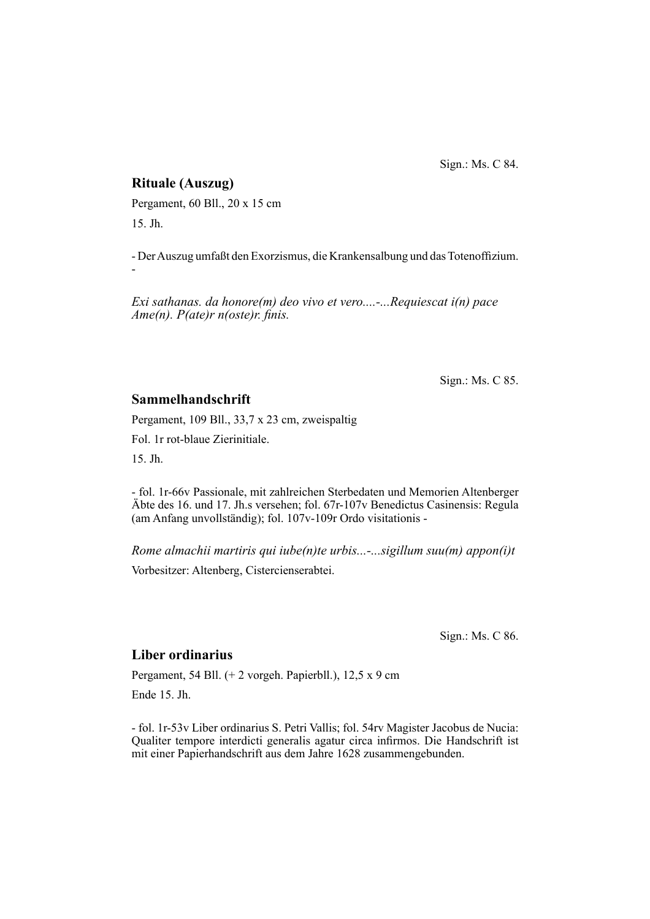Sign.: Ms. C 84.

## Rituale (Auszug)

Pergament, 60 Bll., 20 x 15 cm

15. Jh.

- Der Auszug umfaßt den Exorzismus, die Krankensalbung und das Totenoffizium. -

*Exi sathanas. da honore(m) deo vivo et vero....-...Requiescat i(n) pace Ame(n). P(ate)r n(oste)r. finis.*

Sign.: Ms. C 85.

## Sammelhandschrift

Pergament, 109 Bll., 33,7 x 23 cm, zweispaltig

Fol. 1r rot-blaue Zierinitiale.

15. Jh.

- fol. 1r-66v Passionale, mit zahlreichen Sterbedaten und Memorien Altenberger Äbte des 16. und 17. Jh.s versehen; fol. 67r-107v Benedictus Casinensis: Regula (am Anfang unvollständig); fol. 107v-109r Ordo visitationis -

*Rome almachii martiris qui iube(n)te urbis...-...sigillum suu(m) appon(i)t*

Vorbesitzer: Altenberg, Cistercienserabtei.

Sign.: Ms. C 86.

## Liber ordinarius

Pergament, 54 Bll. (+ 2 vorgeh. Papierbll.), 12,5 x 9 cm

Ende 15. Jh.

- fol. 1r-53v Liber ordinarius S. Petri Vallis; fol. 54rv Magister Jacobus de Nucia: Qualiter tempore interdicti generalis agatur circa infirmos. Die Handschrift ist mit einer Papierhandschrift aus dem Jahre 1628 zusammengebunden.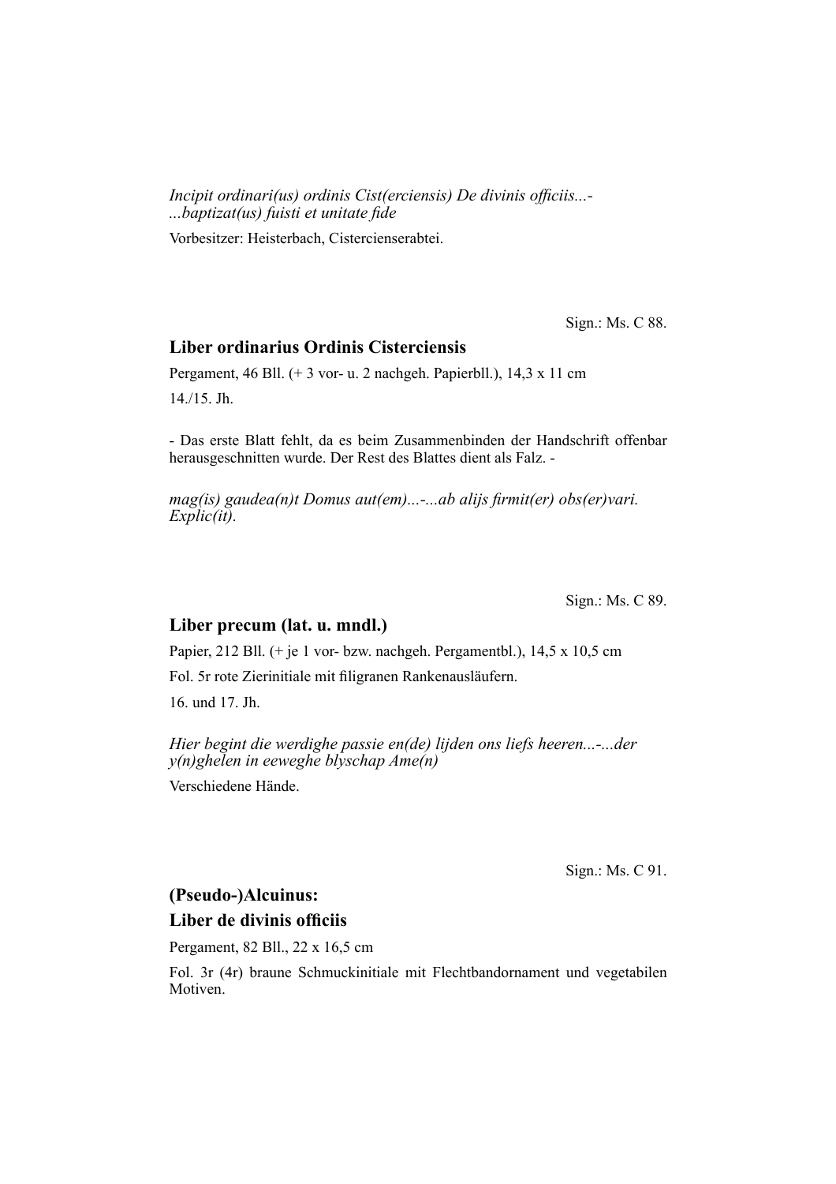*Incipit ordinari(us) ordinis Cist(erciensis) De divinis officiis...-*
*...baptizat(us) fuisti et unitate fide*

Vorbesitzer: Heisterbach, Cistercienserabtei.

Sign.: Ms. C 88.

### Liber ordinarius Ordinis Cisterciensis

Pergament, 46 Bll. (+ 3 vor- u. 2 nachgeh. Papierbll.), 14,3 x 11 cm

14./15. Jh.

- Das erste Blatt fehlt, da es beim Zusammenbinden der Handschrift offenbar herausgeschnitten wurde. Der Rest des Blattes dient als Falz. -

*mag(is) gaudea(n)t Domus aut(em)...-...ab alijs firmit(er) obs(er)vari. Explic(it).*

Sign.: Ms. C 89.

### Liber precum (lat. u. mndl.)

Papier, 212 Bll. (+ je 1 vor- bzw. nachgeh. Pergamentbl.), 14,5 x 10,5 cm

Fol. 5r rote Zierinitiale mit filigranen Rankenausläufern.

16. und 17. Jh.

*Hier begint die werdighe passie en(de) lijden ons liefs heeren...-...der y(n)ghelen in eeweghe blyschap Ame(n)*

Verschiedene Hände.

Sign.: Ms. C 91.

### (Pseudo-)Alcuinus:
### Liber de divinis officiis

Pergament, 82 Bll., 22 x 16,5 cm

Fol. 3r (4r) braune Schmuckinitiale mit Flechtbandornament und vegetabilen Motiven.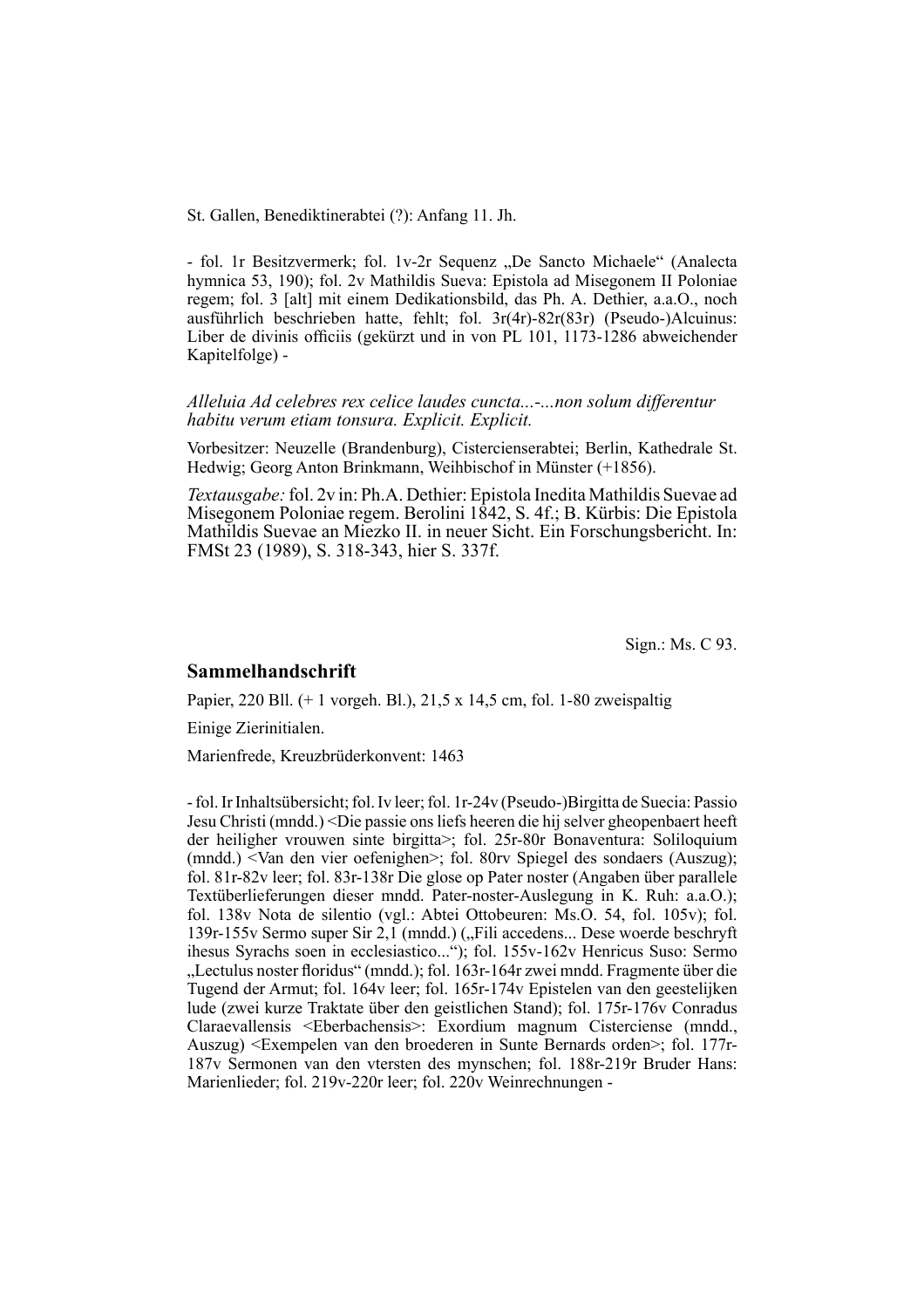St. Gallen, Benediktinerabtei (?): Anfang 11. Jh.

- fol. 1r Besitzvermerk; fol. 1v-2r Sequenz „De Sancto Michaele“ (Analecta hymnica 53, 190); fol. 2v Mathildis Sueva: Epistola ad Misegonem II Poloniae regem; fol. 3 [alt] mit einem Dedikationsbild, das Ph. A. Dethier, a.a.O., noch ausführlich beschrieben hatte, fehlt; fol. 3r(4r)-82r(83r) (Pseudo-)Alcuinus: Liber de divinis officiis (gekürzt und in von PL 101, 1173-1286 abweichender Kapitelfolge) -

*Alleluia Ad celebres rex celice laudes cuncta...-...non solum differentur habitu verum etiam tonsura. Explicit. Explicit.*

Vorbesitzer: Neuzelle (Brandenburg), Cistercienserabtei; Berlin, Kathedrale St. Hedwig; Georg Anton Brinkmann, Weihbischof in Münster (+1856).

*Textausgabe:* fol. 2v in: Ph.A. Dethier: Epistola Inedita Mathildis Suevae ad Misegonem Poloniae regem. Berolini 1842, S. 4f.; B. Kürbis: Die Epistola Mathildis Suevae an Miezko II. in neuer Sicht. Ein Forschungsbericht. In: FMSt 23 (1989), S. 318-343, hier S. 337f.

Sign.: Ms. C 93.

## Sammelhandschrift

Papier, 220 Bll. (+ 1 vorgeh. Bl.), 21,5 x 14,5 cm, fol. 1-80 zweispaltig

Einige Zierinitialen.

Marienfrede, Kreuzbrüderkonvent: 1463

- fol. Ir Inhaltsübersicht; fol. Iv leer; fol. 1r-24v (Pseudo-)Birgitta de Suecia: Passio Jesu Christi (mndd.) <Die passie ons liefs heeren die hij selver gheopenbaert heeft der heiligher vrouwen sinte birgitta>; fol. 25r-80r Bonaventura: Soliloquium (mndd.) <Van den vier oefenighen>; fol. 80rv Spiegel des sondaers (Auszug); fol. 81r-82v leer; fol. 83r-138r Die glose op Pater noster (Angaben über parallele Textüberlieferungen dieser mndd. Pater-noster-Auslegung in K. Ruh: a.a.O.); fol. 138v Nota de silentio (vgl.: Abtei Ottobeuren: Ms.O. 54, fol. 105v); fol. 139r-155v Sermo super Sir 2,1 (mndd.) („Fili accedens... Dese woerde beschryft ihesus Syrachs soen in ecclesiastico...“); fol. 155v-162v Henricus Suso: Sermo „Lectulus noster floridus“ (mndd.); fol. 163r-164r zwei mndd. Fragmente über die Tugend der Armut; fol. 164v leer; fol. 165r-174v Epistelen van den geestelijken lude (zwei kurze Traktate über den geistlichen Stand); fol. 175r-176v Conradus Claraevallensis <Eberbachensis>: Exordium magnum Cisterciense (mndd., Auszug) <Exempelen van den broederen in Sunte Bernards orden>; fol. 177r-187v Sermonen van den vtersten des mynschen; fol. 188r-219r Bruder Hans: Marienlieder; fol. 219v-220r leer; fol. 220v Weinrechnungen -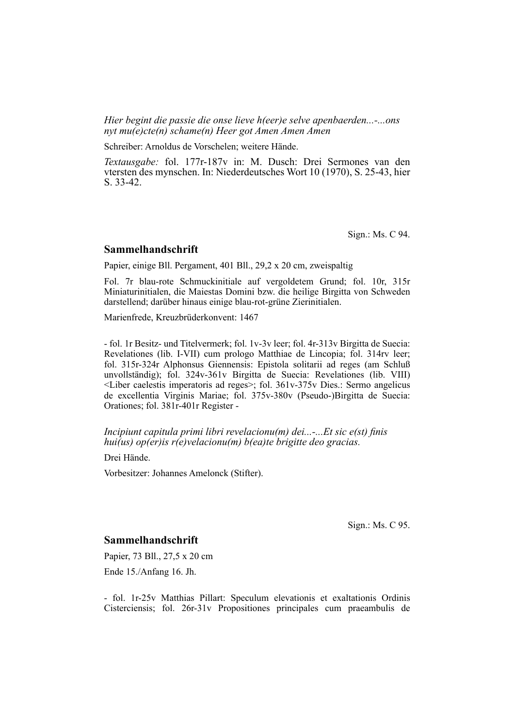*Hier begint die passie die onse lieve h(eer)e selve apenbaerden...-...ons nyt mu(e)cte(n) schame(n) Heer got Amen Amen Amen*

Schreiber: Arnoldus de Vorschelen; weitere Hände.

*Textausgabe:* fol. 177r-187v in: M. Dusch: Drei Sermones van den vtersten des mynschen. In: Niederdeutsches Wort 10 (1970), S. 25-43, hier S. 33-42.

Sign.: Ms. C 94.

## Sammelhandschrift

Papier, einige Bll. Pergament, 401 Bll., 29,2 x 20 cm, zweispaltig

Fol. 7r blau-rote Schmuckinitiale auf vergoldetem Grund; fol. 10r, 315r Miniaturinitialen, die Maiestas Domini bzw. die heilige Birgitta von Schweden darstellend; darüber hinaus einige blau-rot-grüne Zierinitialen.

Marienfrede, Kreuzbrüderkonvent: 1467

- fol. 1r Besitz- und Titelvermerk; fol. 1v-3v leer; fol. 4r-313v Birgitta de Suecia: Revelationes (lib. I-VII) cum prologo Matthiae de Lincopia; fol. 314rv leer; fol. 315r-324r Alphonsus Giennensis: Epistola solitarii ad reges (am Schluß unvollständig); fol. 324v-361v Birgitta de Suecia: Revelationes (lib. VIII) <Liber caelestis imperatoris ad reges>; fol. 361v-375v Dies.: Sermo angelicus de excellentia Virginis Mariae; fol. 375v-380v (Pseudo-)Birgitta de Suecia: Orationes; fol. 381r-401r Register -

*Incipiunt capitula primi libri revelacionu(m) dei...-...Et sic e(st) finis hui(us) op(er)is r(e)velacionu(m) b(ea)te brigitte deo gracias.*

Drei Hände.

Vorbesitzer: Johannes Amelonck (Stifter).

Sign.: Ms. C 95.

## Sammelhandschrift

Papier, 73 Bll., 27,5 x 20 cm

Ende 15./Anfang 16. Jh.

- fol. 1r-25v Matthias Pillart: Speculum elevationis et exaltationis Ordinis Cisterciensis; fol. 26r-31v Propositiones principales cum praeambulis de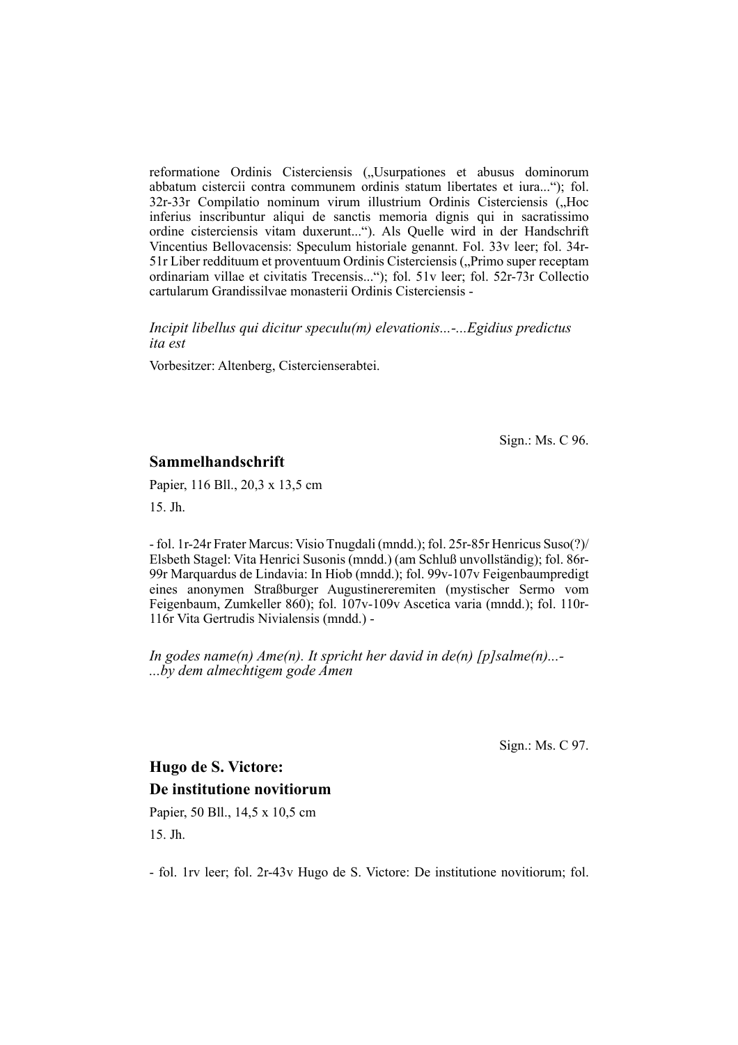reformatione Ordinis Cisterciensis („Usurpationes et abusus dominorum abbatum cistercii contra communem ordinis statum libertates et iura...“); fol. 32r-33r Compilatio nominum virum illustrium Ordinis Cisterciensis („Hoc inferius inscribuntur aliqui de sanctis memoria dignis qui in sacratissimo ordine cisterciensis vitam duxerunt...“). Als Quelle wird in der Handschrift Vincentius Bellovacensis: Speculum historiale genannt. Fol. 33v leer; fol. 34r-51r Liber reddituum et proventuum Ordinis Cisterciensis („Primo super receptam ordinariam villae et civitatis Trecensis...“); fol. 51v leer; fol. 52r-73r Collectio cartularum Grandissilvae monasterii Ordinis Cisterciensis -

*Incipit libellus qui dicitur speculu(m) elevationis...-...Egidius predictus ita est*

Vorbesitzer: Altenberg, Cistercienserabtei.

Sign.: Ms. C 96.

## Sammelhandschrift

Papier, 116 Bll., 20,3 x 13,5 cm

15. Jh.

- fol. 1r-24r Frater Marcus: Visio Tnugdali (mndd.); fol. 25r-85r Henricus Suso(?)/ Elsbeth Stagel: Vita Henrici Susonis (mndd.) (am Schluß unvollständig); fol. 86r-99r Marquardus de Lindavia: In Hiob (mndd.); fol. 99v-107v Feigenbaumpredigt eines anonymen Straßburger Augustinereremiten (mystischer Sermo vom Feigenbaum, Zumkeller 860); fol. 107v-109v Ascetica varia (mndd.); fol. 110r-116r Vita Gertrudis Nivialensis (mndd.) -

*In godes name(n) Ame(n). It spricht her david in de(n) [p]salme(n)...-...by dem almechtigem gode Amen*

Sign.: Ms. C 97.

## Hugo de S. Victore: De institutione novitiorum

Papier, 50 Bll., 14,5 x 10,5 cm

15. Jh.

- fol. 1rv leer; fol. 2r-43v Hugo de S. Victore: De institutione novitiorum; fol.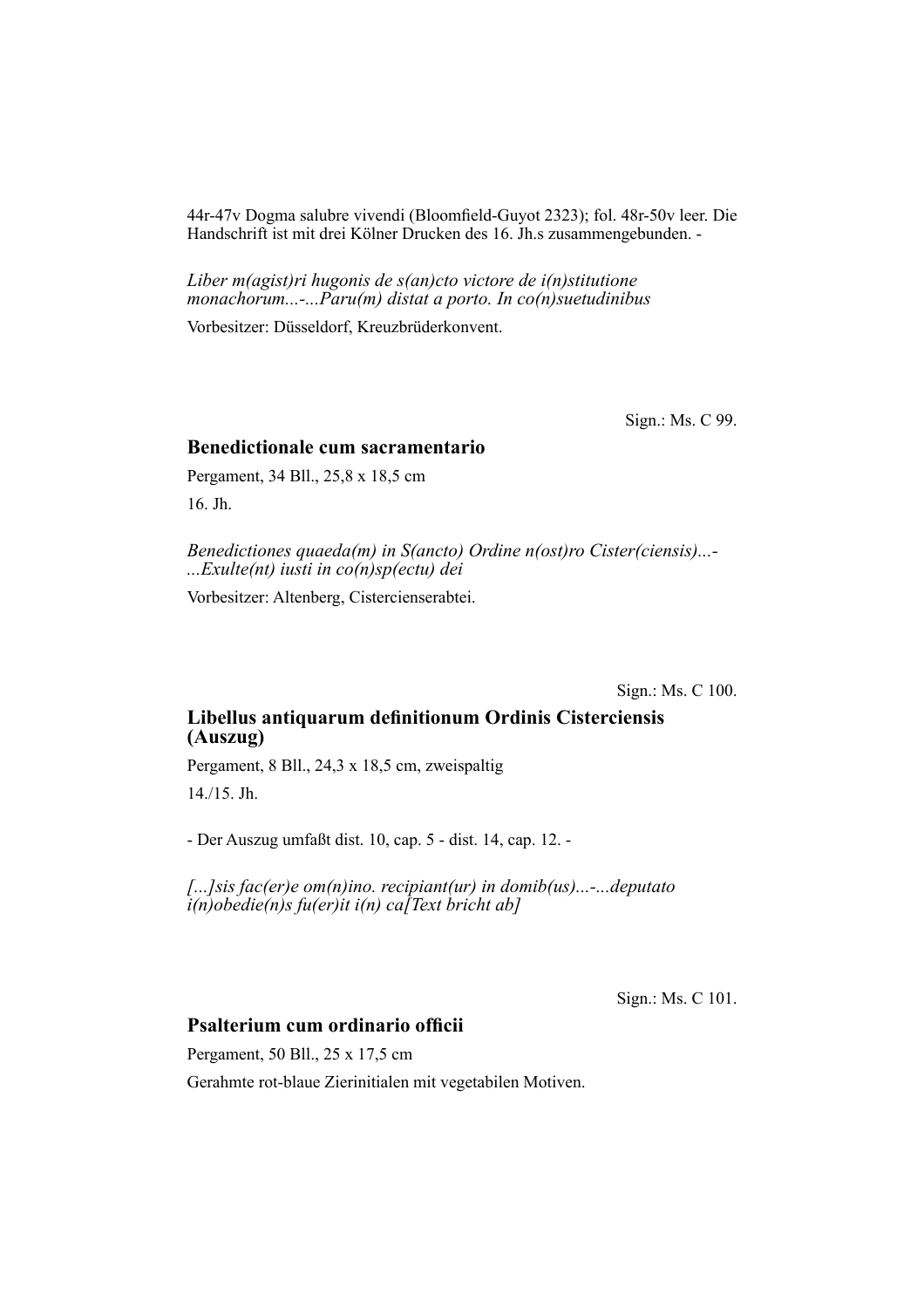44r-47v Dogma salubre vivendi (Bloomfield-Guyot 2323); fol. 48r-50v leer. Die Handschrift ist mit drei Kölner Drucken des 16. Jh.s zusammengebunden. -

*Liber m(agist)ri hugonis de s(an)cto victore de i(n)stitutione monachorum...-...Paru(m) distat a porto. In co(n)suetudinibus*

Vorbesitzer: Düsseldorf, Kreuzbrüderkonvent.

Sign.: Ms. C 99.

### Benedictionale cum sacramentario

Pergament, 34 Bll., 25,8 x 18,5 cm

16. Jh.

*Benedictiones quaeda(m) in S(ancto) Ordine n(ost)ro Cister(ciensis)...-...Exulte(nt) iusti in co(n)sp(ectu) dei*

Vorbesitzer: Altenberg, Cistercienserabtei.

Sign.: Ms. C 100.

### Libellus antiquarum definitionum Ordinis Cisterciensis (Auszug)

Pergament, 8 Bll., 24,3 x 18,5 cm, zweispaltig

14./15. Jh.

- Der Auszug umfaßt dist. 10, cap. 5 - dist. 14, cap. 12. -

*[...]sis fac(er)e om(n)ino. recipiant(ur) in domib(us)...-...deputato i(n)obedie(n)s fu(er)it i(n) ca[Text bricht ab]*

Sign.: Ms. C 101.

### Psalterium cum ordinario officii

Pergament, 50 Bll., 25 x 17,5 cm

Gerahmte rot-blaue Zierinitialen mit vegetabilen Motiven.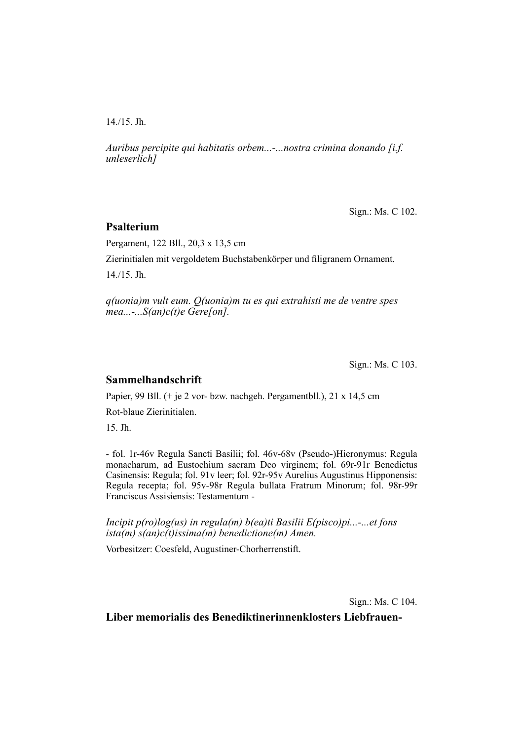14./15. Jh.

*Auribus percipite qui habitatis orbem...-...nostra crimina donando [i.f. unleserlich]*

Sign.: Ms. C 102.

## Psalterium

Pergament, 122 Bll., 20,3 x 13,5 cm

Zierinitialen mit vergoldetem Buchstabenkörper und filigranem Ornament.

14./15. Jh.

*q(uonia)m vult eum. Q(uonia)m tu es qui extrahisti me de ventre spes mea...-...S(an)c(t)e Gere[on].*

Sign.: Ms. C 103.

## Sammelhandschrift

Papier, 99 Bll. (+ je 2 vor- bzw. nachgeh. Pergamentbll.), 21 x 14,5 cm

Rot-blaue Zierinitialen.

15. Jh.

- fol. 1r-46v Regula Sancti Basilii; fol. 46v-68v (Pseudo-)Hieronymus: Regula monacharum, ad Eustochium sacram Deo virginem; fol. 69r-91r Benedictus Casinensis: Regula; fol. 91v leer; fol. 92r-95v Aurelius Augustinus Hipponensis: Regula recepta; fol. 95v-98r Regula bullata Fratrum Minorum; fol. 98r-99r Franciscus Assisiensis: Testamentum -

*Incipit p(ro)log(us) in regula(m) b(ea)ti Basilii E(pisco)pi...-...et fons ista(m) s(an)c(t)issima(m) benedictione(m) Amen.*

Vorbesitzer: Coesfeld, Augustiner-Chorherrenstift.

Sign.: Ms. C 104.

## Liber memorialis des Benediktinerinnenklosters Liebfrauen-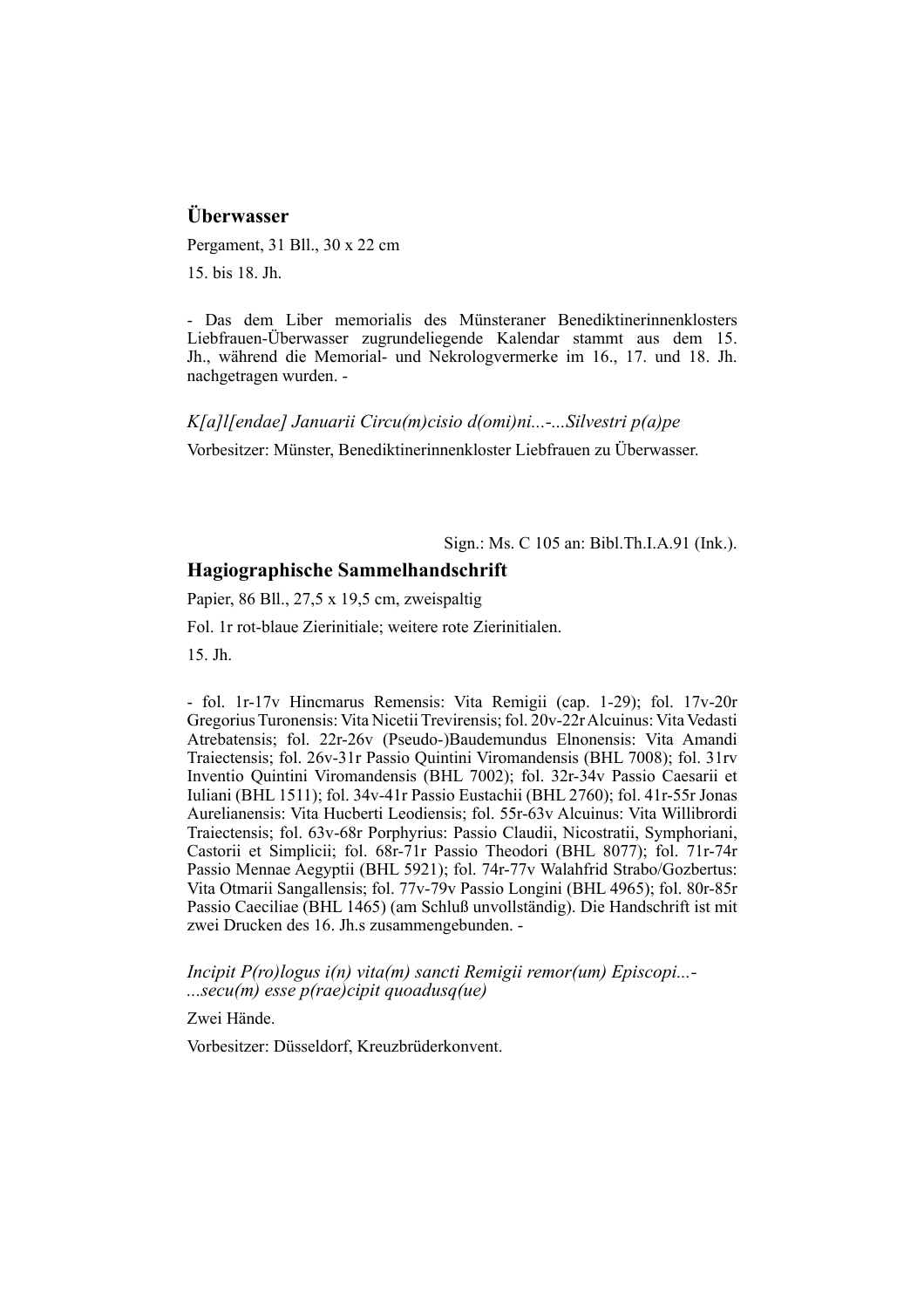## Überwasser

Pergament, 31 Bll., 30 x 22 cm

15. bis 18. Jh.

- Das dem Liber memorialis des Münsteraner Benediktinerinnenklosters Liebfrauen-Überwasser zugrundeliegende Kalendar stammt aus dem 15. Jh., während die Memorial- und Nekrologvermerke im 16., 17. und 18. Jh. nachgetragen wurden. -

*K[a]l[endae] Januarii Circu(m)cisio d(omi)ni...-...Silvestri p(a)pe*

Vorbesitzer: Münster, Benediktinerinnenkloster Liebfrauen zu Überwasser.

Sign.: Ms. C 105 an: Bibl.Th.I.A.91 (Ink.).

## Hagiographische Sammelhandschrift

Papier, 86 Bll., 27,5 x 19,5 cm, zweispaltig

Fol. 1r rot-blaue Zierinitiale; weitere rote Zierinitialen.

15. Jh.

- fol. 1r-17v Hincmarus Remensis: Vita Remigii (cap. 1-29); fol. 17v-20r Gregorius Turonensis: Vita Nicetii Trevirensis; fol. 20v-22r Alcuinus: Vita Vedasti Atrebatensis; fol. 22r-26v (Pseudo-)Baudemundus Elnonensis: Vita Amandi Traiectensis; fol. 26v-31r Passio Quintini Viromandensis (BHL 7008); fol. 31rv Inventio Quintini Viromandensis (BHL 7002); fol. 32r-34v Passio Caesarii et Iuliani (BHL 1511); fol. 34v-41r Passio Eustachii (BHL 2760); fol. 41r-55r Jonas Aurelianensis: Vita Hucberti Leodiensis; fol. 55r-63v Alcuinus: Vita Willibrordi Traiectensis; fol. 63v-68r Porphyrius: Passio Claudii, Nicostratii, Symphoriani, Castorii et Simplicii; fol. 68r-71r Passio Theodori (BHL 8077); fol. 71r-74r Passio Mennae Aegyptii (BHL 5921); fol. 74r-77v Walahfrid Strabo/Gozbertus: Vita Otmarii Sangallensis; fol. 77v-79v Passio Longini (BHL 4965); fol. 80r-85r Passio Caeciliae (BHL 1465) (am Schluß unvollständig). Die Handschrift ist mit zwei Drucken des 16. Jh.s zusammengebunden. -

*Incipit P(ro)logus i(n) vita(m) sancti Remigii remor(um) Episcopi...-...secu(m) esse p(rae)cipit quoadusq(ue)*

Zwei Hände.

Vorbesitzer: Düsseldorf, Kreuzbrüderkonvent.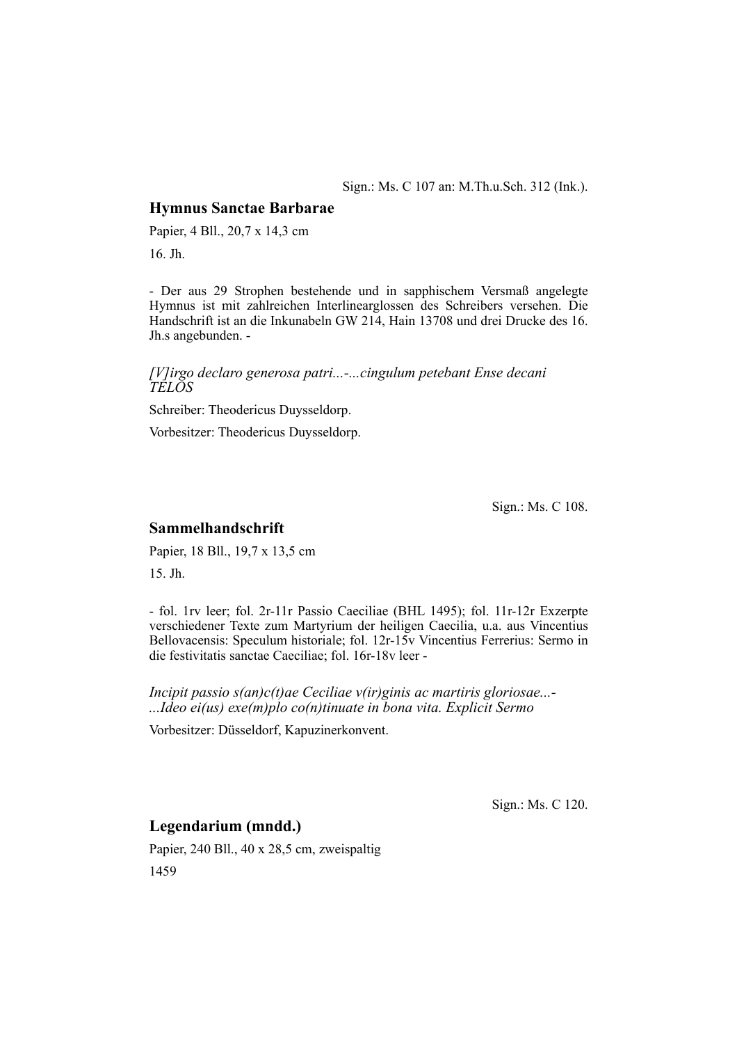Sign.: Ms. C 107 an: M.Th.u.Sch. 312 (Ink.).

## Hymnus Sanctae Barbarae

Papier, 4 Bll., 20,7 x 14,3 cm

16. Jh.

- Der aus 29 Strophen bestehende und in sapphischem Versmaß angelegte Hymnus ist mit zahlreichen Interlinearglossen des Schreibers versehen. Die Handschrift ist an die Inkunabeln GW 214, Hain 13708 und drei Drucke des 16. Jh.s angebunden. -

*[V]irgo declaro generosa patri...-...cingulum petebant Ense decani TELOS*

Schreiber: Theodericus Duysseldorp.

Vorbesitzer: Theodericus Duysseldorp.

Sign.: Ms. C 108.

## Sammelhandschrift

Papier, 18 Bll., 19,7 x 13,5 cm

15. Jh.

- fol. 1rv leer; fol. 2r-11r Passio Caeciliae (BHL 1495); fol. 11r-12r Exzerpte verschiedener Texte zum Martyrium der heiligen Caecilia, u.a. aus Vincentius Bellovacensis: Speculum historiale; fol. 12r-15v Vincentius Ferrerius: Sermo in die festivitatis sanctae Caeciliae; fol. 16r-18v leer -

*Incipit passio s(an)c(t)ae Ceciliae v(ir)ginis ac martiris gloriosae...-...Ideo ei(us) exe(m)plo co(n)tinuate in bona vita. Explicit Sermo*

Vorbesitzer: Düsseldorf, Kapuzinerkonvent.

Sign.: Ms. C 120.

## Legendarium (mndd.)

Papier, 240 Bll., 40 x 28,5 cm, zweispaltig

1459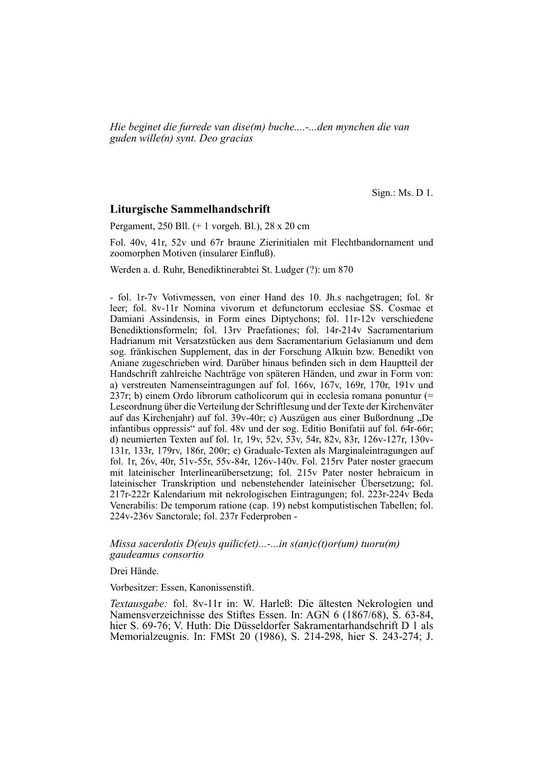*Hie beginet die furrede van dise(m) buche....-...den mynchen die van guden wille(n) synt. Deo gracias*

Sign.: Ms. D 1.

## Liturgische Sammelhandschrift

Pergament, 250 Bll. (+ 1 vorgeh. Bl.), 28 x 20 cm

Fol. 40v, 41r, 52v und 67r braune Zierinitialen mit Flechtbandornament und zoomorphen Motiven (insularer Einfluß).

Werden a. d. Ruhr, Benediktinerabtei St. Ludger (?): um 870

- fol. 1r-7v Votivmessen, von einer Hand des 10. Jh.s nachgetragen; fol. 8r leer; fol. 8v-11r Nomina vivorum et defunctorum ecclesiae SS. Cosmae et Damiani Assindensis, in Form eines Diptychons; fol. 11r-12v verschiedene Benediktionsformeln; fol. 13rv Praefationes; fol. 14r-214v Sacramentarium Hadrianum mit Versatzstücken aus dem Sacramentarium Gelasianum und dem sog. fränkischen Supplement, das in der Forschung Alkuin bzw. Benedikt von Aniane zugeschrieben wird. Darüber hinaus befinden sich in dem Hauptteil der Handschrift zahlreiche Nachträge von späteren Händen, und zwar in Form von: a) verstreuten Namenseintragungen auf fol. 166v, 167v, 169r, 170r, 191v und 237r; b) einem Ordo librorum catholicorum qui in ecclesia romana ponuntur (= Leseordnung über die Verteilung der Schriftlesung und der Texte der Kirchenväter auf das Kirchenjahr) auf fol. 39v-40r; c) Auszügen aus einer Bußordnung „De infantibus oppressis" auf fol. 48v und der sog. Editio Bonifatii auf fol. 64r-66r; d) neumierten Texten auf fol. 1r, 19v, 52v, 53v, 54r, 82v, 83r, 126v-127r, 130v-131r, 133r, 179rv, 186r, 200r; e) Graduale-Texten als Marginaleintragungen auf fol. 1r, 26v, 40r, 51v-55r, 55v-84r, 126v-140v. Fol. 215rv Pater noster graecum mit lateinischer Interlinearübersetzung; fol. 215v Pater noster hebraicum in lateinischer Transkription und nebenstehender lateinischer Übersetzung; fol. 217r-222r Kalendarium mit nekrologischen Eintragungen; fol. 223r-224v Beda Venerabilis: De temporum ratione (cap. 19) nebst komputistischen Tabellen; fol. 224v-236v Sanctorale; fol. 237r Federproben -

*Missa sacerdotis D(eu)s quilic(et)...-...in s(an)c(t)or(um) tuoru(m) gaudeamus consortio*

Drei Hände.

Vorbesitzer: Essen, Kanonissenstift.

*Textausgabe:* fol. 8v-11r in: W. Harleß: Die ältesten Nekrologien und Namensverzeichnisse des Stiftes Essen. In: AGN 6 (1867/68), S. 63-84, hier S. 69-76; V. Huth: Die Düsseldorfer Sakramentarhandschrift D 1 als Memorialzeugnis. In: FMSt 20 (1986), S. 214-298, hier S. 243-274; J.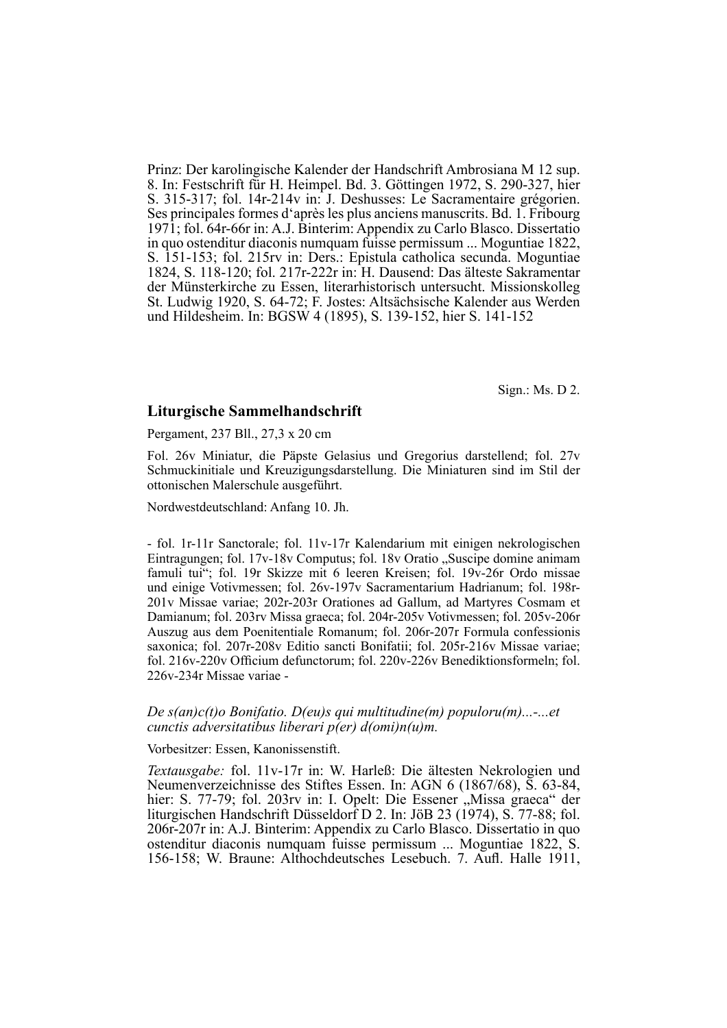Prinz: Der karolingische Kalender der Handschrift Ambrosiana M 12 sup. 8. In: Festschrift für H. Heimpel. Bd. 3. Göttingen 1972, S. 290-327, hier S. 315-317; fol. 14r-214v in: J. Deshusses: Le Sacramentaire grégorien. Ses principales formes d'après les plus anciens manuscrits. Bd. 1. Fribourg 1971; fol. 64r-66r in: A.J. Binterim: Appendix zu Carlo Blasco. Dissertatio in quo ostenditur diaconis numquam fuisse permissum ... Moguntiae 1822, S. 151-153; fol. 215rv in: Ders.: Epistula catholica secunda. Moguntiae 1824, S. 118-120; fol. 217r-222r in: H. Dausend: Das älteste Sakramentar der Münsterkirche zu Essen, literarhistorisch untersucht. Missionskolleg St. Ludwig 1920, S. 64-72; F. Jostes: Altsächsische Kalender aus Werden und Hildesheim. In: BGSW 4 (1895), S. 139-152, hier S. 141-152

Sign.: Ms. D 2.

### Liturgische Sammelhandschrift

Pergament, 237 Bll., 27,3 x 20 cm

Fol. 26v Miniatur, die Päpste Gelasius und Gregorius darstellend; fol. 27v Schmuckinitiale und Kreuzigungsdarstellung. Die Miniaturen sind im Stil der ottonischen Malerschule ausgeführt.

Nordwestdeutschland: Anfang 10. Jh.

- fol. 1r-11r Sanctorale; fol. 11v-17r Kalendarium mit einigen nekrologischen Eintragungen; fol. 17v-18v Computus; fol. 18v Oratio „Suscipe domine animam famuli tui"; fol. 19r Skizze mit 6 leeren Kreisen; fol. 19v-26r Ordo missae und einige Votivmessen; fol. 26v-197v Sacramentarium Hadrianum; fol. 198r-201v Missae variae; 202r-203r Orationes ad Gallum, ad Martyres Cosmam et Damianum; fol. 203rv Missa graeca; fol. 204r-205v Votivmessen; fol. 205v-206r Auszug aus dem Poenitentiale Romanum; fol. 206r-207r Formula confessionis saxonica; fol. 207r-208v Editio sancti Bonifatii; fol. 205r-216v Missae variae; fol. 216v-220v Officium defunctorum; fol. 220v-226v Benediktionsformeln; fol. 226v-234r Missae variae -

*De s(an)c(t)o Bonifatio. D(eu)s qui multitudine(m) populoru(m)...-...et cunctis adversitatibus liberari p(er) d(omi)n(u)m.*

Vorbesitzer: Essen, Kanonissenstift.

*Textausgabe:* fol. 11v-17r in: W. Harleß: Die ältesten Nekrologien und Neumenverzeichnisse des Stiftes Essen. In: AGN 6 (1867/68), S. 63-84, hier: S. 77-79; fol. 203rv in: I. Opelt: Die Essener „Missa graeca" der liturgischen Handschrift Düsseldorf D 2. In: JöB 23 (1974), S. 77-88; fol. 206r-207r in: A.J. Binterim: Appendix zu Carlo Blasco. Dissertatio in quo ostenditur diaconis numquam fuisse permissum ... Moguntiae 1822, S. 156-158; W. Braune: Althochdeutsches Lesebuch. 7. Aufl. Halle 1911,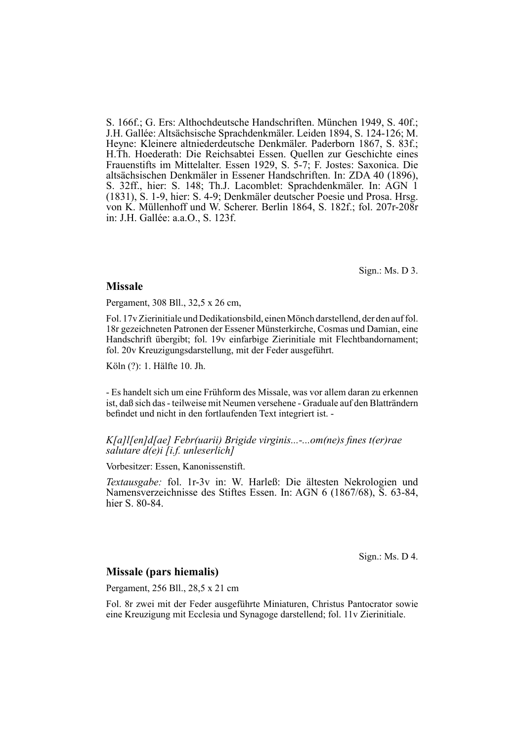S. 166f.; G. Ers: Althochdeutsche Handschriften. München 1949, S. 40f.; J.H. Gallée: Altsächsische Sprachdenkmäler. Leiden 1894, S. 124-126; M. Heyne: Kleinere altniederdeutsche Denkmäler. Paderborn 1867, S. 83f.; H.Th. Hoederath: Die Reichsabtei Essen. Quellen zur Geschichte eines Frauenstifts im Mittelalter. Essen 1929, S. 5-7; F. Jostes: Saxonica. Die altsächsischen Denkmäler in Essener Handschriften. In: ZDA 40 (1896), S. 32ff., hier: S. 148; Th.J. Lacomblet: Sprachdenkmäler. In: AGN 1 (1831), S. 1-9, hier: S. 4-9; Denkmäler deutscher Poesie und Prosa. Hrsg. von K. Müllenhoff und W. Scherer. Berlin 1864, S. 182f.; fol. 207r-208r in: J.H. Gallée: a.a.O., S. 123f.

Sign.: Ms. D 3.

## Missale

Pergament, 308 Bll., 32,5 x 26 cm,

Fol. 17v Zierinitiale und Dedikationsbild, einen Mönch darstellend, der den auf fol. 18r gezeichneten Patronen der Essener Münsterkirche, Cosmas und Damian, eine Handschrift übergibt; fol. 19v einfarbige Zierinitiale mit Flechtbandornament; fol. 20v Kreuzigungsdarstellung, mit der Feder ausgeführt.

Köln (?): 1. Hälfte 10. Jh.

- Es handelt sich um eine Frühform des Missale, was vor allem daran zu erkennen ist, daß sich das - teilweise mit Neumen versehene - Graduale auf den Blatträndern befindet und nicht in den fortlaufenden Text integriert ist. -

*K[a]l[en]d[ae] Febr(uarii) Brigide virginis...-...om(ne)s fines t(er)rae salutare d(e)i [i.f. unleserlich]*

Vorbesitzer: Essen, Kanonissenstift.

*Textausgabe:* fol. 1r-3v in: W. Harleß: Die ältesten Nekrologien und Namensverzeichnisse des Stiftes Essen. In: AGN 6 (1867/68), S. 63-84, hier S. 80-84.

Sign.: Ms. D 4.

## Missale (pars hiemalis)

Pergament, 256 Bll., 28,5 x 21 cm

Fol. 8r zwei mit der Feder ausgeführte Miniaturen, Christus Pantocrator sowie eine Kreuzigung mit Ecclesia und Synagoge darstellend; fol. 11v Zierinitiale.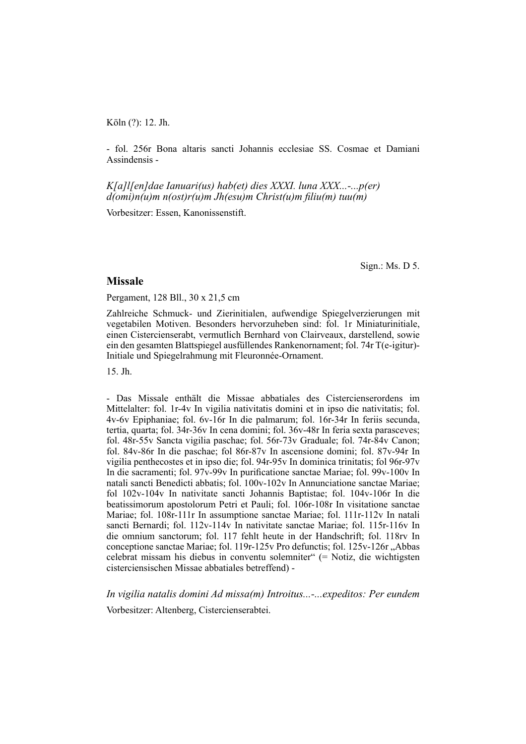Köln (?): 12. Jh.

- fol. 256r Bona altaris sancti Johannis ecclesiae SS. Cosmae et Damiani Assindensis -

*K[a]l[en]dae Ianuari(us) hab(et) dies XXXI. luna XXX...-...p(er) d(omi)n(u)m n(ost)r(u)m Jh(esu)m Christ(u)m filiu(m) tuu(m)*

Vorbesitzer: Essen, Kanonissenstift.

Sign.: Ms. D 5.

## Missale

Pergament, 128 Bll., 30 x 21,5 cm

Zahlreiche Schmuck- und Zierinitialen, aufwendige Spiegelverzierungen mit vegetabilen Motiven. Besonders hervorzuheben sind: fol. 1r Miniaturinitiale, einen Cistercienserabt, vermutlich Bernhard von Clairveaux, darstellend, sowie ein den gesamten Blattspiegel ausfüllendes Rankenornament; fol. 74r T(e-igitur)-Initiale und Spiegelrahmung mit Fleuronnée-Ornament.

15. Jh.

- Das Missale enthält die Missae abbatiales des Cistercienserordens im Mittelalter: fol. 1r-4v In vigilia nativitatis domini et in ipso die nativitatis; fol. 4v-6v Epiphaniae; fol. 6v-16r In die palmarum; fol. 16r-34r In feriis secunda, tertia, quarta; fol. 34r-36v In cena domini; fol. 36v-48r In feria sexta parasceves; fol. 48r-55v Sancta vigilia paschae; fol. 56r-73v Graduale; fol. 74r-84v Canon; fol. 84v-86r In die paschae; fol 86r-87v In ascensione domini; fol. 87v-94r In vigilia penthecostes et in ipso die; fol. 94r-95v In dominica trinitatis; fol 96r-97v In die sacramenti; fol. 97v-99v In purificatione sanctae Mariae; fol. 99v-100v In natali sancti Benedicti abbatis; fol. 100v-102v In Annunciatione sanctae Mariae; fol 102v-104v In nativitate sancti Johannis Baptistae; fol. 104v-106r In die beatissimorum apostolorum Petri et Pauli; fol. 106r-108r In visitatione sanctae Mariae; fol. 108r-111r In assumptione sanctae Mariae; fol. 111r-112v In natali sancti Bernardi; fol. 112v-114v In nativitate sanctae Mariae; fol. 115r-116v In die omnium sanctorum; fol. 117 fehlt heute in der Handschrift; fol. 118rv In conceptione sanctae Mariae; fol. 119r-125v Pro defunctis; fol. 125v-126r „Abbas celebrat missam his diebus in conventu solemniter“ (= Notiz, die wichtigsten cisterciensischen Missae abbatiales betreffend) -

*In vigilia natalis domini Ad missa(m) Introitus...-...expeditos: Per eundem*

Vorbesitzer: Altenberg, Cistercienserabtei.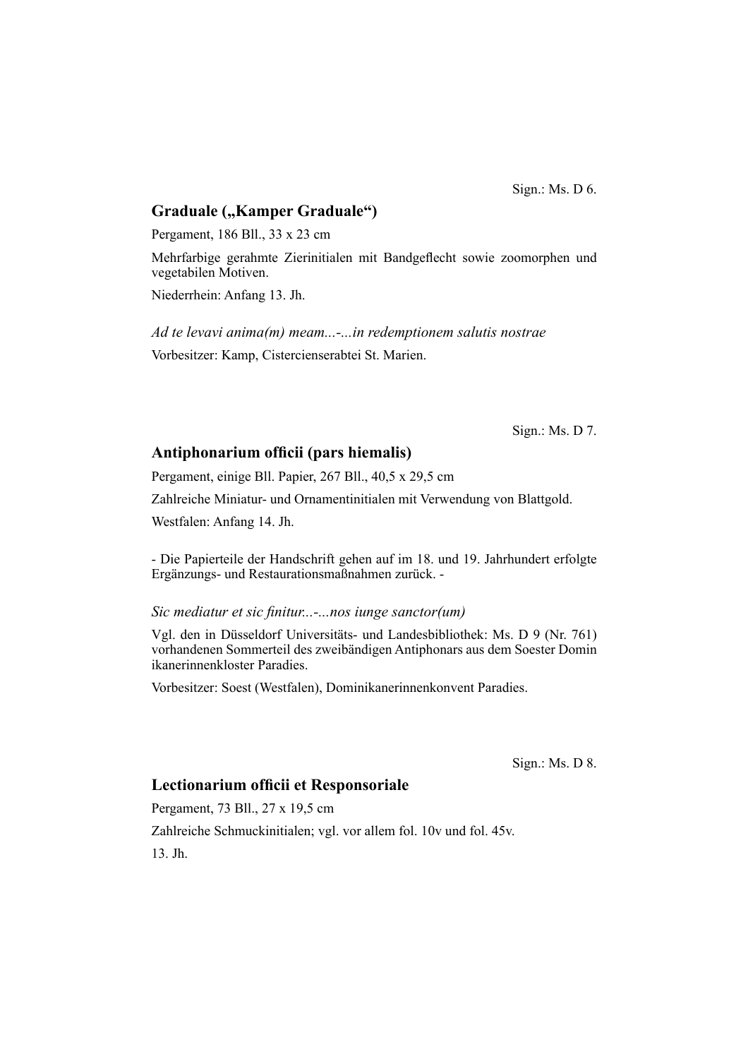Sign.: Ms. D 6.

## Graduale („Kamper Graduale“)

Pergament, 186 Bll., 33 x 23 cm

Mehrfarbige gerahmte Zierinitialen mit Bandgeflecht sowie zoomorphen und vegetabilen Motiven.

Niederrhein: Anfang 13. Jh.

*Ad te levavi anima(m) meam...-...in redemptionem salutis nostrae*

Vorbesitzer: Kamp, Cistercienserabtei St. Marien.

Sign.: Ms. D 7.

## Antiphonarium officii (pars hiemalis)

Pergament, einige Bll. Papier, 267 Bll., 40,5 x 29,5 cm

Zahlreiche Miniatur- und Ornamentinitialen mit Verwendung von Blattgold.

Westfalen: Anfang 14. Jh.

- Die Papierteile der Handschrift gehen auf im 18. und 19. Jahrhundert erfolgte Ergänzungs- und Restaurationsmaßnahmen zurück. -

*Sic mediatur et sic finitur...-...nos iunge sanctor(um)*

Vgl. den in Düsseldorf Universitäts- und Landesbibliothek: Ms. D 9 (Nr. 761) vorhandenen Sommerteil des zweibändigen Antiphonars aus dem Soester Domin ikanerinnenkloster Paradies.

Vorbesitzer: Soest (Westfalen), Dominikanerinnenkonvent Paradies.

Sign.: Ms. D 8.

## Lectionarium officii et Responsoriale

Pergament, 73 Bll., 27 x 19,5 cm

Zahlreiche Schmuckinitialen; vgl. vor allem fol. 10v und fol. 45v.

13. Jh.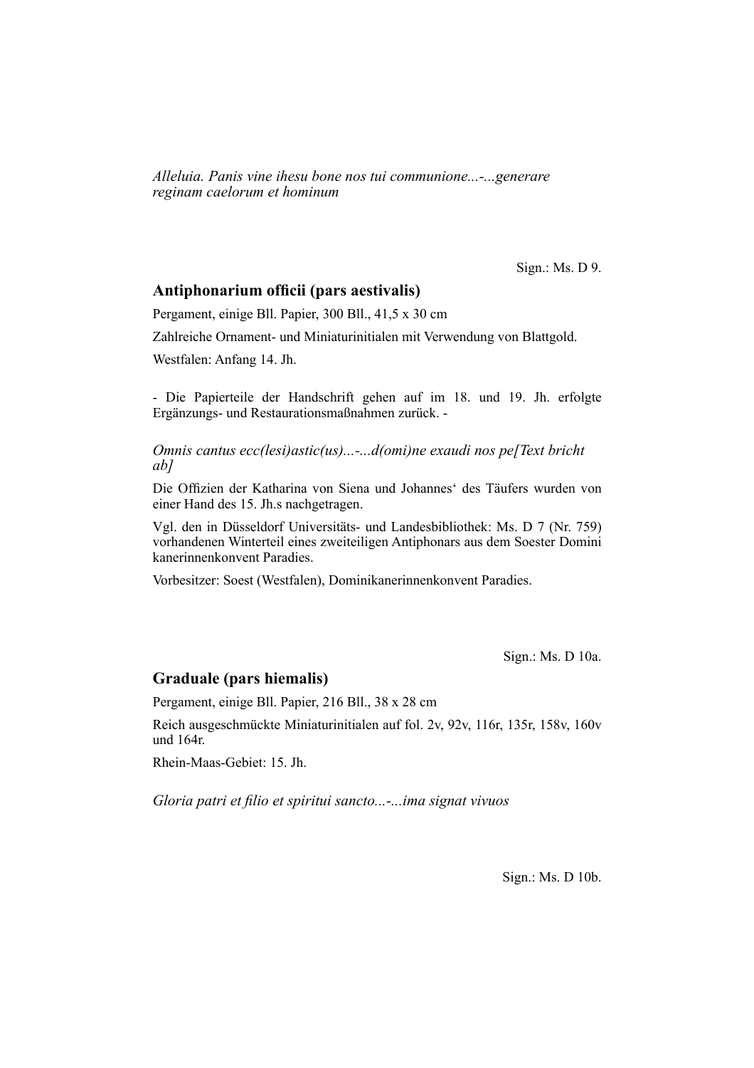*Alleluia. Panis vine ihesu bone nos tui communione...-...generare reginam caelorum et hominum*

Sign.: Ms. D 9.

## Antiphonarium officii (pars aestivalis)

Pergament, einige Bll. Papier, 300 Bll., 41,5 x 30 cm

Zahlreiche Ornament- und Miniaturinitialen mit Verwendung von Blattgold.

Westfalen: Anfang 14. Jh.

- Die Papierteile der Handschrift gehen auf im 18. und 19. Jh. erfolgte Ergänzungs- und Restaurationsmaßnahmen zurück. -

*Omnis cantus ecc(lesi)astic(us)...-...d(omi)ne exaudi nos pe[Text bricht ab]*

Die Offizien der Katharina von Siena und Johannes' des Täufers wurden von einer Hand des 15. Jh.s nachgetragen.

Vgl. den in Düsseldorf Universitäts- und Landesbibliothek: Ms. D 7 (Nr. 759) vorhandenen Winterteil eines zweiteiligen Antiphonars aus dem Soester Dominikanerinnenkonvent Paradies.

Vorbesitzer: Soest (Westfalen), Dominikanerinnenkonvent Paradies.

Sign.: Ms. D 10a.

## Graduale (pars hiemalis)

Pergament, einige Bll. Papier, 216 Bll., 38 x 28 cm

Reich ausgeschmückte Miniaturinitialen auf fol. 2v, 92v, 116r, 135r, 158v, 160v und 164r.

Rhein-Maas-Gebiet: 15. Jh.

*Gloria patri et filio et spiritui sancto...-...ima signat vivuos*

Sign.: Ms. D 10b.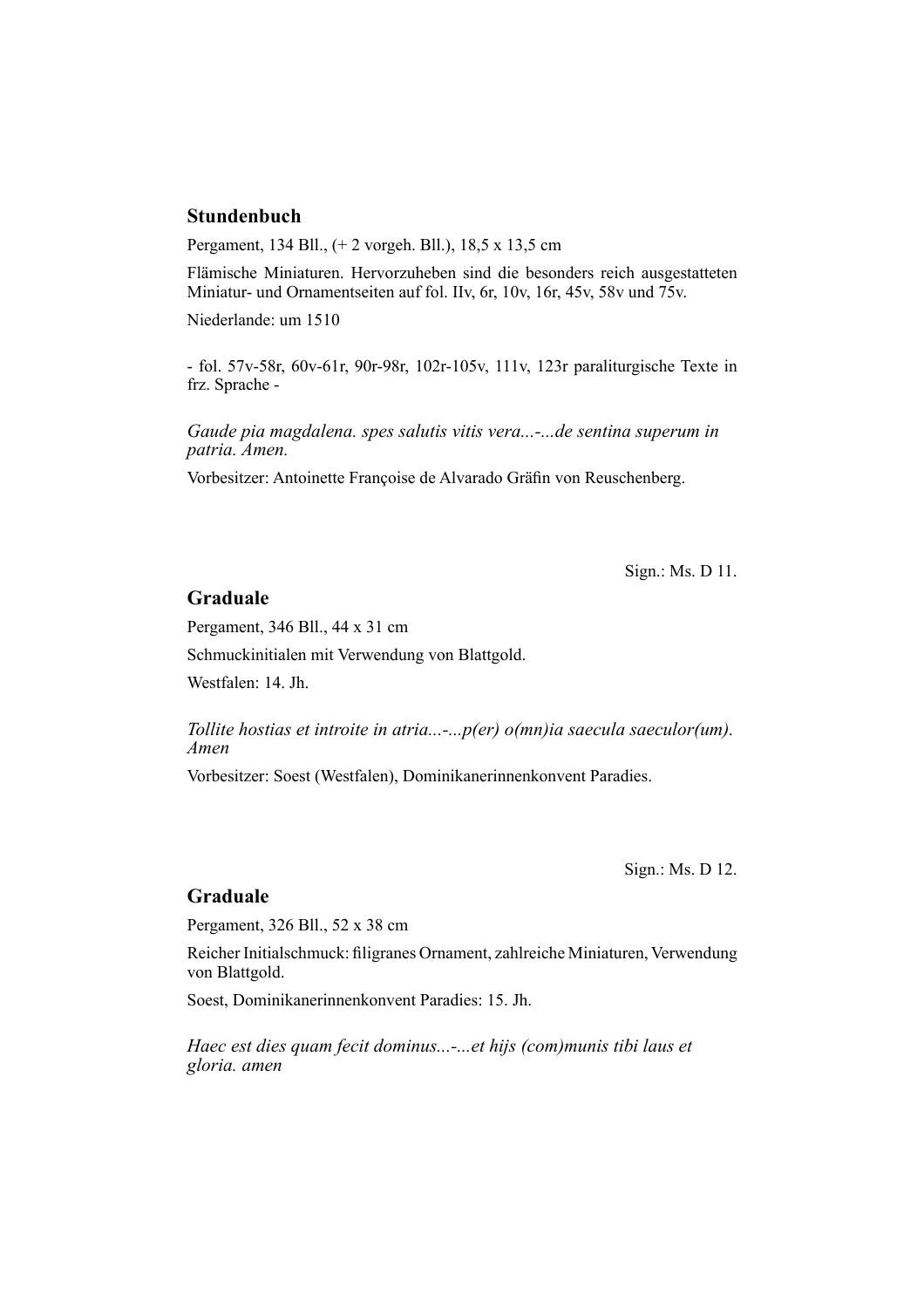## Stundenbuch

Pergament, 134 Bll., (+ 2 vorgeh. Bll.), 18,5 x 13,5 cm

Flämische Miniaturen. Hervorzuheben sind die besonders reich ausgestatteten Miniatur- und Ornamentseiten auf fol. IIv, 6r, 10v, 16r, 45v, 58v und 75v.

Niederlande: um 1510

- fol. 57v-58r, 60v-61r, 90r-98r, 102r-105v, 111v, 123r paraliturgische Texte in frz. Sprache -

*Gaude pia magdalena. spes salutis vitis vera...-...de sentina superum in patria. Amen.*

Vorbesitzer: Antoinette Françoise de Alvarado Gräfin von Reuschenberg.

Sign.: Ms. D 11.

## Graduale

Pergament, 346 Bll., 44 x 31 cm

Schmuckinitialen mit Verwendung von Blattgold.

Westfalen: 14. Jh.

*Tollite hostias et introite in atria...-...p(er) o(mn)ia saecula saeculor(um). Amen*

Vorbesitzer: Soest (Westfalen), Dominikanerinnenkonvent Paradies.

Sign.: Ms. D 12.

## Graduale

Pergament, 326 Bll., 52 x 38 cm

Reicher Initialschmuck: filigranes Ornament, zahlreiche Miniaturen, Verwendung von Blattgold.

Soest, Dominikanerinnenkonvent Paradies: 15. Jh.

*Haec est dies quam fecit dominus...-...et hijs (com)munis tibi laus et gloria. amen*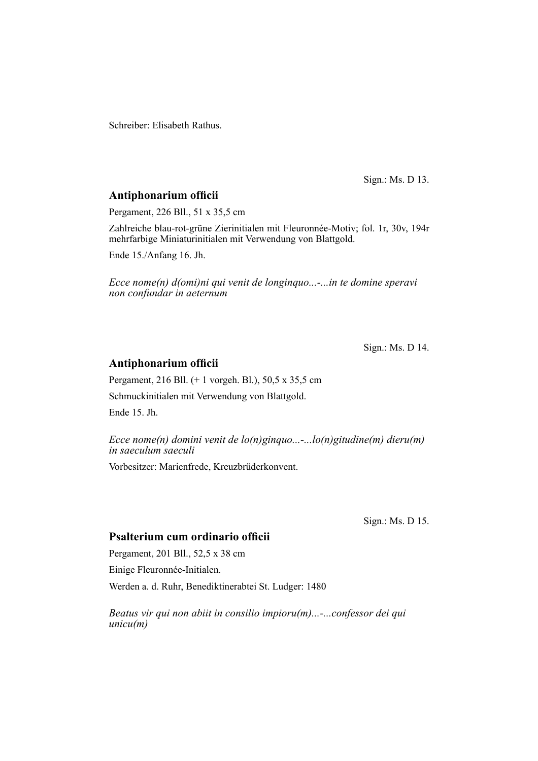Schreiber: Elisabeth Rathus.

Sign.: Ms. D 13.

### Antiphonarium officii

Pergament, 226 Bll., 51 x 35,5 cm

Zahlreiche blau-rot-grüne Zierinitialen mit Fleuronnée-Motiv; fol. 1r, 30v, 194r mehrfarbige Miniaturinitialen mit Verwendung von Blattgold.

Ende 15./Anfang 16. Jh.

*Ecce nome(n) d(omi)ni qui venit de longinquo...-...in te domine speravi non confundar in aeternum*

Sign.: Ms. D 14.

### Antiphonarium officii

Pergament, 216 Bll. (+ 1 vorgeh. Bl.), 50,5 x 35,5 cm

Schmuckinitialen mit Verwendung von Blattgold.

Ende 15. Jh.

*Ecce nome(n) domini venit de lo(n)ginquo...-...lo(n)gitudine(m) dieru(m) in saeculum saeculi*

Vorbesitzer: Marienfrede, Kreuzbrüderkonvent.

Sign.: Ms. D 15.

### Psalterium cum ordinario officii

Pergament, 201 Bll., 52,5 x 38 cm

Einige Fleuronnée-Initialen.

Werden a. d. Ruhr, Benediktinerabtei St. Ludger: 1480

*Beatus vir qui non abiit in consilio impioru(m)...-...confessor dei qui unicu(m)*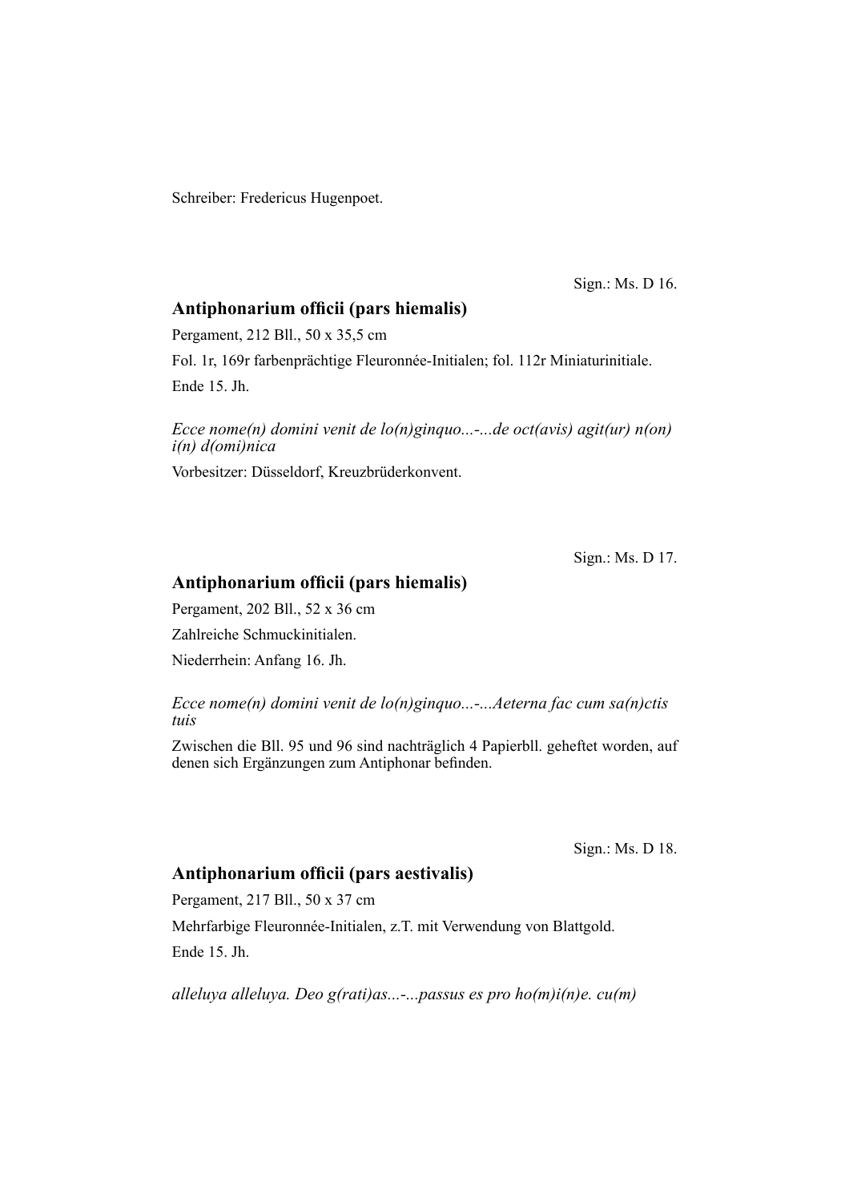Schreiber: Fredericus Hugenpoet.

Sign.: Ms. D 16.

### Antiphonarium officii (pars hiemalis)

Pergament, 212 Bll., 50 x 35,5 cm

Fol. 1r, 169r farbenprächtige Fleuronnée-Initialen; fol. 112r Miniaturinitiale.

Ende 15. Jh.

*Ecce nome(n) domini venit de lo(n)ginquo...-...de oct(avis) agit(ur) n(on) i(n) d(omi)nica*

Vorbesitzer: Düsseldorf, Kreuzbrüderkonvent.

Sign.: Ms. D 17.

### Antiphonarium officii (pars hiemalis)

Pergament, 202 Bll., 52 x 36 cm

Zahlreiche Schmuckinitialen.

Niederrhein: Anfang 16. Jh.

*Ecce nome(n) domini venit de lo(n)ginquo...-...Aeterna fac cum sa(n)ctis tuis*

Zwischen die Bll. 95 und 96 sind nachträglich 4 Papierbll. geheftet worden, auf denen sich Ergänzungen zum Antiphonar befinden.

Sign.: Ms. D 18.

### Antiphonarium officii (pars aestivalis)

Pergament, 217 Bll., 50 x 37 cm

Mehrfarbige Fleuronnée-Initialen, z.T. mit Verwendung von Blattgold.

Ende 15. Jh.

*alleluya alleluya. Deo g(rati)as...-...passus es pro ho(m)i(n)e. cu(m)*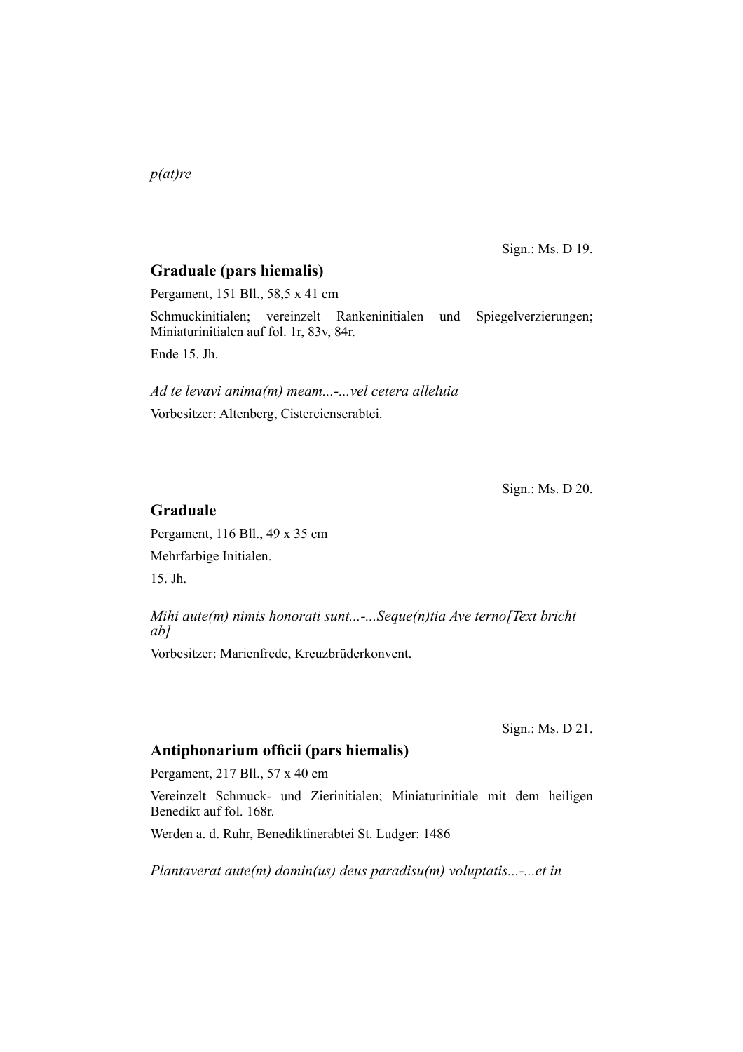*p(at)re*

Sign.: Ms. D 19.

### Graduale (pars hiemalis)

Pergament, 151 Bll., 58,5 x 41 cm

Schmuckinitialen; vereinzelt Rankeninitialen und Spiegelverzierungen; Miniaturinitialen auf fol. 1r, 83v, 84r.

Ende 15. Jh.

*Ad te levavi anima(m) meam...-...vel cetera alleluia*

Vorbesitzer: Altenberg, Cistercienserabtei.

Sign.: Ms. D 20.

### Graduale

Pergament, 116 Bll., 49 x 35 cm

Mehrfarbige Initialen.

15. Jh.

*Mihi aute(m) nimis honorati sunt...-...Seque(n)tia Ave terno[Text bricht ab]*

Vorbesitzer: Marienfrede, Kreuzbrüderkonvent.

Sign.: Ms. D 21.

### Antiphonarium officii (pars hiemalis)

Pergament, 217 Bll., 57 x 40 cm

Vereinzelt Schmuck- und Zierinitialen; Miniaturinitiale mit dem heiligen Benedikt auf fol. 168r.

Werden a. d. Ruhr, Benediktinerabtei St. Ludger: 1486

*Plantaverat aute(m) domin(us) deus paradisu(m) voluptatis...-...et in*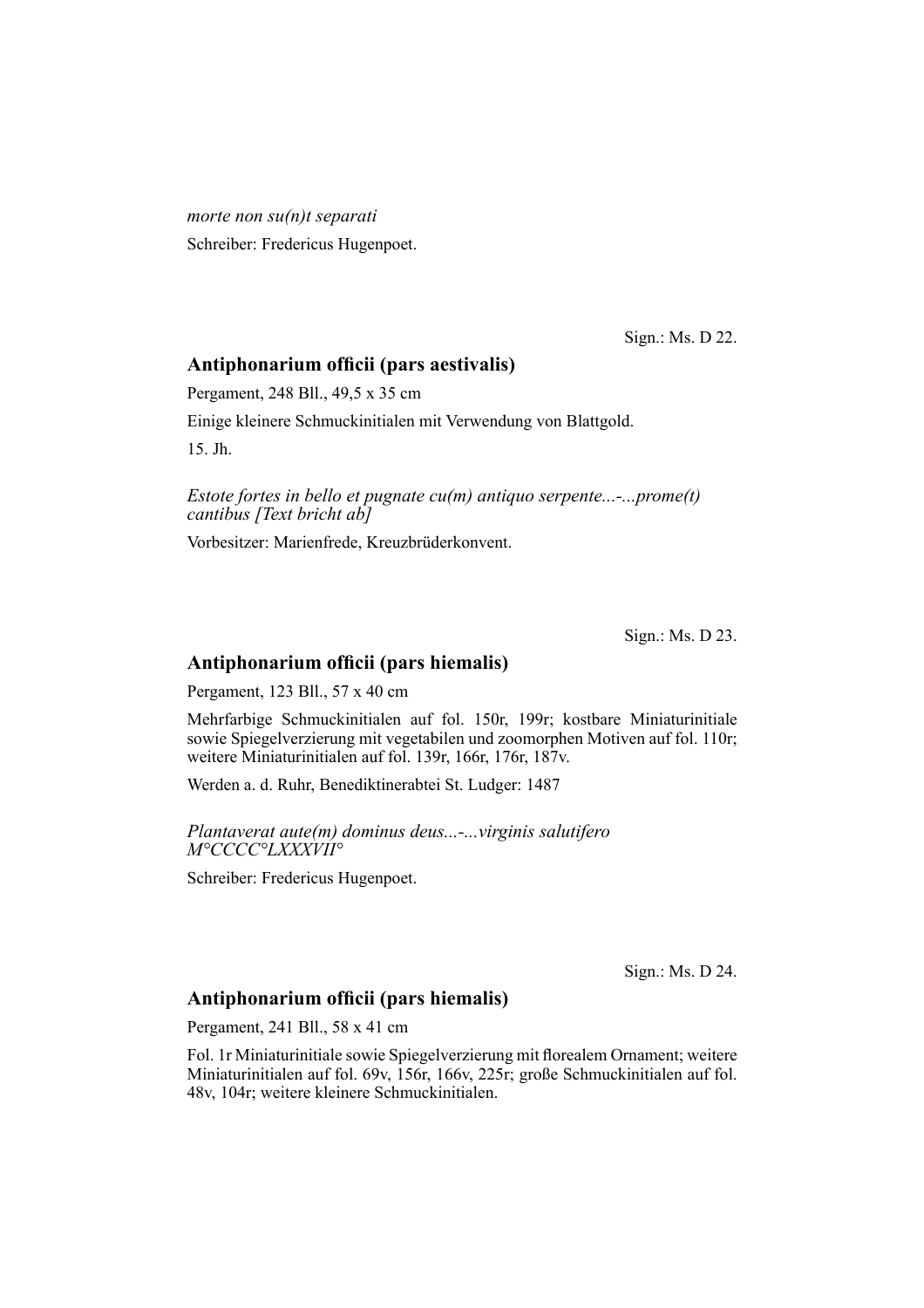*morte non su(n)t separati*

Schreiber: Fredericus Hugenpoet.

Sign.: Ms. D 22.

## Antiphonarium officii (pars aestivalis)

Pergament, 248 Bll., 49,5 x 35 cm

Einige kleinere Schmuckinitialen mit Verwendung von Blattgold.

15. Jh.

*Estote fortes in bello et pugnate cu(m) antiquo serpente...-...prome(t) cantibus [Text bricht ab]*

Vorbesitzer: Marienfrede, Kreuzbrüderkonvent.

Sign.: Ms. D 23.

## Antiphonarium officii (pars hiemalis)

Pergament, 123 Bll., 57 x 40 cm

Mehrfarbige Schmuckinitialen auf fol. 150r, 199r; kostbare Miniaturinitiale sowie Spiegelverzierung mit vegetabilen und zoomorphen Motiven auf fol. 110r; weitere Miniaturinitialen auf fol. 139r, 166r, 176r, 187v.

Werden a. d. Ruhr, Benediktinerabtei St. Ludger: 1487

*Plantaverat aute(m) dominus deus...-...virginis salutifero M°CCCC°LXXXVII°*

Schreiber: Fredericus Hugenpoet.

Sign.: Ms. D 24.

## Antiphonarium officii (pars hiemalis)

Pergament, 241 Bll., 58 x 41 cm

Fol. 1r Miniaturinitiale sowie Spiegelverzierung mit florealem Ornament; weitere Miniaturinitialen auf fol. 69v, 156r, 166v, 225r; große Schmuckinitialen auf fol. 48v, 104r; weitere kleinere Schmuckinitialen.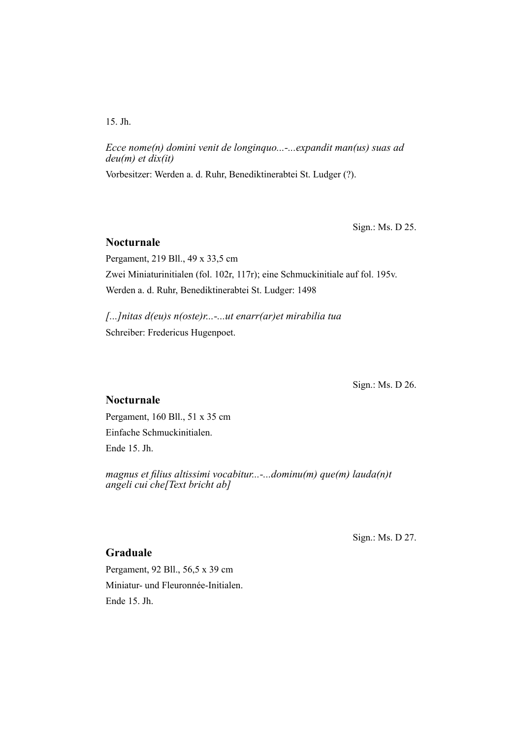15. Jh.

*Ecce nome(n) domini venit de longinquo...-...expandit man(us) suas ad deu(m) et dix(it)*

Vorbesitzer: Werden a. d. Ruhr, Benediktinerabtei St. Ludger (?).

Sign.: Ms. D 25.

## Nocturnale

Pergament, 219 Bll., 49 x 33,5 cm

Zwei Miniaturinitialen (fol. 102r, 117r); eine Schmuckinitiale auf fol. 195v.

Werden a. d. Ruhr, Benediktinerabtei St. Ludger: 1498

*[...]nitas d(eu)s n(oste)r...-...ut enarr(ar)et mirabilia tua*

Schreiber: Fredericus Hugenpoet.

Sign.: Ms. D 26.

## Nocturnale

Pergament, 160 Bll., 51 x 35 cm

Einfache Schmuckinitialen.

Ende 15. Jh.

*magnus et filius altissimi vocabitur...-...dominu(m) que(m) lauda(n)t angeli cui che[Text bricht ab]*

Sign.: Ms. D 27.

## Graduale

Pergament, 92 Bll., 56,5 x 39 cm

Miniatur- und Fleuronnée-Initialen.

Ende 15. Jh.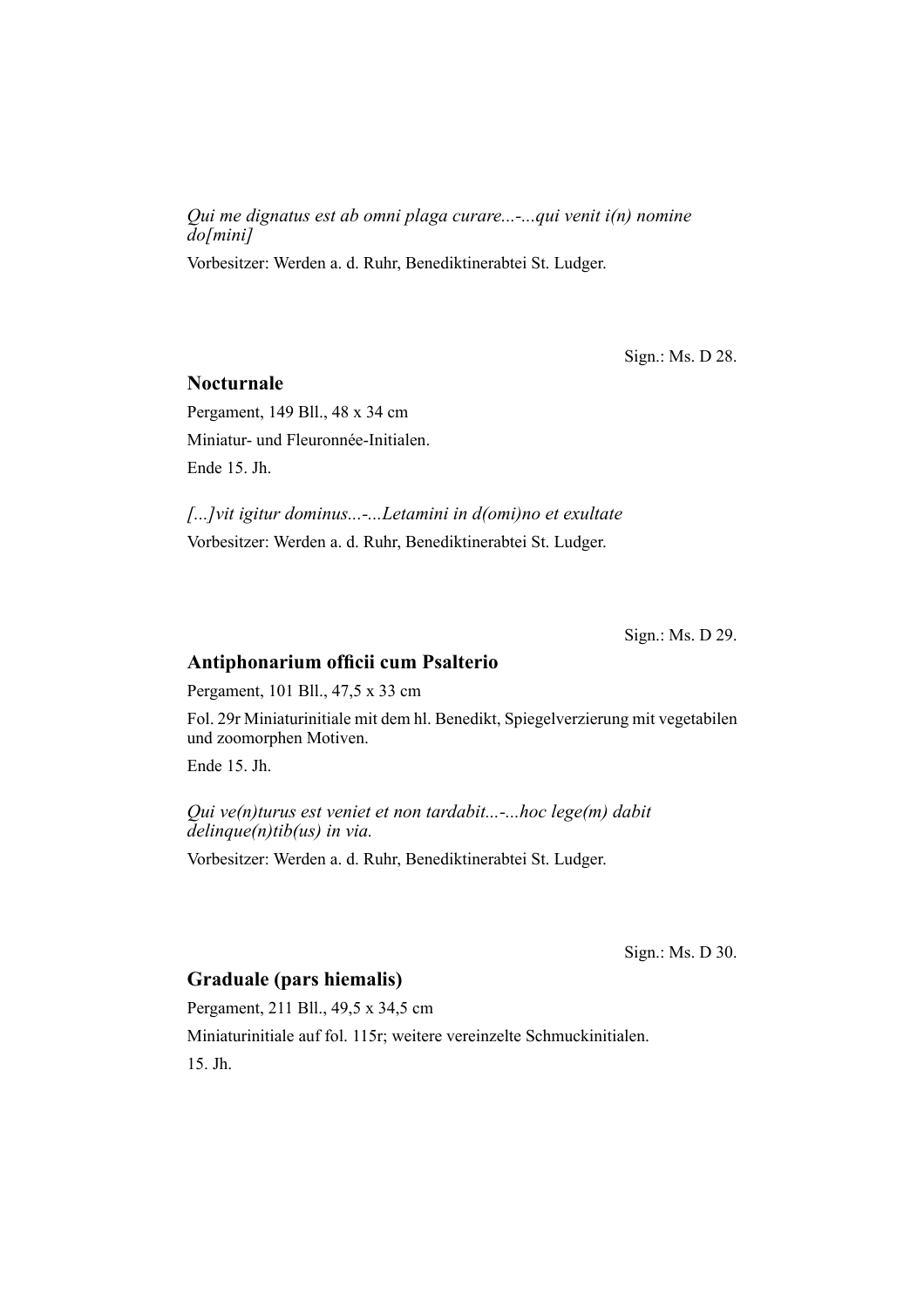*Qui me dignatus est ab omni plaga curare...-...qui venit i(n) nomine do[mini]*

Vorbesitzer: Werden a. d. Ruhr, Benediktinerabtei St. Ludger.

Sign.: Ms. D 28.

### Nocturnale

Pergament, 149 Bll., 48 x 34 cm

Miniatur- und Fleuronnée-Initialen.

Ende 15. Jh.

*[...]vit igitur dominus...-...Letamini in d(omi)no et exultate*

Vorbesitzer: Werden a. d. Ruhr, Benediktinerabtei St. Ludger.

Sign.: Ms. D 29.

### Antiphonarium officii cum Psalterio

Pergament, 101 Bll., 47,5 x 33 cm

Fol. 29r Miniaturinitiale mit dem hl. Benedikt, Spiegelverzierung mit vegetabilen und zoomorphen Motiven.

Ende 15. Jh.

*Qui ve(n)turus est veniet et non tardabit...-...hoc lege(m) dabit delinque(n)tib(us) in via.*

Vorbesitzer: Werden a. d. Ruhr, Benediktinerabtei St. Ludger.

Sign.: Ms. D 30.

### Graduale (pars hiemalis)

Pergament, 211 Bll., 49,5 x 34,5 cm

Miniaturinitiale auf fol. 115r; weitere vereinzelte Schmuckinitialen.

15. Jh.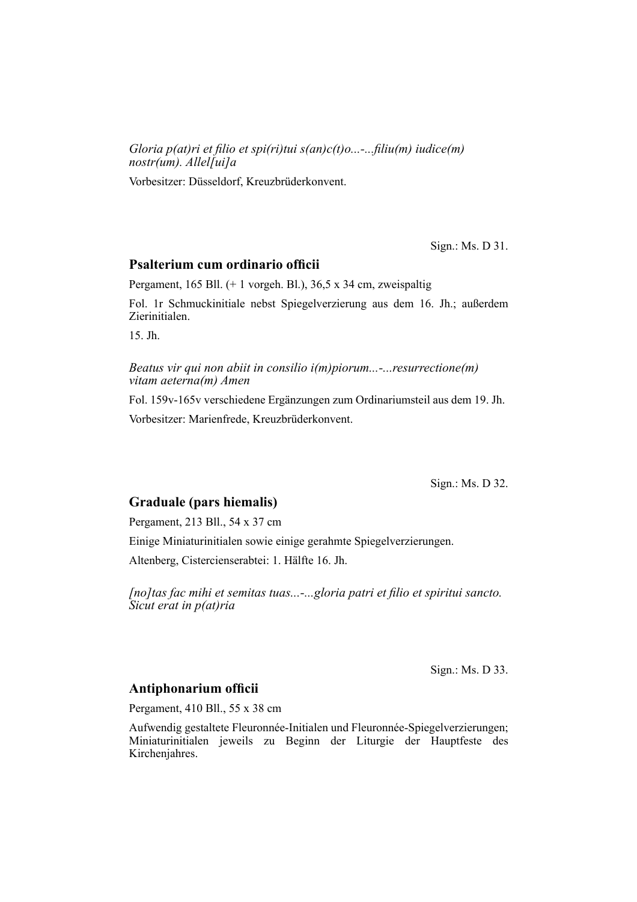*Gloria p(at)ri et filio et spi(ri)tui s(an)c(t)o...-...filiu(m) iudice(m) nostr(um). Allel[ui]a*

Vorbesitzer: Düsseldorf, Kreuzbrüderkonvent.

Sign.: Ms. D 31.

## Psalterium cum ordinario officii

Pergament, 165 Bll. (+ 1 vorgeh. Bl.), 36,5 x 34 cm, zweispaltig

Fol. 1r Schmuckinitiale nebst Spiegelverzierung aus dem 16. Jh.; außerdem Zierinitialen.

15. Jh.

*Beatus vir qui non abiit in consilio i(m)piorum...-...resurrectione(m) vitam aeterna(m) Amen*

Fol. 159v-165v verschiedene Ergänzungen zum Ordinariumsteil aus dem 19. Jh.

Vorbesitzer: Marienfrede, Kreuzbrüderkonvent.

Sign.: Ms. D 32.

## Graduale (pars hiemalis)

Pergament, 213 Bll., 54 x 37 cm

Einige Miniaturinitialen sowie einige gerahmte Spiegelverzierungen.

Altenberg, Cistercienserabtei: 1. Hälfte 16. Jh.

*[no]tas fac mihi et semitas tuas...-...gloria patri et filio et spiritui sancto. Sicut erat in p(at)ria*

Sign.: Ms. D 33.

## Antiphonarium officii

Pergament, 410 Bll., 55 x 38 cm

Aufwendig gestaltete Fleuronnée-Initialen und Fleuronnée-Spiegelverzierungen; Miniaturinitialen jeweils zu Beginn der Liturgie der Hauptfeste des Kirchenjahres.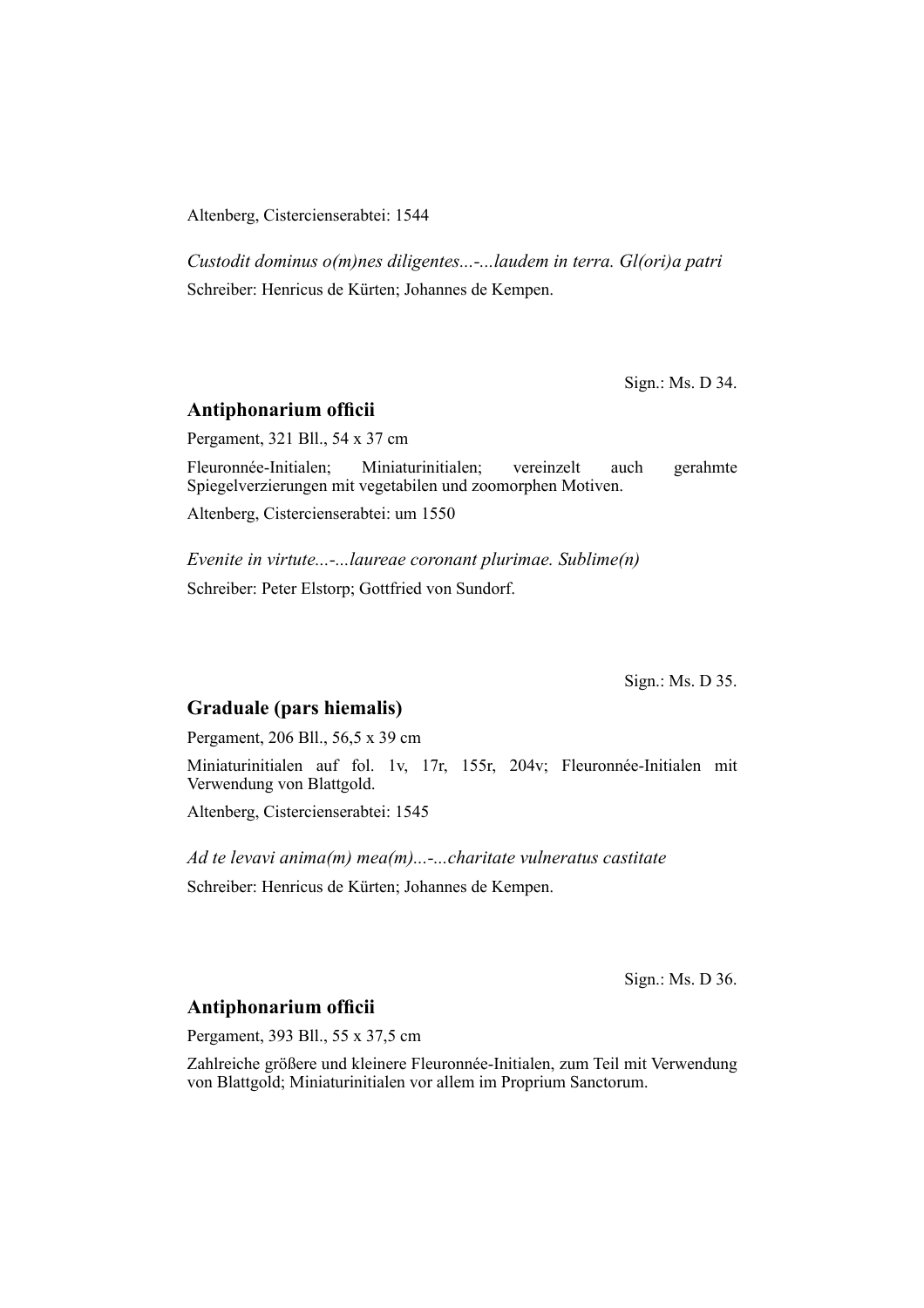Altenberg, Cistercienserabtei: 1544

*Custodit dominus o(m)nes diligentes...-...laudem in terra. Gl(ori)a patri*

Schreiber: Henricus de Kürten; Johannes de Kempen.

Sign.: Ms. D 34.

## Antiphonarium officii

Pergament, 321 Bll., 54 x 37 cm

Fleuronnée-Initialen; Miniaturinitialen; vereinzelt auch gerahmte Spiegelverzierungen mit vegetabilen und zoomorphen Motiven.

Altenberg, Cistercienserabtei: um 1550

*Evenite in virtute...-...laureae coronant plurimae. Sublime(n)*

Schreiber: Peter Elstorp; Gottfried von Sundorf.

Sign.: Ms. D 35.

## Graduale (pars hiemalis)

Pergament, 206 Bll., 56,5 x 39 cm

Miniaturinitialen auf fol. 1v, 17r, 155r, 204v; Fleuronnée-Initialen mit Verwendung von Blattgold.

Altenberg, Cistercienserabtei: 1545

*Ad te levavi anima(m) mea(m)...-...charitate vulneratus castitate*

Schreiber: Henricus de Kürten; Johannes de Kempen.

Sign.: Ms. D 36.

## Antiphonarium officii

Pergament, 393 Bll., 55 x 37,5 cm

Zahlreiche größere und kleinere Fleuronnée-Initialen, zum Teil mit Verwendung von Blattgold; Miniaturinitialen vor allem im Proprium Sanctorum.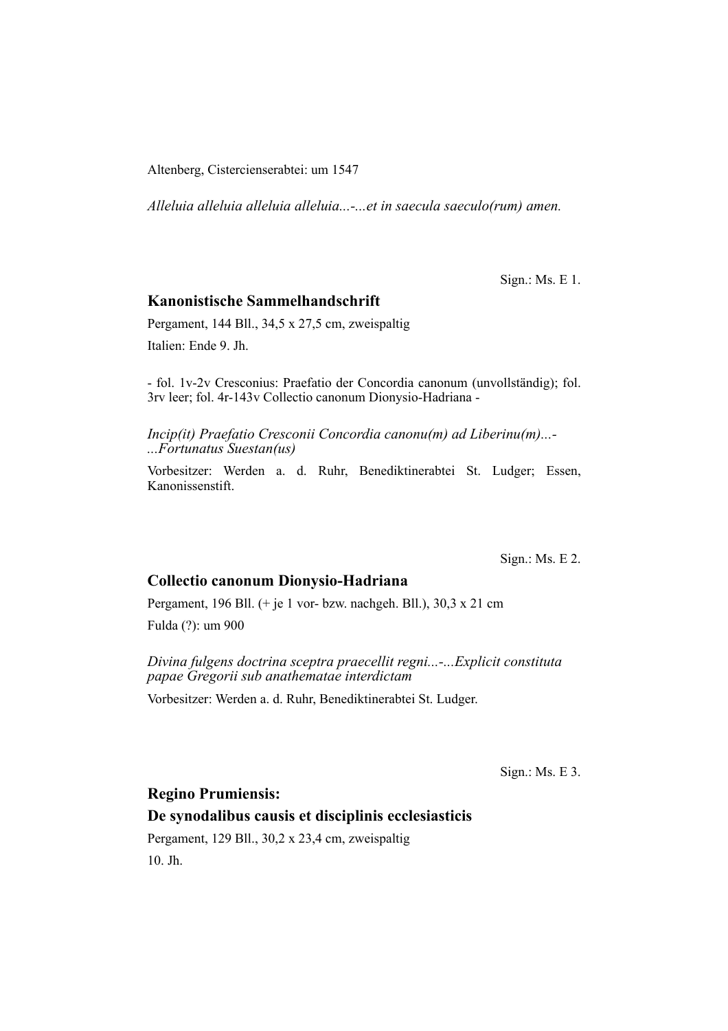Altenberg, Cistercienserabtei: um 1547

*Alleluia alleluia alleluia alleluia...-...et in saecula saeculo(rum) amen.*

Sign.: Ms. E 1.

### Kanonistische Sammelhandschrift

Pergament, 144 Bll., 34,5 x 27,5 cm, zweispaltig

Italien: Ende 9. Jh.

- fol. 1v-2v Cresconius: Praefatio der Concordia canonum (unvollständig); fol. 3rv leer; fol. 4r-143v Collectio canonum Dionysio-Hadriana -

*Incip(it) Praefatio Cresconii Concordia canonu(m) ad Liberinu(m)...-...Fortunatus Suestan(us)*

Vorbesitzer: Werden a. d. Ruhr, Benediktinerabtei St. Ludger; Essen, Kanonissenstift.

Sign.: Ms. E 2.

### Collectio canonum Dionysio-Hadriana

Pergament, 196 Bll. (+ je 1 vor- bzw. nachgeh. Bll.), 30,3 x 21 cm

Fulda (?): um 900

*Divina fulgens doctrina sceptra praecellit regni...-...Explicit constituta papae Gregorii sub anathematae interdictam*

Vorbesitzer: Werden a. d. Ruhr, Benediktinerabtei St. Ludger.

Sign.: Ms. E 3.

### Regino Prumiensis:
### De synodalibus causis et disciplinis ecclesiasticis

Pergament, 129 Bll., 30,2 x 23,4 cm, zweispaltig

10. Jh.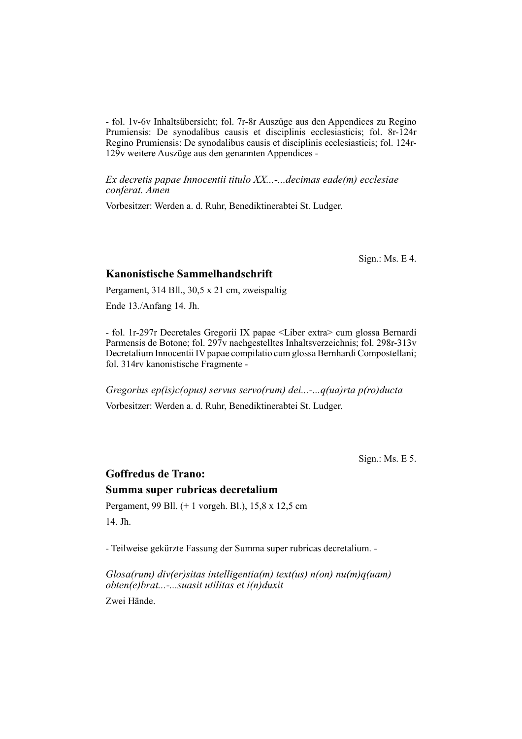- fol. 1v-6v Inhaltsübersicht; fol. 7r-8r Auszüge aus den Appendices zu Regino Prumiensis: De synodalibus causis et disciplinis ecclesiasticis; fol. 8r-124r Regino Prumiensis: De synodalibus causis et disciplinis ecclesiasticis; fol. 124r-129v weitere Auszüge aus den genannten Appendices -

*Ex decretis papae Innocentii titulo XX...-...decimas eade(m) ecclesiae conferat. Amen*

Vorbesitzer: Werden a. d. Ruhr, Benediktinerabtei St. Ludger.

Sign.: Ms. E 4.

## Kanonistische Sammelhandschrift

Pergament, 314 Bll., 30,5 x 21 cm, zweispaltig

Ende 13./Anfang 14. Jh.

- fol. 1r-297r Decretales Gregorii IX papae <Liber extra> cum glossa Bernardi Parmensis de Botone; fol. 297v nachgestelltes Inhaltsverzeichnis; fol. 298r-313v Decretalium Innocentii IV papae compilatio cum glossa Bernhardi Compostellani; fol. 314rv kanonistische Fragmente -

*Gregorius ep(is)c(opus) servus servo(rum) dei...-...q(ua)rta p(ro)ducta*

Vorbesitzer: Werden a. d. Ruhr, Benediktinerabtei St. Ludger.

Sign.: Ms. E 5.

## Goffredus de Trano:
## Summa super rubricas decretalium

Pergament, 99 Bll. (+ 1 vorgeh. Bl.), 15,8 x 12,5 cm

14. Jh.

- Teilweise gekürzte Fassung der Summa super rubricas decretalium. -

*Glosa(rum) div(er)sitas intelligentia(m) text(us) n(on) nu(m)q(uam) obten(e)brat...-...suasit utilitas et i(n)duxit*

Zwei Hände.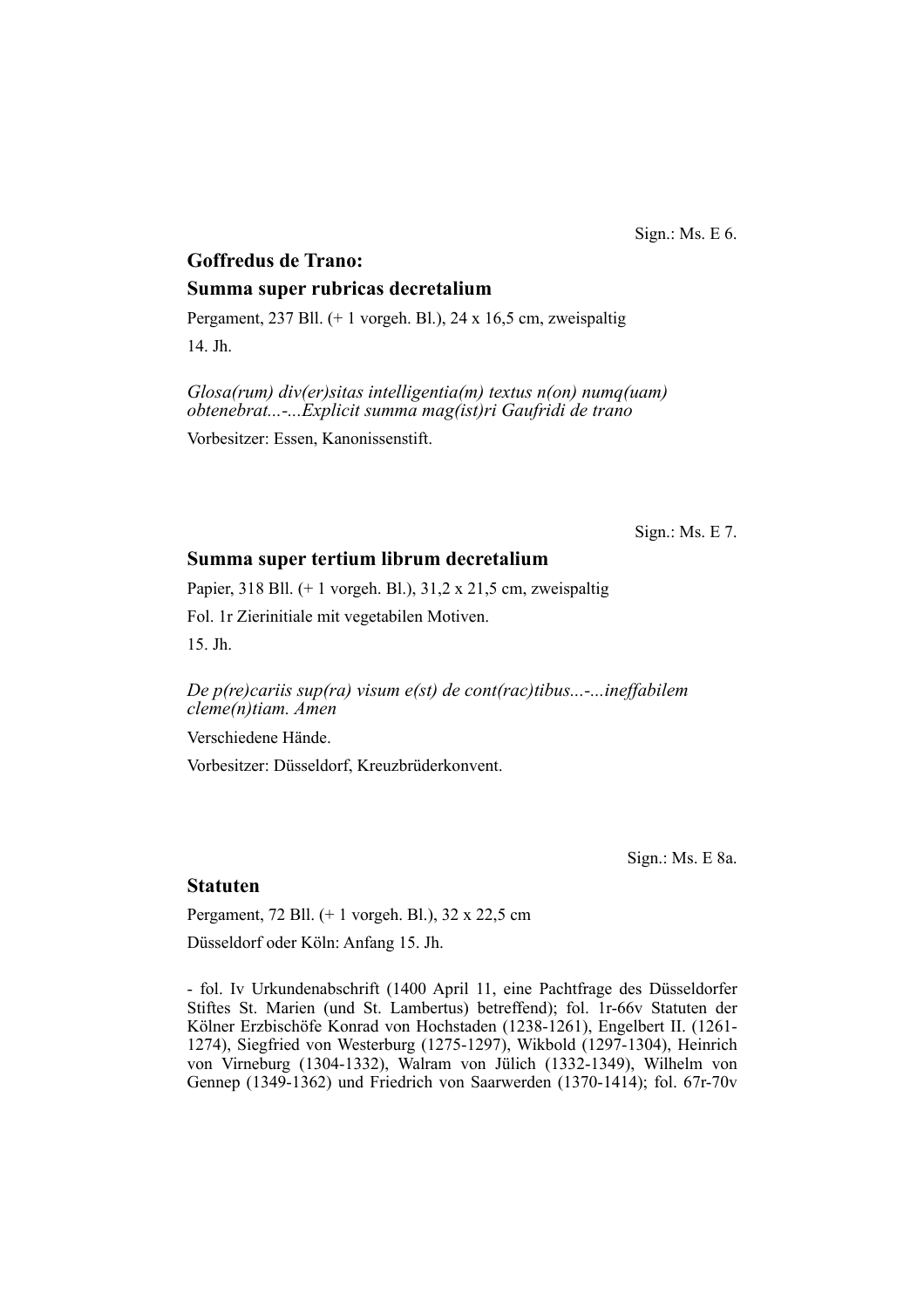Sign.: Ms. E 6.

## Goffredus de Trano:

## Summa super rubricas decretalium

Pergament, 237 Bll. (+ 1 vorgeh. Bl.), 24 x 16,5 cm, zweispaltig

14. Jh.

*Glosa(rum) div(er)sitas intelligentia(m) textus n(on) numq(uam) obtenebrat...-...Explicit summa mag(ist)ri Gaufridi de trano*

Vorbesitzer: Essen, Kanonissenstift.

Sign.: Ms. E 7.

## Summa super tertium librum decretalium

Papier, 318 Bll. (+ 1 vorgeh. Bl.), 31,2 x 21,5 cm, zweispaltig

Fol. 1r Zierinitiale mit vegetabilen Motiven.

15. Jh.

*De p(re)cariis sup(ra) visum e(st) de cont(rac)tibus...-...ineffabilem cleme(n)tiam. Amen*

Verschiedene Hände.

Vorbesitzer: Düsseldorf, Kreuzbrüderkonvent.

Sign.: Ms. E 8a.

## Statuten

Pergament, 72 Bll. (+ 1 vorgeh. Bl.), 32 x 22,5 cm

Düsseldorf oder Köln: Anfang 15. Jh.

- fol. Iv Urkundenabschrift (1400 April 11, eine Pachtfrage des Düsseldorfer Stiftes St. Marien (und St. Lambertus) betreffend); fol. 1r-66v Statuten der Kölner Erzbischöfe Konrad von Hochstaden (1238-1261), Engelbert II. (1261-1274), Siegfried von Westerburg (1275-1297), Wikbold (1297-1304), Heinrich von Virneburg (1304-1332), Walram von Jülich (1332-1349), Wilhelm von Gennep (1349-1362) und Friedrich von Saarwerden (1370-1414); fol. 67r-70v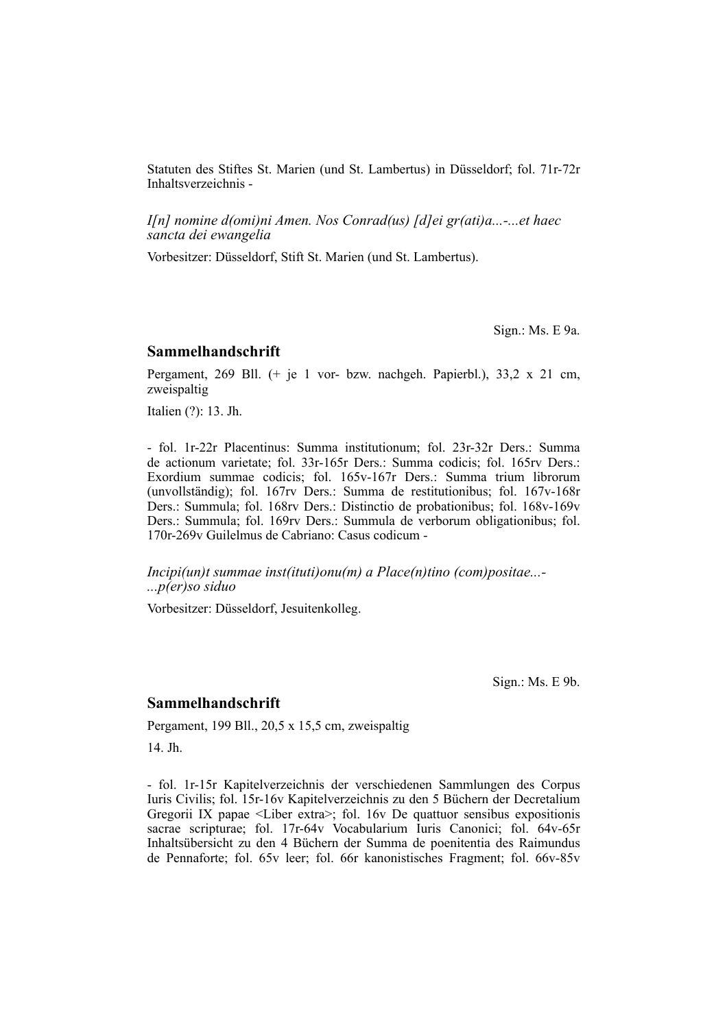Statuten des Stiftes St. Marien (und St. Lambertus) in Düsseldorf; fol. 71r-72r Inhaltsverzeichnis -

*I[n] nomine d(omi)ni Amen. Nos Conrad(us) [d]ei gr(ati)a...-...et haec sancta dei ewangelia*

Vorbesitzer: Düsseldorf, Stift St. Marien (und St. Lambertus).

Sign.: Ms. E 9a.

## Sammelhandschrift

Pergament, 269 Bll. (+ je 1 vor- bzw. nachgeh. Papierbl.), 33,2 x 21 cm, zweispaltig

Italien (?): 13. Jh.

- fol. 1r-22r Placentinus: Summa institutionum; fol. 23r-32r Ders.: Summa de actionum varietate; fol. 33r-165r Ders.: Summa codicis; fol. 165rv Ders.: Exordium summae codicis; fol. 165v-167r Ders.: Summa trium librorum (unvollständig); fol. 167rv Ders.: Summa de restitutionibus; fol. 167v-168r Ders.: Summula; fol. 168rv Ders.: Distinctio de probationibus; fol. 168v-169v Ders.: Summula; fol. 169rv Ders.: Summula de verborum obligationibus; fol. 170r-269v Guilelmus de Cabriano: Casus codicum -

*Incipi(un)t summae inst(ituti)onu(m) a Place(n)tino (com)positae...-...p(er)so siduo*

Vorbesitzer: Düsseldorf, Jesuitenkolleg.

Sign.: Ms. E 9b.

## Sammelhandschrift

Pergament, 199 Bll., 20,5 x 15,5 cm, zweispaltig

14. Jh.

- fol. 1r-15r Kapitelverzeichnis der verschiedenen Sammlungen des Corpus Iuris Civilis; fol. 15r-16v Kapitelverzeichnis zu den 5 Büchern der Decretalium Gregorii IX papae <Liber extra>; fol. 16v De quattuor sensibus expositionis sacrae scripturae; fol. 17r-64v Vocabularium Iuris Canonici; fol. 64v-65r Inhaltsübersicht zu den 4 Büchern der Summa de poenitentia des Raimundus de Pennaforte; fol. 65v leer; fol. 66r kanonistisches Fragment; fol. 66v-85v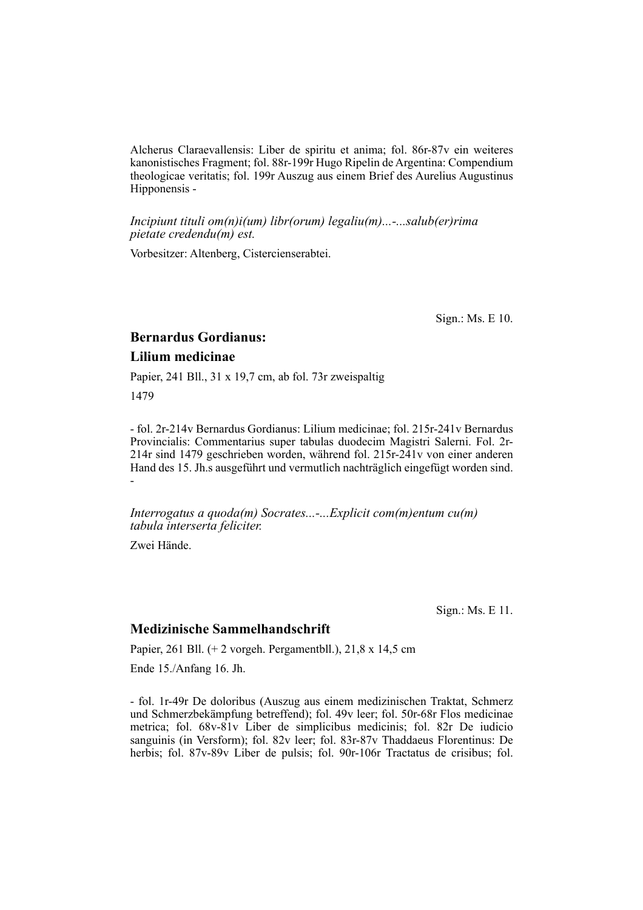Alcherus Claraevallensis: Liber de spiritu et anima; fol. 86r-87v ein weiteres kanonistisches Fragment; fol. 88r-199r Hugo Ripelin de Argentina: Compendium theologicae veritatis; fol. 199r Auszug aus einem Brief des Aurelius Augustinus Hipponensis -

*Incipiunt tituli om(n)i(um) libr(orum) legaliu(m)...-...salub(er)rima pietate credendu(m) est.*

Vorbesitzer: Altenberg, Cistercienserabtei.

Sign.: Ms. E 10.

## Bernardus Gordianus:
## Lilium medicinae

Papier, 241 Bll., 31 x 19,7 cm, ab fol. 73r zweispaltig

1479

- fol. 2r-214v Bernardus Gordianus: Lilium medicinae; fol. 215r-241v Bernardus Provincialis: Commentarius super tabulas duodecim Magistri Salerni. Fol. 2r-214r sind 1479 geschrieben worden, während fol. 215r-241v von einer anderen Hand des 15. Jh.s ausgeführt und vermutlich nachträglich eingefügt worden sind. -

*Interrogatus a quoda(m) Socrates...-...Explicit com(m)entum cu(m) tabula interserta feliciter.*

Zwei Hände.

Sign.: Ms. E 11.

## Medizinische Sammelhandschrift

Papier, 261 Bll. (+ 2 vorgeh. Pergamentbll.), 21,8 x 14,5 cm

Ende 15./Anfang 16. Jh.

- fol. 1r-49r De doloribus (Auszug aus einem medizinischen Traktat, Schmerz und Schmerzbekämpfung betreffend); fol. 49v leer; fol. 50r-68r Flos medicinae metrica; fol. 68v-81v Liber de simplicibus medicinis; fol. 82r De iudicio sanguinis (in Versform); fol. 82v leer; fol. 83r-87v Thaddaeus Florentinus: De herbis; fol. 87v-89v Liber de pulsis; fol. 90r-106r Tractatus de crisibus; fol.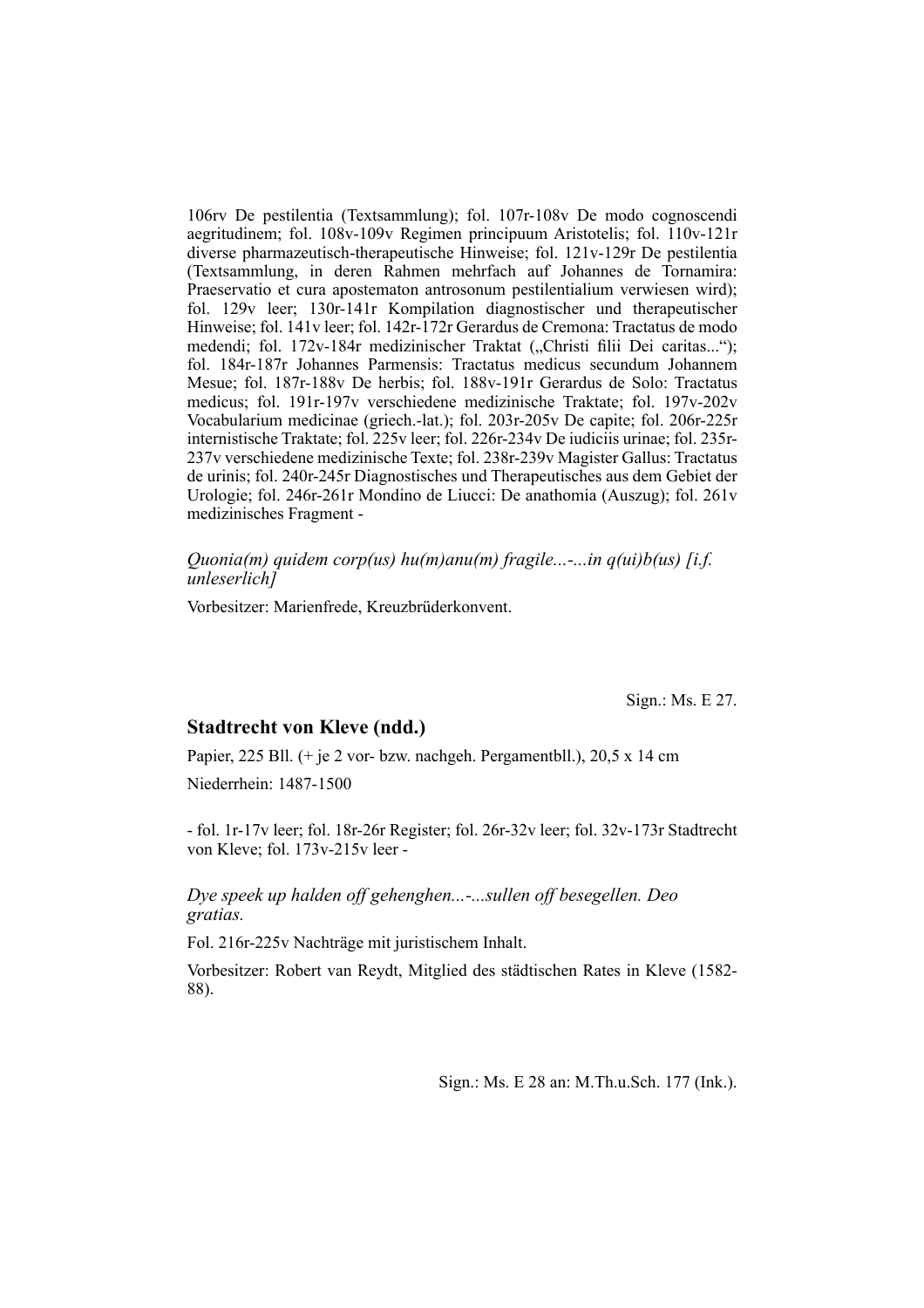106rv De pestilentia (Textsammlung); fol. 107r-108v De modo cognoscendi aegritudinem; fol. 108v-109v Regimen principuum Aristotelis; fol. 110v-121r diverse pharmazeutisch-therapeutische Hinweise; fol. 121v-129r De pestilentia (Textsammlung, in deren Rahmen mehrfach auf Johannes de Tornamira: Praeservatio et cura apostematon antrosonum pestilentialium verwiesen wird); fol. 129v leer; 130r-141r Kompilation diagnostischer und therapeutischer Hinweise; fol. 141v leer; fol. 142r-172r Gerardus de Cremona: Tractatus de modo medendi; fol. 172v-184r medizinischer Traktat („Christi filii Dei caritas..."); fol. 184r-187r Johannes Parmensis: Tractatus medicus secundum Johannem Mesue; fol. 187r-188v De herbis; fol. 188v-191r Gerardus de Solo: Tractatus medicus; fol. 191r-197v verschiedene medizinische Traktate; fol. 197v-202v Vocabularium medicinae (griech.-lat.); fol. 203r-205v De capite; fol. 206r-225r internistische Traktate; fol. 225v leer; fol. 226r-234v De iudiciis urinae; fol. 235r-237v verschiedene medizinische Texte; fol. 238r-239v Magister Gallus: Tractatus de urinis; fol. 240r-245r Diagnostisches und Therapeutisches aus dem Gebiet der Urologie; fol. 246r-261r Mondino de Liucci: De anathomia (Auszug); fol. 261v medizinisches Fragment -

*Quonia(m) quidem corp(us) hu(m)anu(m) fragile...-...in q(ui)b(us) [i.f. unleserlich]*

Vorbesitzer: Marienfrede, Kreuzbrüderkonvent.

Sign.: Ms. E 27.

## Stadtrecht von Kleve (ndd.)

Papier, 225 Bll. (+ je 2 vor- bzw. nachgeh. Pergamentbll.), 20,5 x 14 cm

Niederrhein: 1487-1500

- fol. 1r-17v leer; fol. 18r-26r Register; fol. 26r-32v leer; fol. 32v-173r Stadtrecht von Kleve; fol. 173v-215v leer -

*Dye speek up halden off gehenghen...-...sullen off besegellen. Deo gratias.*

Fol. 216r-225v Nachträge mit juristischem Inhalt.

Vorbesitzer: Robert van Reydt, Mitglied des städtischen Rates in Kleve (1582-88).

Sign.: Ms. E 28 an: M.Th.u.Sch. 177 (Ink.).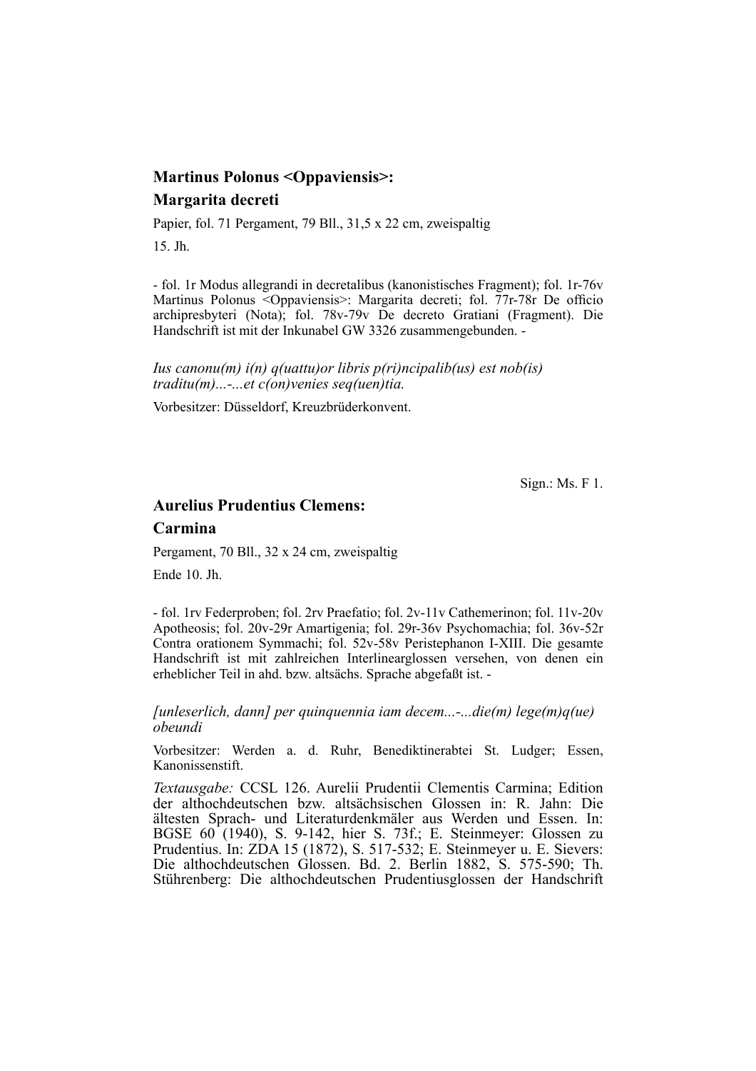**Martinus Polonus <Oppaviensis>:**
**Margarita decreti**

Papier, fol. 71 Pergament, 79 Bll., 31,5 x 22 cm, zweispaltig

15. Jh.

- fol. 1r Modus allegrandi in decretalibus (kanonistisches Fragment); fol. 1r-76v Martinus Polonus <Oppaviensis>: Margarita decreti; fol. 77r-78r De officio archipresbyteri (Nota); fol. 78v-79v De decreto Gratiani (Fragment). Die Handschrift ist mit der Inkunabel GW 3326 zusammengebunden. -

*Ius canonu(m) i(n) q(uattu)or libris p(ri)ncipalib(us) est nob(is) traditu(m)...-...et c(on)venies seq(uen)tia.*

Vorbesitzer: Düsseldorf, Kreuzbrüderkonvent.

Sign.: Ms. F 1.

**Aurelius Prudentius Clemens:**
**Carmina**

Pergament, 70 Bll., 32 x 24 cm, zweispaltig

Ende 10. Jh.

- fol. 1rv Federproben; fol. 2rv Praefatio; fol. 2v-11v Cathemerinon; fol. 11v-20v Apotheosis; fol. 20v-29r Amartigenia; fol. 29r-36v Psychomachia; fol. 36v-52r Contra orationem Symmachi; fol. 52v-58v Peristephanon I-XIII. Die gesamte Handschrift ist mit zahlreichen Interlinearglossen versehen, von denen ein erheblicher Teil in ahd. bzw. altsächs. Sprache abgefaßt ist. -

*[unleserlich, dann] per quinquennia iam decem...-...die(m) lege(m)q(ue) obeundi*

Vorbesitzer: Werden a. d. Ruhr, Benediktinerabtei St. Ludger; Essen, Kanonissenstift.

*Textausgabe:* CCSL 126. Aurelii Prudentii Clementis Carmina; Edition der althochdeutschen bzw. altsächsischen Glossen in: R. Jahn: Die ältesten Sprach- und Literaturdenkmäler aus Werden und Essen. In: BGSE 60 (1940), S. 9-142, hier S. 73f.; E. Steinmeyer: Glossen zu Prudentius. In: ZDA 15 (1872), S. 517-532; E. Steinmeyer u. E. Sievers: Die althochdeutschen Glossen. Bd. 2. Berlin 1882, S. 575-590; Th. Stührenberg: Die althochdeutschen Prudentiusglossen der Handschrift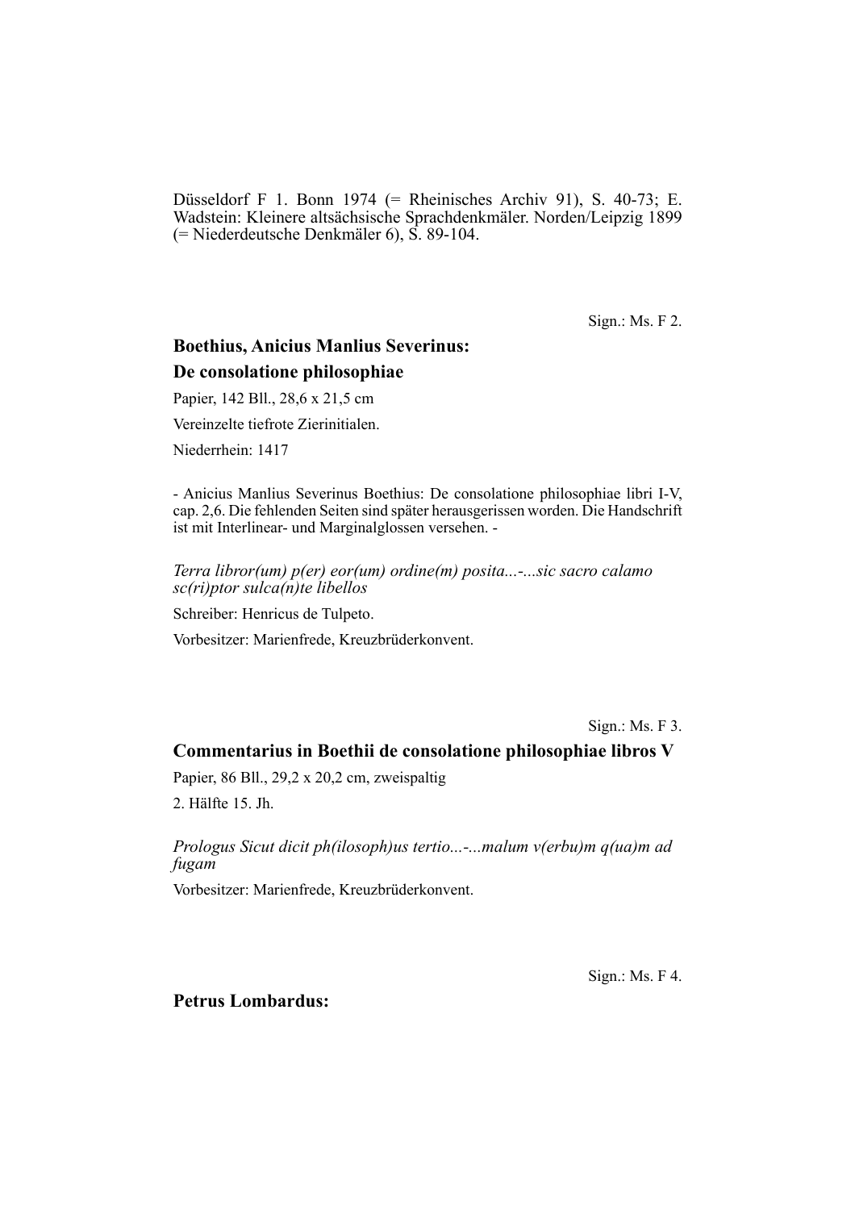Düsseldorf F 1. Bonn 1974 (= Rheinisches Archiv 91), S. 40-73; E. Wadstein: Kleinere altsächsische Sprachdenkmäler. Norden/Leipzig 1899 (= Niederdeutsche Denkmäler 6), S. 89-104.

Sign.: Ms. F 2.

**Boethius, Anicius Manlius Severinus:**

**De consolatione philosophiae**

Papier, 142 Bll., 28,6 x 21,5 cm

Vereinzelte tiefrote Zierinitialen.

Niederrhein: 1417

- Anicius Manlius Severinus Boethius: De consolatione philosophiae libri I-V, cap. 2,6. Die fehlenden Seiten sind später herausgerissen worden. Die Handschrift ist mit Interlinear- und Marginalglossen versehen. -

*Terra libror(um) p(er) eor(um) ordine(m) posita...-...sic sacro calamo sc(ri)ptor sulca(n)te libellos*

Schreiber: Henricus de Tulpeto.

Vorbesitzer: Marienfrede, Kreuzbrüderkonvent.

Sign.: Ms. F 3.

**Commentarius in Boethii de consolatione philosophiae libros V**

Papier, 86 Bll., 29,2 x 20,2 cm, zweispaltig

2. Hälfte 15. Jh.

*Prologus Sicut dicit ph(ilosoph)us tertio...-...malum v(erbu)m q(ua)m ad fugam*

Vorbesitzer: Marienfrede, Kreuzbrüderkonvent.

Sign.: Ms. F 4.

**Petrus Lombardus:**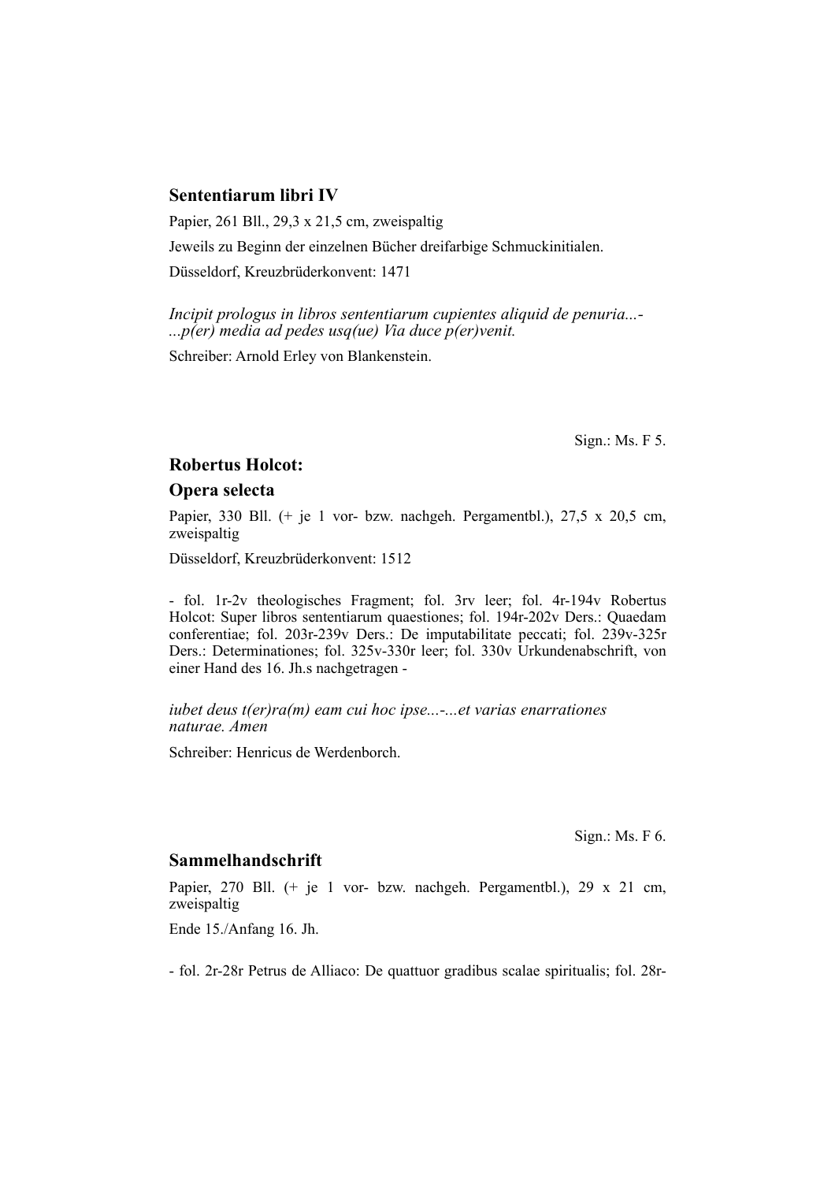## Sententiarum libri IV

Papier, 261 Bll., 29,3 x 21,5 cm, zweispaltig

Jeweils zu Beginn der einzelnen Bücher dreifarbige Schmuckinitialen.

Düsseldorf, Kreuzbrüderkonvent: 1471

*Incipit prologus in libros sententiarum cupientes aliquid de penuria...-...p(er) media ad pedes usq(ue) Via duce p(er)venit.*

Schreiber: Arnold Erley von Blankenstein.

Sign.: Ms. F 5.

## Robertus Holcot:

## Opera selecta

Papier, 330 Bll. (+ je 1 vor- bzw. nachgeh. Pergamentbl.), 27,5 x 20,5 cm, zweispaltig

Düsseldorf, Kreuzbrüderkonvent: 1512

- fol. 1r-2v theologisches Fragment; fol. 3rv leer; fol. 4r-194v Robertus Holcot: Super libros sententiarum quaestiones; fol. 194r-202v Ders.: Quaedam conferentiae; fol. 203r-239v Ders.: De imputabilitate peccati; fol. 239v-325r Ders.: Determinationes; fol. 325v-330r leer; fol. 330v Urkundenabschrift, von einer Hand des 16. Jh.s nachgetragen -

*iubet deus t(er)ra(m) eam cui hoc ipse...-...et varias enarrationes naturae. Amen*

Schreiber: Henricus de Werdenborch.

Sign.: Ms. F 6.

## Sammelhandschrift

Papier, 270 Bll. (+ je 1 vor- bzw. nachgeh. Pergamentbl.), 29 x 21 cm, zweispaltig

Ende 15./Anfang 16. Jh.

- fol. 2r-28r Petrus de Alliaco: De quattuor gradibus scalae spiritualis; fol. 28r-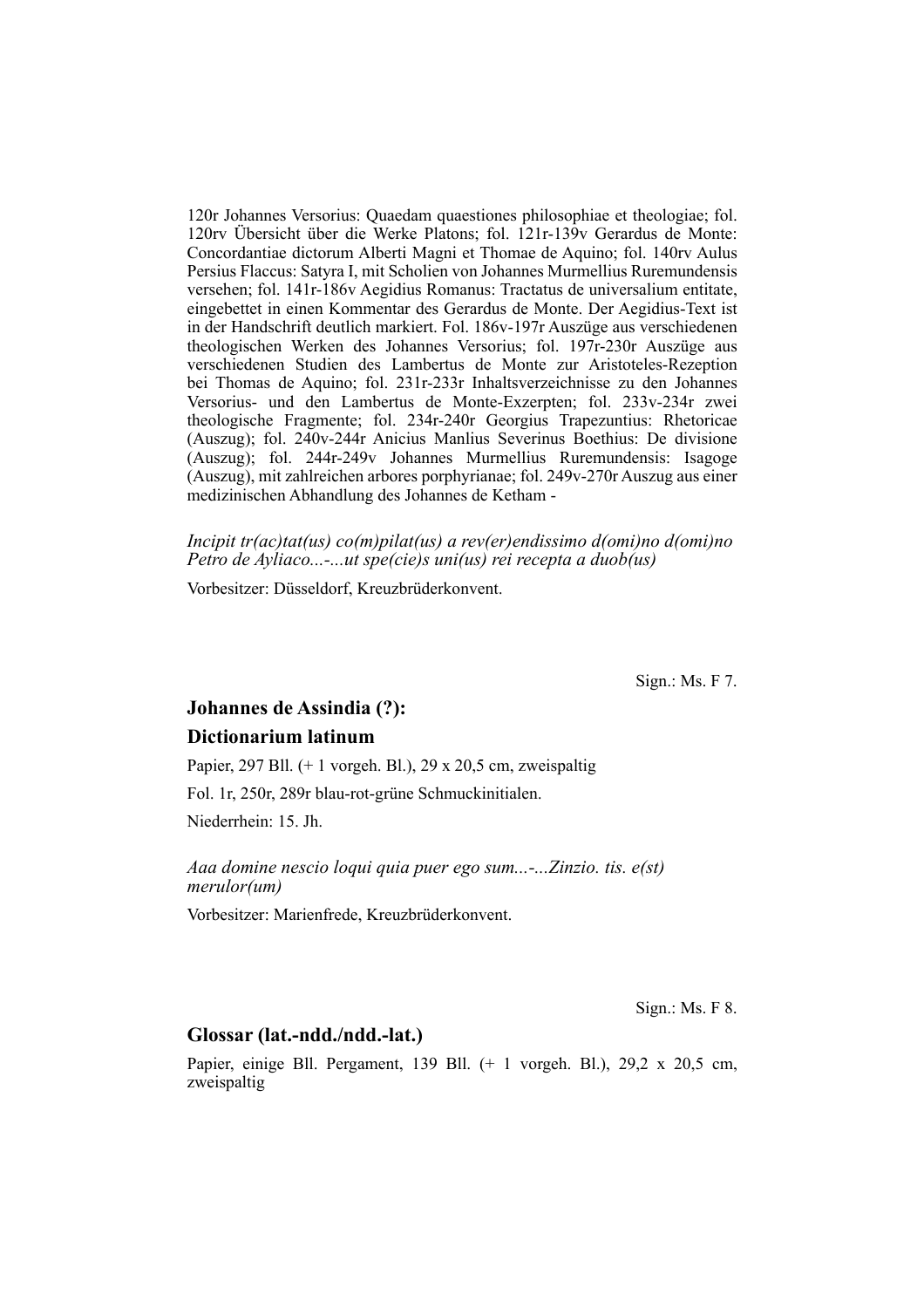120r Johannes Versorius: Quaedam quaestiones philosophiae et theologiae; fol. 120rv Übersicht über die Werke Platons; fol. 121r-139v Gerardus de Monte: Concordantiae dictorum Alberti Magni et Thomae de Aquino; fol. 140rv Aulus Persius Flaccus: Satyra I, mit Scholien von Johannes Murmellius Ruremundensis versehen; fol. 141r-186v Aegidius Romanus: Tractatus de universalium entitate, eingebettet in einen Kommentar des Gerardus de Monte. Der Aegidius-Text ist in der Handschrift deutlich markiert. Fol. 186v-197r Auszüge aus verschiedenen theologischen Werken des Johannes Versorius; fol. 197r-230r Auszüge aus verschiedenen Studien des Lambertus de Monte zur Aristoteles-Rezeption bei Thomas de Aquino; fol. 231r-233r Inhaltsverzeichnisse zu den Johannes Versorius- und den Lambertus de Monte-Exzerpten; fol. 233v-234r zwei theologische Fragmente; fol. 234r-240r Georgius Trapezuntius: Rhetoricae (Auszug); fol. 240v-244r Anicius Manlius Severinus Boethius: De divisione (Auszug); fol. 244r-249v Johannes Murmellius Ruremundensis: Isagoge (Auszug), mit zahlreichen arbores porphyrianae; fol. 249v-270r Auszug aus einer medizinischen Abhandlung des Johannes de Ketham -

*Incipit tr(ac)tat(us) co(m)pilat(us) a rev(er)endissimo d(omi)no d(omi)no Petro de Ayliaco...-...ut spe(cie)s uni(us) rei recepta a duob(us)*

Vorbesitzer: Düsseldorf, Kreuzbrüderkonvent.

Sign.: Ms. F 7.

### Johannes de Assindia (?):

### Dictionarium latinum

Papier, 297 Bll. (+ 1 vorgeh. Bl.), 29 x 20,5 cm, zweispaltig

Fol. 1r, 250r, 289r blau-rot-grüne Schmuckinitialen.

Niederrhein: 15. Jh.

*Aaa domine nescio loqui quia puer ego sum...-...Zinzio. tis. e(st) merulor(um)*

Vorbesitzer: Marienfrede, Kreuzbrüderkonvent.

Sign.: Ms. F 8.

### Glossar (lat.-ndd./ndd.-lat.)

Papier, einige Bll. Pergament, 139 Bll. (+ 1 vorgeh. Bl.), 29,2 x 20,5 cm, zweispaltig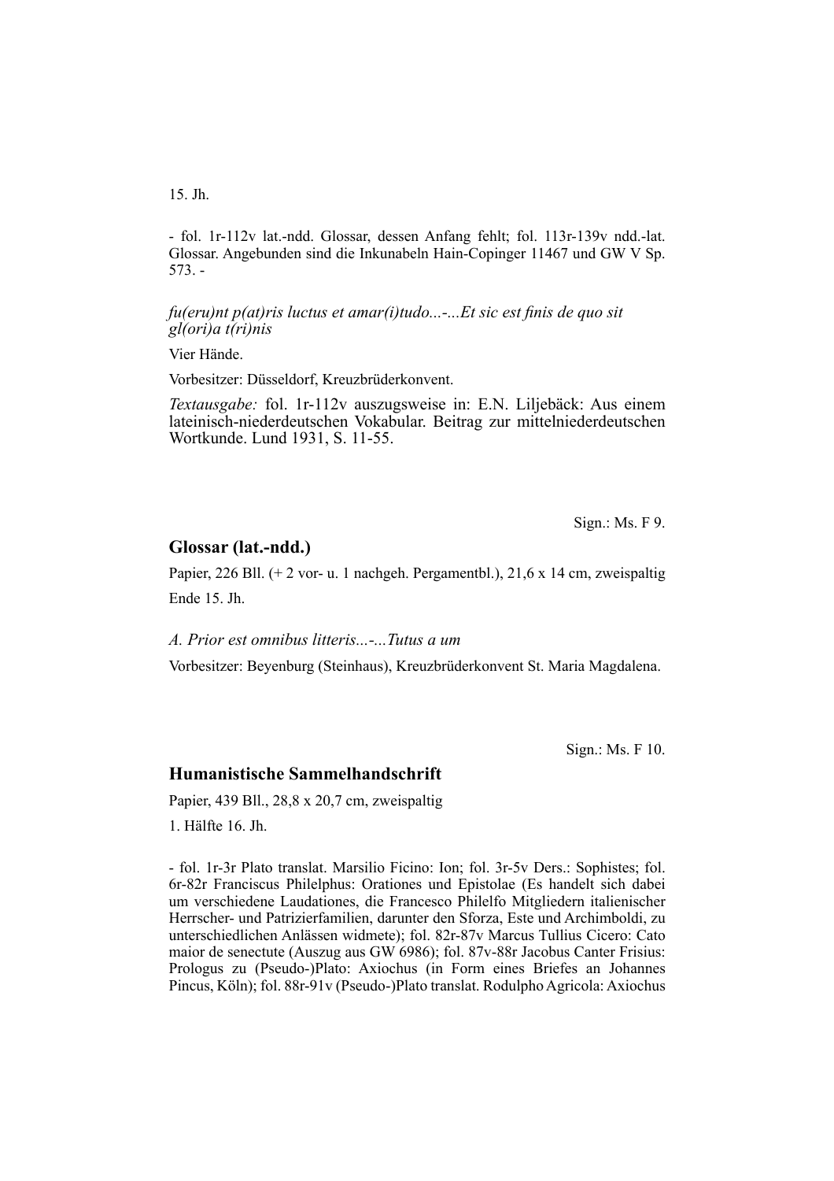15. Jh.

- fol. 1r-112v lat.-ndd. Glossar, dessen Anfang fehlt; fol. 113r-139v ndd.-lat. Glossar. Angebunden sind die Inkunabeln Hain-Copinger 11467 und GW V Sp. 573. -

*fu(eru)nt p(at)ris luctus et amar(i)tudo...-...Et sic est finis de quo sit gl(ori)a t(ri)nis*

Vier Hände.

Vorbesitzer: Düsseldorf, Kreuzbrüderkonvent.

*Textausgabe:* fol. 1r-112v auszugsweise in: E.N. Liljebäck: Aus einem lateinisch-niederdeutschen Vokabular. Beitrag zur mittelniederdeutschen Wortkunde. Lund 1931, S. 11-55.

Sign.: Ms. F 9.

## Glossar (lat.-ndd.)

Papier, 226 Bll. (+ 2 vor- u. 1 nachgeh. Pergamentbl.), 21,6 x 14 cm, zweispaltig

Ende 15. Jh.

*A. Prior est omnibus litteris...-...Tutus a um*

Vorbesitzer: Beyenburg (Steinhaus), Kreuzbrüderkonvent St. Maria Magdalena.

Sign.: Ms. F 10.

## Humanistische Sammelhandschrift

Papier, 439 Bll., 28,8 x 20,7 cm, zweispaltig

1. Hälfte 16. Jh.

- fol. 1r-3r Plato translat. Marsilio Ficino: Ion; fol. 3r-5v Ders.: Sophistes; fol. 6r-82r Franciscus Philelphus: Orationes und Epistolae (Es handelt sich dabei um verschiedene Laudationes, die Francesco Philelfo Mitgliedern italienischer Herrscher- und Patrizierfamilien, darunter den Sforza, Este und Archimboldi, zu unterschiedlichen Anlässen widmete); fol. 82r-87v Marcus Tullius Cicero: Cato maior de senectute (Auszug aus GW 6986); fol. 87v-88r Jacobus Canter Frisius: Prologus zu (Pseudo-)Plato: Axiochus (in Form eines Briefes an Johannes Pincus, Köln); fol. 88r-91v (Pseudo-)Plato translat. Rodulpho Agricola: Axiochus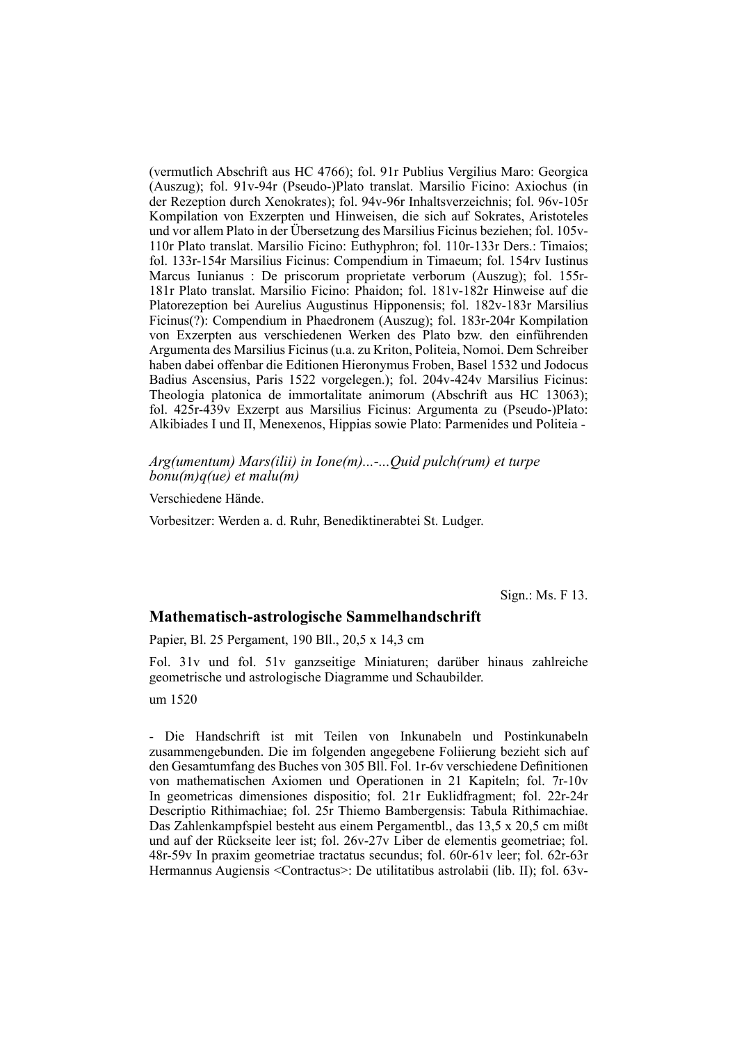(vermutlich Abschrift aus HC 4766); fol. 91r Publius Vergilius Maro: Georgica (Auszug); fol. 91v-94r (Pseudo-)Plato translat. Marsilio Ficino: Axiochus (in der Rezeption durch Xenokrates); fol. 94v-96r Inhaltsverzeichnis; fol. 96v-105r Kompilation von Exzerpten und Hinweisen, die sich auf Sokrates, Aristoteles und vor allem Plato in der Übersetzung des Marsilius Ficinus beziehen; fol. 105v-110r Plato translat. Marsilio Ficino: Euthyphron; fol. 110r-133r Ders.: Timaios; fol. 133r-154r Marsilius Ficinus: Compendium in Timaeum; fol. 154rv Iustinus Marcus Iunianus : De priscorum proprietate verborum (Auszug); fol. 155r-181r Plato translat. Marsilio Ficino: Phaidon; fol. 181v-182r Hinweise auf die Platorezeption bei Aurelius Augustinus Hipponensis; fol. 182v-183r Marsilius Ficinus(?): Compendium in Phaedronem (Auszug); fol. 183r-204r Kompilation von Exzerpten aus verschiedenen Werken des Plato bzw. den einführenden Argumenta des Marsilius Ficinus (u.a. zu Kriton, Politeia, Nomoi. Dem Schreiber haben dabei offenbar die Editionen Hieronymus Froben, Basel 1532 und Jodocus Badius Ascensius, Paris 1522 vorgelegen.); fol. 204v-424v Marsilius Ficinus: Theologia platonica de immortalitate animorum (Abschrift aus HC 13063); fol. 425r-439v Exzerpt aus Marsilius Ficinus: Argumenta zu (Pseudo-)Plato: Alkibiades I und II, Menexenos, Hippias sowie Plato: Parmenides und Politeia -

*Arg(umentum) Mars(ilii) in Ione(m)...-...Quid pulch(rum) et turpe bonu(m)q(ue) et malu(m)*

Verschiedene Hände.

Vorbesitzer: Werden a. d. Ruhr, Benediktinerabtei St. Ludger.

Sign.: Ms. F 13.

## Mathematisch-astrologische Sammelhandschrift

Papier, Bl. 25 Pergament, 190 Bll., 20,5 x 14,3 cm

Fol. 31v und fol. 51v ganzseitige Miniaturen; darüber hinaus zahlreiche geometrische und astrologische Diagramme und Schaubilder.

um 1520

- Die Handschrift ist mit Teilen von Inkunabeln und Postinkunabeln zusammengebunden. Die im folgenden angegebene Foliierung bezieht sich auf den Gesamtumfang des Buches von 305 Bll. Fol. 1r-6v verschiedene Definitionen von mathematischen Axiomen und Operationen in 21 Kapiteln; fol. 7r-10v In geometricas dimensiones dispositio; fol. 21r Euklidfragment; fol. 22r-24r Descriptio Rithimachiae; fol. 25r Thiemo Bambergensis: Tabula Rithimachiae. Das Zahlenkampfspiel besteht aus einem Pergamentbl., das 13,5 x 20,5 cm mißt und auf der Rückseite leer ist; fol. 26v-27v Liber de elementis geometriae; fol. 48r-59v In praxim geometriae tractatus secundus; fol. 60r-61v leer; fol. 62r-63r Hermannus Augiensis <Contractus>: De utilitatibus astrolabii (lib. II); fol. 63v-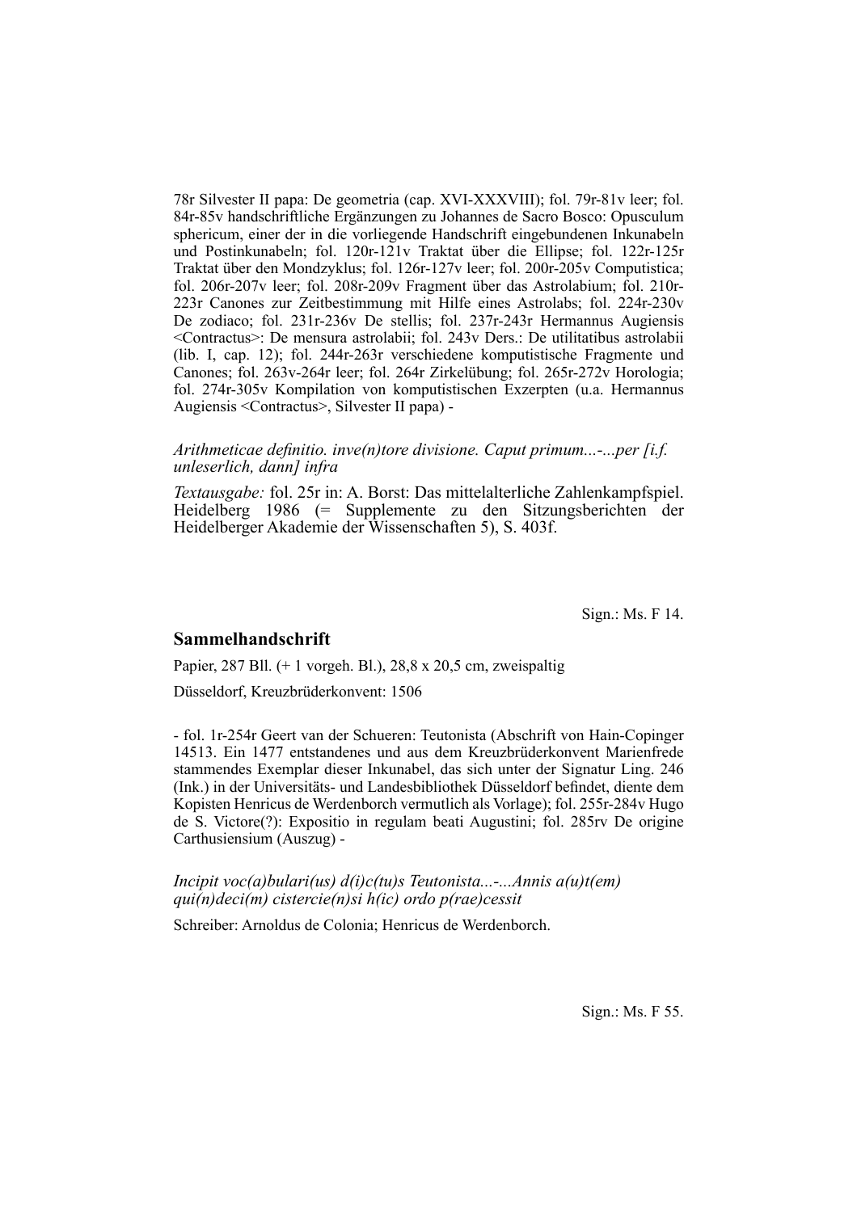78r Silvester II papa: De geometria (cap. XVI-XXXVIII); fol. 79r-81v leer; fol. 84r-85v handschriftliche Ergänzungen zu Johannes de Sacro Bosco: Opusculum sphericum, einer der in die vorliegende Handschrift eingebundenen Inkunabeln und Postinkunabeln; fol. 120r-121v Traktat über die Ellipse; fol. 122r-125r Traktat über den Mondzyklus; fol. 126r-127v leer; fol. 200r-205v Computistica; fol. 206r-207v leer; fol. 208r-209v Fragment über das Astrolabium; fol. 210r-223r Canones zur Zeitbestimmung mit Hilfe eines Astrolabs; fol. 224r-230v De zodiaco; fol. 231r-236v De stellis; fol. 237r-243r Hermannus Augiensis <Contractus>: De mensura astrolabii; fol. 243v Ders.: De utilitatibus astrolabii (lib. I, cap. 12); fol. 244r-263r verschiedene komputistische Fragmente und Canones; fol. 263v-264r leer; fol. 264r Zirkelübung; fol. 265r-272v Horologia; fol. 274r-305v Kompilation von komputistischen Exzerpten (u.a. Hermannus Augiensis <Contractus>, Silvester II papa) -

*Arithmeticae definitio. inve(n)tore divisione. Caput primum...-...per [i.f. unleserlich, dann] infra*

*Textausgabe:* fol. 25r in: A. Borst: Das mittelalterliche Zahlenkampfspiel. Heidelberg 1986 (= Supplemente zu den Sitzungsberichten der Heidelberger Akademie der Wissenschaften 5), S. 403f.

Sign.: Ms. F 14.

## Sammelhandschrift

Papier, 287 Bll. (+ 1 vorgeh. Bl.), 28,8 x 20,5 cm, zweispaltig

Düsseldorf, Kreuzbrüderkonvent: 1506

- fol. 1r-254r Geert van der Schueren: Teutonista (Abschrift von Hain-Copinger 14513. Ein 1477 entstandenes und aus dem Kreuzbrüderkonvent Marienfrede stammendes Exemplar dieser Inkunabel, das sich unter der Signatur Ling. 246 (Ink.) in der Universitäts- und Landesbibliothek Düsseldorf befindet, diente dem Kopisten Henricus de Werdenborch vermutlich als Vorlage); fol. 255r-284v Hugo de S. Victore(?): Expositio in regulam beati Augustini; fol. 285rv De origine Carthusiensium (Auszug) -

*Incipit voc(a)bulari(us) d(i)c(tu)s Teutonista...-...Annis a(u)t(em) qui(n)deci(m) cistercie(n)si h(ic) ordo p(rae)cessit*

Schreiber: Arnoldus de Colonia; Henricus de Werdenborch.

Sign.: Ms. F 55.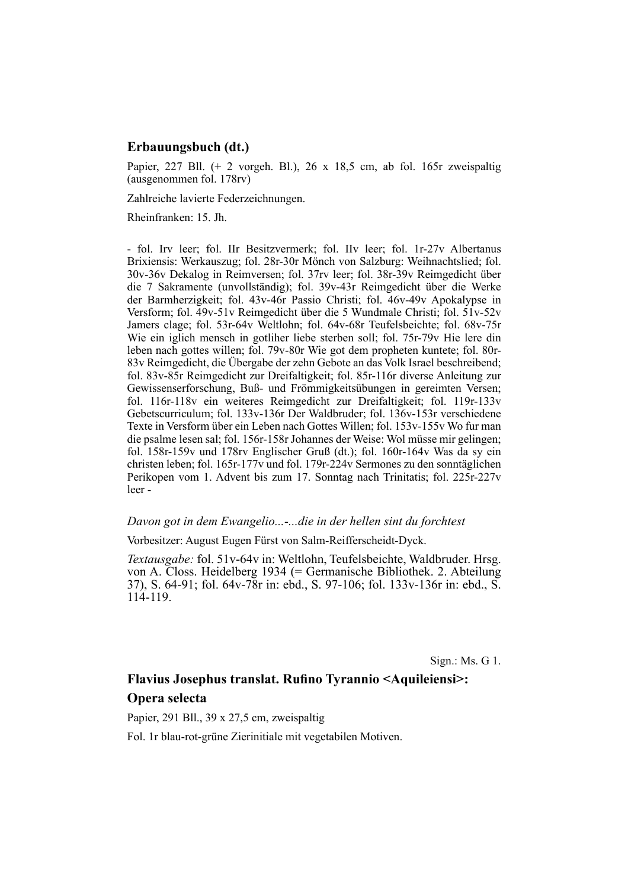### Erbauungsbuch (dt.)

Papier, 227 Bll. (+ 2 vorgeh. Bl.), 26 x 18,5 cm, ab fol. 165r zweispaltig (ausgenommen fol. 178rv)

Zahlreiche lavierte Federzeichnungen.

Rheinfranken: 15. Jh.

- fol. Irv leer; fol. IIr Besitzvermerk; fol. IIv leer; fol. 1r-27v Albertanus Brixiensis: Werkauszug; fol. 28r-30r Mönch von Salzburg: Weihnachtslied; fol. 30v-36v Dekalog in Reimversen; fol. 37rv leer; fol. 38r-39v Reimgedicht über die 7 Sakramente (unvollständig); fol. 39v-43r Reimgedicht über die Werke der Barmherzigkeit; fol. 43v-46r Passio Christi; fol. 46v-49v Apokalypse in Versform; fol. 49v-51v Reimgedicht über die 5 Wundmale Christi; fol. 51v-52v Jamers clage; fol. 53r-64v Weltlohn; fol. 64v-68r Teufelsbeichte; fol. 68v-75r Wie ein iglich mensch in gotliher liebe sterben soll; fol. 75r-79v Hie lere din leben nach gottes willen; fol. 79v-80r Wie got dem propheten kuntete; fol. 80r-83v Reimgedicht, die Übergabe der zehn Gebote an das Volk Israel beschreibend; fol. 83v-85r Reimgedicht zur Dreifaltigkeit; fol. 85r-116r diverse Anleitung zur Gewissenserforschung, Buß- und Frömmigkeitsübungen in gereimten Versen; fol. 116r-118v ein weiteres Reimgedicht zur Dreifaltigkeit; fol. 119r-133v Gebetscurriculum; fol. 133v-136r Der Waldbruder; fol. 136v-153r verschiedene Texte in Versform über ein Leben nach Gottes Willen; fol. 153v-155v Wo fur man die psalme lesen sal; fol. 156r-158r Johannes der Weise: Wol müsse mir gelingen; fol. 158r-159v und 178rv Englischer Gruß (dt.); fol. 160r-164v Was da sy ein christen leben; fol. 165r-177v und fol. 179r-224v Sermones zu den sonntäglichen Perikopen vom 1. Advent bis zum 17. Sonntag nach Trinitatis; fol. 225r-227v leer -

*Davon got in dem Ewangelio...-...die in der hellen sint du forchtest*

Vorbesitzer: August Eugen Fürst von Salm-Reifferscheidt-Dyck.

*Textausgabe:* fol. 51v-64v in: Weltlohn, Teufelsbeichte, Waldbruder. Hrsg. von A. Closs. Heidelberg 1934 (= Germanische Bibliothek. 2. Abteilung 37), S. 64-91; fol. 64v-78r in: ebd., S. 97-106; fol. 133v-136r in: ebd., S. 114-119.

Sign.: Ms. G 1.

### Flavius Josephus translat. Rufino Tyrannio <Aquileiensi>: Opera selecta

Papier, 291 Bll., 39 x 27,5 cm, zweispaltig

Fol. 1r blau-rot-grüne Zierinitiale mit vegetabilen Motiven.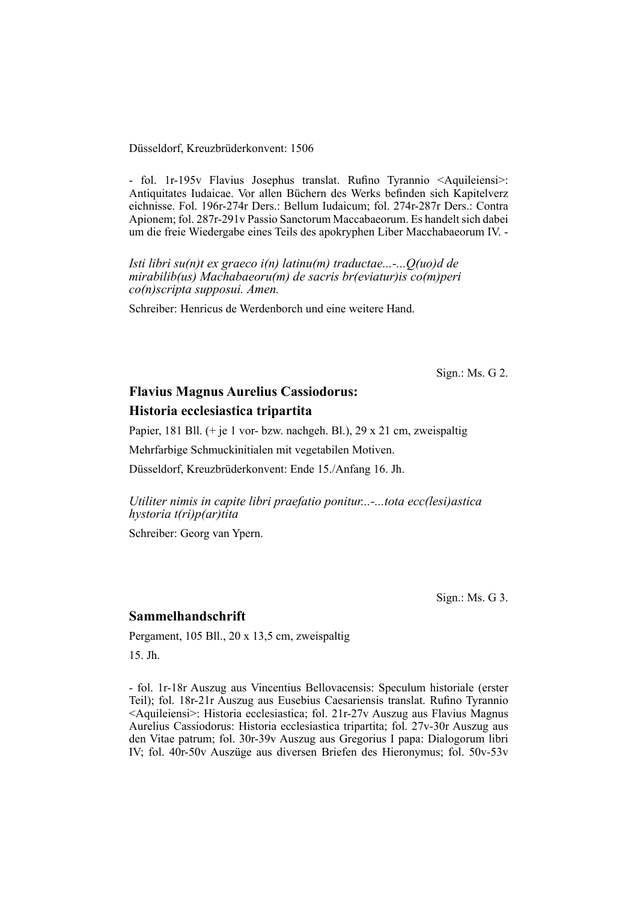Düsseldorf, Kreuzbrüderkonvent: 1506

- fol. 1r-195v Flavius Josephus translat. Rufino Tyrannio <Aquileiensi>: Antiquitates Iudaicae. Vor allen Büchern des Werks befinden sich Kapitelverz eichnisse. Fol. 196r-274r Ders.: Bellum Iudaicum; fol. 274r-287r Ders.: Contra Apionem; fol. 287r-291v Passio Sanctorum Maccabaeorum. Es handelt sich dabei um die freie Wiedergabe eines Teils des apokryphen Liber Macchabaeorum IV. -

*Isti libri su(n)t ex graeco i(n) latinu(m) traductae...-...Q(uo)d de mirabilib(us) Machabaeoru(m) de sacris br(eviatur)is co(m)peri co(n)scripta supposui. Amen.*

Schreiber: Henricus de Werdenborch und eine weitere Hand.

Sign.: Ms. G 2.

## Flavius Magnus Aurelius Cassiodorus: Historia ecclesiastica tripartita

Papier, 181 Bll. (+ je 1 vor- bzw. nachgeh. Bl.), 29 x 21 cm, zweispaltig

Mehrfarbige Schmuckinitialen mit vegetabilen Motiven.

Düsseldorf, Kreuzbrüderkonvent: Ende 15./Anfang 16. Jh.

*Utiliter nimis in capite libri praefatio ponitur...-...tota ecc(lesi)astica hystoria t(ri)p(ar)tita*

Schreiber: Georg van Ypern.

Sign.: Ms. G 3.

## Sammelhandschrift

Pergament, 105 Bll., 20 x 13,5 cm, zweispaltig

15. Jh.

- fol. 1r-18r Auszug aus Vincentius Bellovacensis: Speculum historiale (erster Teil); fol. 18r-21r Auszug aus Eusebius Caesariensis translat. Rufino Tyrannio <Aquileiensi>: Historia ecclesiastica; fol. 21r-27v Auszug aus Flavius Magnus Aurelius Cassiodorus: Historia ecclesiastica tripartita; fol. 27v-30r Auszug aus den Vitae patrum; fol. 30r-39v Auszug aus Gregorius I papa: Dialogorum libri IV; fol. 40r-50v Auszüge aus diversen Briefen des Hieronymus; fol. 50v-53v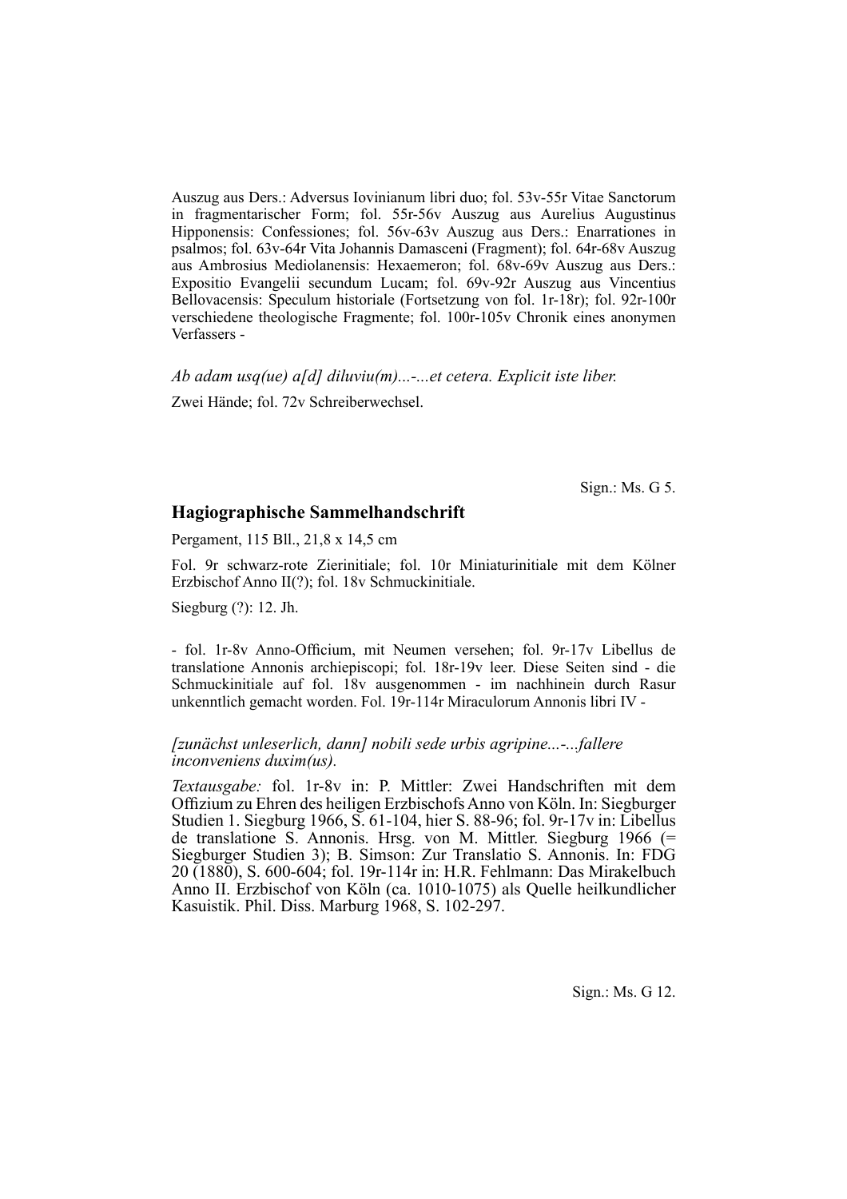Auszug aus Ders.: Adversus Iovinianum libri duo; fol. 53v-55r Vitae Sanctorum in fragmentarischer Form; fol. 55r-56v Auszug aus Aurelius Augustinus Hipponensis: Confessiones; fol. 56v-63v Auszug aus Ders.: Enarrationes in psalmos; fol. 63v-64r Vita Johannis Damasceni (Fragment); fol. 64r-68v Auszug aus Ambrosius Mediolanensis: Hexaemeron; fol. 68v-69v Auszug aus Ders.: Expositio Evangelii secundum Lucam; fol. 69v-92r Auszug aus Vincentius Bellovacensis: Speculum historiale (Fortsetzung von fol. 1r-18r); fol. 92r-100r verschiedene theologische Fragmente; fol. 100r-105v Chronik eines anonymen Verfassers -

*Ab adam usq(ue) a[d] diluviu(m)...-...et cetera. Explicit iste liber.*

Zwei Hände; fol. 72v Schreiberwechsel.

Sign.: Ms. G 5.

## Hagiographische Sammelhandschrift

Pergament, 115 Bll., 21,8 x 14,5 cm

Fol. 9r schwarz-rote Zierinitiale; fol. 10r Miniaturinitiale mit dem Kölner Erzbischof Anno II(?); fol. 18v Schmuckinitiale.

Siegburg (?): 12. Jh.

- fol. 1r-8v Anno-Officium, mit Neumen versehen; fol. 9r-17v Libellus de translatione Annonis archiepiscopi; fol. 18r-19v leer. Diese Seiten sind - die Schmuckinitiale auf fol. 18v ausgenommen - im nachhinein durch Rasur unkenntlich gemacht worden. Fol. 19r-114r Miraculorum Annonis libri IV -

*[zunächst unleserlich, dann] nobili sede urbis agripine...-...fallere inconveniens duxim(us).*

*Textausgabe:* fol. 1r-8v in: P. Mittler: Zwei Handschriften mit dem Offizium zu Ehren des heiligen Erzbischofs Anno von Köln. In: Siegburger Studien 1. Siegburg 1966, S. 61-104, hier S. 88-96; fol. 9r-17v in: Libellus de translatione S. Annonis. Hrsg. von M. Mittler. Siegburg 1966 (= Siegburger Studien 3); B. Simson: Zur Translatio S. Annonis. In: FDG 20 (1880), S. 600-604; fol. 19r-114r in: H.R. Fehlmann: Das Mirakelbuch Anno II. Erzbischof von Köln (ca. 1010-1075) als Quelle heilkundlicher Kasuistik. Phil. Diss. Marburg 1968, S. 102-297.

Sign.: Ms. G 12.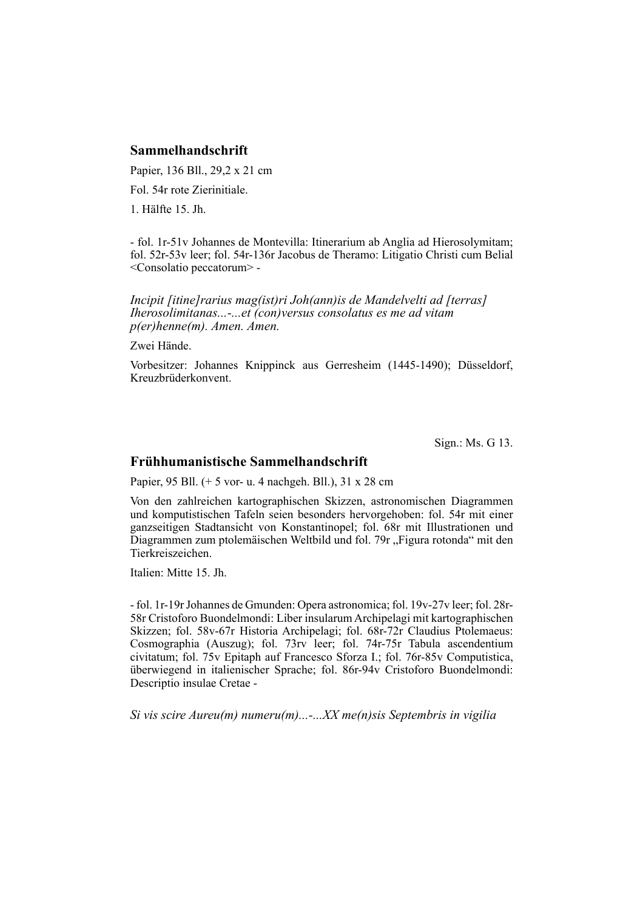## Sammelhandschrift

Papier, 136 Bll., 29,2 x 21 cm

Fol. 54r rote Zierinitiale.

1. Hälfte 15. Jh.

- fol. 1r-51v Johannes de Montevilla: Itinerarium ab Anglia ad Hierosolymitam; fol. 52r-53v leer; fol. 54r-136r Jacobus de Theramo: Litigatio Christi cum Belial <Consolatio peccatorum> -

*Incipit [itine]rarius mag(ist)ri Joh(ann)is de Mandelvelti ad [terras] Iherosolimitanas...-...et (con)versus consolatus es me ad vitam p(er)henne(m). Amen. Amen.*

Zwei Hände.

Vorbesitzer: Johannes Knippinck aus Gerresheim (1445-1490); Düsseldorf, Kreuzbrüderkonvent.

Sign.: Ms. G 13.

## Frühhumanistische Sammelhandschrift

Papier, 95 Bll. (+ 5 vor- u. 4 nachgeh. Bll.), 31 x 28 cm

Von den zahlreichen kartographischen Skizzen, astronomischen Diagrammen und komputistischen Tafeln seien besonders hervorgehoben: fol. 54r mit einer ganzseitigen Stadtansicht von Konstantinopel; fol. 68r mit Illustrationen und Diagrammen zum ptolemäischen Weltbild und fol. 79r „Figura rotonda" mit den Tierkreiszeichen.

Italien: Mitte 15. Jh.

- fol. 1r-19r Johannes de Gmunden: Opera astronomica; fol. 19v-27v leer; fol. 28r-58r Cristoforo Buondelmondi: Liber insularum Archipelagi mit kartographischen Skizzen; fol. 58v-67r Historia Archipelagi; fol. 68r-72r Claudius Ptolemaeus: Cosmographia (Auszug); fol. 73rv leer; fol. 74r-75r Tabula ascendentium civitatum; fol. 75v Epitaph auf Francesco Sforza I.; fol. 76r-85v Computistica, überwiegend in italienischer Sprache; fol. 86r-94v Cristoforo Buondelmondi: Descriptio insulae Cretae -

*Si vis scire Aureu(m) numeru(m)...-...XX me(n)sis Septembris in vigilia*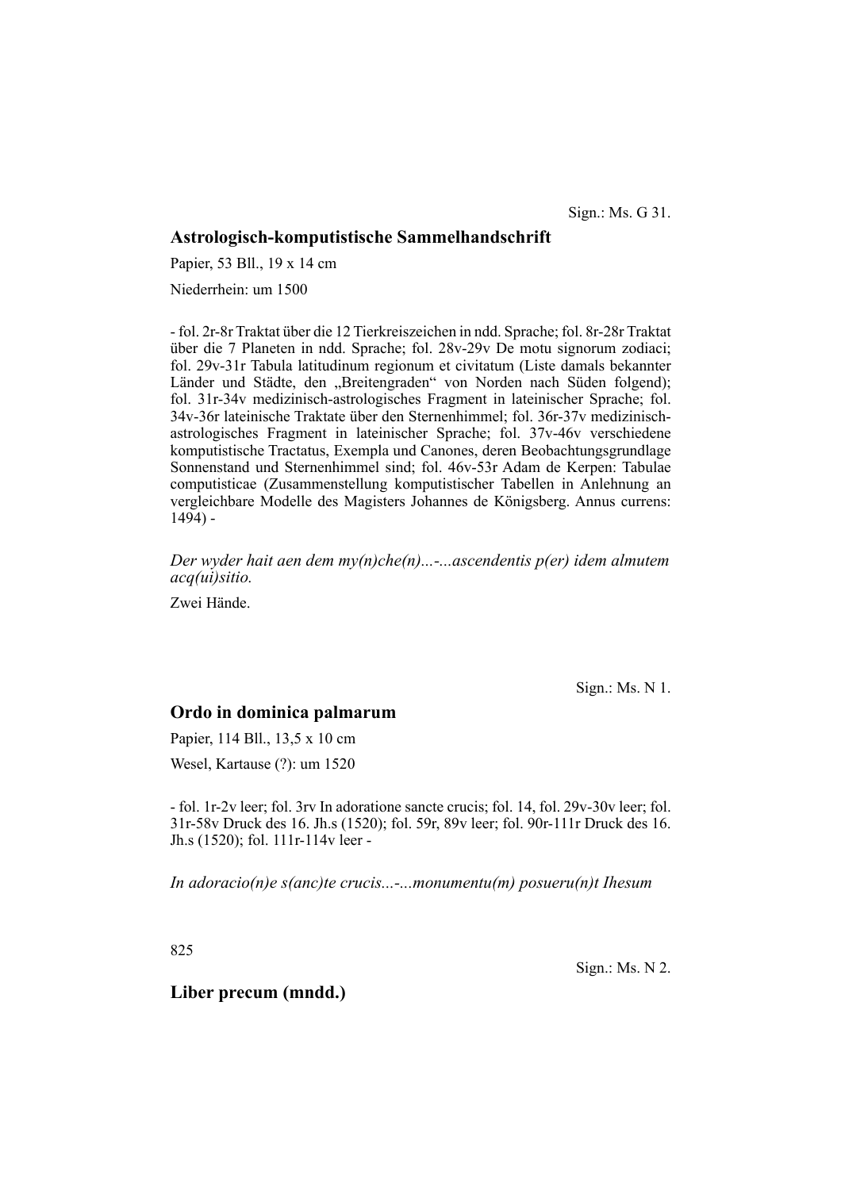Sign.: Ms. G 31.

## Astrologisch-komputistische Sammelhandschrift

Papier, 53 Bll., 19 x 14 cm

Niederrhein: um 1500

- fol. 2r-8r Traktat über die 12 Tierkreiszeichen in ndd. Sprache; fol. 8r-28r Traktat über die 7 Planeten in ndd. Sprache; fol. 28v-29v De motu signorum zodiaci; fol. 29v-31r Tabula latitudinum regionum et civitatum (Liste damals bekannter Länder und Städte, den „Breitengraden" von Norden nach Süden folgend); fol. 31r-34v medizinisch-astrologisches Fragment in lateinischer Sprache; fol. 34v-36r lateinische Traktate über den Sternenhimmel; fol. 36r-37v medizinisch-astrologisches Fragment in lateinischer Sprache; fol. 37v-46v verschiedene komputistische Tractatus, Exempla und Canones, deren Beobachtungsgrundlage Sonnenstand und Sternenhimmel sind; fol. 46v-53r Adam de Kerpen: Tabulae computisticae (Zusammenstellung komputistischer Tabellen in Anlehnung an vergleichbare Modelle des Magisters Johannes de Königsberg. Annus currens: 1494) -

*Der wyder hait aen dem my(n)che(n)...-...ascendentis p(er) idem almutem acq(ui)sitio.*

Zwei Hände.

Sign.: Ms. N 1.

## Ordo in dominica palmarum

Papier, 114 Bll., 13,5 x 10 cm

Wesel, Kartause (?): um 1520

- fol. 1r-2v leer; fol. 3rv In adoratione sancte crucis; fol. 14, fol. 29v-30v leer; fol. 31r-58v Druck des 16. Jh.s (1520); fol. 59r, 89v leer; fol. 90r-111r Druck des 16. Jh.s (1520); fol. 111r-114v leer -

*In adoracio(n)e s(anc)te crucis...-...monumentu(m) posueru(n)t Ihesum*

Sign.: Ms. N 2.

## Liber precum (mndd.)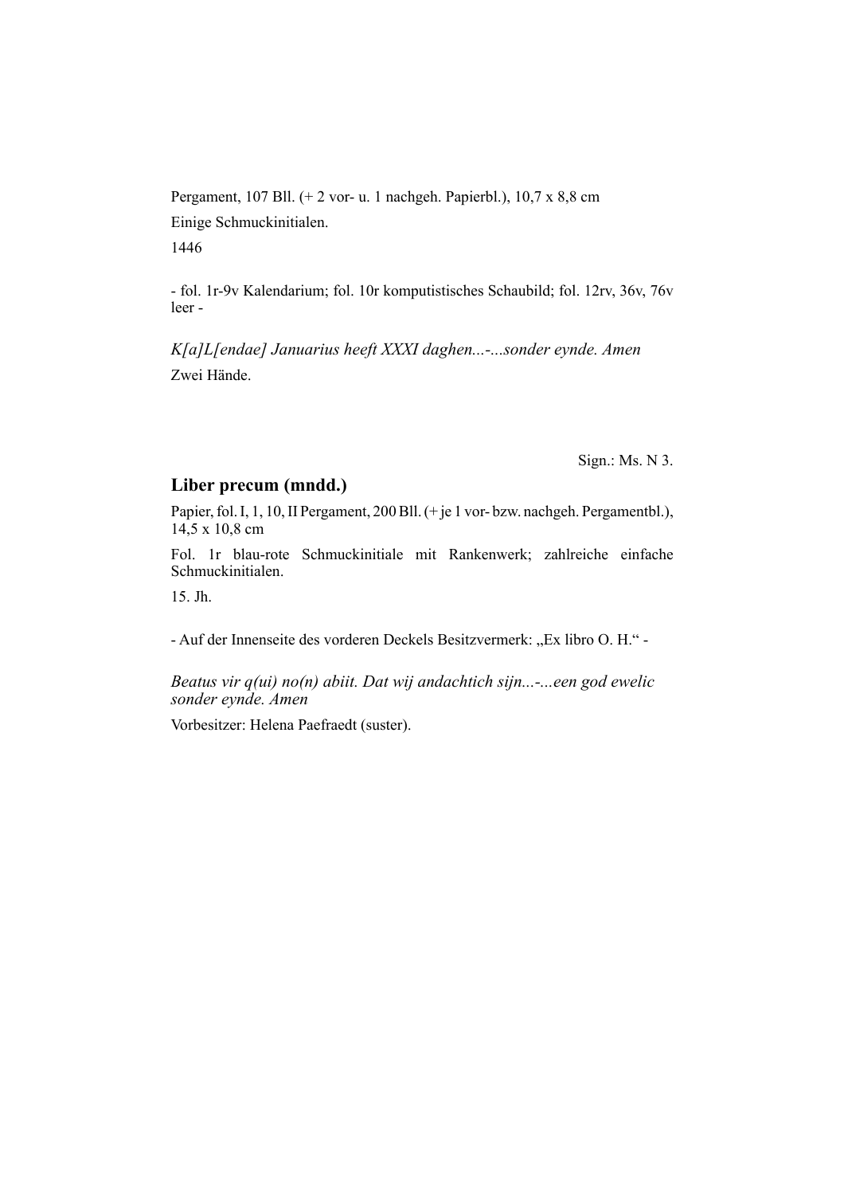Pergament, 107 Bll. (+ 2 vor- u. 1 nachgeh. Papierbl.), 10,7 x 8,8 cm

Einige Schmuckinitialen.

1446

- fol. 1r-9v Kalendarium; fol. 10r komputistisches Schaubild; fol. 12rv, 36v, 76v leer -

*K[a]L[endae] Januarius heeft XXXI daghen...-...sonder eynde. Amen*

Zwei Hände.

Sign.: Ms. N 3.

## Liber precum (mndd.)

Papier, fol. I, 1, 10, II Pergament, 200 Bll. (+ je 1 vor- bzw. nachgeh. Pergamentbl.), 14,5 x 10,8 cm

Fol. 1r blau-rote Schmuckinitiale mit Rankenwerk; zahlreiche einfache Schmuckinitialen.

15. Jh.

- Auf der Innenseite des vorderen Deckels Besitzvermerk: „Ex libro O. H." -

*Beatus vir q(ui) no(n) abiit. Dat wij andachtich sijn...-...een god ewelic sonder eynde. Amen*

Vorbesitzer: Helena Paefraedt (suster).